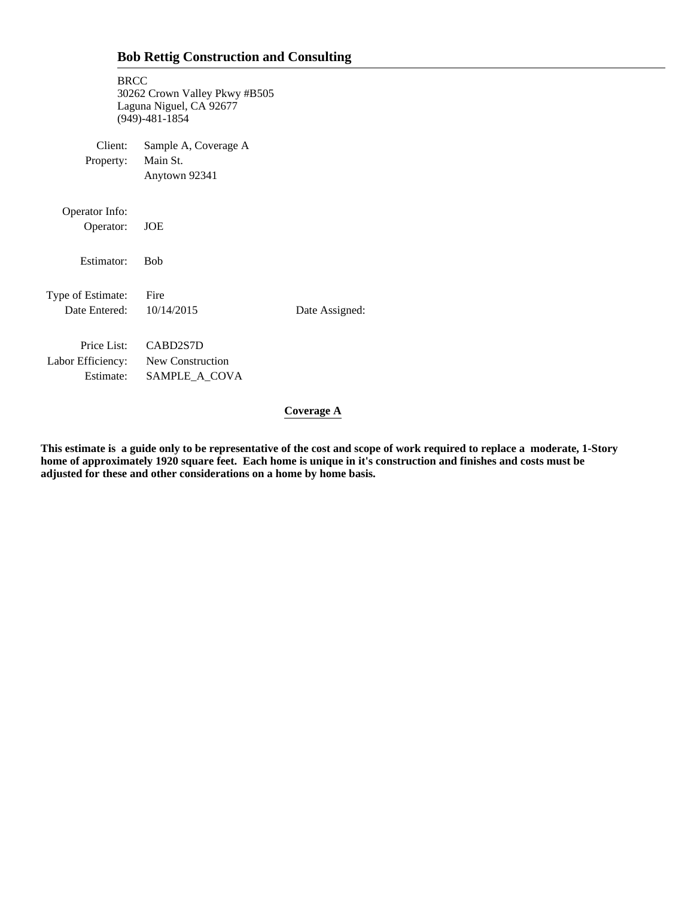# Bob Rettig Construction and Consulting

BRCC
30262 Crown Valley Pkwy #B505
Laguna Niguel, CA 92677
(949)-481-1854

| | |
|---|---|
| Client: | Sample A, Coverage A |
| Property: | Main St. |
| | Anytown 92341 |

| | |
|---|---|
| Operator Info: | |
| Operator: | JOE |
| Estimator: | Bob |

| | | |
|---|---|---|
| Type of Estimate: | Fire | |
| Date Entered: | 10/14/2015 | Date Assigned: |

| | |
|---|---|
| Price List: | CABD2S7D |
| Labor Efficiency: | New Construction |
| Estimate: | SAMPLE_A_COVA |

**Coverage A**

**This estimate is a guide only to be representative of the cost and scope of work required to replace a moderate, 1-Story home of approximately 1920 square feet. Each home is unique in it's construction and finishes and costs must be adjusted for these and other considerations on a home by home basis.**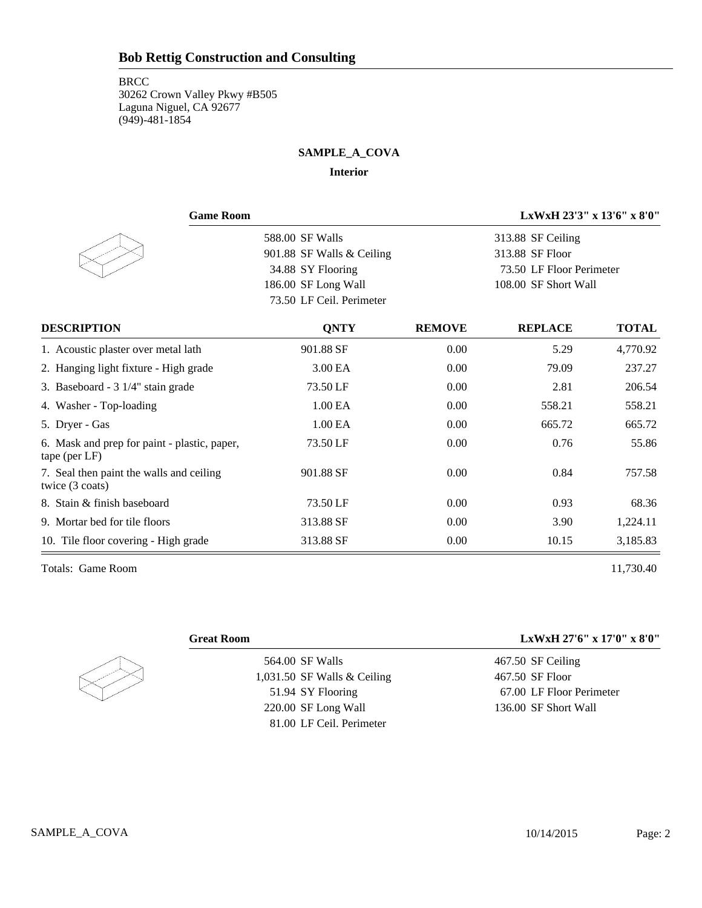## Bob Rettig Construction and Consulting

BRCC
30262 Crown Valley Pkwy #B505
Laguna Niguel, CA 92677
(949)-481-1854

**SAMPLE_A_COVA**

**Interior**

**Game Room** — **LxWxH 23'3" x 13'6" x 8'0"**

| | |
|---|---|
| 588.00 SF Walls | 313.88 SF Ceiling |
| 901.88 SF Walls & Ceiling | 313.88 SF Floor |
| 34.88 SY Flooring | 73.50 LF Floor Perimeter |
| 186.00 SF Long Wall | 108.00 SF Short Wall |
| 73.50 LF Ceil. Perimeter | |

| DESCRIPTION | QNTY | REMOVE | REPLACE | TOTAL |
|---|---|---|---|---|
| 1. Acoustic plaster over metal lath | 901.88 SF | 0.00 | 5.29 | 4,770.92 |
| 2. Hanging light fixture - High grade | 3.00 EA | 0.00 | 79.09 | 237.27 |
| 3. Baseboard - 3 1/4" stain grade | 73.50 LF | 0.00 | 2.81 | 206.54 |
| 4. Washer - Top-loading | 1.00 EA | 0.00 | 558.21 | 558.21 |
| 5. Dryer - Gas | 1.00 EA | 0.00 | 665.72 | 665.72 |
| 6. Mask and prep for paint - plastic, paper, tape (per LF) | 73.50 LF | 0.00 | 0.76 | 55.86 |
| 7. Seal then paint the walls and ceiling twice (3 coats) | 901.88 SF | 0.00 | 0.84 | 757.58 |
| 8. Stain & finish baseboard | 73.50 LF | 0.00 | 0.93 | 68.36 |
| 9. Mortar bed for tile floors | 313.88 SF | 0.00 | 3.90 | 1,224.11 |
| 10. Tile floor covering - High grade | 313.88 SF | 0.00 | 10.15 | 3,185.83 |

Totals: Game Room 11,730.40

**Great Room** — **LxWxH 27'6" x 17'0" x 8'0"**

| | |
|---|---|
| 564.00 SF Walls | 467.50 SF Ceiling |
| 1,031.50 SF Walls & Ceiling | 467.50 SF Floor |
| 51.94 SY Flooring | 67.00 LF Floor Perimeter |
| 220.00 SF Long Wall | 136.00 SF Short Wall |
| 81.00 LF Ceil. Perimeter | |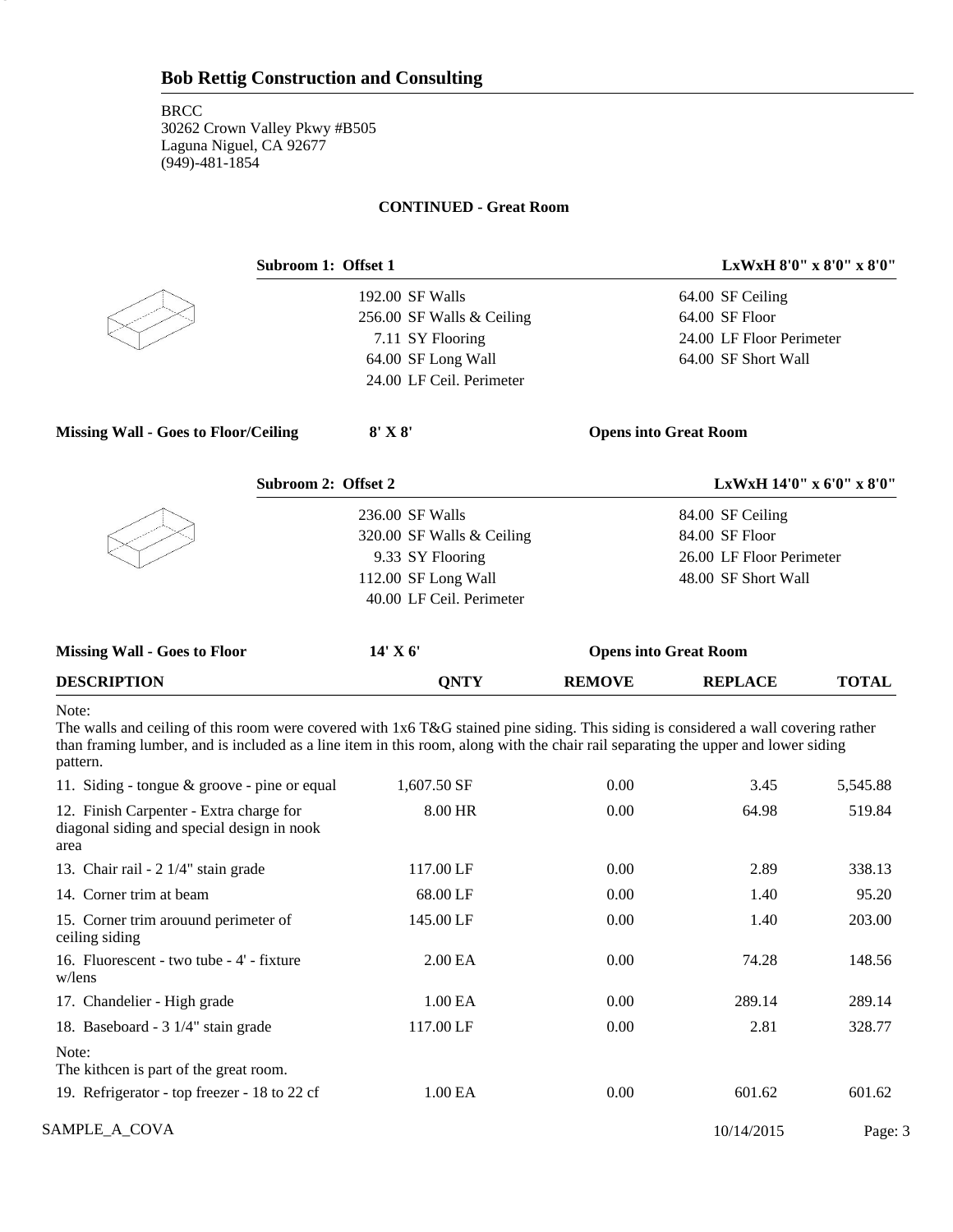**Bob Rettig Construction and Consulting**

BRCC
30262 Crown Valley Pkwy #B505
Laguna Niguel, CA 92677
(949)-481-1854

**CONTINUED - Great Room**

**Subroom 1: Offset 1** — **LxWxH 8'0" x 8'0" x 8'0"**

| | |
|---|---|
| 192.00 SF Walls | 64.00 SF Ceiling |
| 256.00 SF Walls & Ceiling | 64.00 SF Floor |
| 7.11 SY Flooring | 24.00 LF Floor Perimeter |
| 64.00 SF Long Wall | 64.00 SF Short Wall |
| 24.00 LF Ceil. Perimeter | |

**Missing Wall - Goes to Floor/Ceiling** **8' X 8'** **Opens into Great Room**

**Subroom 2: Offset 2** — **LxWxH 14'0" x 6'0" x 8'0"**

| | |
|---|---|
| 236.00 SF Walls | 84.00 SF Ceiling |
| 320.00 SF Walls & Ceiling | 84.00 SF Floor |
| 9.33 SY Flooring | 26.00 LF Floor Perimeter |
| 112.00 SF Long Wall | 48.00 SF Short Wall |
| 40.00 LF Ceil. Perimeter | |

**Missing Wall - Goes to Floor** **14' X 6'** **Opens into Great Room**

| DESCRIPTION | QNTY | REMOVE | REPLACE | TOTAL |
|---|---|---|---|---|
| Note:<br>The walls and ceiling of this room were covered with 1x6 T&G stained pine siding. This siding is considered a wall covering rather than framing lumber, and is included as a line item in this room, along with the chair rail separating the upper and lower siding pattern. | | | | |
| 11. Siding - tongue & groove - pine or equal | 1,607.50 SF | 0.00 | 3.45 | 5,545.88 |
| 12. Finish Carpenter - Extra charge for diagonal siding and special design in nook area | 8.00 HR | 0.00 | 64.98 | 519.84 |
| 13. Chair rail - 2 1/4" stain grade | 117.00 LF | 0.00 | 2.89 | 338.13 |
| 14. Corner trim at beam | 68.00 LF | 0.00 | 1.40 | 95.20 |
| 15. Corner trim arouund perimeter of ceiling siding | 145.00 LF | 0.00 | 1.40 | 203.00 |
| 16. Fluorescent - two tube - 4' - fixture w/lens | 2.00 EA | 0.00 | 74.28 | 148.56 |
| 17. Chandelier - High grade | 1.00 EA | 0.00 | 289.14 | 289.14 |
| 18. Baseboard - 3 1/4" stain grade | 117.00 LF | 0.00 | 2.81 | 328.77 |
| Note:<br>The kithcen is part of the great room. | | | | |
| 19. Refrigerator - top freezer - 18 to 22 cf | 1.00 EA | 0.00 | 601.62 | 601.62 |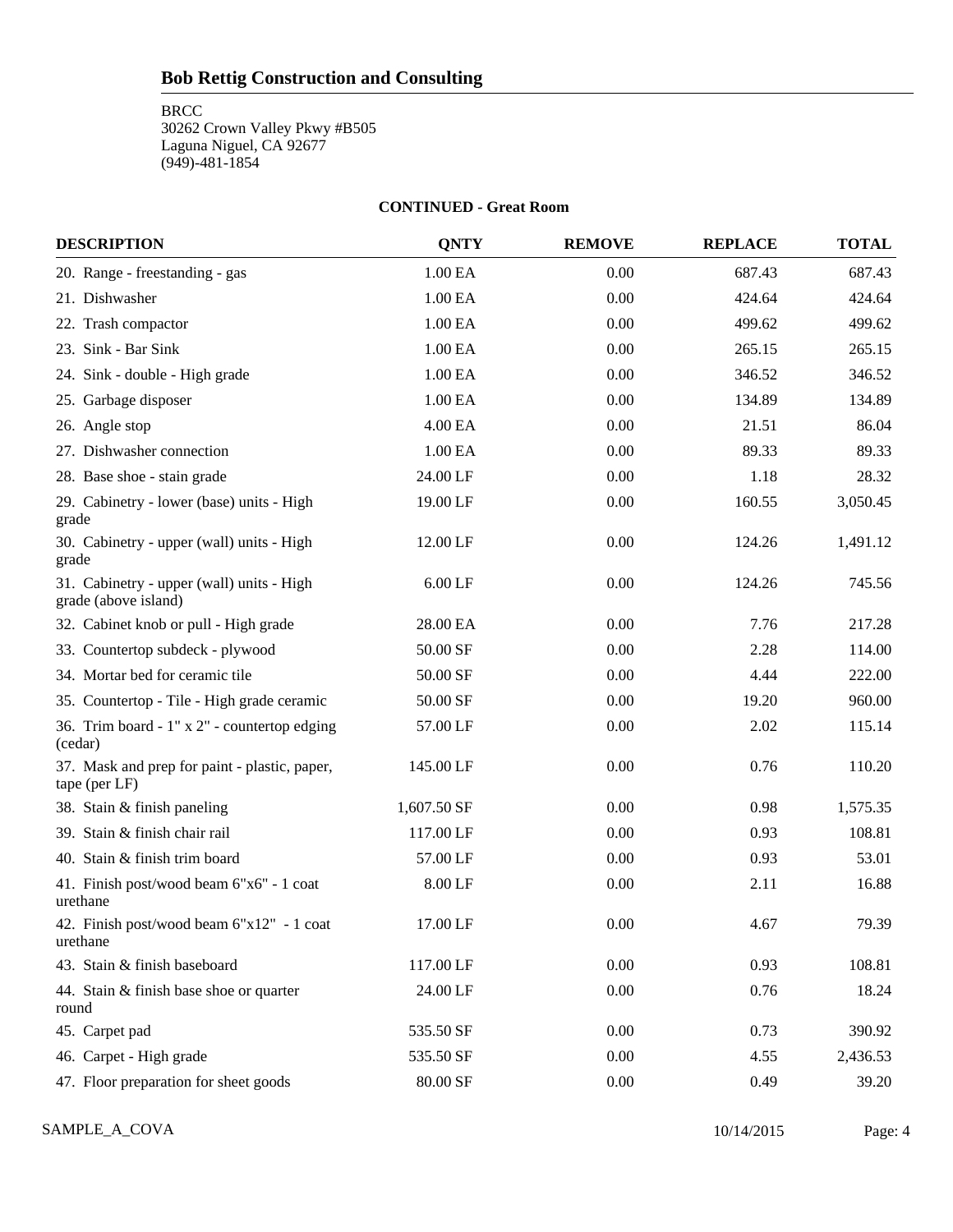## Bob Rettig Construction and Consulting

BRCC
30262 Crown Valley Pkwy #B505
Laguna Niguel, CA 92677
(949)-481-1854

**CONTINUED - Great Room**

| DESCRIPTION | QNTY | REMOVE | REPLACE | TOTAL |
|---|---|---|---|---|
| 20. Range - freestanding - gas | 1.00 EA | 0.00 | 687.43 | 687.43 |
| 21. Dishwasher | 1.00 EA | 0.00 | 424.64 | 424.64 |
| 22. Trash compactor | 1.00 EA | 0.00 | 499.62 | 499.62 |
| 23. Sink - Bar Sink | 1.00 EA | 0.00 | 265.15 | 265.15 |
| 24. Sink - double - High grade | 1.00 EA | 0.00 | 346.52 | 346.52 |
| 25. Garbage disposer | 1.00 EA | 0.00 | 134.89 | 134.89 |
| 26. Angle stop | 4.00 EA | 0.00 | 21.51 | 86.04 |
| 27. Dishwasher connection | 1.00 EA | 0.00 | 89.33 | 89.33 |
| 28. Base shoe - stain grade | 24.00 LF | 0.00 | 1.18 | 28.32 |
| 29. Cabinetry - lower (base) units - High grade | 19.00 LF | 0.00 | 160.55 | 3,050.45 |
| 30. Cabinetry - upper (wall) units - High grade | 12.00 LF | 0.00 | 124.26 | 1,491.12 |
| 31. Cabinetry - upper (wall) units - High grade (above island) | 6.00 LF | 0.00 | 124.26 | 745.56 |
| 32. Cabinet knob or pull - High grade | 28.00 EA | 0.00 | 7.76 | 217.28 |
| 33. Countertop subdeck - plywood | 50.00 SF | 0.00 | 2.28 | 114.00 |
| 34. Mortar bed for ceramic tile | 50.00 SF | 0.00 | 4.44 | 222.00 |
| 35. Countertop - Tile - High grade ceramic | 50.00 SF | 0.00 | 19.20 | 960.00 |
| 36. Trim board - 1" x 2" - countertop edging (cedar) | 57.00 LF | 0.00 | 2.02 | 115.14 |
| 37. Mask and prep for paint - plastic, paper, tape (per LF) | 145.00 LF | 0.00 | 0.76 | 110.20 |
| 38. Stain & finish paneling | 1,607.50 SF | 0.00 | 0.98 | 1,575.35 |
| 39. Stain & finish chair rail | 117.00 LF | 0.00 | 0.93 | 108.81 |
| 40. Stain & finish trim board | 57.00 LF | 0.00 | 0.93 | 53.01 |
| 41. Finish post/wood beam 6"x6" - 1 coat urethane | 8.00 LF | 0.00 | 2.11 | 16.88 |
| 42. Finish post/wood beam 6"x12" - 1 coat urethane | 17.00 LF | 0.00 | 4.67 | 79.39 |
| 43. Stain & finish baseboard | 117.00 LF | 0.00 | 0.93 | 108.81 |
| 44. Stain & finish base shoe or quarter round | 24.00 LF | 0.00 | 0.76 | 18.24 |
| 45. Carpet pad | 535.50 SF | 0.00 | 0.73 | 390.92 |
| 46. Carpet - High grade | 535.50 SF | 0.00 | 4.55 | 2,436.53 |
| 47. Floor preparation for sheet goods | 80.00 SF | 0.00 | 0.49 | 39.20 |

SAMPLE_A_COVA 10/14/2015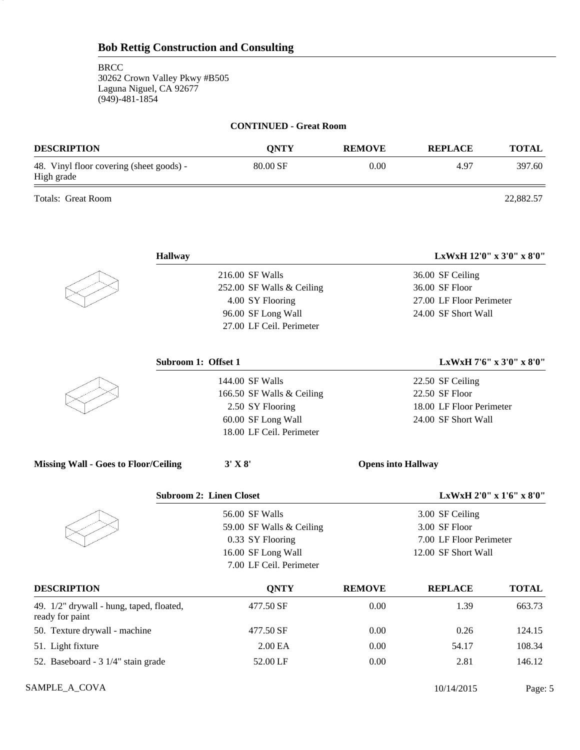## Bob Rettig Construction and Consulting

BRCC
30262 Crown Valley Pkwy #B505
Laguna Niguel, CA 92677
(949)-481-1854

**CONTINUED - Great Room**

| DESCRIPTION | QNTY | REMOVE | REPLACE | TOTAL |
|---|---|---|---|---|
| 48. Vinyl floor covering (sheet goods) - High grade | 80.00 SF | 0.00 | 4.97 | 397.60 |

Totals: Great Room 22,882.57

**Hallway** — LxWxH 12'0" x 3'0" x 8'0"

| | |
|---|---|
| 216.00 SF Walls | 36.00 SF Ceiling |
| 252.00 SF Walls & Ceiling | 36.00 SF Floor |
| 4.00 SY Flooring | 27.00 LF Floor Perimeter |
| 96.00 SF Long Wall | 24.00 SF Short Wall |
| 27.00 LF Ceil. Perimeter | |

**Subroom 1: Offset 1** — LxWxH 7'6" x 3'0" x 8'0"

| | |
|---|---|
| 144.00 SF Walls | 22.50 SF Ceiling |
| 166.50 SF Walls & Ceiling | 22.50 SF Floor |
| 2.50 SY Flooring | 18.00 LF Floor Perimeter |
| 60.00 SF Long Wall | 24.00 SF Short Wall |
| 18.00 LF Ceil. Perimeter | |

**Missing Wall - Goes to Floor/Ceiling** **3' X 8'** **Opens into Hallway**

**Subroom 2: Linen Closet** — LxWxH 2'0" x 1'6" x 8'0"

| | |
|---|---|
| 56.00 SF Walls | 3.00 SF Ceiling |
| 59.00 SF Walls & Ceiling | 3.00 SF Floor |
| 0.33 SY Flooring | 7.00 LF Floor Perimeter |
| 16.00 SF Long Wall | 12.00 SF Short Wall |
| 7.00 LF Ceil. Perimeter | |

| DESCRIPTION | QNTY | REMOVE | REPLACE | TOTAL |
|---|---|---|---|---|
| 49. 1/2" drywall - hung, taped, floated, ready for paint | 477.50 SF | 0.00 | 1.39 | 663.73 |
| 50. Texture drywall - machine | 477.50 SF | 0.00 | 0.26 | 124.15 |
| 51. Light fixture | 2.00 EA | 0.00 | 54.17 | 108.34 |
| 52. Baseboard - 3 1/4" stain grade | 52.00 LF | 0.00 | 2.81 | 146.12 |

SAMPLE_A_COVA 10/14/2015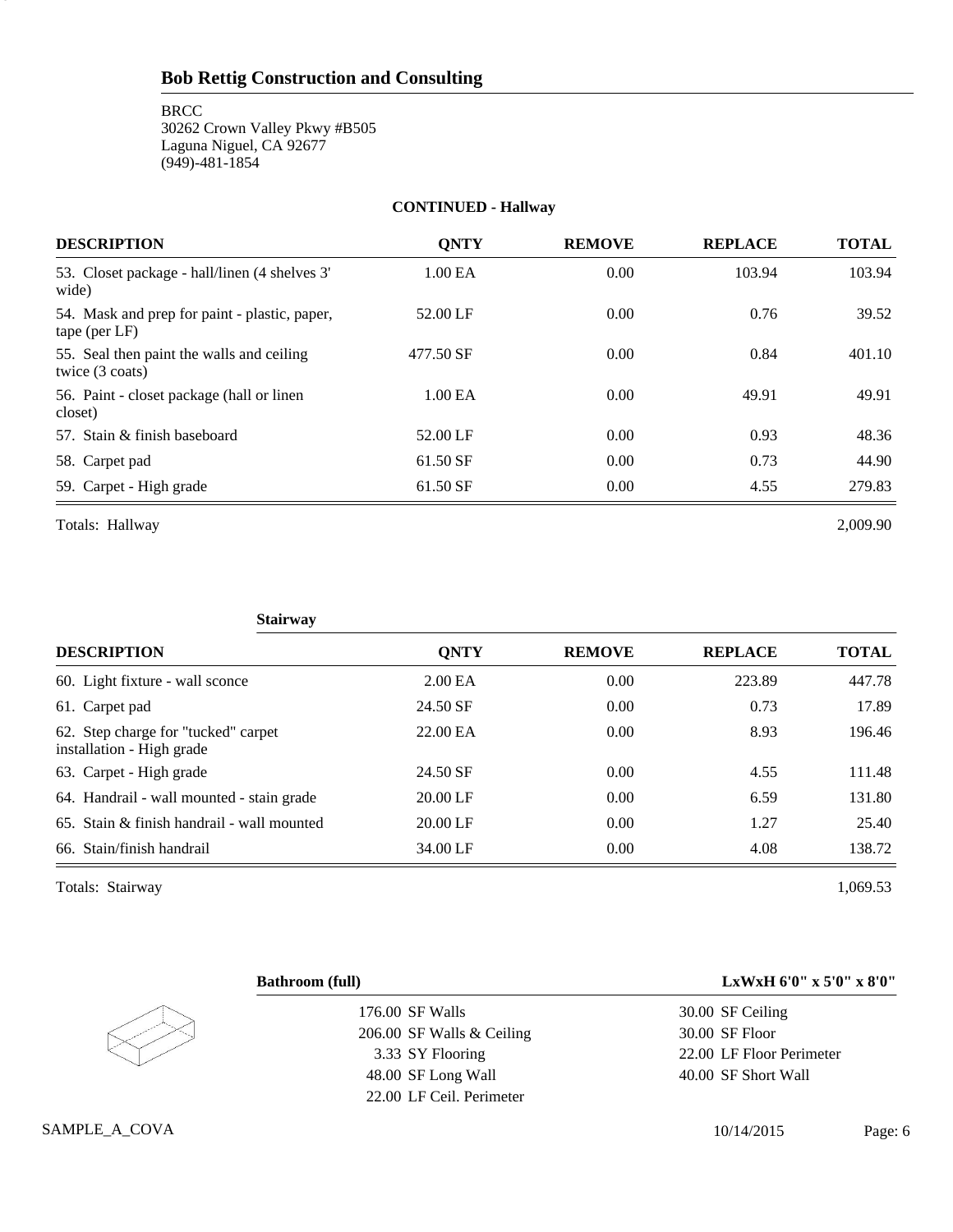## Bob Rettig Construction and Consulting

BRCC
30262 Crown Valley Pkwy #B505
Laguna Niguel, CA 92677
(949)-481-1854

**CONTINUED - Hallway**

| DESCRIPTION | QNTY | REMOVE | REPLACE | TOTAL |
|---|---|---|---|---|
| 53. Closet package - hall/linen (4 shelves 3' wide) | 1.00 EA | 0.00 | 103.94 | 103.94 |
| 54. Mask and prep for paint - plastic, paper, tape (per LF) | 52.00 LF | 0.00 | 0.76 | 39.52 |
| 55. Seal then paint the walls and ceiling twice (3 coats) | 477.50 SF | 0.00 | 0.84 | 401.10 |
| 56. Paint - closet package (hall or linen closet) | 1.00 EA | 0.00 | 49.91 | 49.91 |
| 57. Stain & finish baseboard | 52.00 LF | 0.00 | 0.93 | 48.36 |
| 58. Carpet pad | 61.50 SF | 0.00 | 0.73 | 44.90 |
| 59. Carpet - High grade | 61.50 SF | 0.00 | 4.55 | 279.83 |

Totals: Hallway 2,009.90

**Stairway**

| DESCRIPTION | QNTY | REMOVE | REPLACE | TOTAL |
|---|---|---|---|---|
| 60. Light fixture - wall sconce | 2.00 EA | 0.00 | 223.89 | 447.78 |
| 61. Carpet pad | 24.50 SF | 0.00 | 0.73 | 17.89 |
| 62. Step charge for "tucked" carpet installation - High grade | 22.00 EA | 0.00 | 8.93 | 196.46 |
| 63. Carpet - High grade | 24.50 SF | 0.00 | 4.55 | 111.48 |
| 64. Handrail - wall mounted - stain grade | 20.00 LF | 0.00 | 6.59 | 131.80 |
| 65. Stain & finish handrail - wall mounted | 20.00 LF | 0.00 | 1.27 | 25.40 |
| 66. Stain/finish handrail | 34.00 LF | 0.00 | 4.08 | 138.72 |

Totals: Stairway 1,069.53

**Bathroom (full)** — **LxWxH 6'0" x 5'0" x 8'0"**

| | |
|---|---|
| 176.00 SF Walls | 30.00 SF Ceiling |
| 206.00 SF Walls & Ceiling | 30.00 SF Floor |
| 3.33 SY Flooring | 22.00 LF Floor Perimeter |
| 48.00 SF Long Wall | 40.00 SF Short Wall |
| 22.00 LF Ceil. Perimeter | |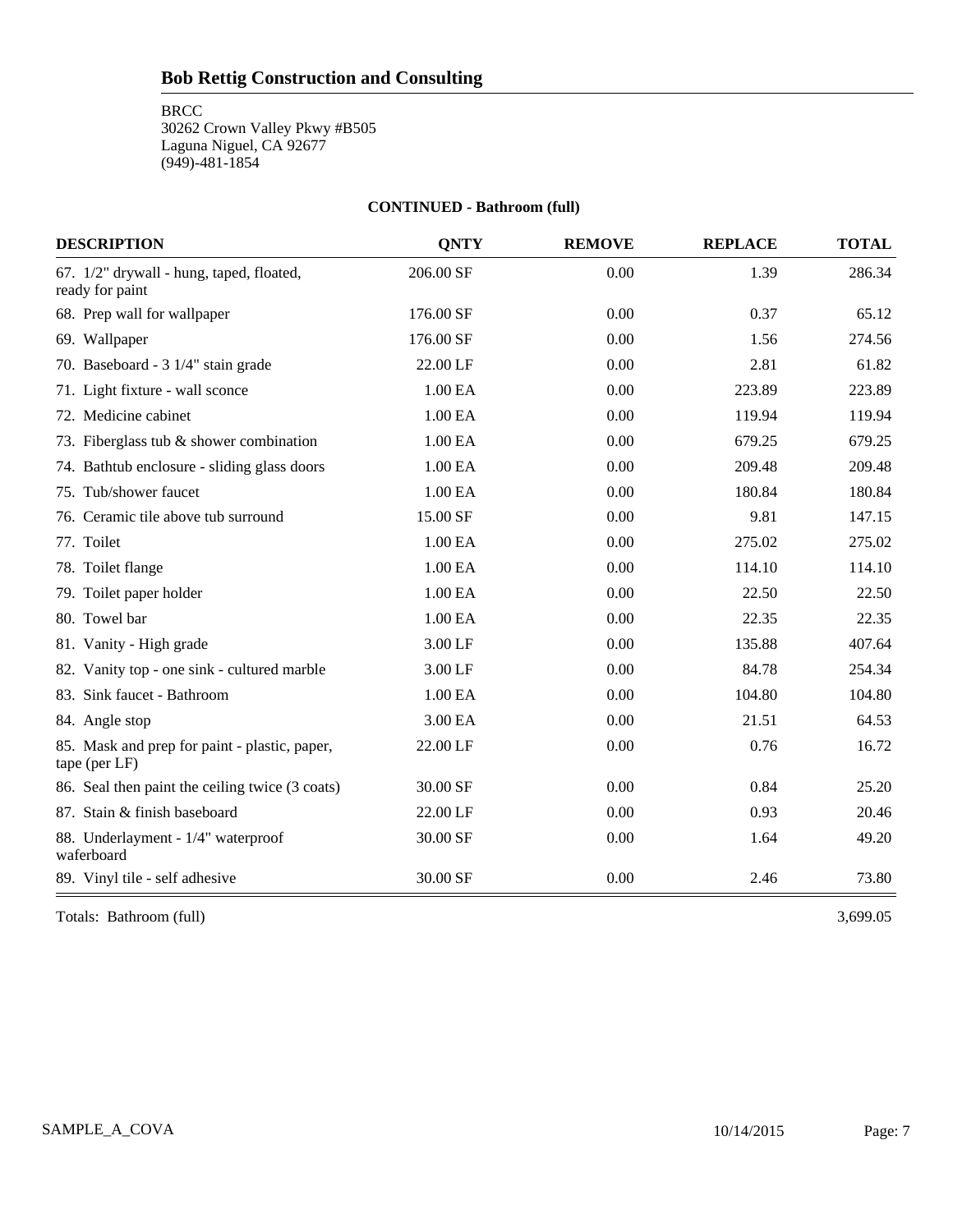# Bob Rettig Construction and Consulting

BRCC
30262 Crown Valley Pkwy #B505
Laguna Niguel, CA 92677
(949)-481-1854

**CONTINUED - Bathroom (full)**

| DESCRIPTION | QNTY | REMOVE | REPLACE | TOTAL |
|---|---|---|---|---|
| 67. 1/2" drywall - hung, taped, floated, ready for paint | 206.00 SF | 0.00 | 1.39 | 286.34 |
| 68. Prep wall for wallpaper | 176.00 SF | 0.00 | 0.37 | 65.12 |
| 69. Wallpaper | 176.00 SF | 0.00 | 1.56 | 274.56 |
| 70. Baseboard - 3 1/4" stain grade | 22.00 LF | 0.00 | 2.81 | 61.82 |
| 71. Light fixture - wall sconce | 1.00 EA | 0.00 | 223.89 | 223.89 |
| 72. Medicine cabinet | 1.00 EA | 0.00 | 119.94 | 119.94 |
| 73. Fiberglass tub & shower combination | 1.00 EA | 0.00 | 679.25 | 679.25 |
| 74. Bathtub enclosure - sliding glass doors | 1.00 EA | 0.00 | 209.48 | 209.48 |
| 75. Tub/shower faucet | 1.00 EA | 0.00 | 180.84 | 180.84 |
| 76. Ceramic tile above tub surround | 15.00 SF | 0.00 | 9.81 | 147.15 |
| 77. Toilet | 1.00 EA | 0.00 | 275.02 | 275.02 |
| 78. Toilet flange | 1.00 EA | 0.00 | 114.10 | 114.10 |
| 79. Toilet paper holder | 1.00 EA | 0.00 | 22.50 | 22.50 |
| 80. Towel bar | 1.00 EA | 0.00 | 22.35 | 22.35 |
| 81. Vanity - High grade | 3.00 LF | 0.00 | 135.88 | 407.64 |
| 82. Vanity top - one sink - cultured marble | 3.00 LF | 0.00 | 84.78 | 254.34 |
| 83. Sink faucet - Bathroom | 1.00 EA | 0.00 | 104.80 | 104.80 |
| 84. Angle stop | 3.00 EA | 0.00 | 21.51 | 64.53 |
| 85. Mask and prep for paint - plastic, paper, tape (per LF) | 22.00 LF | 0.00 | 0.76 | 16.72 |
| 86. Seal then paint the ceiling twice (3 coats) | 30.00 SF | 0.00 | 0.84 | 25.20 |
| 87. Stain & finish baseboard | 22.00 LF | 0.00 | 0.93 | 20.46 |
| 88. Underlayment - 1/4" waterproof waferboard | 30.00 SF | 0.00 | 1.64 | 49.20 |
| 89. Vinyl tile - self adhesive | 30.00 SF | 0.00 | 2.46 | 73.80 |

Totals: Bathroom (full) 3,699.05

SAMPLE_A_COVA 10/14/2015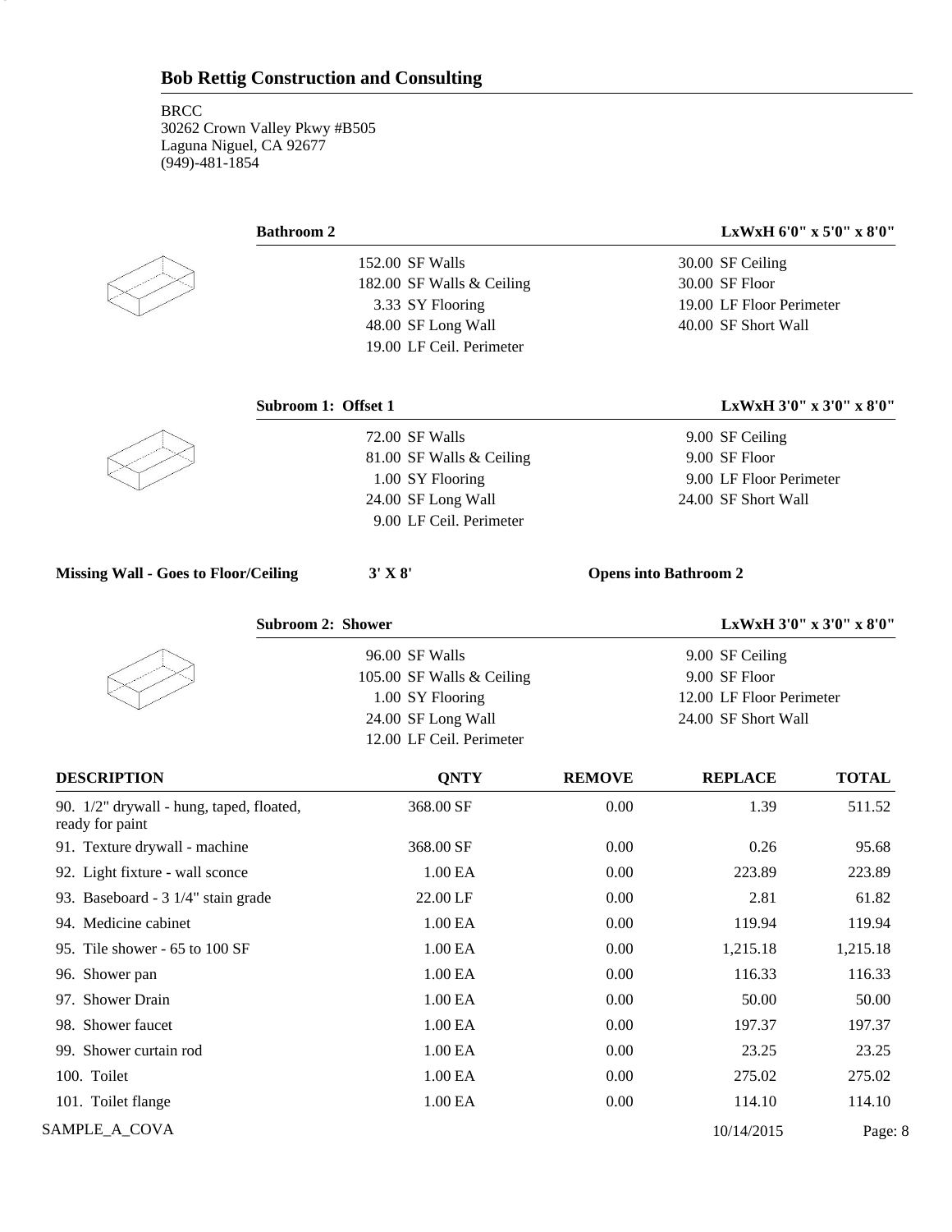## Bob Rettig Construction and Consulting

BRCC
30262 Crown Valley Pkwy #B505
Laguna Niguel, CA 92677
(949)-481-1854

### Bathroom 2 — LxWxH 6'0" x 5'0" x 8'0"

| | |
|---|---|
| 152.00 SF Walls | 30.00 SF Ceiling |
| 182.00 SF Walls & Ceiling | 30.00 SF Floor |
| 3.33 SY Flooring | 19.00 LF Floor Perimeter |
| 48.00 SF Long Wall | 40.00 SF Short Wall |
| 19.00 LF Ceil. Perimeter | |

### Subroom 1: Offset 1 — LxWxH 3'0" x 3'0" x 8'0"

| | |
|---|---|
| 72.00 SF Walls | 9.00 SF Ceiling |
| 81.00 SF Walls & Ceiling | 9.00 SF Floor |
| 1.00 SY Flooring | 9.00 LF Floor Perimeter |
| 24.00 SF Long Wall | 24.00 SF Short Wall |
| 9.00 LF Ceil. Perimeter | |

**Missing Wall - Goes to Floor/Ceiling** **3' X 8'** **Opens into Bathroom 2**

### Subroom 2: Shower — LxWxH 3'0" x 3'0" x 8'0"

| | |
|---|---|
| 96.00 SF Walls | 9.00 SF Ceiling |
| 105.00 SF Walls & Ceiling | 9.00 SF Floor |
| 1.00 SY Flooring | 12.00 LF Floor Perimeter |
| 24.00 SF Long Wall | 24.00 SF Short Wall |
| 12.00 LF Ceil. Perimeter | |

| DESCRIPTION | QNTY | REMOVE | REPLACE | TOTAL |
|---|---|---|---|---|
| 90. 1/2" drywall - hung, taped, floated, ready for paint | 368.00 SF | 0.00 | 1.39 | 511.52 |
| 91. Texture drywall - machine | 368.00 SF | 0.00 | 0.26 | 95.68 |
| 92. Light fixture - wall sconce | 1.00 EA | 0.00 | 223.89 | 223.89 |
| 93. Baseboard - 3 1/4" stain grade | 22.00 LF | 0.00 | 2.81 | 61.82 |
| 94. Medicine cabinet | 1.00 EA | 0.00 | 119.94 | 119.94 |
| 95. Tile shower - 65 to 100 SF | 1.00 EA | 0.00 | 1,215.18 | 1,215.18 |
| 96. Shower pan | 1.00 EA | 0.00 | 116.33 | 116.33 |
| 97. Shower Drain | 1.00 EA | 0.00 | 50.00 | 50.00 |
| 98. Shower faucet | 1.00 EA | 0.00 | 197.37 | 197.37 |
| 99. Shower curtain rod | 1.00 EA | 0.00 | 23.25 | 23.25 |
| 100. Toilet | 1.00 EA | 0.00 | 275.02 | 275.02 |
| 101. Toilet flange | 1.00 EA | 0.00 | 114.10 | 114.10 |

SAMPLE_A_COVA 10/14/2015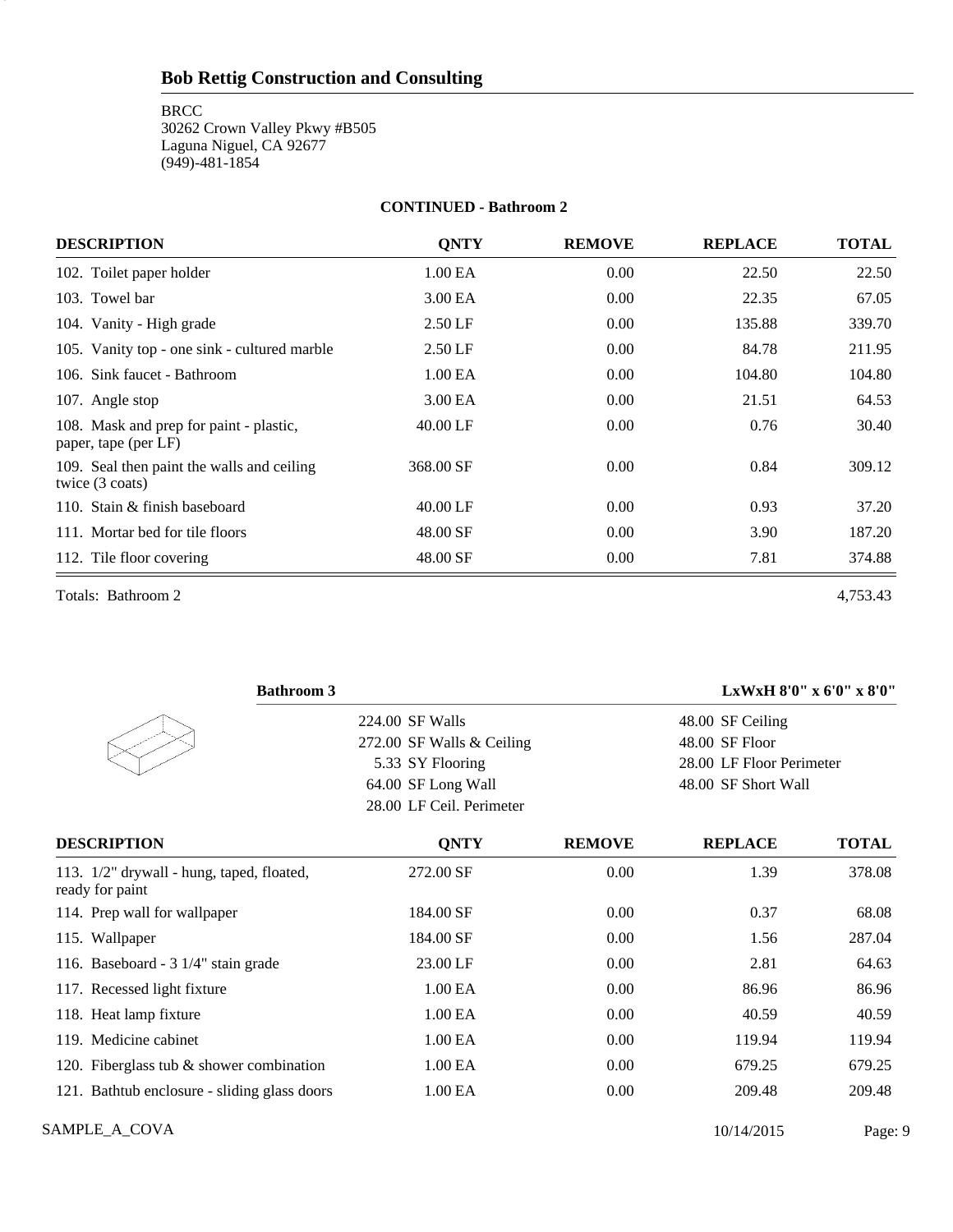## Bob Rettig Construction and Consulting

BRCC
30262 Crown Valley Pkwy #B505
Laguna Niguel, CA 92677
(949)-481-1854

**CONTINUED - Bathroom 2**

| DESCRIPTION | QNTY | REMOVE | REPLACE | TOTAL |
|---|---|---|---|---|
| 102. Toilet paper holder | 1.00 EA | 0.00 | 22.50 | 22.50 |
| 103. Towel bar | 3.00 EA | 0.00 | 22.35 | 67.05 |
| 104. Vanity - High grade | 2.50 LF | 0.00 | 135.88 | 339.70 |
| 105. Vanity top - one sink - cultured marble | 2.50 LF | 0.00 | 84.78 | 211.95 |
| 106. Sink faucet - Bathroom | 1.00 EA | 0.00 | 104.80 | 104.80 |
| 107. Angle stop | 3.00 EA | 0.00 | 21.51 | 64.53 |
| 108. Mask and prep for paint - plastic, paper, tape (per LF) | 40.00 LF | 0.00 | 0.76 | 30.40 |
| 109. Seal then paint the walls and ceiling twice (3 coats) | 368.00 SF | 0.00 | 0.84 | 309.12 |
| 110. Stain & finish baseboard | 40.00 LF | 0.00 | 0.93 | 37.20 |
| 111. Mortar bed for tile floors | 48.00 SF | 0.00 | 3.90 | 187.20 |
| 112. Tile floor covering | 48.00 SF | 0.00 | 7.81 | 374.88 |

Totals: Bathroom 2 — 4,753.43

**Bathroom 3** — LxWxH 8'0" x 6'0" x 8'0"

| | |
|---|---|
| 224.00 SF Walls | 48.00 SF Ceiling |
| 272.00 SF Walls & Ceiling | 48.00 SF Floor |
| 5.33 SY Flooring | 28.00 LF Floor Perimeter |
| 64.00 SF Long Wall | 48.00 SF Short Wall |
| 28.00 LF Ceil. Perimeter | |

| DESCRIPTION | QNTY | REMOVE | REPLACE | TOTAL |
|---|---|---|---|---|
| 113. 1/2" drywall - hung, taped, floated, ready for paint | 272.00 SF | 0.00 | 1.39 | 378.08 |
| 114. Prep wall for wallpaper | 184.00 SF | 0.00 | 0.37 | 68.08 |
| 115. Wallpaper | 184.00 SF | 0.00 | 1.56 | 287.04 |
| 116. Baseboard - 3 1/4" stain grade | 23.00 LF | 0.00 | 2.81 | 64.63 |
| 117. Recessed light fixture | 1.00 EA | 0.00 | 86.96 | 86.96 |
| 118. Heat lamp fixture | 1.00 EA | 0.00 | 40.59 | 40.59 |
| 119. Medicine cabinet | 1.00 EA | 0.00 | 119.94 | 119.94 |
| 120. Fiberglass tub & shower combination | 1.00 EA | 0.00 | 679.25 | 679.25 |
| 121. Bathtub enclosure - sliding glass doors | 1.00 EA | 0.00 | 209.48 | 209.48 |

SAMPLE_A_COVA — 10/14/2015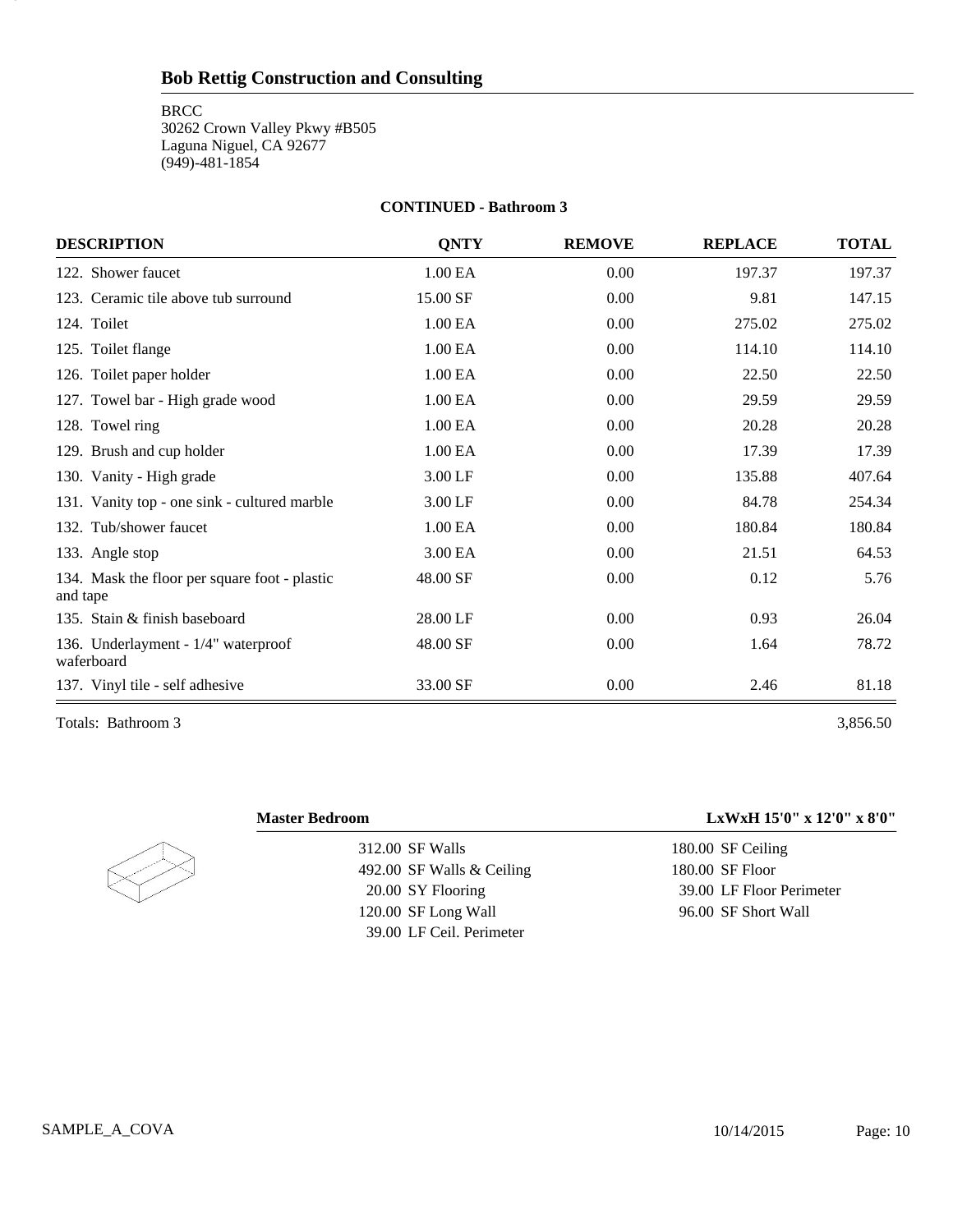## Bob Rettig Construction and Consulting

BRCC
30262 Crown Valley Pkwy #B505
Laguna Niguel, CA 92677
(949)-481-1854

**CONTINUED - Bathroom 3**

| DESCRIPTION | QNTY | REMOVE | REPLACE | TOTAL |
|---|---|---|---|---|
| 122. Shower faucet | 1.00 EA | 0.00 | 197.37 | 197.37 |
| 123. Ceramic tile above tub surround | 15.00 SF | 0.00 | 9.81 | 147.15 |
| 124. Toilet | 1.00 EA | 0.00 | 275.02 | 275.02 |
| 125. Toilet flange | 1.00 EA | 0.00 | 114.10 | 114.10 |
| 126. Toilet paper holder | 1.00 EA | 0.00 | 22.50 | 22.50 |
| 127. Towel bar - High grade wood | 1.00 EA | 0.00 | 29.59 | 29.59 |
| 128. Towel ring | 1.00 EA | 0.00 | 20.28 | 20.28 |
| 129. Brush and cup holder | 1.00 EA | 0.00 | 17.39 | 17.39 |
| 130. Vanity - High grade | 3.00 LF | 0.00 | 135.88 | 407.64 |
| 131. Vanity top - one sink - cultured marble | 3.00 LF | 0.00 | 84.78 | 254.34 |
| 132. Tub/shower faucet | 1.00 EA | 0.00 | 180.84 | 180.84 |
| 133. Angle stop | 3.00 EA | 0.00 | 21.51 | 64.53 |
| 134. Mask the floor per square foot - plastic and tape | 48.00 SF | 0.00 | 0.12 | 5.76 |
| 135. Stain & finish baseboard | 28.00 LF | 0.00 | 0.93 | 26.04 |
| 136. Underlayment - 1/4" waterproof waferboard | 48.00 SF | 0.00 | 1.64 | 78.72 |
| 137. Vinyl tile - self adhesive | 33.00 SF | 0.00 | 2.46 | 81.18 |

Totals: Bathroom 3 — 3,856.50

**Master Bedroom** — **LxWxH 15'0" x 12'0" x 8'0"**

| | |
|---|---|
| 312.00 SF Walls | 180.00 SF Ceiling |
| 492.00 SF Walls & Ceiling | 180.00 SF Floor |
| 20.00 SY Flooring | 39.00 LF Floor Perimeter |
| 120.00 SF Long Wall | 96.00 SF Short Wall |
| 39.00 LF Ceil. Perimeter | |

SAMPLE_A_COVA 10/14/2015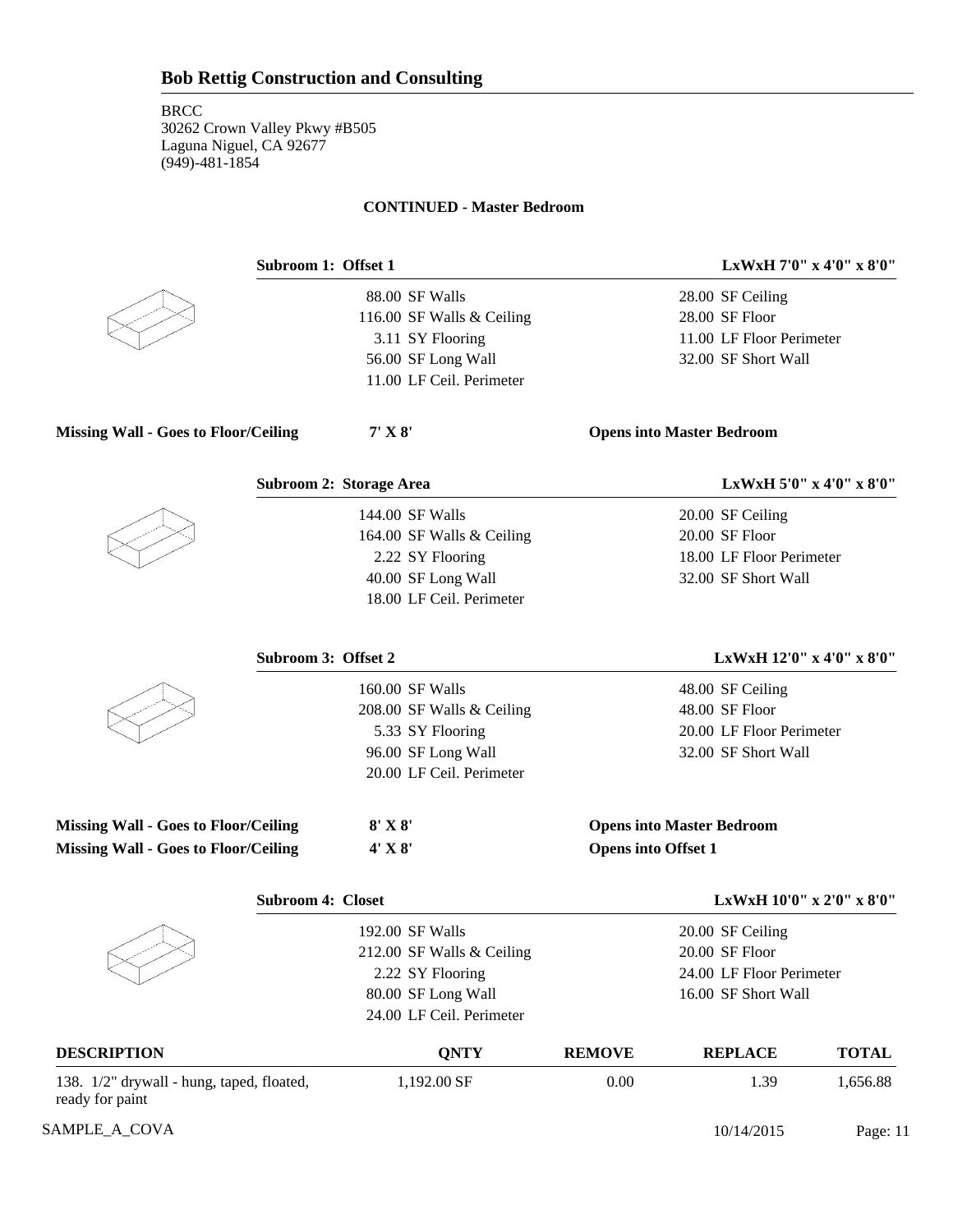**CONTINUED - Master Bedroom**

**Subroom 1: Offset 1** — **LxWxH 7'0" x 4'0" x 8'0"**

| | |
|---|---|
| 88.00 SF Walls | 28.00 SF Ceiling |
| 116.00 SF Walls & Ceiling | 28.00 SF Floor |
| 3.11 SY Flooring | 11.00 LF Floor Perimeter |
| 56.00 SF Long Wall | 32.00 SF Short Wall |
| 11.00 LF Ceil. Perimeter | |

| | | |
|---|---|---|
| **Missing Wall - Goes to Floor/Ceiling** | **7' X 8'** | **Opens into Master Bedroom** |

**Subroom 2: Storage Area** — **LxWxH 5'0" x 4'0" x 8'0"**

| | |
|---|---|
| 144.00 SF Walls | 20.00 SF Ceiling |
| 164.00 SF Walls & Ceiling | 20.00 SF Floor |
| 2.22 SY Flooring | 18.00 LF Floor Perimeter |
| 40.00 SF Long Wall | 32.00 SF Short Wall |
| 18.00 LF Ceil. Perimeter | |

**Subroom 3: Offset 2** — **LxWxH 12'0" x 4'0" x 8'0"**

| | |
|---|---|
| 160.00 SF Walls | 48.00 SF Ceiling |
| 208.00 SF Walls & Ceiling | 48.00 SF Floor |
| 5.33 SY Flooring | 20.00 LF Floor Perimeter |
| 96.00 SF Long Wall | 32.00 SF Short Wall |
| 20.00 LF Ceil. Perimeter | |

| | | |
|---|---|---|
| **Missing Wall - Goes to Floor/Ceiling** | **8' X 8'** | **Opens into Master Bedroom** |
| **Missing Wall - Goes to Floor/Ceiling** | **4' X 8'** | **Opens into Offset 1** |

**Subroom 4: Closet** — **LxWxH 10'0" x 2'0" x 8'0"**

| | |
|---|---|
| 192.00 SF Walls | 20.00 SF Ceiling |
| 212.00 SF Walls & Ceiling | 20.00 SF Floor |
| 2.22 SY Flooring | 24.00 LF Floor Perimeter |
| 80.00 SF Long Wall | 16.00 SF Short Wall |
| 24.00 LF Ceil. Perimeter | |

| DESCRIPTION | QNTY | REMOVE | REPLACE | TOTAL |
|---|---|---|---|---|
| 138. 1/2" drywall - hung, taped, floated, ready for paint | 1,192.00 SF | 0.00 | 1.39 | 1,656.88 |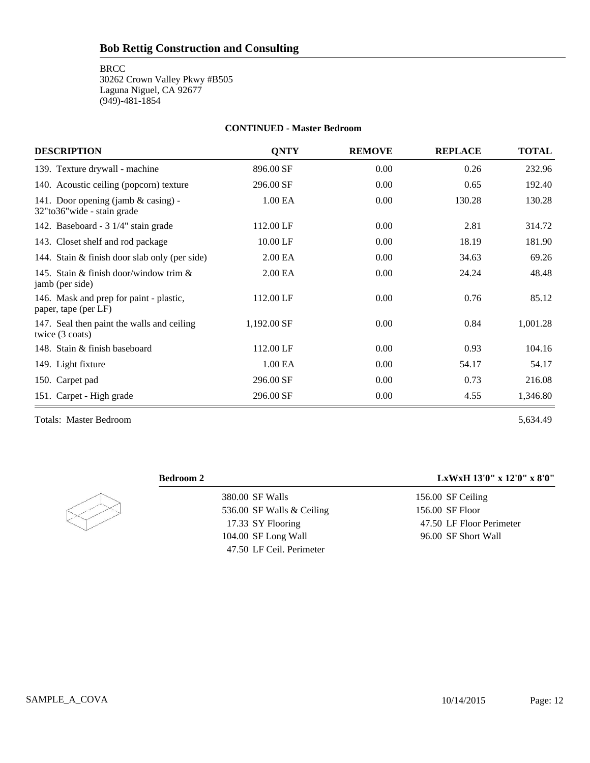## Bob Rettig Construction and Consulting

BRCC
30262 Crown Valley Pkwy #B505
Laguna Niguel, CA 92677
(949)-481-1854

### CONTINUED - Master Bedroom

| DESCRIPTION | QNTY | REMOVE | REPLACE | TOTAL |
|---|---|---|---|---|
| 139. Texture drywall - machine | 896.00 SF | 0.00 | 0.26 | 232.96 |
| 140. Acoustic ceiling (popcorn) texture | 296.00 SF | 0.00 | 0.65 | 192.40 |
| 141. Door opening (jamb & casing) - 32"to36"wide - stain grade | 1.00 EA | 0.00 | 130.28 | 130.28 |
| 142. Baseboard - 3 1/4" stain grade | 112.00 LF | 0.00 | 2.81 | 314.72 |
| 143. Closet shelf and rod package | 10.00 LF | 0.00 | 18.19 | 181.90 |
| 144. Stain & finish door slab only (per side) | 2.00 EA | 0.00 | 34.63 | 69.26 |
| 145. Stain & finish door/window trim & jamb (per side) | 2.00 EA | 0.00 | 24.24 | 48.48 |
| 146. Mask and prep for paint - plastic, paper, tape (per LF) | 112.00 LF | 0.00 | 0.76 | 85.12 |
| 147. Seal then paint the walls and ceiling twice (3 coats) | 1,192.00 SF | 0.00 | 0.84 | 1,001.28 |
| 148. Stain & finish baseboard | 112.00 LF | 0.00 | 0.93 | 104.16 |
| 149. Light fixture | 1.00 EA | 0.00 | 54.17 | 54.17 |
| 150. Carpet pad | 296.00 SF | 0.00 | 0.73 | 216.08 |
| 151. Carpet - High grade | 296.00 SF | 0.00 | 4.55 | 1,346.80 |

Totals: Master Bedroom 5,634.49

### Bedroom 2 — LxWxH 13'0" x 12'0" x 8'0"

| | |
|---|---|
| 380.00 SF Walls | 156.00 SF Ceiling |
| 536.00 SF Walls & Ceiling | 156.00 SF Floor |
| 17.33 SY Flooring | 47.50 LF Floor Perimeter |
| 104.00 SF Long Wall | 96.00 SF Short Wall |
| 47.50 LF Ceil. Perimeter | |

SAMPLE_A_COVA 10/14/2015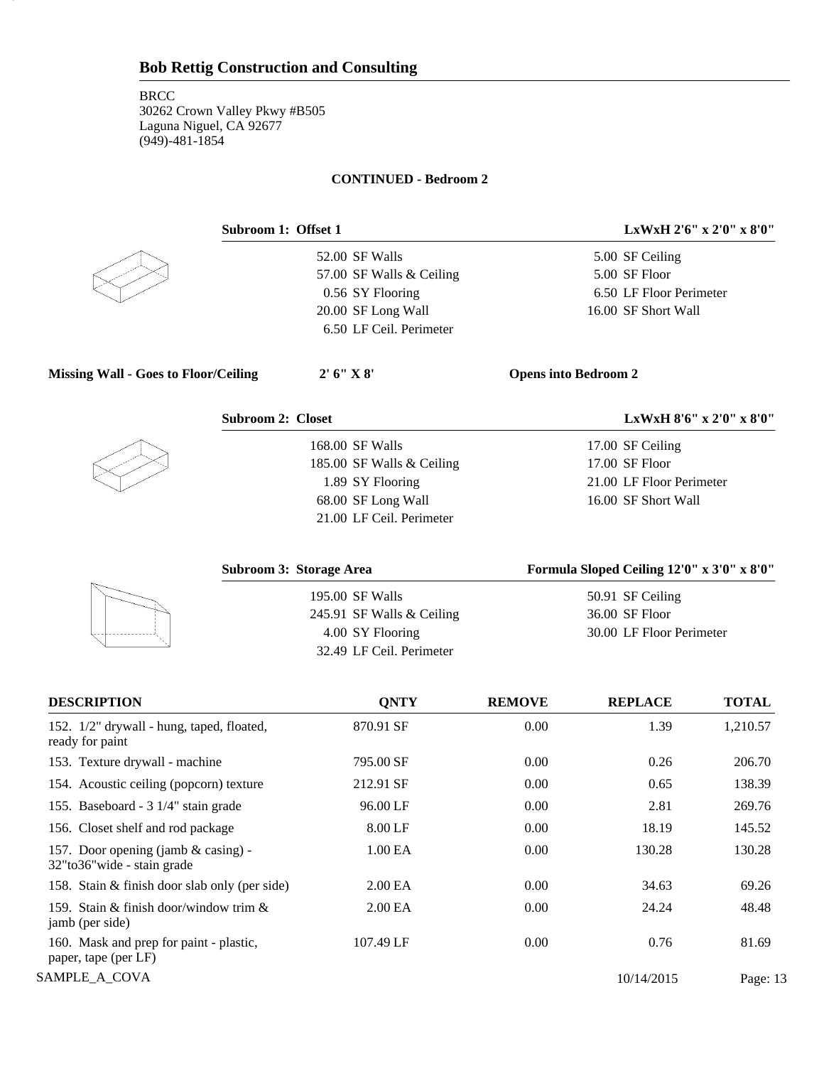## Bob Rettig Construction and Consulting

BRCC
30262 Crown Valley Pkwy #B505
Laguna Niguel, CA 92677
(949)-481-1854

**CONTINUED - Bedroom 2**

**Subroom 1: Offset 1** — **LxWxH 2'6" x 2'0" x 8'0"**

| | |
|---|---|
| 52.00 SF Walls | 5.00 SF Ceiling |
| 57.00 SF Walls & Ceiling | 5.00 SF Floor |
| 0.56 SY Flooring | 6.50 LF Floor Perimeter |
| 20.00 SF Long Wall | 16.00 SF Short Wall |
| 6.50 LF Ceil. Perimeter | |

**Missing Wall - Goes to Floor/Ceiling** — **2' 6" X 8'** — **Opens into Bedroom 2**

**Subroom 2: Closet** — **LxWxH 8'6" x 2'0" x 8'0"**

| | |
|---|---|
| 168.00 SF Walls | 17.00 SF Ceiling |
| 185.00 SF Walls & Ceiling | 17.00 SF Floor |
| 1.89 SY Flooring | 21.00 LF Floor Perimeter |
| 68.00 SF Long Wall | 16.00 SF Short Wall |
| 21.00 LF Ceil. Perimeter | |

**Subroom 3: Storage Area** — **Formula Sloped Ceiling 12'0" x 3'0" x 8'0"**

| | |
|---|---|
| 195.00 SF Walls | 50.91 SF Ceiling |
| 245.91 SF Walls & Ceiling | 36.00 SF Floor |
| 4.00 SY Flooring | 30.00 LF Floor Perimeter |
| 32.49 LF Ceil. Perimeter | |

| DESCRIPTION | QNTY | REMOVE | REPLACE | TOTAL |
|---|---|---|---|---|
| 152. 1/2" drywall - hung, taped, floated, ready for paint | 870.91 SF | 0.00 | 1.39 | 1,210.57 |
| 153. Texture drywall - machine | 795.00 SF | 0.00 | 0.26 | 206.70 |
| 154. Acoustic ceiling (popcorn) texture | 212.91 SF | 0.00 | 0.65 | 138.39 |
| 155. Baseboard - 3 1/4" stain grade | 96.00 LF | 0.00 | 2.81 | 269.76 |
| 156. Closet shelf and rod package | 8.00 LF | 0.00 | 18.19 | 145.52 |
| 157. Door opening (jamb & casing) - 32"to36"wide - stain grade | 1.00 EA | 0.00 | 130.28 | 130.28 |
| 158. Stain & finish door slab only (per side) | 2.00 EA | 0.00 | 34.63 | 69.26 |
| 159. Stain & finish door/window trim & jamb (per side) | 2.00 EA | 0.00 | 24.24 | 48.48 |
| 160. Mask and prep for paint - plastic, paper, tape (per LF) | 107.49 LF | 0.00 | 0.76 | 81.69 |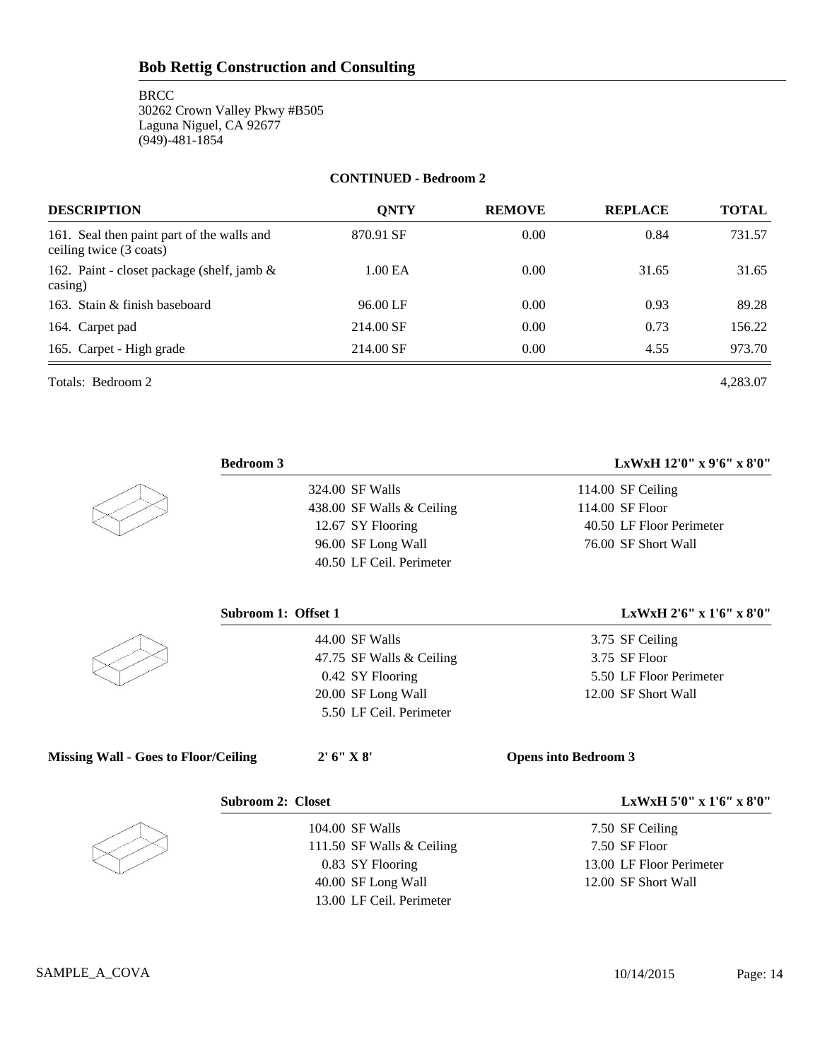## Bob Rettig Construction and Consulting

BRCC
30262 Crown Valley Pkwy #B505
Laguna Niguel, CA 92677
(949)-481-1854

**CONTINUED - Bedroom 2**

| DESCRIPTION | QNTY | REMOVE | REPLACE | TOTAL |
|---|---|---|---|---|
| 161. Seal then paint part of the walls and ceiling twice (3 coats) | 870.91 SF | 0.00 | 0.84 | 731.57 |
| 162. Paint - closet package (shelf, jamb & casing) | 1.00 EA | 0.00 | 31.65 | 31.65 |
| 163. Stain & finish baseboard | 96.00 LF | 0.00 | 0.93 | 89.28 |
| 164. Carpet pad | 214.00 SF | 0.00 | 0.73 | 156.22 |
| 165. Carpet - High grade | 214.00 SF | 0.00 | 4.55 | 973.70 |

Totals: Bedroom 2 — 4,283.07

**Bedroom 3** — LxWxH 12'0" x 9'6" x 8'0"

| | |
|---|---|
| 324.00 SF Walls | 114.00 SF Ceiling |
| 438.00 SF Walls & Ceiling | 114.00 SF Floor |
| 12.67 SY Flooring | 40.50 LF Floor Perimeter |
| 96.00 SF Long Wall | 76.00 SF Short Wall |
| 40.50 LF Ceil. Perimeter | |

**Subroom 1: Offset 1** — LxWxH 2'6" x 1'6" x 8'0"

| | |
|---|---|
| 44.00 SF Walls | 3.75 SF Ceiling |
| 47.75 SF Walls & Ceiling | 3.75 SF Floor |
| 0.42 SY Flooring | 5.50 LF Floor Perimeter |
| 20.00 SF Long Wall | 12.00 SF Short Wall |
| 5.50 LF Ceil. Perimeter | |

**Missing Wall - Goes to Floor/Ceiling** — 2' 6" X 8' — **Opens into Bedroom 3**

**Subroom 2: Closet** — LxWxH 5'0" x 1'6" x 8'0"

| | |
|---|---|
| 104.00 SF Walls | 7.50 SF Ceiling |
| 111.50 SF Walls & Ceiling | 7.50 SF Floor |
| 0.83 SY Flooring | 13.00 LF Floor Perimeter |
| 40.00 SF Long Wall | 12.00 SF Short Wall |
| 13.00 LF Ceil. Perimeter | |

SAMPLE_A_COVA — 10/14/2015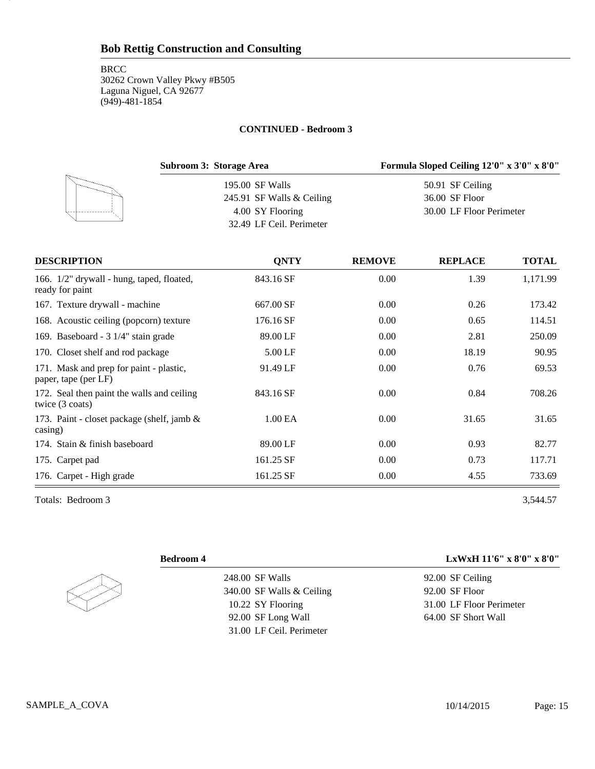## Bob Rettig Construction and Consulting

BRCC
30262 Crown Valley Pkwy #B505
Laguna Niguel, CA 92677
(949)-481-1854

### CONTINUED - Bedroom 3

**Subroom 3: Storage Area** — **Formula Sloped Ceiling 12'0" x 3'0" x 8'0"**

| | |
|---|---|
| 195.00 SF Walls | 50.91 SF Ceiling |
| 245.91 SF Walls & Ceiling | 36.00 SF Floor |
| 4.00 SY Flooring | 30.00 LF Floor Perimeter |
| 32.49 LF Ceil. Perimeter | |

| DESCRIPTION | QNTY | REMOVE | REPLACE | TOTAL |
|---|---|---|---|---|
| 166. 1/2" drywall - hung, taped, floated, ready for paint | 843.16 SF | 0.00 | 1.39 | 1,171.99 |
| 167. Texture drywall - machine | 667.00 SF | 0.00 | 0.26 | 173.42 |
| 168. Acoustic ceiling (popcorn) texture | 176.16 SF | 0.00 | 0.65 | 114.51 |
| 169. Baseboard - 3 1/4" stain grade | 89.00 LF | 0.00 | 2.81 | 250.09 |
| 170. Closet shelf and rod package | 5.00 LF | 0.00 | 18.19 | 90.95 |
| 171. Mask and prep for paint - plastic, paper, tape (per LF) | 91.49 LF | 0.00 | 0.76 | 69.53 |
| 172. Seal then paint the walls and ceiling twice (3 coats) | 843.16 SF | 0.00 | 0.84 | 708.26 |
| 173. Paint - closet package (shelf, jamb & casing) | 1.00 EA | 0.00 | 31.65 | 31.65 |
| 174. Stain & finish baseboard | 89.00 LF | 0.00 | 0.93 | 82.77 |
| 175. Carpet pad | 161.25 SF | 0.00 | 0.73 | 117.71 |
| 176. Carpet - High grade | 161.25 SF | 0.00 | 4.55 | 733.69 |

Totals: Bedroom 3 — 3,544.57

**Bedroom 4** — **LxWxH 11'6" x 8'0" x 8'0"**

| | |
|---|---|
| 248.00 SF Walls | 92.00 SF Ceiling |
| 340.00 SF Walls & Ceiling | 92.00 SF Floor |
| 10.22 SY Flooring | 31.00 LF Floor Perimeter |
| 92.00 SF Long Wall | 64.00 SF Short Wall |
| 31.00 LF Ceil. Perimeter | |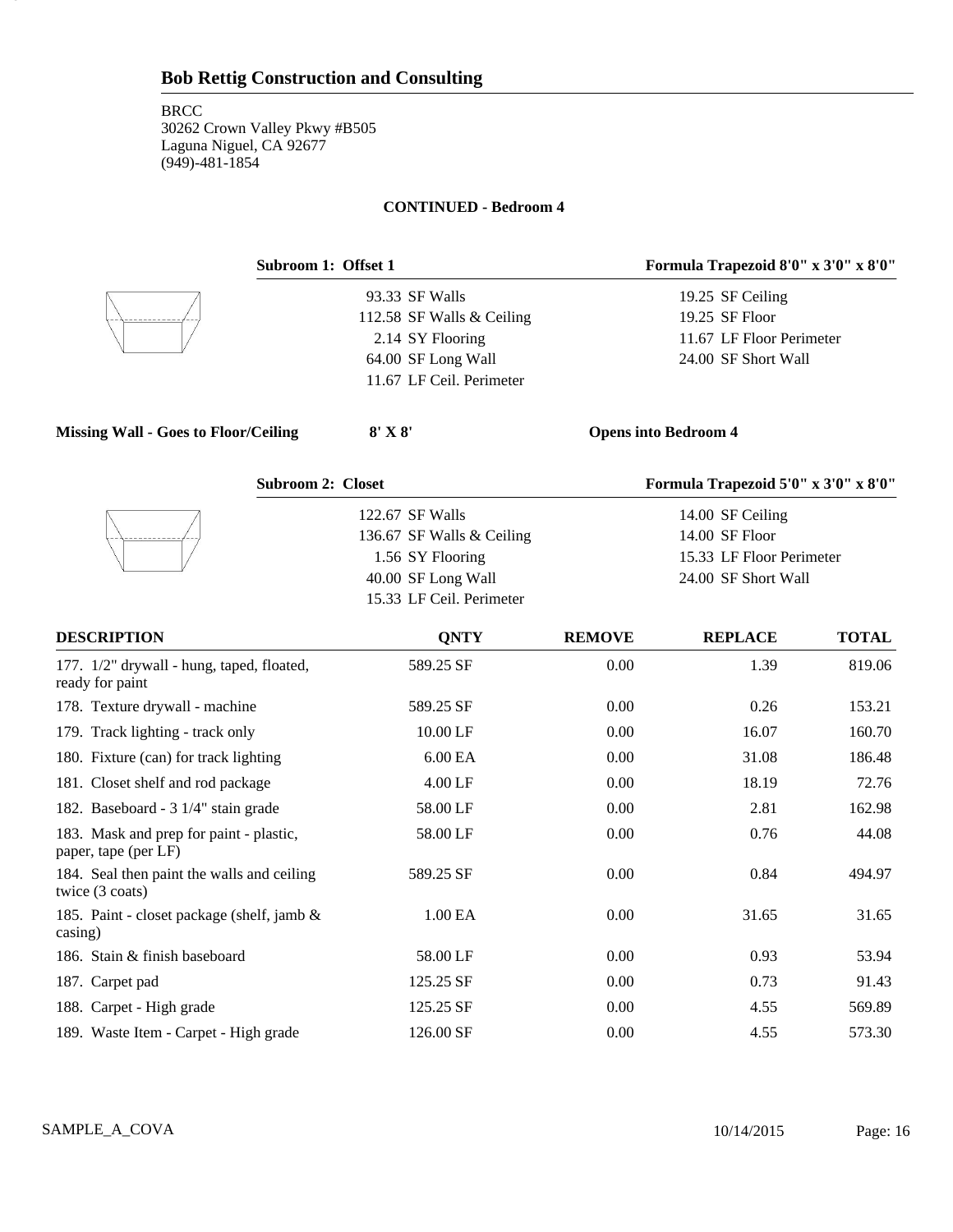# Bob Rettig Construction and Consulting

BRCC
30262 Crown Valley Pkwy #B505
Laguna Niguel, CA 92677
(949)-481-1854

**CONTINUED - Bedroom 4**

**Subroom 1: Offset 1** — **Formula Trapezoid 8'0" x 3'0" x 8'0"**

| | |
|---|---|
| 93.33 SF Walls | 19.25 SF Ceiling |
| 112.58 SF Walls & Ceiling | 19.25 SF Floor |
| 2.14 SY Flooring | 11.67 LF Floor Perimeter |
| 64.00 SF Long Wall | 24.00 SF Short Wall |
| 11.67 LF Ceil. Perimeter | |

**Missing Wall - Goes to Floor/Ceiling** — **8' X 8'** — **Opens into Bedroom 4**

**Subroom 2: Closet** — **Formula Trapezoid 5'0" x 3'0" x 8'0"**

| | |
|---|---|
| 122.67 SF Walls | 14.00 SF Ceiling |
| 136.67 SF Walls & Ceiling | 14.00 SF Floor |
| 1.56 SY Flooring | 15.33 LF Floor Perimeter |
| 40.00 SF Long Wall | 24.00 SF Short Wall |
| 15.33 LF Ceil. Perimeter | |

| DESCRIPTION | QNTY | REMOVE | REPLACE | TOTAL |
|---|---|---|---|---|
| 177. 1/2" drywall - hung, taped, floated, ready for paint | 589.25 SF | 0.00 | 1.39 | 819.06 |
| 178. Texture drywall - machine | 589.25 SF | 0.00 | 0.26 | 153.21 |
| 179. Track lighting - track only | 10.00 LF | 0.00 | 16.07 | 160.70 |
| 180. Fixture (can) for track lighting | 6.00 EA | 0.00 | 31.08 | 186.48 |
| 181. Closet shelf and rod package | 4.00 LF | 0.00 | 18.19 | 72.76 |
| 182. Baseboard - 3 1/4" stain grade | 58.00 LF | 0.00 | 2.81 | 162.98 |
| 183. Mask and prep for paint - plastic, paper, tape (per LF) | 58.00 LF | 0.00 | 0.76 | 44.08 |
| 184. Seal then paint the walls and ceiling twice (3 coats) | 589.25 SF | 0.00 | 0.84 | 494.97 |
| 185. Paint - closet package (shelf, jamb & casing) | 1.00 EA | 0.00 | 31.65 | 31.65 |
| 186. Stain & finish baseboard | 58.00 LF | 0.00 | 0.93 | 53.94 |
| 187. Carpet pad | 125.25 SF | 0.00 | 0.73 | 91.43 |
| 188. Carpet - High grade | 125.25 SF | 0.00 | 4.55 | 569.89 |
| 189. Waste Item - Carpet - High grade | 126.00 SF | 0.00 | 4.55 | 573.30 |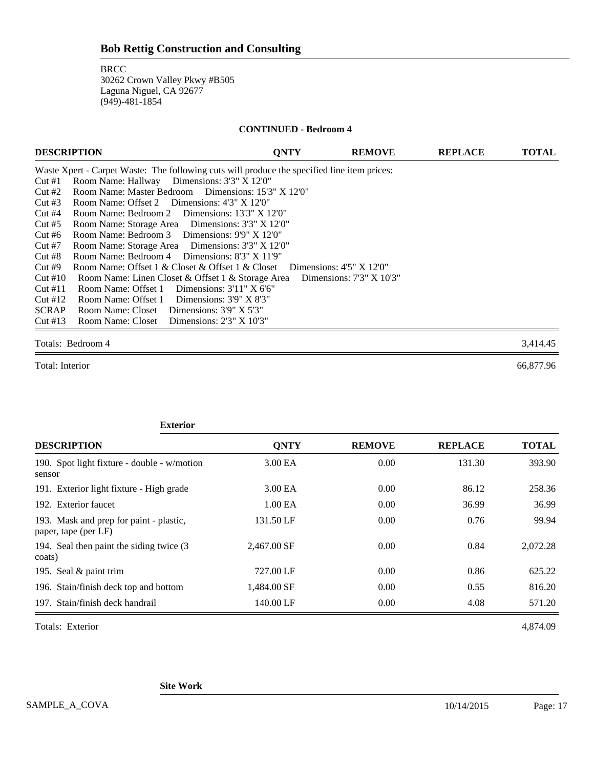**CONTINUED - Bedroom 4**

| DESCRIPTION | QNTY | REMOVE | REPLACE | TOTAL |
|---|---|---|---|---|

Waste Xpert - Carpet Waste: The following cuts will produce the specified line item prices:

Cut #1 Room Name: Hallway Dimensions: 3'3" X 12'0"
Cut #2 Room Name: Master Bedroom Dimensions: 15'3" X 12'0"
Cut #3 Room Name: Offset 2 Dimensions: 4'3" X 12'0"
Cut #4 Room Name: Bedroom 2 Dimensions: 13'3" X 12'0"
Cut #5 Room Name: Storage Area Dimensions: 3'3" X 12'0"
Cut #6 Room Name: Bedroom 3 Dimensions: 9'9" X 12'0"
Cut #7 Room Name: Storage Area Dimensions: 3'3" X 12'0"
Cut #8 Room Name: Bedroom 4 Dimensions: 8'3" X 11'9"
Cut #9 Room Name: Offset 1 & Closet & Offset 1 & Closet Dimensions: 4'5" X 12'0"
Cut #10 Room Name: Linen Closet & Offset 1 & Storage Area Dimensions: 7'3" X 10'3"
Cut #11 Room Name: Offset 1 Dimensions: 3'11" X 6'6"
Cut #12 Room Name: Offset 1 Dimensions: 3'9" X 8'3"
SCRAP Room Name: Closet Dimensions: 3'9" X 5'3"
Cut #13 Room Name: Closet Dimensions: 2'3" X 10'3"

Totals: Bedroom 4 — 3,414.45

Total: Interior — 66,877.96

**Exterior**

| DESCRIPTION | QNTY | REMOVE | REPLACE | TOTAL |
|---|---|---|---|---|
| 190. Spot light fixture - double - w/motion sensor | 3.00 EA | 0.00 | 131.30 | 393.90 |
| 191. Exterior light fixture - High grade | 3.00 EA | 0.00 | 86.12 | 258.36 |
| 192. Exterior faucet | 1.00 EA | 0.00 | 36.99 | 36.99 |
| 193. Mask and prep for paint - plastic, paper, tape (per LF) | 131.50 LF | 0.00 | 0.76 | 99.94 |
| 194. Seal then paint the siding twice (3 coats) | 2,467.00 SF | 0.00 | 0.84 | 2,072.28 |
| 195. Seal & paint trim | 727.00 LF | 0.00 | 0.86 | 625.22 |
| 196. Stain/finish deck top and bottom | 1,484.00 SF | 0.00 | 0.55 | 816.20 |
| 197. Stain/finish deck handrail | 140.00 LF | 0.00 | 4.08 | 571.20 |

Totals: Exterior — 4,874.09

**Site Work**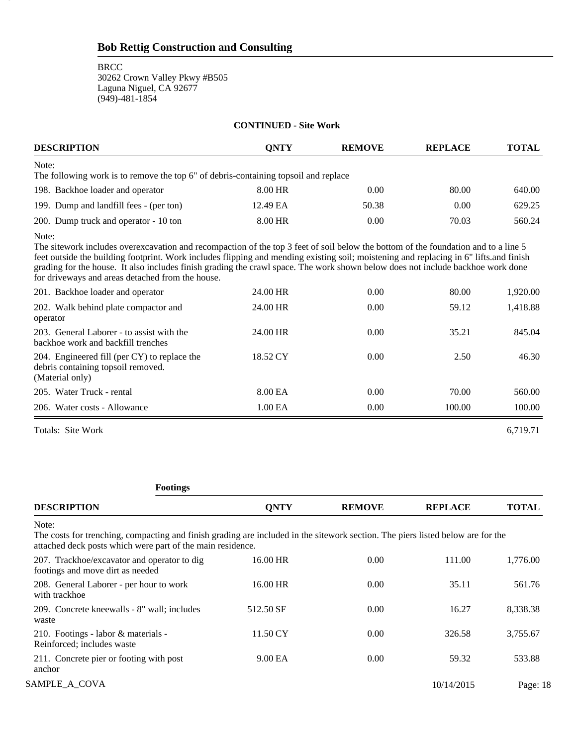## Bob Rettig Construction and Consulting

BRCC
30262 Crown Valley Pkwy #B505
Laguna Niguel, CA 92677
(949)-481-1854

**CONTINUED - Site Work**

| DESCRIPTION | QNTY | REMOVE | REPLACE | TOTAL |
|---|---|---|---|---|
| Note:<br>The following work is to remove the top 6" of debris-containing topsoil and replace | | | | |
| 198. Backhoe loader and operator | 8.00 HR | 0.00 | 80.00 | 640.00 |
| 199. Dump and landfill fees - (per ton) | 12.49 EA | 50.38 | 0.00 | 629.25 |
| 200. Dump truck and operator - 10 ton | 8.00 HR | 0.00 | 70.03 | 560.24 |
| Note:<br>The sitework includes overexcavation and recompaction of the top 3 feet of soil below the bottom of the foundation and to a line 5 feet outside the building footprint. Work includes flipping and mending existing soil; moistening and replacing in 6" lifts.and finish grading for the house. It also includes finish grading the crawl space. The work shown below does not include backhoe work done for driveways and areas detached from the house. | | | | |
| 201. Backhoe loader and operator | 24.00 HR | 0.00 | 80.00 | 1,920.00 |
| 202. Walk behind plate compactor and operator | 24.00 HR | 0.00 | 59.12 | 1,418.88 |
| 203. General Laborer - to assist with the backhoe work and backfill trenches | 24.00 HR | 0.00 | 35.21 | 845.04 |
| 204. Engineered fill (per CY) to replace the debris containing topsoil removed. (Material only) | 18.52 CY | 0.00 | 2.50 | 46.30 |
| 205. Water Truck - rental | 8.00 EA | 0.00 | 70.00 | 560.00 |
| 206. Water costs - Allowance | 1.00 EA | 0.00 | 100.00 | 100.00 |
| Totals: Site Work | | | | 6,719.71 |

**Footings**

| DESCRIPTION | QNTY | REMOVE | REPLACE | TOTAL |
|---|---|---|---|---|
| Note:<br>The costs for trenching, compacting and finish grading are included in the sitework section. The piers listed below are for the attached deck posts which were part of the main residence. | | | | |
| 207. Trackhoe/excavator and operator to dig footings and move dirt as needed | 16.00 HR | 0.00 | 111.00 | 1,776.00 |
| 208. General Laborer - per hour to work with trackhoe | 16.00 HR | 0.00 | 35.11 | 561.76 |
| 209. Concrete kneewalls - 8" wall; includes waste | 512.50 SF | 0.00 | 16.27 | 8,338.38 |
| 210. Footings - labor & materials - Reinforced; includes waste | 11.50 CY | 0.00 | 326.58 | 3,755.67 |
| 211. Concrete pier or footing with post anchor | 9.00 EA | 0.00 | 59.32 | 533.88 |

SAMPLE_A_COVA 10/14/2015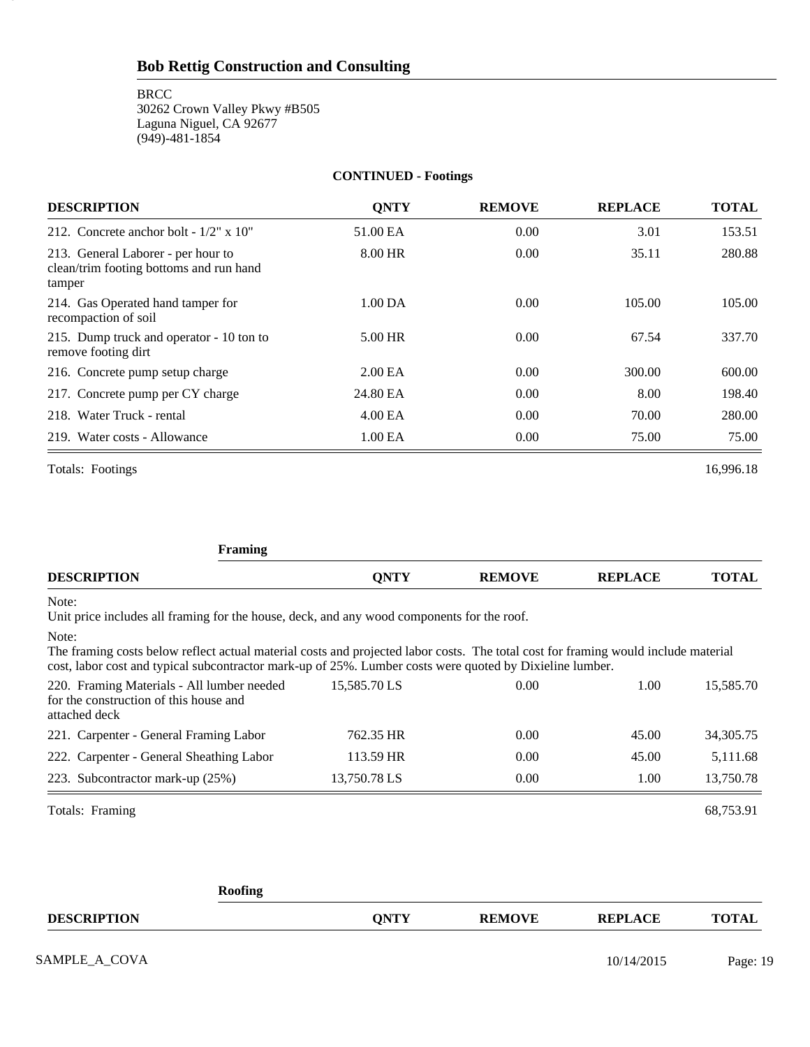## Bob Rettig Construction and Consulting

BRCC
30262 Crown Valley Pkwy #B505
Laguna Niguel, CA 92677
(949)-481-1854

### CONTINUED - Footings

| DESCRIPTION | QNTY | REMOVE | REPLACE | TOTAL |
|---|---|---|---|---|
| 212. Concrete anchor bolt - 1/2" x 10" | 51.00 EA | 0.00 | 3.01 | 153.51 |
| 213. General Laborer - per hour to clean/trim footing bottoms and run hand tamper | 8.00 HR | 0.00 | 35.11 | 280.88 |
| 214. Gas Operated hand tamper for recompaction of soil | 1.00 DA | 0.00 | 105.00 | 105.00 |
| 215. Dump truck and operator - 10 ton to remove footing dirt | 5.00 HR | 0.00 | 67.54 | 337.70 |
| 216. Concrete pump setup charge | 2.00 EA | 0.00 | 300.00 | 600.00 |
| 217. Concrete pump per CY charge | 24.80 EA | 0.00 | 8.00 | 198.40 |
| 218. Water Truck - rental | 4.00 EA | 0.00 | 70.00 | 280.00 |
| 219. Water costs - Allowance | 1.00 EA | 0.00 | 75.00 | 75.00 |

Totals: Footings 16,996.18

### Framing

Note:
Unit price includes all framing for the house, deck, and any wood components for the roof.

Note:
The framing costs below reflect actual material costs and projected labor costs. The total cost for framing would include material cost, labor cost and typical subcontractor mark-up of 25%. Lumber costs were quoted by Dixieline lumber.

| DESCRIPTION | QNTY | REMOVE | REPLACE | TOTAL |
|---|---|---|---|---|
| 220. Framing Materials - All lumber needed for the construction of this house and attached deck | 15,585.70 LS | 0.00 | 1.00 | 15,585.70 |
| 221. Carpenter - General Framing Labor | 762.35 HR | 0.00 | 45.00 | 34,305.75 |
| 222. Carpenter - General Sheathing Labor | 113.59 HR | 0.00 | 45.00 | 5,111.68 |
| 223. Subcontractor mark-up (25%) | 13,750.78 LS | 0.00 | 1.00 | 13,750.78 |

Totals: Framing 68,753.91

### Roofing

| DESCRIPTION | QNTY | REMOVE | REPLACE | TOTAL |
|---|---|---|---|---|

SAMPLE_A_COVA 10/14/2015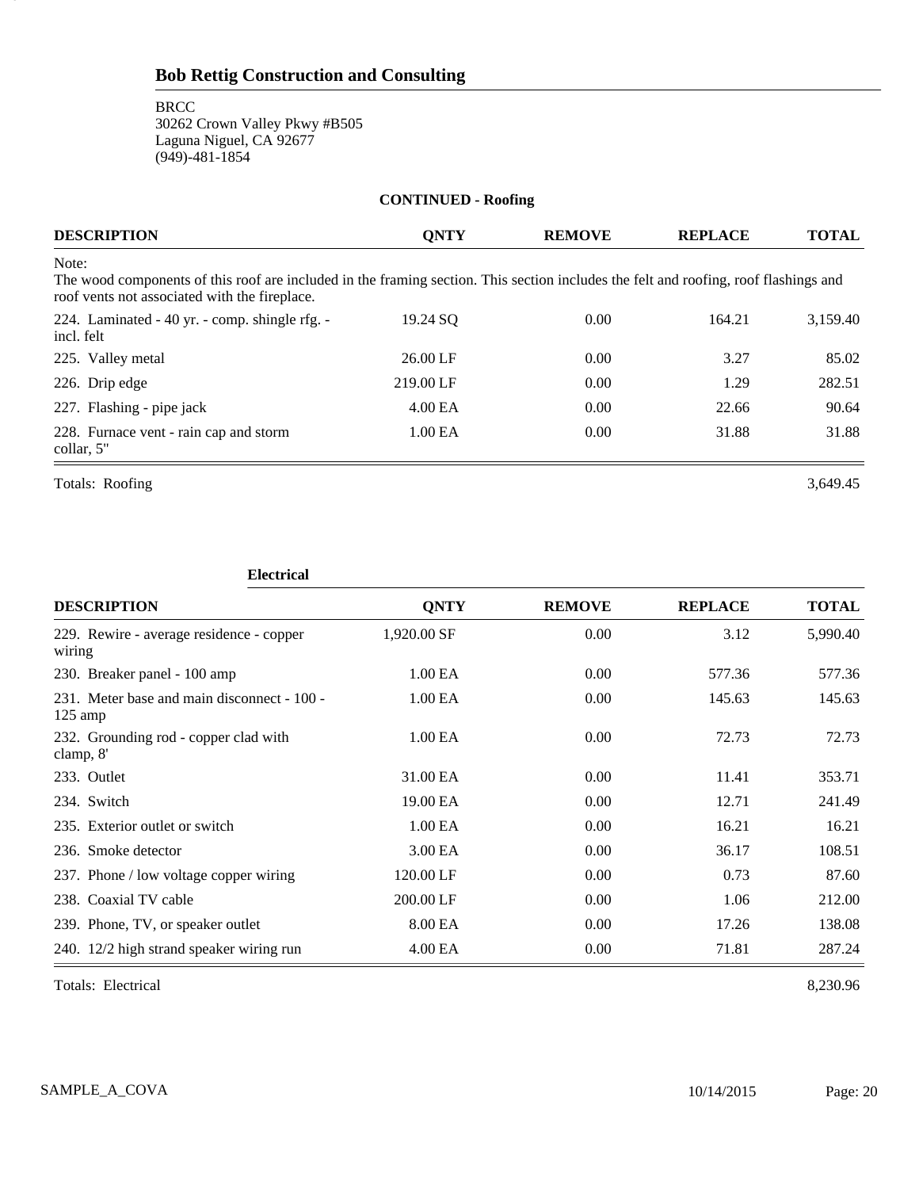## Bob Rettig Construction and Consulting

BRCC
30262 Crown Valley Pkwy #B505
Laguna Niguel, CA 92677
(949)-481-1854

### CONTINUED - Roofing

| DESCRIPTION | QNTY | REMOVE | REPLACE | TOTAL |
|---|---|---|---|---|
| Note: The wood components of this roof are included in the framing section. This section includes the felt and roofing, roof flashings and roof vents not associated with the fireplace. | | | | |
| 224. Laminated - 40 yr. - comp. shingle rfg. - incl. felt | 19.24 SQ | 0.00 | 164.21 | 3,159.40 |
| 225. Valley metal | 26.00 LF | 0.00 | 3.27 | 85.02 |
| 226. Drip edge | 219.00 LF | 0.00 | 1.29 | 282.51 |
| 227. Flashing - pipe jack | 4.00 EA | 0.00 | 22.66 | 90.64 |
| 228. Furnace vent - rain cap and storm collar, 5" | 1.00 EA | 0.00 | 31.88 | 31.88 |
| Totals: Roofing | | | | 3,649.45 |

### Electrical

| DESCRIPTION | QNTY | REMOVE | REPLACE | TOTAL |
|---|---|---|---|---|
| 229. Rewire - average residence - copper wiring | 1,920.00 SF | 0.00 | 3.12 | 5,990.40 |
| 230. Breaker panel - 100 amp | 1.00 EA | 0.00 | 577.36 | 577.36 |
| 231. Meter base and main disconnect - 100 - 125 amp | 1.00 EA | 0.00 | 145.63 | 145.63 |
| 232. Grounding rod - copper clad with clamp, 8' | 1.00 EA | 0.00 | 72.73 | 72.73 |
| 233. Outlet | 31.00 EA | 0.00 | 11.41 | 353.71 |
| 234. Switch | 19.00 EA | 0.00 | 12.71 | 241.49 |
| 235. Exterior outlet or switch | 1.00 EA | 0.00 | 16.21 | 16.21 |
| 236. Smoke detector | 3.00 EA | 0.00 | 36.17 | 108.51 |
| 237. Phone / low voltage copper wiring | 120.00 LF | 0.00 | 0.73 | 87.60 |
| 238. Coaxial TV cable | 200.00 LF | 0.00 | 1.06 | 212.00 |
| 239. Phone, TV, or speaker outlet | 8.00 EA | 0.00 | 17.26 | 138.08 |
| 240. 12/2 high strand speaker wiring run | 4.00 EA | 0.00 | 71.81 | 287.24 |
| Totals: Electrical | | | | 8,230.96 |

SAMPLE_A_COVA 10/14/2015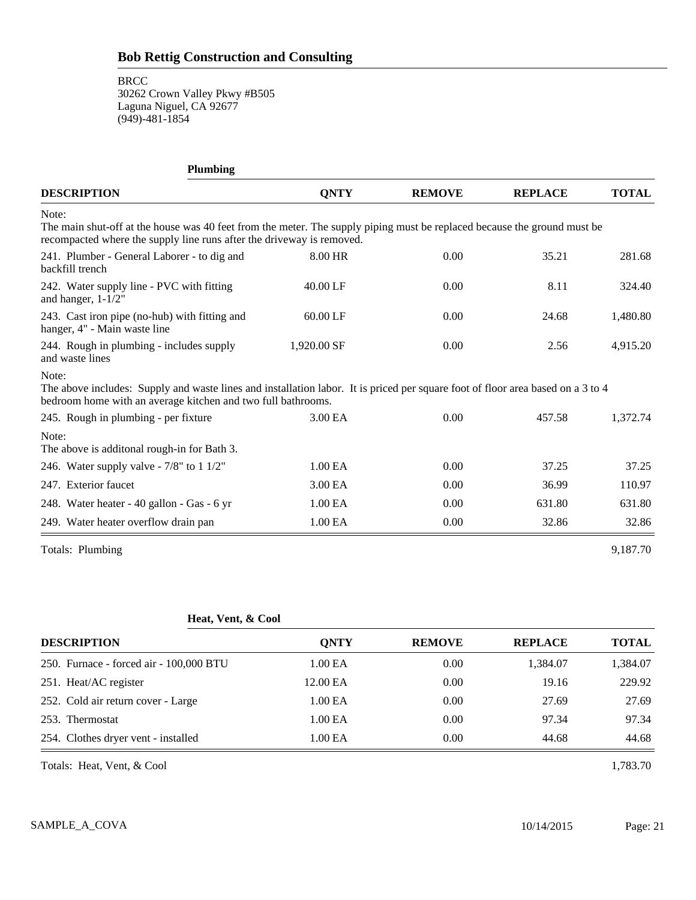## Bob Rettig Construction and Consulting

BRCC
30262 Crown Valley Pkwy #B505
Laguna Niguel, CA 92677
(949)-481-1854

### Plumbing

| DESCRIPTION | QNTY | REMOVE | REPLACE | TOTAL |
|---|---|---|---|---|
| Note: The main shut-off at the house was 40 feet from the meter. The supply piping must be replaced because the ground must be recompacted where the supply line runs after the driveway is removed. | | | | |
| 241. Plumber - General Laborer - to dig and backfill trench | 8.00 HR | 0.00 | 35.21 | 281.68 |
| 242. Water supply line - PVC with fitting and hanger, 1-1/2" | 40.00 LF | 0.00 | 8.11 | 324.40 |
| 243. Cast iron pipe (no-hub) with fitting and hanger, 4" - Main waste line | 60.00 LF | 0.00 | 24.68 | 1,480.80 |
| 244. Rough in plumbing - includes supply and waste lines | 1,920.00 SF | 0.00 | 2.56 | 4,915.20 |
| Note: The above includes: Supply and waste lines and installation labor. It is priced per square foot of floor area based on a 3 to 4 bedroom home with an average kitchen and two full bathrooms. | | | | |
| 245. Rough in plumbing - per fixture | 3.00 EA | 0.00 | 457.58 | 1,372.74 |
| Note: The above is additonal rough-in for Bath 3. | | | | |
| 246. Water supply valve - 7/8" to 1 1/2" | 1.00 EA | 0.00 | 37.25 | 37.25 |
| 247. Exterior faucet | 3.00 EA | 0.00 | 36.99 | 110.97 |
| 248. Water heater - 40 gallon - Gas - 6 yr | 1.00 EA | 0.00 | 631.80 | 631.80 |
| 249. Water heater overflow drain pan | 1.00 EA | 0.00 | 32.86 | 32.86 |
| Totals: Plumbing | | | | 9,187.70 |

### Heat, Vent, & Cool

| DESCRIPTION | QNTY | REMOVE | REPLACE | TOTAL |
|---|---|---|---|---|
| 250. Furnace - forced air - 100,000 BTU | 1.00 EA | 0.00 | 1,384.07 | 1,384.07 |
| 251. Heat/AC register | 12.00 EA | 0.00 | 19.16 | 229.92 |
| 252. Cold air return cover - Large | 1.00 EA | 0.00 | 27.69 | 27.69 |
| 253. Thermostat | 1.00 EA | 0.00 | 97.34 | 97.34 |
| 254. Clothes dryer vent - installed | 1.00 EA | 0.00 | 44.68 | 44.68 |
| Totals: Heat, Vent, & Cool | | | | 1,783.70 |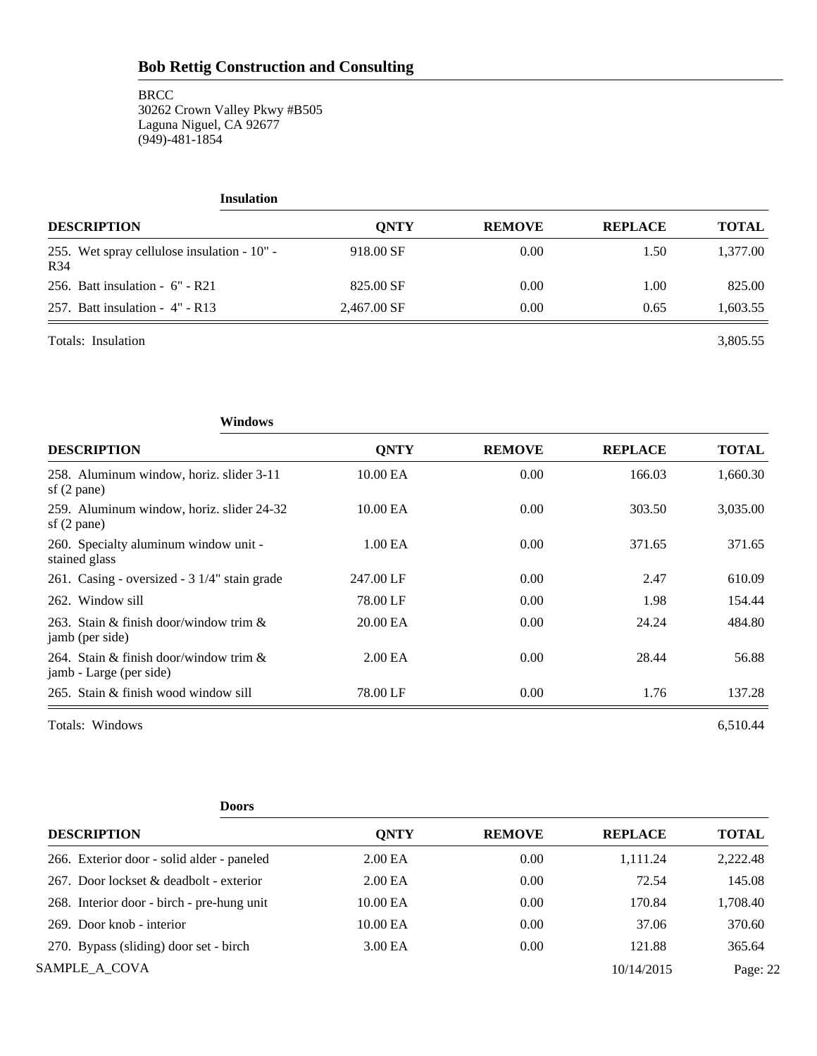# Bob Rettig Construction and Consulting

BRCC
30262 Crown Valley Pkwy #B505
Laguna Niguel, CA 92677
(949)-481-1854

### Insulation

| DESCRIPTION | QNTY | REMOVE | REPLACE | TOTAL |
|---|---|---|---|---|
| 255. Wet spray cellulose insulation - 10" - R34 | 918.00 SF | 0.00 | 1.50 | 1,377.00 |
| 256. Batt insulation - 6" - R21 | 825.00 SF | 0.00 | 1.00 | 825.00 |
| 257. Batt insulation - 4" - R13 | 2,467.00 SF | 0.00 | 0.65 | 1,603.55 |

Totals: Insulation 3,805.55

### Windows

| DESCRIPTION | QNTY | REMOVE | REPLACE | TOTAL |
|---|---|---|---|---|
| 258. Aluminum window, horiz. slider 3-11 sf (2 pane) | 10.00 EA | 0.00 | 166.03 | 1,660.30 |
| 259. Aluminum window, horiz. slider 24-32 sf (2 pane) | 10.00 EA | 0.00 | 303.50 | 3,035.00 |
| 260. Specialty aluminum window unit - stained glass | 1.00 EA | 0.00 | 371.65 | 371.65 |
| 261. Casing - oversized - 3 1/4" stain grade | 247.00 LF | 0.00 | 2.47 | 610.09 |
| 262. Window sill | 78.00 LF | 0.00 | 1.98 | 154.44 |
| 263. Stain & finish door/window trim & jamb (per side) | 20.00 EA | 0.00 | 24.24 | 484.80 |
| 264. Stain & finish door/window trim & jamb - Large (per side) | 2.00 EA | 0.00 | 28.44 | 56.88 |
| 265. Stain & finish wood window sill | 78.00 LF | 0.00 | 1.76 | 137.28 |

Totals: Windows 6,510.44

### Doors

| DESCRIPTION | QNTY | REMOVE | REPLACE | TOTAL |
|---|---|---|---|---|
| 266. Exterior door - solid alder - paneled | 2.00 EA | 0.00 | 1,111.24 | 2,222.48 |
| 267. Door lockset & deadbolt - exterior | 2.00 EA | 0.00 | 72.54 | 145.08 |
| 268. Interior door - birch - pre-hung unit | 10.00 EA | 0.00 | 170.84 | 1,708.40 |
| 269. Door knob - interior | 10.00 EA | 0.00 | 37.06 | 370.60 |
| 270. Bypass (sliding) door set - birch | 3.00 EA | 0.00 | 121.88 | 365.64 |

SAMPLE_A_COVA 10/14/2015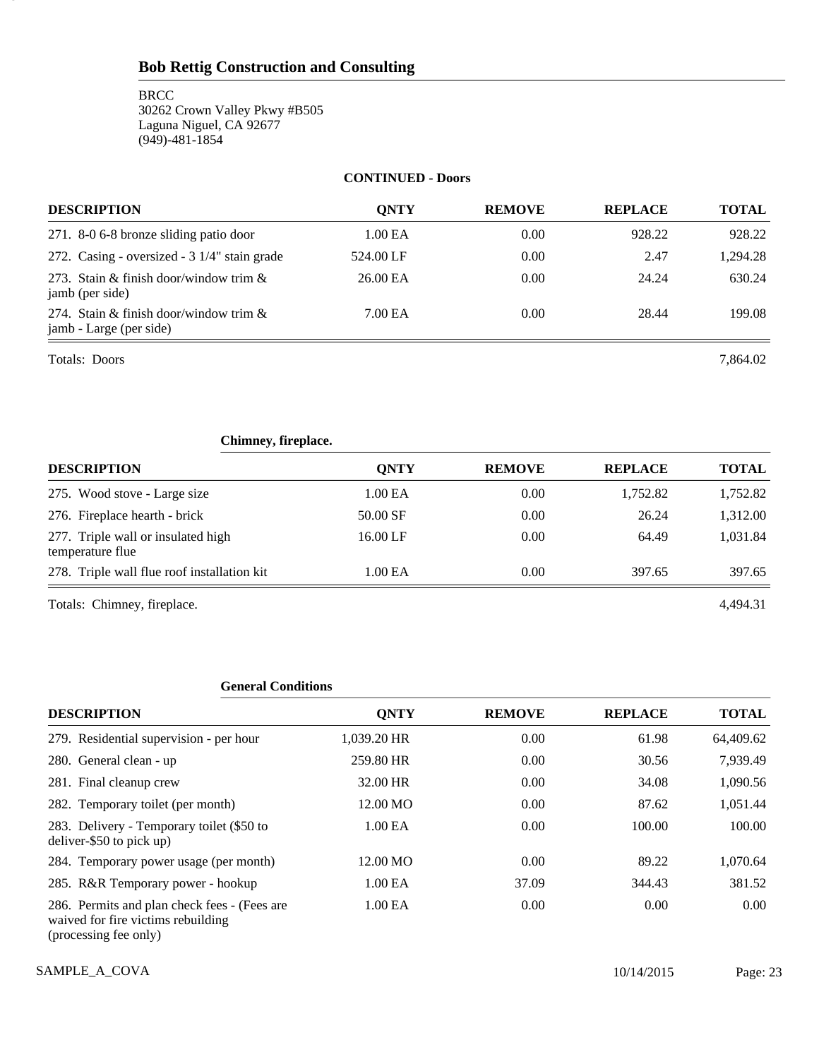## Bob Rettig Construction and Consulting

BRCC
30262 Crown Valley Pkwy #B505
Laguna Niguel, CA 92677
(949)-481-1854

**CONTINUED - Doors**

| DESCRIPTION | QNTY | REMOVE | REPLACE | TOTAL |
|---|---|---|---|---|
| 271. 8-0 6-8 bronze sliding patio door | 1.00 EA | 0.00 | 928.22 | 928.22 |
| 272. Casing - oversized - 3 1/4" stain grade | 524.00 LF | 0.00 | 2.47 | 1,294.28 |
| 273. Stain & finish door/window trim & jamb (per side) | 26.00 EA | 0.00 | 24.24 | 630.24 |
| 274. Stain & finish door/window trim & jamb - Large (per side) | 7.00 EA | 0.00 | 28.44 | 199.08 |
| Totals: Doors | | | | 7,864.02 |

**Chimney, fireplace.**

| DESCRIPTION | QNTY | REMOVE | REPLACE | TOTAL |
|---|---|---|---|---|
| 275. Wood stove - Large size | 1.00 EA | 0.00 | 1,752.82 | 1,752.82 |
| 276. Fireplace hearth - brick | 50.00 SF | 0.00 | 26.24 | 1,312.00 |
| 277. Triple wall or insulated high temperature flue | 16.00 LF | 0.00 | 64.49 | 1,031.84 |
| 278. Triple wall flue roof installation kit | 1.00 EA | 0.00 | 397.65 | 397.65 |
| Totals: Chimney, fireplace. | | | | 4,494.31 |

**General Conditions**

| DESCRIPTION | QNTY | REMOVE | REPLACE | TOTAL |
|---|---|---|---|---|
| 279. Residential supervision - per hour | 1,039.20 HR | 0.00 | 61.98 | 64,409.62 |
| 280. General clean - up | 259.80 HR | 0.00 | 30.56 | 7,939.49 |
| 281. Final cleanup crew | 32.00 HR | 0.00 | 34.08 | 1,090.56 |
| 282. Temporary toilet (per month) | 12.00 MO | 0.00 | 87.62 | 1,051.44 |
| 283. Delivery - Temporary toilet ($50 to deliver-$50 to pick up) | 1.00 EA | 0.00 | 100.00 | 100.00 |
| 284. Temporary power usage (per month) | 12.00 MO | 0.00 | 89.22 | 1,070.64 |
| 285. R&R Temporary power - hookup | 1.00 EA | 37.09 | 344.43 | 381.52 |
| 286. Permits and plan check fees - (Fees are waived for fire victims rebuilding (processing fee only) | 1.00 EA | 0.00 | 0.00 | 0.00 |

SAMPLE_A_COVA 10/14/2015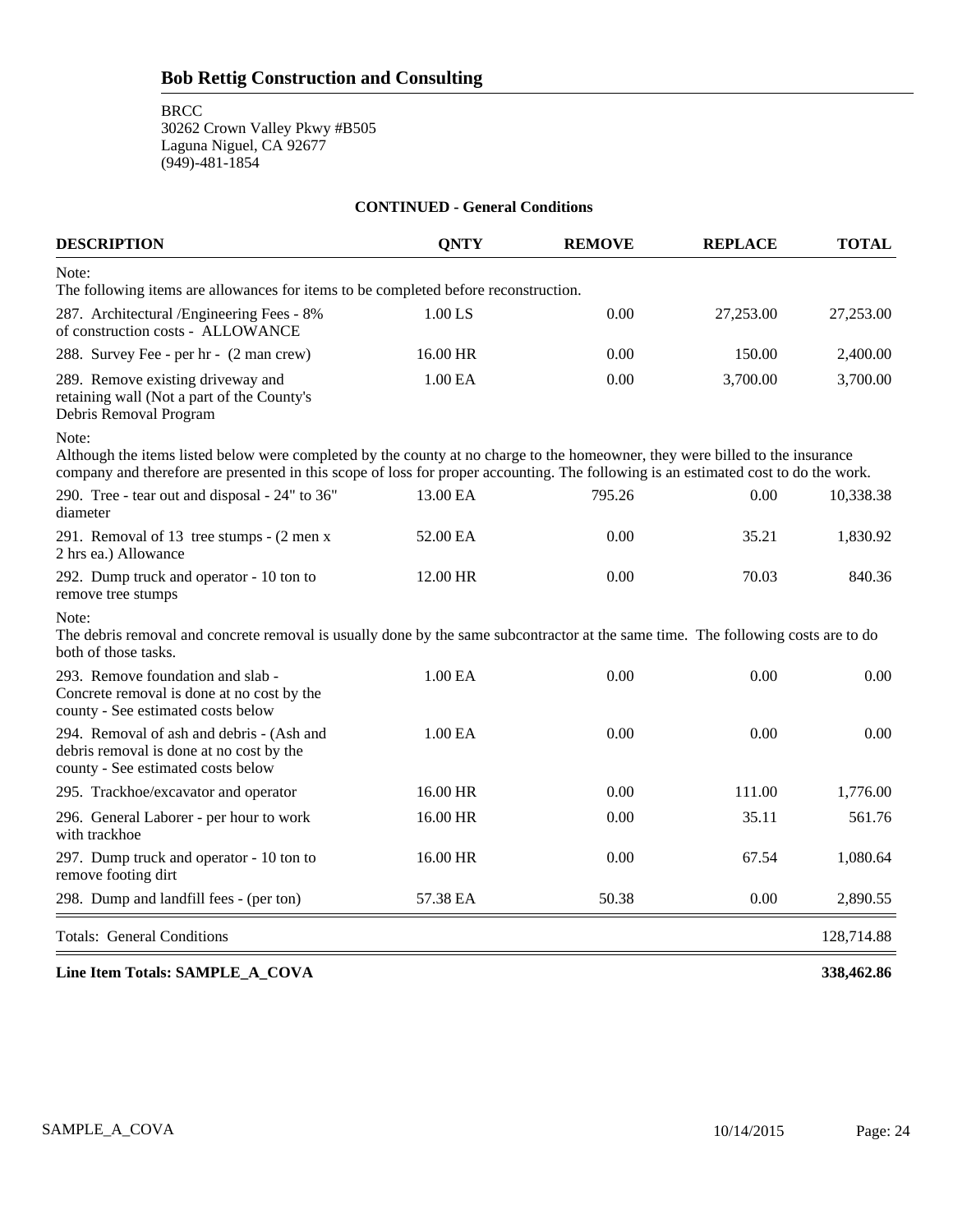# Bob Rettig Construction and Consulting

BRCC
30262 Crown Valley Pkwy #B505
Laguna Niguel, CA 92677
(949)-481-1854

**CONTINUED - General Conditions**

| DESCRIPTION | QNTY | REMOVE | REPLACE | TOTAL |
|---|---|---|---|---|
| Note: The following items are allowances for items to be completed before reconstruction. | | | | |
| 287. Architectural /Engineering Fees - 8% of construction costs - ALLOWANCE | 1.00 LS | 0.00 | 27,253.00 | 27,253.00 |
| 288. Survey Fee - per hr - (2 man crew) | 16.00 HR | 0.00 | 150.00 | 2,400.00 |
| 289. Remove existing driveway and retaining wall (Not a part of the County's Debris Removal Program | 1.00 EA | 0.00 | 3,700.00 | 3,700.00 |
| Note: Although the items listed below were completed by the county at no charge to the homeowner, they were billed to the insurance company and therefore are presented in this scope of loss for proper accounting. The following is an estimated cost to do the work. | | | | |
| 290. Tree - tear out and disposal - 24" to 36" diameter | 13.00 EA | 795.26 | 0.00 | 10,338.38 |
| 291. Removal of 13 tree stumps - (2 men x 2 hrs ea.) Allowance | 52.00 EA | 0.00 | 35.21 | 1,830.92 |
| 292. Dump truck and operator - 10 ton to remove tree stumps | 12.00 HR | 0.00 | 70.03 | 840.36 |
| Note: The debris removal and concrete removal is usually done by the same subcontractor at the same time. The following costs are to do both of those tasks. | | | | |
| 293. Remove foundation and slab - Concrete removal is done at no cost by the county - See estimated costs below | 1.00 EA | 0.00 | 0.00 | 0.00 |
| 294. Removal of ash and debris - (Ash and debris removal is done at no cost by the county - See estimated costs below | 1.00 EA | 0.00 | 0.00 | 0.00 |
| 295. Trackhoe/excavator and operator | 16.00 HR | 0.00 | 111.00 | 1,776.00 |
| 296. General Laborer - per hour to work with trackhoe | 16.00 HR | 0.00 | 35.11 | 561.76 |
| 297. Dump truck and operator - 10 ton to remove footing dirt | 16.00 HR | 0.00 | 67.54 | 1,080.64 |
| 298. Dump and landfill fees - (per ton) | 57.38 EA | 50.38 | 0.00 | 2,890.55 |
| Totals: General Conditions | | | | 128,714.88 |
| **Line Item Totals: SAMPLE_A_COVA** | | | | **338,462.86** |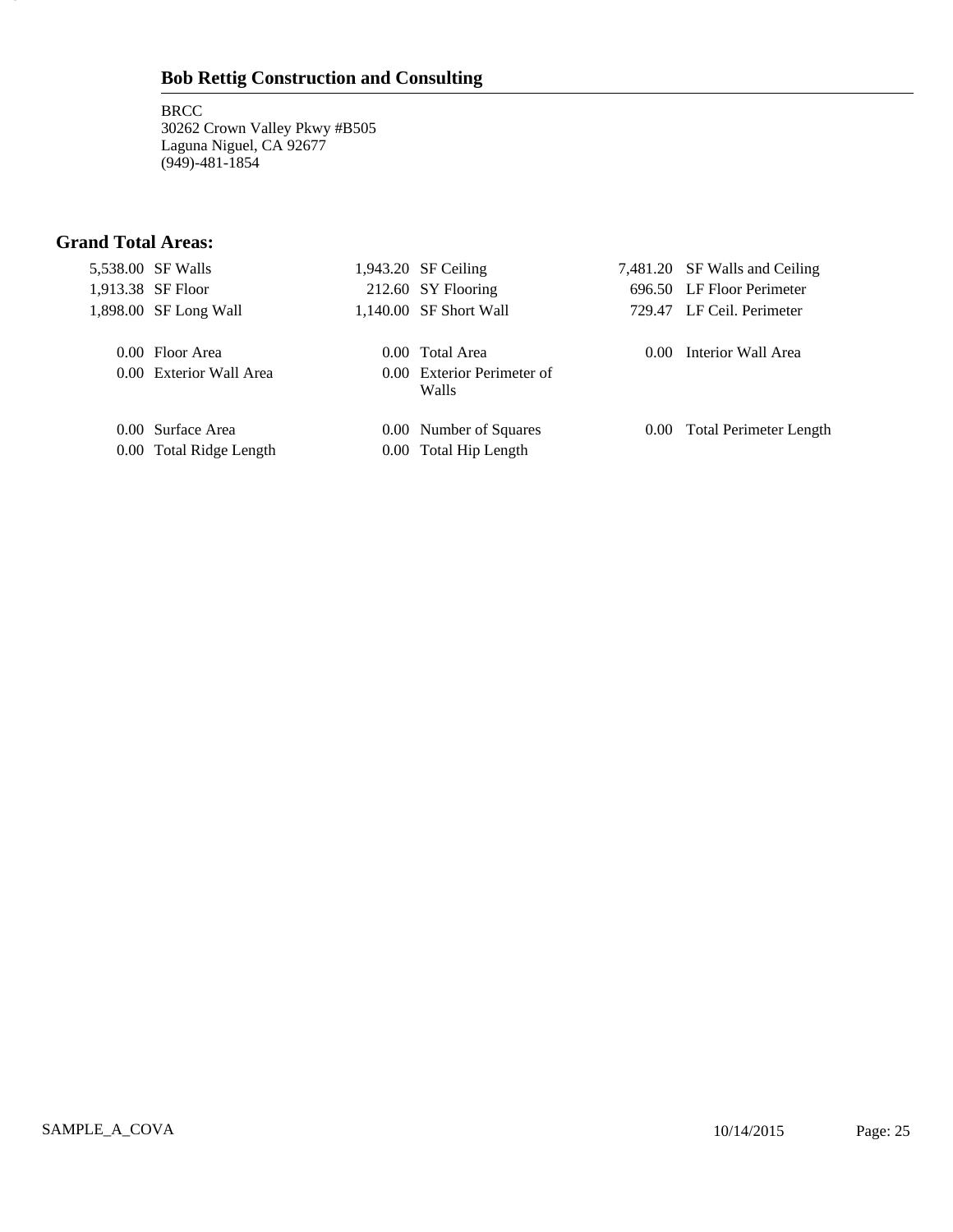## Bob Rettig Construction and Consulting

BRCC
30262 Crown Valley Pkwy #B505
Laguna Niguel, CA 92677
(949)-481-1854

### Grand Total Areas:

| | | | | | |
|---|---|---|---|---|---|
| 5,538.00 | SF Walls | 1,943.20 | SF Ceiling | 7,481.20 | SF Walls and Ceiling |
| 1,913.38 | SF Floor | 212.60 | SY Flooring | 696.50 | LF Floor Perimeter |
| 1,898.00 | SF Long Wall | 1,140.00 | SF Short Wall | 729.47 | LF Ceil. Perimeter |
| 0.00 | Floor Area | 0.00 | Total Area | 0.00 | Interior Wall Area |
| 0.00 | Exterior Wall Area | 0.00 | Exterior Perimeter of Walls | | |
| 0.00 | Surface Area | 0.00 | Number of Squares | 0.00 | Total Perimeter Length |
| 0.00 | Total Ridge Length | 0.00 | Total Hip Length | | |

SAMPLE_A_COVA 10/14/2015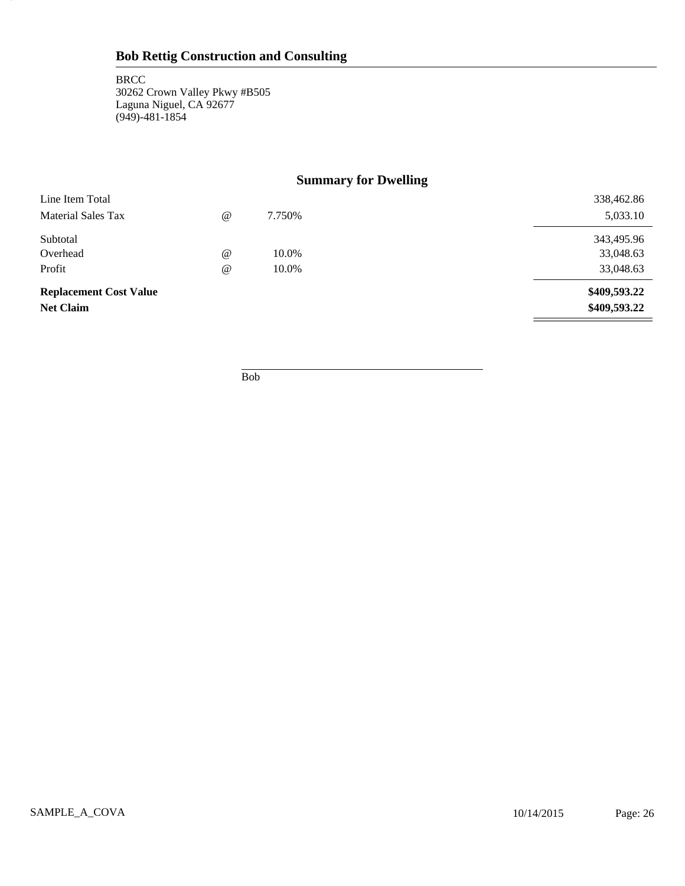## Bob Rettig Construction and Consulting

BRCC
30262 Crown Valley Pkwy #B505
Laguna Niguel, CA 92677
(949)-481-1854

### Summary for Dwelling

| | | | |
|---|---|---|---|
| Line Item Total | | | 338,462.86 |
| Material Sales Tax | @ | 7.750% | 5,033.10 |
| Subtotal | | | 343,495.96 |
| Overhead | @ | 10.0% | 33,048.63 |
| Profit | @ | 10.0% | 33,048.63 |
| **Replacement Cost Value** | | | **$409,593.22** |
| **Net Claim** | | | **$409,593.22** |

Bob

SAMPLE_A_COVA 10/14/2015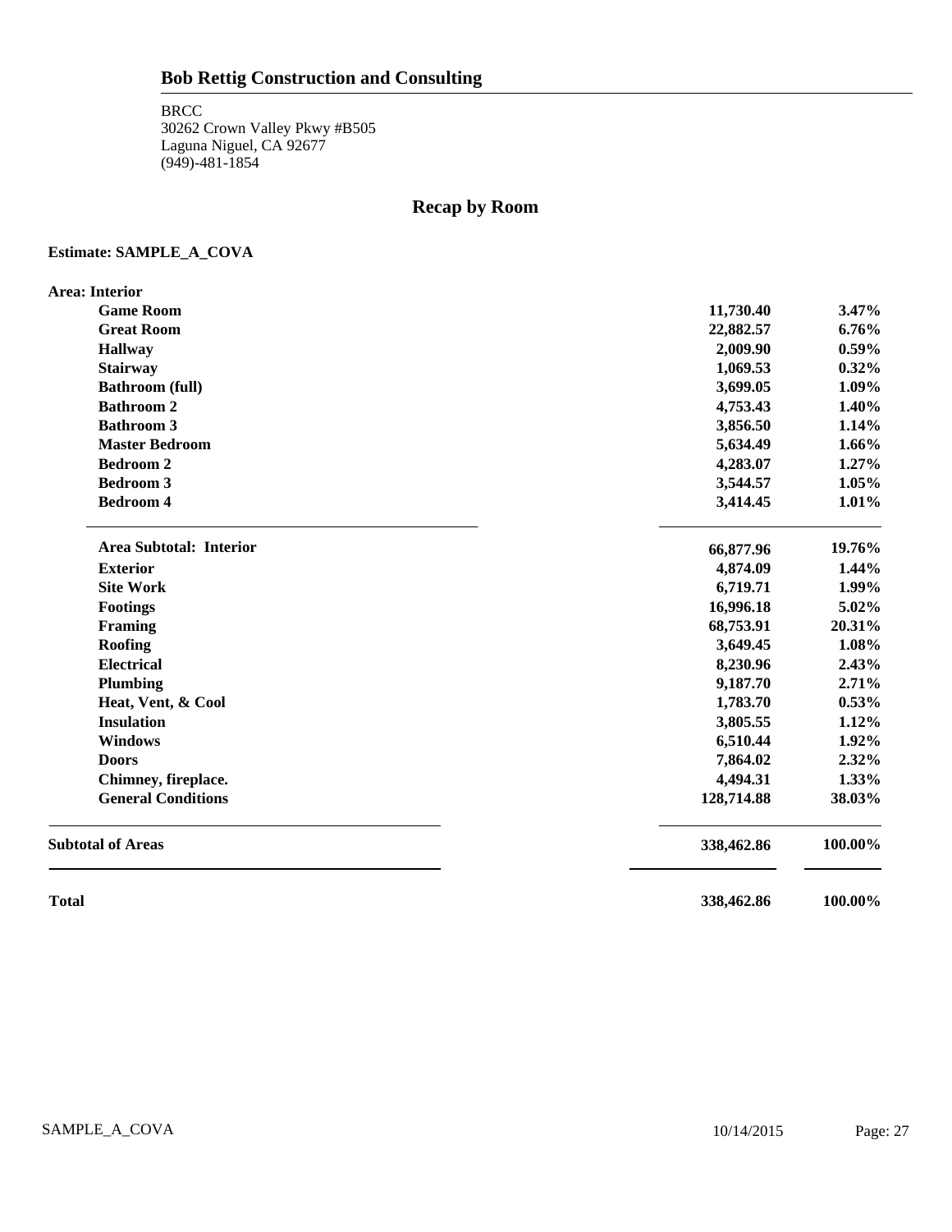## Bob Rettig Construction and Consulting

BRCC
30262 Crown Valley Pkwy #B505
Laguna Niguel, CA 92677
(949)-481-1854

# Recap by Room

**Estimate: SAMPLE_A_COVA**

| | | |
|---|---|---|
| **Area: Interior** | | |
| **Game Room** | **11,730.40** | **3.47%** |
| **Great Room** | **22,882.57** | **6.76%** |
| **Hallway** | **2,009.90** | **0.59%** |
| **Stairway** | **1,069.53** | **0.32%** |
| **Bathroom (full)** | **3,699.05** | **1.09%** |
| **Bathroom 2** | **4,753.43** | **1.40%** |
| **Bathroom 3** | **3,856.50** | **1.14%** |
| **Master Bedroom** | **5,634.49** | **1.66%** |
| **Bedroom 2** | **4,283.07** | **1.27%** |
| **Bedroom 3** | **3,544.57** | **1.05%** |
| **Bedroom 4** | **3,414.45** | **1.01%** |
| **Area Subtotal: Interior** | **66,877.96** | **19.76%** |
| **Exterior** | **4,874.09** | **1.44%** |
| **Site Work** | **6,719.71** | **1.99%** |
| **Footings** | **16,996.18** | **5.02%** |
| **Framing** | **68,753.91** | **20.31%** |
| **Roofing** | **3,649.45** | **1.08%** |
| **Electrical** | **8,230.96** | **2.43%** |
| **Plumbing** | **9,187.70** | **2.71%** |
| **Heat, Vent, & Cool** | **1,783.70** | **0.53%** |
| **Insulation** | **3,805.55** | **1.12%** |
| **Windows** | **6,510.44** | **1.92%** |
| **Doors** | **7,864.02** | **2.32%** |
| **Chimney, fireplace.** | **4,494.31** | **1.33%** |
| **General Conditions** | **128,714.88** | **38.03%** |
| **Subtotal of Areas** | **338,462.86** | **100.00%** |
| **Total** | **338,462.86** | **100.00%** |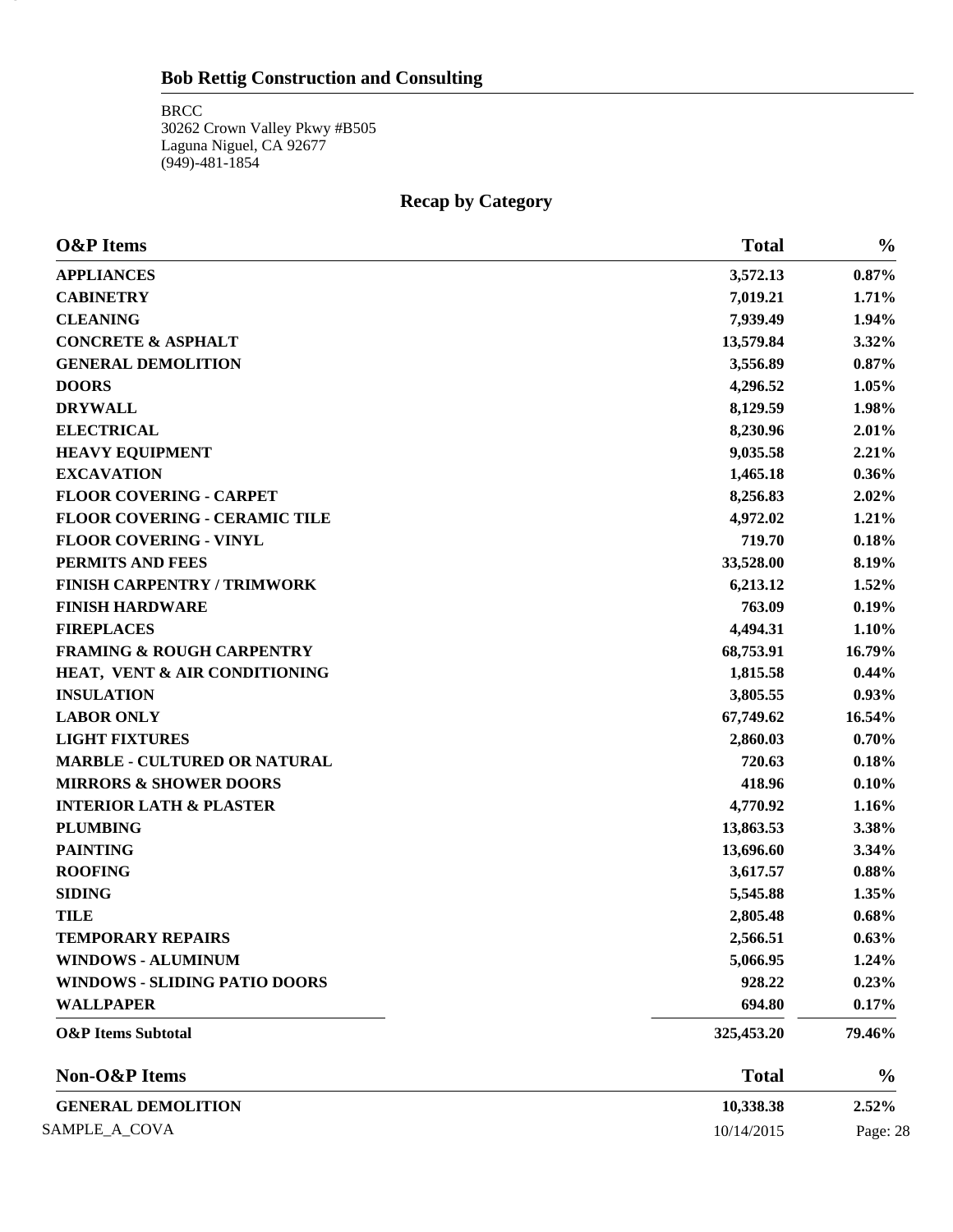## Bob Rettig Construction and Consulting

BRCC
30262 Crown Valley Pkwy #B505
Laguna Niguel, CA 92677
(949)-481-1854

## Recap by Category

| O&P Items | Total | % |
|---|---|---|
| **APPLIANCES** | **3,572.13** | **0.87%** |
| **CABINETRY** | **7,019.21** | **1.71%** |
| **CLEANING** | **7,939.49** | **1.94%** |
| **CONCRETE & ASPHALT** | **13,579.84** | **3.32%** |
| **GENERAL DEMOLITION** | **3,556.89** | **0.87%** |
| **DOORS** | **4,296.52** | **1.05%** |
| **DRYWALL** | **8,129.59** | **1.98%** |
| **ELECTRICAL** | **8,230.96** | **2.01%** |
| **HEAVY EQUIPMENT** | **9,035.58** | **2.21%** |
| **EXCAVATION** | **1,465.18** | **0.36%** |
| **FLOOR COVERING - CARPET** | **8,256.83** | **2.02%** |
| **FLOOR COVERING - CERAMIC TILE** | **4,972.02** | **1.21%** |
| **FLOOR COVERING - VINYL** | **719.70** | **0.18%** |
| **PERMITS AND FEES** | **33,528.00** | **8.19%** |
| **FINISH CARPENTRY / TRIMWORK** | **6,213.12** | **1.52%** |
| **FINISH HARDWARE** | **763.09** | **0.19%** |
| **FIREPLACES** | **4,494.31** | **1.10%** |
| **FRAMING & ROUGH CARPENTRY** | **68,753.91** | **16.79%** |
| **HEAT, VENT & AIR CONDITIONING** | **1,815.58** | **0.44%** |
| **INSULATION** | **3,805.55** | **0.93%** |
| **LABOR ONLY** | **67,749.62** | **16.54%** |
| **LIGHT FIXTURES** | **2,860.03** | **0.70%** |
| **MARBLE - CULTURED OR NATURAL** | **720.63** | **0.18%** |
| **MIRRORS & SHOWER DOORS** | **418.96** | **0.10%** |
| **INTERIOR LATH & PLASTER** | **4,770.92** | **1.16%** |
| **PLUMBING** | **13,863.53** | **3.38%** |
| **PAINTING** | **13,696.60** | **3.34%** |
| **ROOFING** | **3,617.57** | **0.88%** |
| **SIDING** | **5,545.88** | **1.35%** |
| **TILE** | **2,805.48** | **0.68%** |
| **TEMPORARY REPAIRS** | **2,566.51** | **0.63%** |
| **WINDOWS - ALUMINUM** | **5,066.95** | **1.24%** |
| **WINDOWS - SLIDING PATIO DOORS** | **928.22** | **0.23%** |
| **WALLPAPER** | **694.80** | **0.17%** |
| **O&P Items Subtotal** | **325,453.20** | **79.46%** |

| Non-O&P Items | Total | % |
|---|---|---|
| **GENERAL DEMOLITION** | **10,338.38** | **2.52%** |

SAMPLE_A_COVA 10/14/2015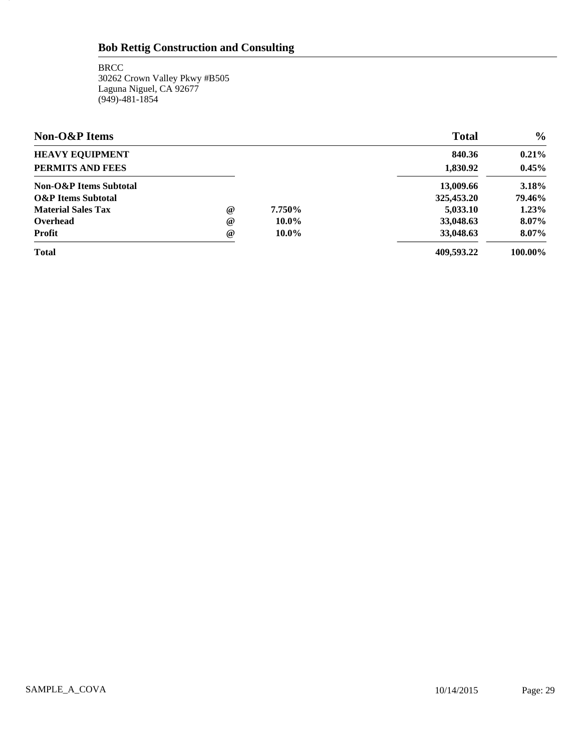## Bob Rettig Construction and Consulting

BRCC
30262 Crown Valley Pkwy #B505
Laguna Niguel, CA 92677
(949)-481-1854

| Non-O&P Items | | | Total | % |
|---|---|---|---|---|
| **HEAVY EQUIPMENT** | | | **840.36** | **0.21%** |
| **PERMITS AND FEES** | | | **1,830.92** | **0.45%** |
| **Non-O&P Items Subtotal** | | | **13,009.66** | **3.18%** |
| **O&P Items Subtotal** | | | **325,453.20** | **79.46%** |
| **Material Sales Tax** | **@** | **7.750%** | **5,033.10** | **1.23%** |
| **Overhead** | **@** | **10.0%** | **33,048.63** | **8.07%** |
| **Profit** | **@** | **10.0%** | **33,048.63** | **8.07%** |
| **Total** | | | **409,593.22** | **100.00%** |

SAMPLE_A_COVA 10/14/2015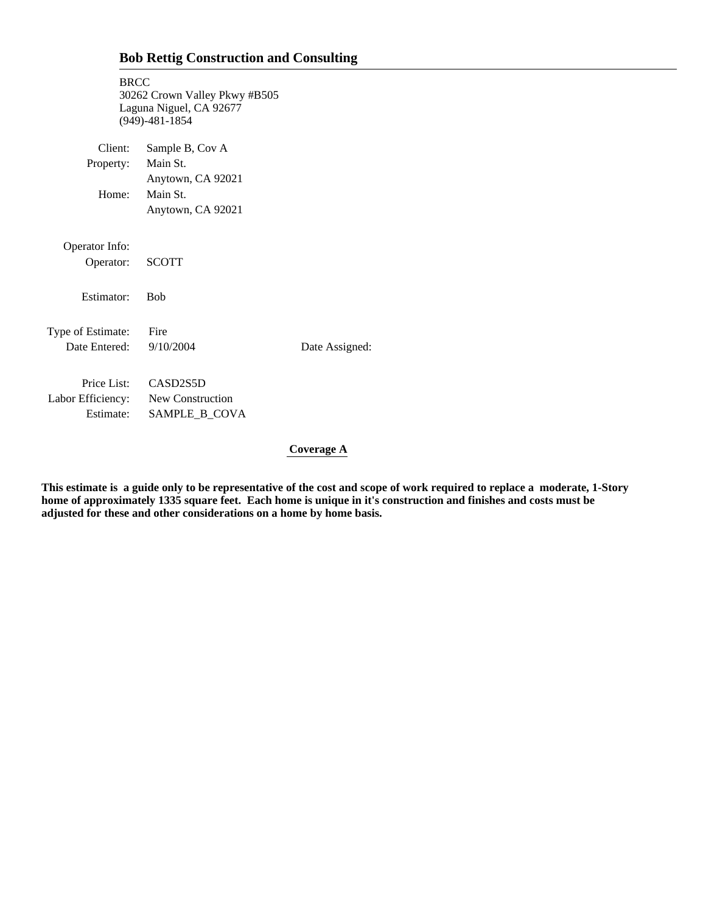## Bob Rettig Construction and Consulting

BRCC
30262 Crown Valley Pkwy #B505
Laguna Niguel, CA 92677
(949)-481-1854

| | |
|---|---|
| Client: | Sample B, Cov A |
| Property: | Main St. |
| | Anytown, CA 92021 |
| Home: | Main St. |
| | Anytown, CA 92021 |

Operator Info:

| | |
|---|---|
| Operator: | SCOTT |
| Estimator: | Bob |

| | | |
|---|---|---|
| Type of Estimate: | Fire | |
| Date Entered: | 9/10/2004 | Date Assigned: |

| | |
|---|---|
| Price List: | CASD2S5D |
| Labor Efficiency: | New Construction |
| Estimate: | SAMPLE_B_COVA |

**Coverage A**

**This estimate is a guide only to be representative of the cost and scope of work required to replace a moderate, 1-Story home of approximately 1335 square feet. Each home is unique in it's construction and finishes and costs must be adjusted for these and other considerations on a home by home basis.**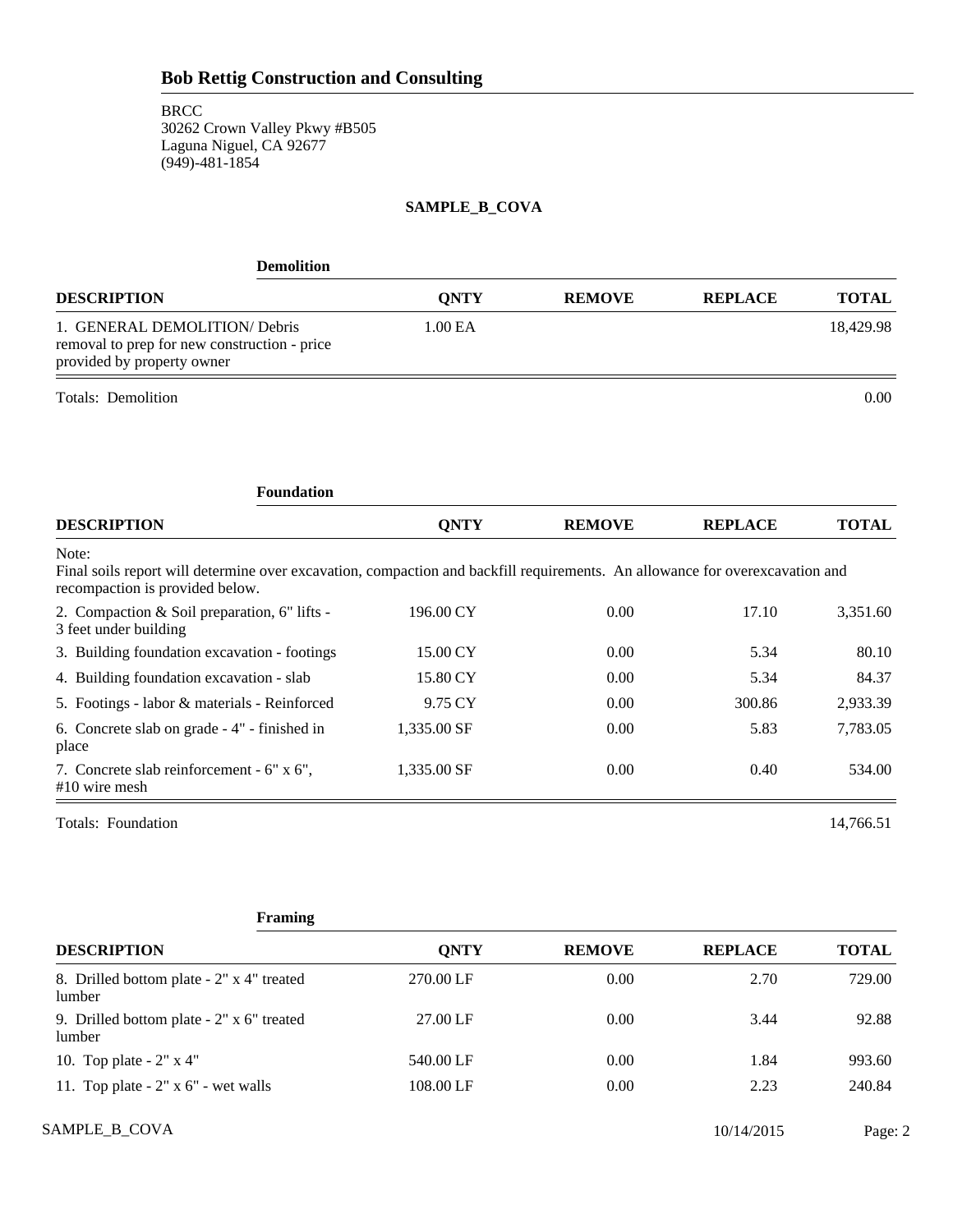## Bob Rettig Construction and Consulting

BRCC
30262 Crown Valley Pkwy #B505
Laguna Niguel, CA 92677
(949)-481-1854

**SAMPLE_B_COVA**

### Demolition

| DESCRIPTION | QNTY | REMOVE | REPLACE | TOTAL |
|---|---|---|---|---|
| 1. GENERAL DEMOLITION/ Debris removal to prep for new construction - price provided by property owner | 1.00 EA | | | 18,429.98 |
| Totals: Demolition | | | | 0.00 |

### Foundation

| DESCRIPTION | QNTY | REMOVE | REPLACE | TOTAL |
|---|---|---|---|---|
| Note: Final soils report will determine over excavation, compaction and backfill requirements. An allowance for overexcavation and recompaction is provided below. | | | | |
| 2. Compaction & Soil preparation, 6" lifts - 3 feet under building | 196.00 CY | 0.00 | 17.10 | 3,351.60 |
| 3. Building foundation excavation - footings | 15.00 CY | 0.00 | 5.34 | 80.10 |
| 4. Building foundation excavation - slab | 15.80 CY | 0.00 | 5.34 | 84.37 |
| 5. Footings - labor & materials - Reinforced | 9.75 CY | 0.00 | 300.86 | 2,933.39 |
| 6. Concrete slab on grade - 4" - finished in place | 1,335.00 SF | 0.00 | 5.83 | 7,783.05 |
| 7. Concrete slab reinforcement - 6" x 6", #10 wire mesh | 1,335.00 SF | 0.00 | 0.40 | 534.00 |
| Totals: Foundation | | | | 14,766.51 |

### Framing

| DESCRIPTION | QNTY | REMOVE | REPLACE | TOTAL |
|---|---|---|---|---|
| 8. Drilled bottom plate - 2" x 4" treated lumber | 270.00 LF | 0.00 | 2.70 | 729.00 |
| 9. Drilled bottom plate - 2" x 6" treated lumber | 27.00 LF | 0.00 | 3.44 | 92.88 |
| 10. Top plate - 2" x 4" | 540.00 LF | 0.00 | 1.84 | 993.60 |
| 11. Top plate - 2" x 6" - wet walls | 108.00 LF | 0.00 | 2.23 | 240.84 |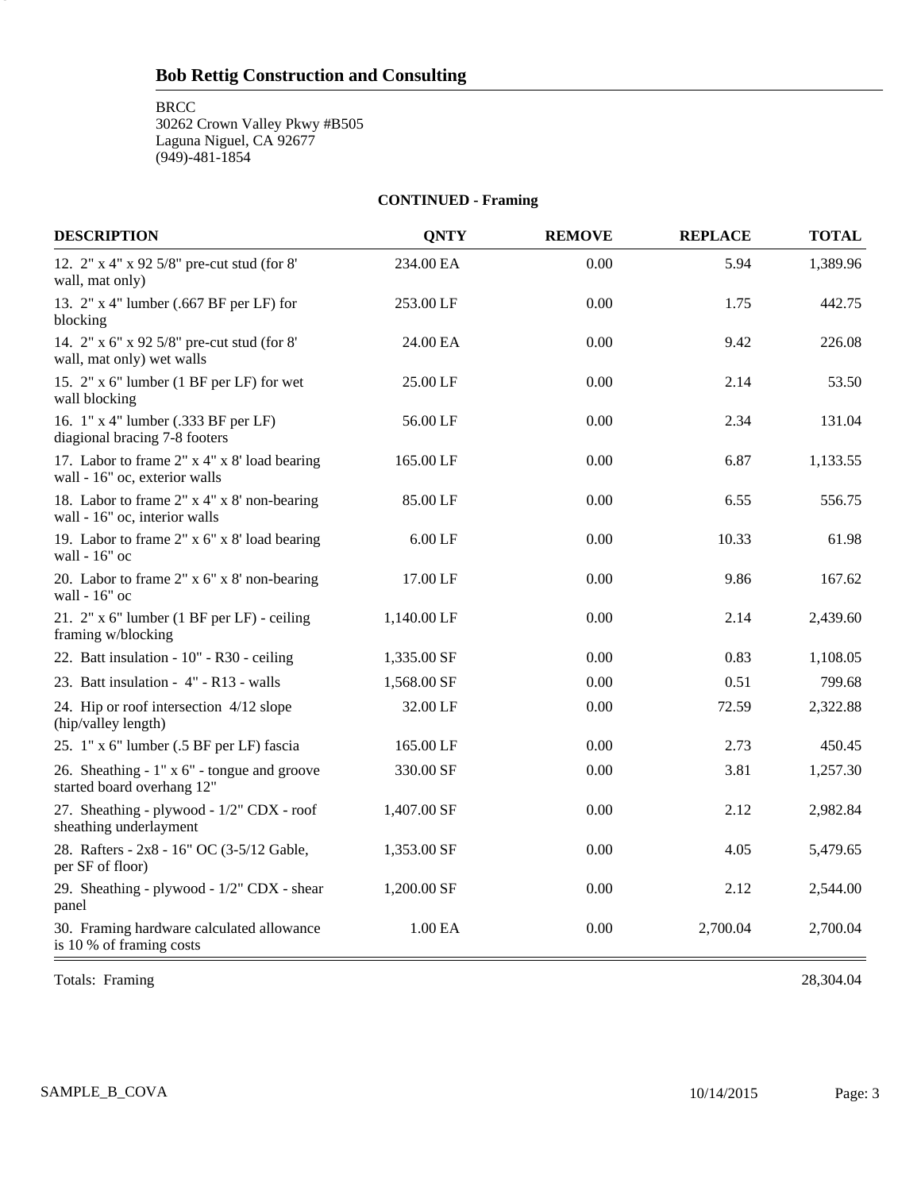## Bob Rettig Construction and Consulting

BRCC
30262 Crown Valley Pkwy #B505
Laguna Niguel, CA 92677
(949)-481-1854

**CONTINUED - Framing**

| DESCRIPTION | QNTY | REMOVE | REPLACE | TOTAL |
|---|---|---|---|---|
| 12. 2" x 4" x 92 5/8" pre-cut stud (for 8' wall, mat only) | 234.00 EA | 0.00 | 5.94 | 1,389.96 |
| 13. 2" x 4" lumber (.667 BF per LF) for blocking | 253.00 LF | 0.00 | 1.75 | 442.75 |
| 14. 2" x 6" x 92 5/8" pre-cut stud (for 8' wall, mat only) wet walls | 24.00 EA | 0.00 | 9.42 | 226.08 |
| 15. 2" x 6" lumber (1 BF per LF) for wet wall blocking | 25.00 LF | 0.00 | 2.14 | 53.50 |
| 16. 1" x 4" lumber (.333 BF per LF) diagional bracing 7-8 footers | 56.00 LF | 0.00 | 2.34 | 131.04 |
| 17. Labor to frame 2" x 4" x 8' load bearing wall - 16" oc, exterior walls | 165.00 LF | 0.00 | 6.87 | 1,133.55 |
| 18. Labor to frame 2" x 4" x 8' non-bearing wall - 16" oc, interior walls | 85.00 LF | 0.00 | 6.55 | 556.75 |
| 19. Labor to frame 2" x 6" x 8' load bearing wall - 16" oc | 6.00 LF | 0.00 | 10.33 | 61.98 |
| 20. Labor to frame 2" x 6" x 8' non-bearing wall - 16" oc | 17.00 LF | 0.00 | 9.86 | 167.62 |
| 21. 2" x 6" lumber (1 BF per LF) - ceiling framing w/blocking | 1,140.00 LF | 0.00 | 2.14 | 2,439.60 |
| 22. Batt insulation - 10" - R30 - ceiling | 1,335.00 SF | 0.00 | 0.83 | 1,108.05 |
| 23. Batt insulation - 4" - R13 - walls | 1,568.00 SF | 0.00 | 0.51 | 799.68 |
| 24. Hip or roof intersection 4/12 slope (hip/valley length) | 32.00 LF | 0.00 | 72.59 | 2,322.88 |
| 25. 1" x 6" lumber (.5 BF per LF) fascia | 165.00 LF | 0.00 | 2.73 | 450.45 |
| 26. Sheathing - 1" x 6" - tongue and groove started board overhang 12" | 330.00 SF | 0.00 | 3.81 | 1,257.30 |
| 27. Sheathing - plywood - 1/2" CDX - roof sheathing underlayment | 1,407.00 SF | 0.00 | 2.12 | 2,982.84 |
| 28. Rafters - 2x8 - 16" OC (3-5/12 Gable, per SF of floor) | 1,353.00 SF | 0.00 | 4.05 | 5,479.65 |
| 29. Sheathing - plywood - 1/2" CDX - shear panel | 1,200.00 SF | 0.00 | 2.12 | 2,544.00 |
| 30. Framing hardware calculated allowance is 10 % of framing costs | 1.00 EA | 0.00 | 2,700.04 | 2,700.04 |
| Totals: Framing | | | | 28,304.04 |

SAMPLE_B_COVA 10/14/2015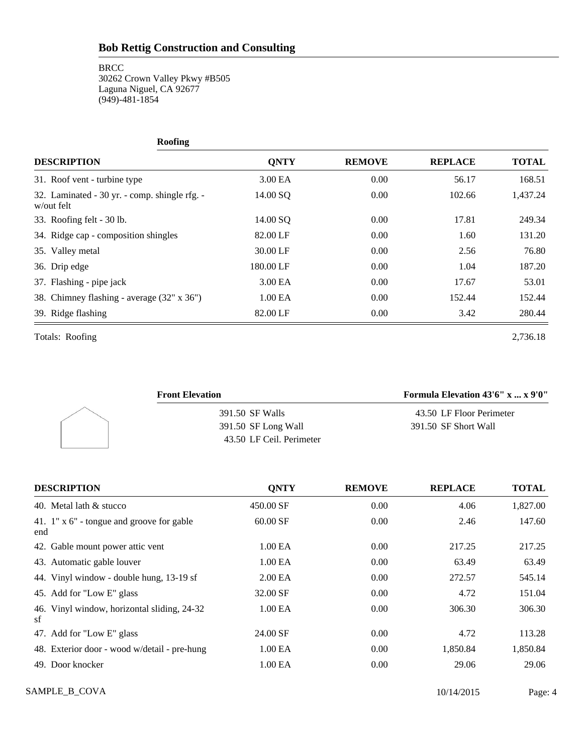## Bob Rettig Construction and Consulting

BRCC
30262 Crown Valley Pkwy #B505
Laguna Niguel, CA 92677
(949)-481-1854

**Roofing**

| DESCRIPTION | QNTY | REMOVE | REPLACE | TOTAL |
|---|---|---|---|---|
| 31. Roof vent - turbine type | 3.00 EA | 0.00 | 56.17 | 168.51 |
| 32. Laminated - 30 yr. - comp. shingle rfg. - w/out felt | 14.00 SQ | 0.00 | 102.66 | 1,437.24 |
| 33. Roofing felt - 30 lb. | 14.00 SQ | 0.00 | 17.81 | 249.34 |
| 34. Ridge cap - composition shingles | 82.00 LF | 0.00 | 1.60 | 131.20 |
| 35. Valley metal | 30.00 LF | 0.00 | 2.56 | 76.80 |
| 36. Drip edge | 180.00 LF | 0.00 | 1.04 | 187.20 |
| 37. Flashing - pipe jack | 3.00 EA | 0.00 | 17.67 | 53.01 |
| 38. Chimney flashing - average (32" x 36") | 1.00 EA | 0.00 | 152.44 | 152.44 |
| 39. Ridge flashing | 82.00 LF | 0.00 | 3.42 | 280.44 |

Totals: Roofing 2,736.18

**Front Elevation** — **Formula Elevation 43'6" x ... x 9'0"**

| | |
|---|---|
| 391.50 SF Walls | 43.50 LF Floor Perimeter |
| 391.50 SF Long Wall | 391.50 SF Short Wall |
| 43.50 LF Ceil. Perimeter | |

| DESCRIPTION | QNTY | REMOVE | REPLACE | TOTAL |
|---|---|---|---|---|
| 40. Metal lath & stucco | 450.00 SF | 0.00 | 4.06 | 1,827.00 |
| 41. 1" x 6" - tongue and groove for gable end | 60.00 SF | 0.00 | 2.46 | 147.60 |
| 42. Gable mount power attic vent | 1.00 EA | 0.00 | 217.25 | 217.25 |
| 43. Automatic gable louver | 1.00 EA | 0.00 | 63.49 | 63.49 |
| 44. Vinyl window - double hung, 13-19 sf | 2.00 EA | 0.00 | 272.57 | 545.14 |
| 45. Add for "Low E" glass | 32.00 SF | 0.00 | 4.72 | 151.04 |
| 46. Vinyl window, horizontal sliding, 24-32 sf | 1.00 EA | 0.00 | 306.30 | 306.30 |
| 47. Add for "Low E" glass | 24.00 SF | 0.00 | 4.72 | 113.28 |
| 48. Exterior door - wood w/detail - pre-hung | 1.00 EA | 0.00 | 1,850.84 | 1,850.84 |
| 49. Door knocker | 1.00 EA | 0.00 | 29.06 | 29.06 |

SAMPLE_B_COVA 10/14/2015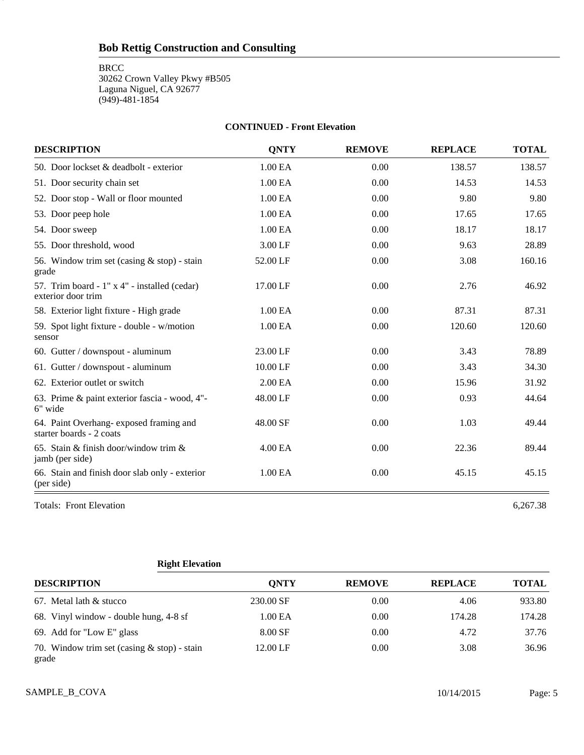## Bob Rettig Construction and Consulting

BRCC
30262 Crown Valley Pkwy #B505
Laguna Niguel, CA 92677
(949)-481-1854

### CONTINUED - Front Elevation

| DESCRIPTION | QNTY | REMOVE | REPLACE | TOTAL |
|---|---|---|---|---|
| 50. Door lockset & deadbolt - exterior | 1.00 EA | 0.00 | 138.57 | 138.57 |
| 51. Door security chain set | 1.00 EA | 0.00 | 14.53 | 14.53 |
| 52. Door stop - Wall or floor mounted | 1.00 EA | 0.00 | 9.80 | 9.80 |
| 53. Door peep hole | 1.00 EA | 0.00 | 17.65 | 17.65 |
| 54. Door sweep | 1.00 EA | 0.00 | 18.17 | 18.17 |
| 55. Door threshold, wood | 3.00 LF | 0.00 | 9.63 | 28.89 |
| 56. Window trim set (casing & stop) - stain grade | 52.00 LF | 0.00 | 3.08 | 160.16 |
| 57. Trim board - 1" x 4" - installed (cedar) exterior door trim | 17.00 LF | 0.00 | 2.76 | 46.92 |
| 58. Exterior light fixture - High grade | 1.00 EA | 0.00 | 87.31 | 87.31 |
| 59. Spot light fixture - double - w/motion sensor | 1.00 EA | 0.00 | 120.60 | 120.60 |
| 60. Gutter / downspout - aluminum | 23.00 LF | 0.00 | 3.43 | 78.89 |
| 61. Gutter / downspout - aluminum | 10.00 LF | 0.00 | 3.43 | 34.30 |
| 62. Exterior outlet or switch | 2.00 EA | 0.00 | 15.96 | 31.92 |
| 63. Prime & paint exterior fascia - wood, 4"-6" wide | 48.00 LF | 0.00 | 0.93 | 44.64 |
| 64. Paint Overhang- exposed framing and starter boards - 2 coats | 48.00 SF | 0.00 | 1.03 | 49.44 |
| 65. Stain & finish door/window trim & jamb (per side) | 4.00 EA | 0.00 | 22.36 | 89.44 |
| 66. Stain and finish door slab only - exterior (per side) | 1.00 EA | 0.00 | 45.15 | 45.15 |

Totals: Front Elevation 6,267.38

### Right Elevation

| DESCRIPTION | QNTY | REMOVE | REPLACE | TOTAL |
|---|---|---|---|---|
| 67. Metal lath & stucco | 230.00 SF | 0.00 | 4.06 | 933.80 |
| 68. Vinyl window - double hung, 4-8 sf | 1.00 EA | 0.00 | 174.28 | 174.28 |
| 69. Add for "Low E" glass | 8.00 SF | 0.00 | 4.72 | 37.76 |
| 70. Window trim set (casing & stop) - stain grade | 12.00 LF | 0.00 | 3.08 | 36.96 |

SAMPLE_B_COVA 10/14/2015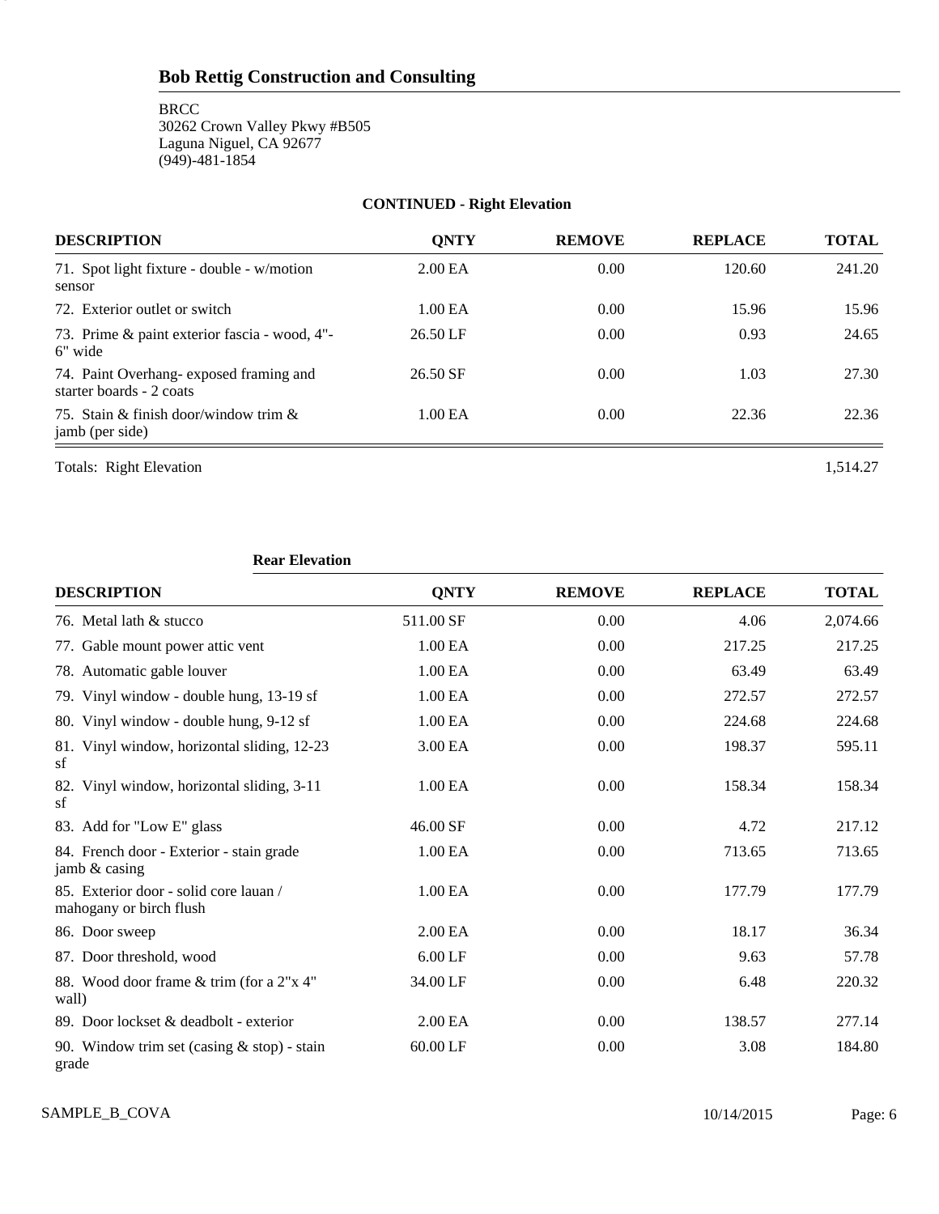## Bob Rettig Construction and Consulting

BRCC
30262 Crown Valley Pkwy #B505
Laguna Niguel, CA 92677
(949)-481-1854

**CONTINUED - Right Elevation**

| DESCRIPTION | QNTY | REMOVE | REPLACE | TOTAL |
|---|---|---|---|---|
| 71. Spot light fixture - double - w/motion sensor | 2.00 EA | 0.00 | 120.60 | 241.20 |
| 72. Exterior outlet or switch | 1.00 EA | 0.00 | 15.96 | 15.96 |
| 73. Prime & paint exterior fascia - wood, 4"- 6" wide | 26.50 LF | 0.00 | 0.93 | 24.65 |
| 74. Paint Overhang- exposed framing and starter boards - 2 coats | 26.50 SF | 0.00 | 1.03 | 27.30 |
| 75. Stain & finish door/window trim & jamb (per side) | 1.00 EA | 0.00 | 22.36 | 22.36 |
| Totals: Right Elevation | | | | 1,514.27 |

**Rear Elevation**

| DESCRIPTION | QNTY | REMOVE | REPLACE | TOTAL |
|---|---|---|---|---|
| 76. Metal lath & stucco | 511.00 SF | 0.00 | 4.06 | 2,074.66 |
| 77. Gable mount power attic vent | 1.00 EA | 0.00 | 217.25 | 217.25 |
| 78. Automatic gable louver | 1.00 EA | 0.00 | 63.49 | 63.49 |
| 79. Vinyl window - double hung, 13-19 sf | 1.00 EA | 0.00 | 272.57 | 272.57 |
| 80. Vinyl window - double hung, 9-12 sf | 1.00 EA | 0.00 | 224.68 | 224.68 |
| 81. Vinyl window, horizontal sliding, 12-23 sf | 3.00 EA | 0.00 | 198.37 | 595.11 |
| 82. Vinyl window, horizontal sliding, 3-11 sf | 1.00 EA | 0.00 | 158.34 | 158.34 |
| 83. Add for "Low E" glass | 46.00 SF | 0.00 | 4.72 | 217.12 |
| 84. French door - Exterior - stain grade jamb & casing | 1.00 EA | 0.00 | 713.65 | 713.65 |
| 85. Exterior door - solid core lauan / mahogany or birch flush | 1.00 EA | 0.00 | 177.79 | 177.79 |
| 86. Door sweep | 2.00 EA | 0.00 | 18.17 | 36.34 |
| 87. Door threshold, wood | 6.00 LF | 0.00 | 9.63 | 57.78 |
| 88. Wood door frame & trim (for a 2"x 4" wall) | 34.00 LF | 0.00 | 6.48 | 220.32 |
| 89. Door lockset & deadbolt - exterior | 2.00 EA | 0.00 | 138.57 | 277.14 |
| 90. Window trim set (casing & stop) - stain grade | 60.00 LF | 0.00 | 3.08 | 184.80 |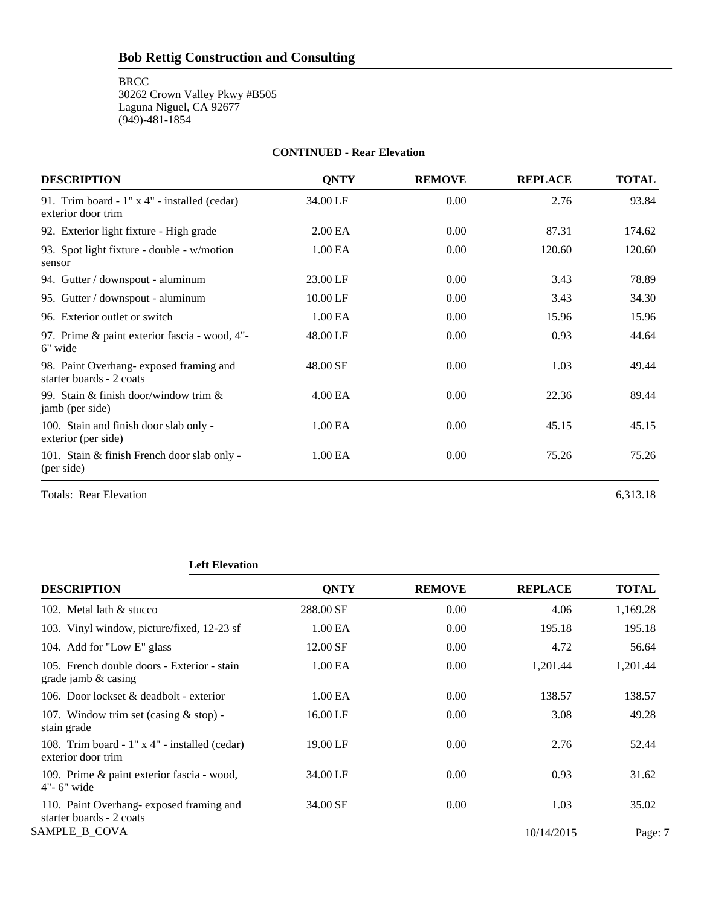# Bob Rettig Construction and Consulting

BRCC
30262 Crown Valley Pkwy #B505
Laguna Niguel, CA 92677
(949)-481-1854

**CONTINUED - Rear Elevation**

| DESCRIPTION | QNTY | REMOVE | REPLACE | TOTAL |
|---|---|---|---|---|
| 91. Trim board - 1" x 4" - installed (cedar) exterior door trim | 34.00 LF | 0.00 | 2.76 | 93.84 |
| 92. Exterior light fixture - High grade | 2.00 EA | 0.00 | 87.31 | 174.62 |
| 93. Spot light fixture - double - w/motion sensor | 1.00 EA | 0.00 | 120.60 | 120.60 |
| 94. Gutter / downspout - aluminum | 23.00 LF | 0.00 | 3.43 | 78.89 |
| 95. Gutter / downspout - aluminum | 10.00 LF | 0.00 | 3.43 | 34.30 |
| 96. Exterior outlet or switch | 1.00 EA | 0.00 | 15.96 | 15.96 |
| 97. Prime & paint exterior fascia - wood, 4"- 6" wide | 48.00 LF | 0.00 | 0.93 | 44.64 |
| 98. Paint Overhang- exposed framing and starter boards - 2 coats | 48.00 SF | 0.00 | 1.03 | 49.44 |
| 99. Stain & finish door/window trim & jamb (per side) | 4.00 EA | 0.00 | 22.36 | 89.44 |
| 100. Stain and finish door slab only - exterior (per side) | 1.00 EA | 0.00 | 45.15 | 45.15 |
| 101. Stain & finish French door slab only - (per side) | 1.00 EA | 0.00 | 75.26 | 75.26 |
| Totals: Rear Elevation | | | | 6,313.18 |

**Left Elevation**

| DESCRIPTION | QNTY | REMOVE | REPLACE | TOTAL |
|---|---|---|---|---|
| 102. Metal lath & stucco | 288.00 SF | 0.00 | 4.06 | 1,169.28 |
| 103. Vinyl window, picture/fixed, 12-23 sf | 1.00 EA | 0.00 | 195.18 | 195.18 |
| 104. Add for "Low E" glass | 12.00 SF | 0.00 | 4.72 | 56.64 |
| 105. French double doors - Exterior - stain grade jamb & casing | 1.00 EA | 0.00 | 1,201.44 | 1,201.44 |
| 106. Door lockset & deadbolt - exterior | 1.00 EA | 0.00 | 138.57 | 138.57 |
| 107. Window trim set (casing & stop) - stain grade | 16.00 LF | 0.00 | 3.08 | 49.28 |
| 108. Trim board - 1" x 4" - installed (cedar) exterior door trim | 19.00 LF | 0.00 | 2.76 | 52.44 |
| 109. Prime & paint exterior fascia - wood, 4"- 6" wide | 34.00 LF | 0.00 | 0.93 | 31.62 |
| 110. Paint Overhang- exposed framing and starter boards - 2 coats | 34.00 SF | 0.00 | 1.03 | 35.02 |

SAMPLE_B_COVA 10/14/2015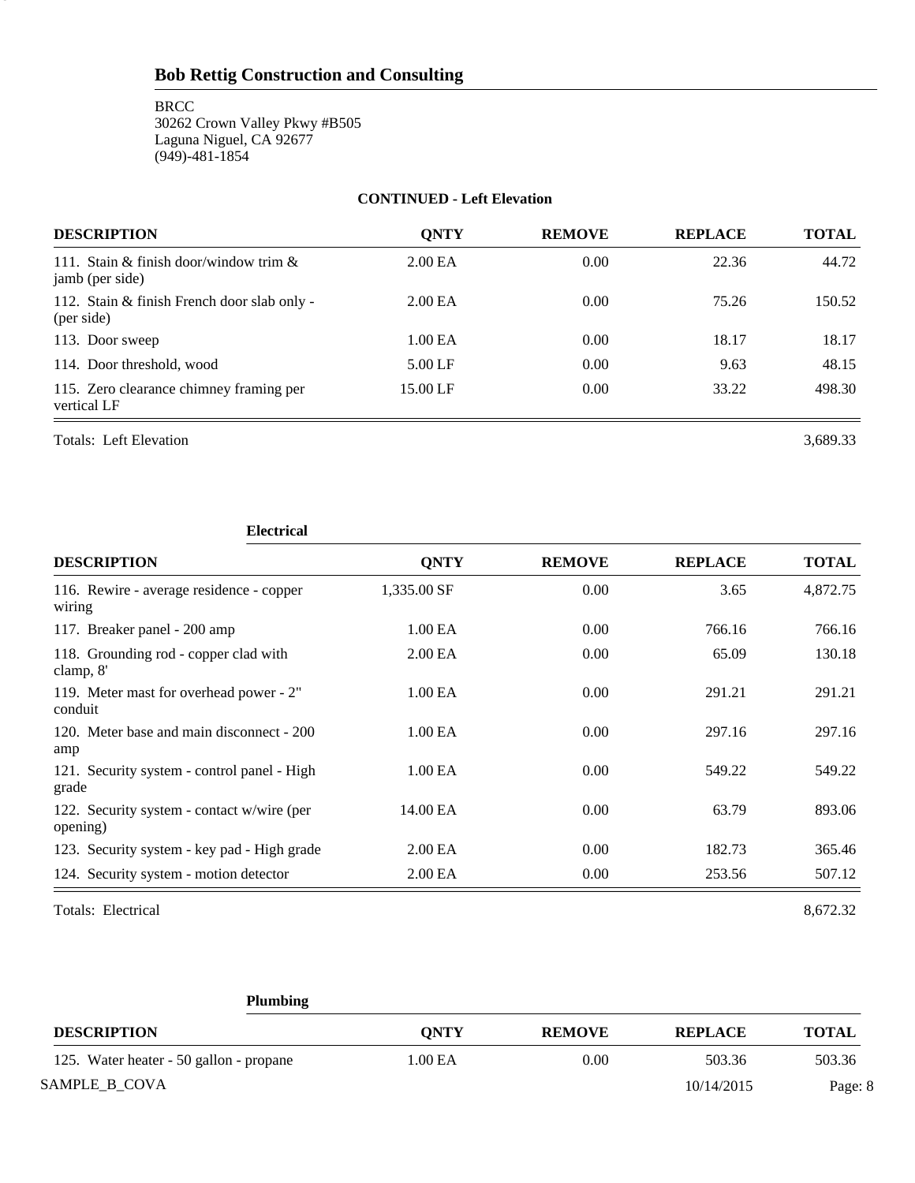## Bob Rettig Construction and Consulting

BRCC
30262 Crown Valley Pkwy #B505
Laguna Niguel, CA 92677
(949)-481-1854

**CONTINUED - Left Elevation**

| DESCRIPTION | QNTY | REMOVE | REPLACE | TOTAL |
|---|---|---|---|---|
| 111. Stain & finish door/window trim & jamb (per side) | 2.00 EA | 0.00 | 22.36 | 44.72 |
| 112. Stain & finish French door slab only - (per side) | 2.00 EA | 0.00 | 75.26 | 150.52 |
| 113. Door sweep | 1.00 EA | 0.00 | 18.17 | 18.17 |
| 114. Door threshold, wood | 5.00 LF | 0.00 | 9.63 | 48.15 |
| 115. Zero clearance chimney framing per vertical LF | 15.00 LF | 0.00 | 33.22 | 498.30 |

Totals: Left Elevation 3,689.33

**Electrical**

| DESCRIPTION | QNTY | REMOVE | REPLACE | TOTAL |
|---|---|---|---|---|
| 116. Rewire - average residence - copper wiring | 1,335.00 SF | 0.00 | 3.65 | 4,872.75 |
| 117. Breaker panel - 200 amp | 1.00 EA | 0.00 | 766.16 | 766.16 |
| 118. Grounding rod - copper clad with clamp, 8' | 2.00 EA | 0.00 | 65.09 | 130.18 |
| 119. Meter mast for overhead power - 2" conduit | 1.00 EA | 0.00 | 291.21 | 291.21 |
| 120. Meter base and main disconnect - 200 amp | 1.00 EA | 0.00 | 297.16 | 297.16 |
| 121. Security system - control panel - High grade | 1.00 EA | 0.00 | 549.22 | 549.22 |
| 122. Security system - contact w/wire (per opening) | 14.00 EA | 0.00 | 63.79 | 893.06 |
| 123. Security system - key pad - High grade | 2.00 EA | 0.00 | 182.73 | 365.46 |
| 124. Security system - motion detector | 2.00 EA | 0.00 | 253.56 | 507.12 |

Totals: Electrical 8,672.32

**Plumbing**

| DESCRIPTION | QNTY | REMOVE | REPLACE | TOTAL |
|---|---|---|---|---|
| 125. Water heater - 50 gallon - propane | 1.00 EA | 0.00 | 503.36 | 503.36 |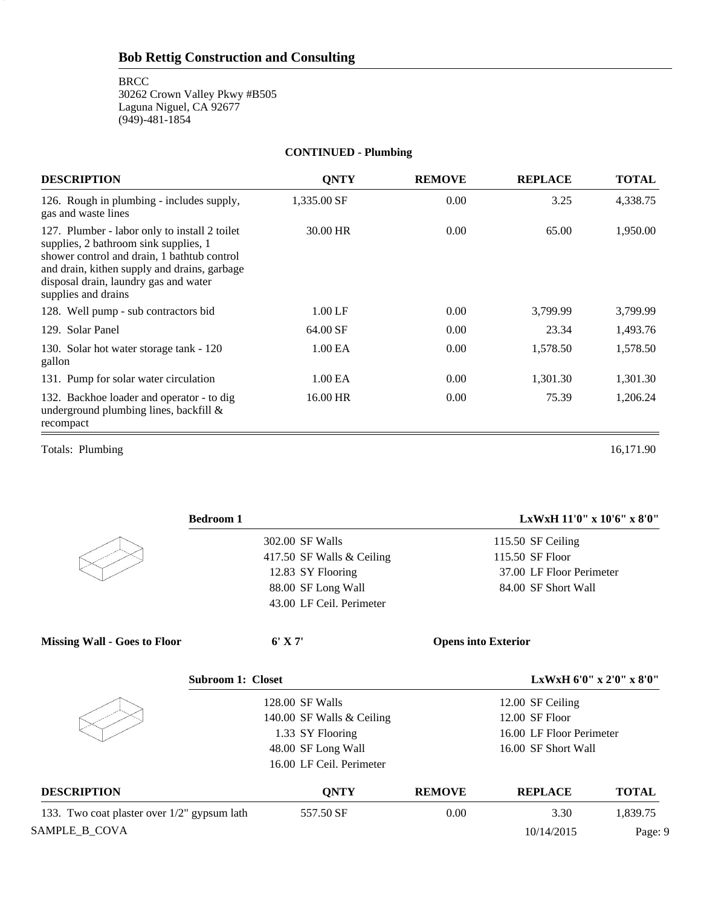## CONTINUED - Plumbing

| DESCRIPTION | QNTY | REMOVE | REPLACE | TOTAL |
|---|---|---|---|---|
| 126. Rough in plumbing - includes supply, gas and waste lines | 1,335.00 SF | 0.00 | 3.25 | 4,338.75 |
| 127. Plumber - labor only to install 2 toilet supplies, 2 bathroom sink supplies, 1 shower control and drain, 1 bathtub control and drain, kithen supply and drains, garbage disposal drain, laundry gas and water supplies and drains | 30.00 HR | 0.00 | 65.00 | 1,950.00 |
| 128. Well pump - sub contractors bid | 1.00 LF | 0.00 | 3,799.99 | 3,799.99 |
| 129. Solar Panel | 64.00 SF | 0.00 | 23.34 | 1,493.76 |
| 130. Solar hot water storage tank - 120 gallon | 1.00 EA | 0.00 | 1,578.50 | 1,578.50 |
| 131. Pump for solar water circulation | 1.00 EA | 0.00 | 1,301.30 | 1,301.30 |
| 132. Backhoe loader and operator - to dig underground plumbing lines, backfill & recompact | 16.00 HR | 0.00 | 75.39 | 1,206.24 |

Totals: Plumbing 16,171.90

**Bedroom 1** — LxWxH 11'0" x 10'6" x 8'0"

| | |
|---|---|
| 302.00 SF Walls | 115.50 SF Ceiling |
| 417.50 SF Walls & Ceiling | 115.50 SF Floor |
| 12.83 SY Flooring | 37.00 LF Floor Perimeter |
| 88.00 SF Long Wall | 84.00 SF Short Wall |
| 43.00 LF Ceil. Perimeter | |

**Missing Wall - Goes to Floor** — **6' X 7'** — **Opens into Exterior**

**Subroom 1: Closet** — LxWxH 6'0" x 2'0" x 8'0"

| | |
|---|---|
| 128.00 SF Walls | 12.00 SF Ceiling |
| 140.00 SF Walls & Ceiling | 12.00 SF Floor |
| 1.33 SY Flooring | 16.00 LF Floor Perimeter |
| 48.00 SF Long Wall | 16.00 SF Short Wall |
| 16.00 LF Ceil. Perimeter | |

| DESCRIPTION | QNTY | REMOVE | REPLACE | TOTAL |
|---|---|---|---|---|
| 133. Two coat plaster over 1/2" gypsum lath | 557.50 SF | 0.00 | 3.30 | 1,839.75 |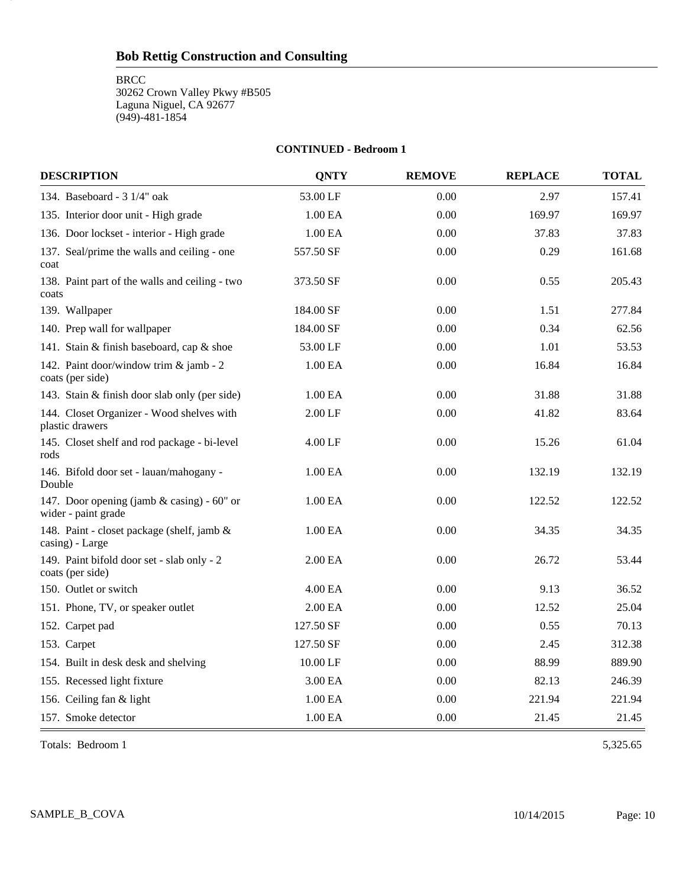## Bob Rettig Construction and Consulting

BRCC
30262 Crown Valley Pkwy #B505
Laguna Niguel, CA 92677
(949)-481-1854

**CONTINUED - Bedroom 1**

| DESCRIPTION | QNTY | REMOVE | REPLACE | TOTAL |
|---|---|---|---|---|
| 134. Baseboard - 3 1/4" oak | 53.00 LF | 0.00 | 2.97 | 157.41 |
| 135. Interior door unit - High grade | 1.00 EA | 0.00 | 169.97 | 169.97 |
| 136. Door lockset - interior - High grade | 1.00 EA | 0.00 | 37.83 | 37.83 |
| 137. Seal/prime the walls and ceiling - one coat | 557.50 SF | 0.00 | 0.29 | 161.68 |
| 138. Paint part of the walls and ceiling - two coats | 373.50 SF | 0.00 | 0.55 | 205.43 |
| 139. Wallpaper | 184.00 SF | 0.00 | 1.51 | 277.84 |
| 140. Prep wall for wallpaper | 184.00 SF | 0.00 | 0.34 | 62.56 |
| 141. Stain & finish baseboard, cap & shoe | 53.00 LF | 0.00 | 1.01 | 53.53 |
| 142. Paint door/window trim & jamb - 2 coats (per side) | 1.00 EA | 0.00 | 16.84 | 16.84 |
| 143. Stain & finish door slab only (per side) | 1.00 EA | 0.00 | 31.88 | 31.88 |
| 144. Closet Organizer - Wood shelves with plastic drawers | 2.00 LF | 0.00 | 41.82 | 83.64 |
| 145. Closet shelf and rod package - bi-level rods | 4.00 LF | 0.00 | 15.26 | 61.04 |
| 146. Bifold door set - lauan/mahogany - Double | 1.00 EA | 0.00 | 132.19 | 132.19 |
| 147. Door opening (jamb & casing) - 60" or wider - paint grade | 1.00 EA | 0.00 | 122.52 | 122.52 |
| 148. Paint - closet package (shelf, jamb & casing) - Large | 1.00 EA | 0.00 | 34.35 | 34.35 |
| 149. Paint bifold door set - slab only - 2 coats (per side) | 2.00 EA | 0.00 | 26.72 | 53.44 |
| 150. Outlet or switch | 4.00 EA | 0.00 | 9.13 | 36.52 |
| 151. Phone, TV, or speaker outlet | 2.00 EA | 0.00 | 12.52 | 25.04 |
| 152. Carpet pad | 127.50 SF | 0.00 | 0.55 | 70.13 |
| 153. Carpet | 127.50 SF | 0.00 | 2.45 | 312.38 |
| 154. Built in desk desk and shelving | 10.00 LF | 0.00 | 88.99 | 889.90 |
| 155. Recessed light fixture | 3.00 EA | 0.00 | 82.13 | 246.39 |
| 156. Ceiling fan & light | 1.00 EA | 0.00 | 221.94 | 221.94 |
| 157. Smoke detector | 1.00 EA | 0.00 | 21.45 | 21.45 |

Totals: Bedroom 1 5,325.65

SAMPLE_B_COVA 10/14/2015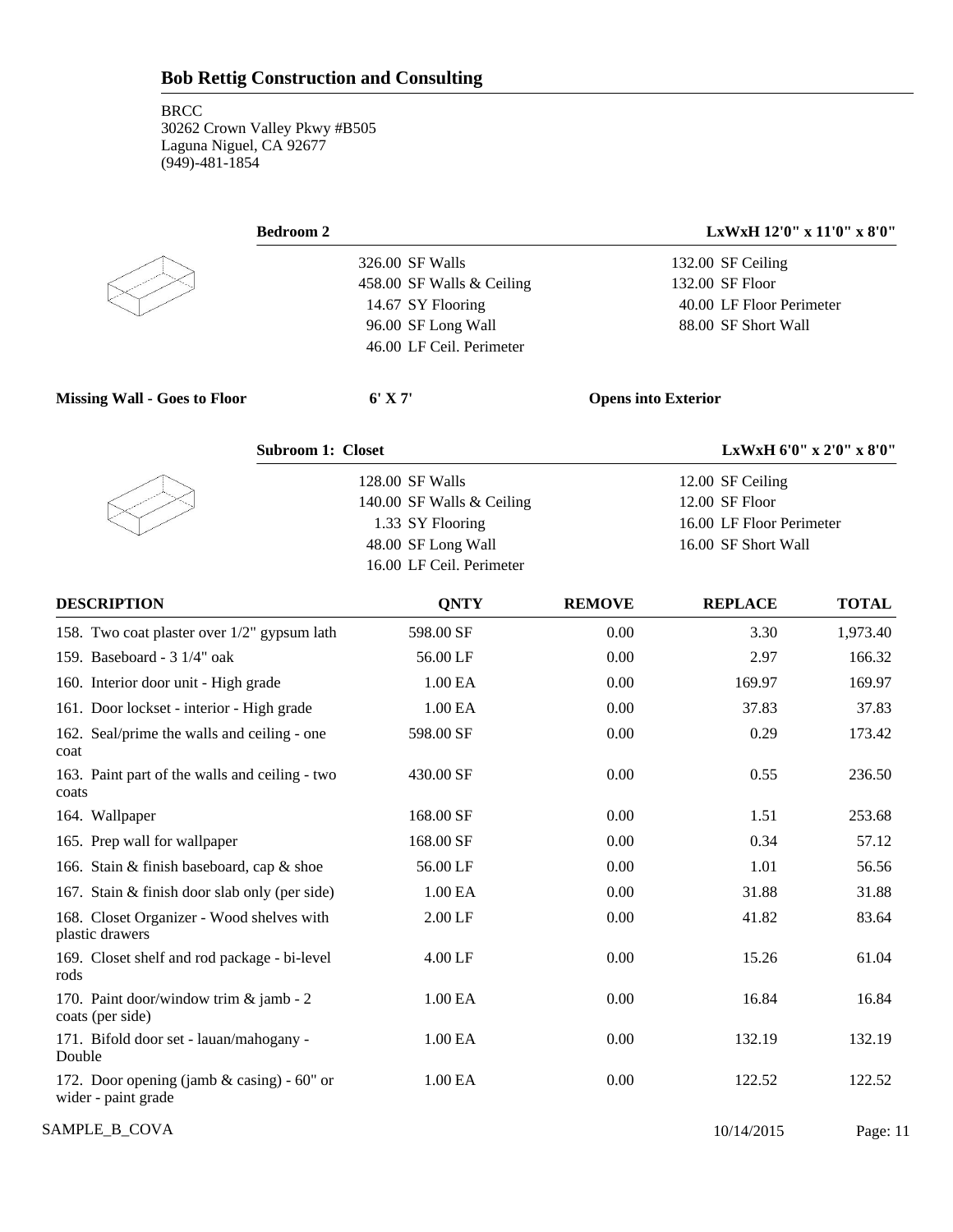## Bob Rettig Construction and Consulting

BRCC
30262 Crown Valley Pkwy #B505
Laguna Niguel, CA 92677
(949)-481-1854

### Bedroom 2 — LxWxH 12'0" x 11'0" x 8'0"

| | |
|---|---|
| 326.00 SF Walls | 132.00 SF Ceiling |
| 458.00 SF Walls & Ceiling | 132.00 SF Floor |
| 14.67 SY Flooring | 40.00 LF Floor Perimeter |
| 96.00 SF Long Wall | 88.00 SF Short Wall |
| 46.00 LF Ceil. Perimeter | |

**Missing Wall - Goes to Floor** — 6' X 7' — **Opens into Exterior**

### Subroom 1: Closet — LxWxH 6'0" x 2'0" x 8'0"

| | |
|---|---|
| 128.00 SF Walls | 12.00 SF Ceiling |
| 140.00 SF Walls & Ceiling | 12.00 SF Floor |
| 1.33 SY Flooring | 16.00 LF Floor Perimeter |
| 48.00 SF Long Wall | 16.00 SF Short Wall |
| 16.00 LF Ceil. Perimeter | |

| DESCRIPTION | QNTY | REMOVE | REPLACE | TOTAL |
|---|---|---|---|---|
| 158. Two coat plaster over 1/2" gypsum lath | 598.00 SF | 0.00 | 3.30 | 1,973.40 |
| 159. Baseboard - 3 1/4" oak | 56.00 LF | 0.00 | 2.97 | 166.32 |
| 160. Interior door unit - High grade | 1.00 EA | 0.00 | 169.97 | 169.97 |
| 161. Door lockset - interior - High grade | 1.00 EA | 0.00 | 37.83 | 37.83 |
| 162. Seal/prime the walls and ceiling - one coat | 598.00 SF | 0.00 | 0.29 | 173.42 |
| 163. Paint part of the walls and ceiling - two coats | 430.00 SF | 0.00 | 0.55 | 236.50 |
| 164. Wallpaper | 168.00 SF | 0.00 | 1.51 | 253.68 |
| 165. Prep wall for wallpaper | 168.00 SF | 0.00 | 0.34 | 57.12 |
| 166. Stain & finish baseboard, cap & shoe | 56.00 LF | 0.00 | 1.01 | 56.56 |
| 167. Stain & finish door slab only (per side) | 1.00 EA | 0.00 | 31.88 | 31.88 |
| 168. Closet Organizer - Wood shelves with plastic drawers | 2.00 LF | 0.00 | 41.82 | 83.64 |
| 169. Closet shelf and rod package - bi-level rods | 4.00 LF | 0.00 | 15.26 | 61.04 |
| 170. Paint door/window trim & jamb - 2 coats (per side) | 1.00 EA | 0.00 | 16.84 | 16.84 |
| 171. Bifold door set - lauan/mahogany - Double | 1.00 EA | 0.00 | 132.19 | 132.19 |
| 172. Door opening (jamb & casing) - 60" or wider - paint grade | 1.00 EA | 0.00 | 122.52 | 122.52 |

SAMPLE_B_COVA — 10/14/2015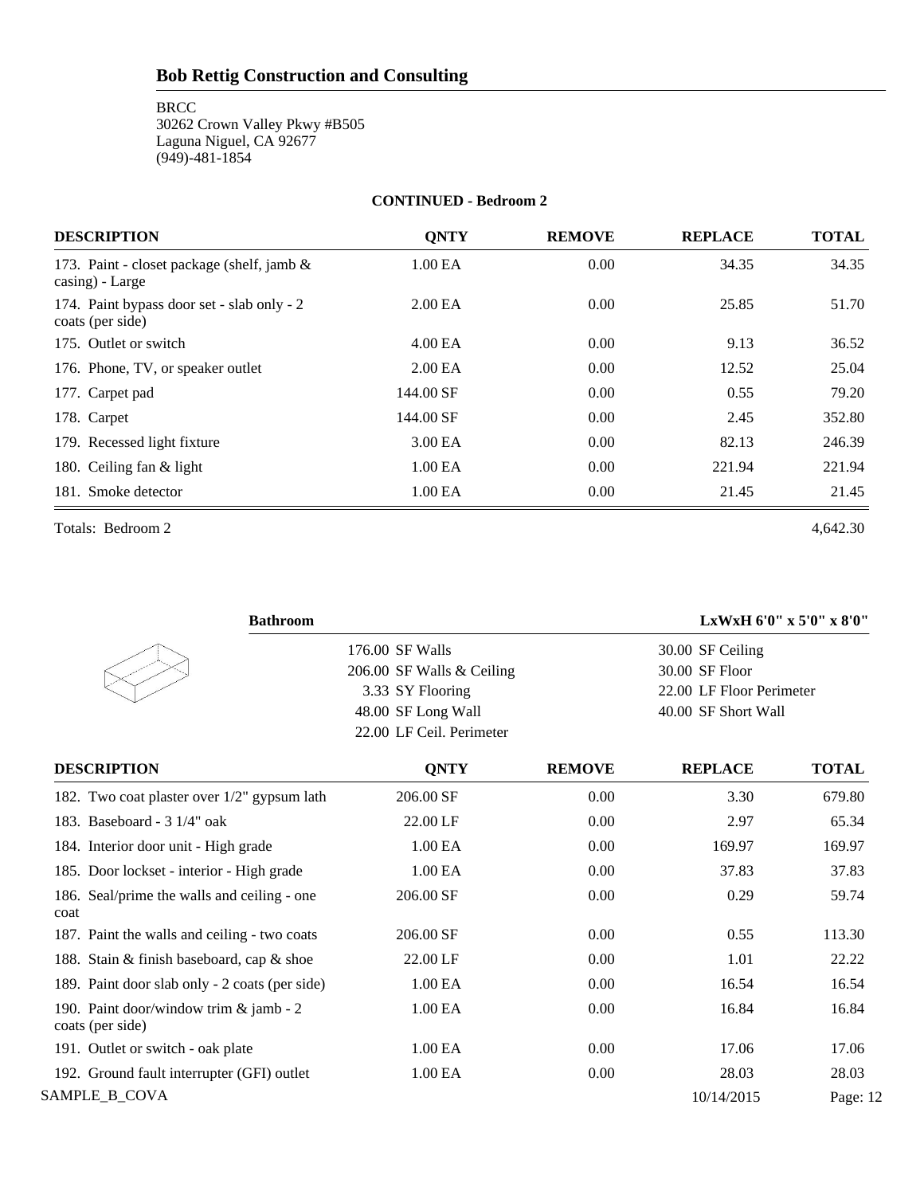## Bob Rettig Construction and Consulting

BRCC
30262 Crown Valley Pkwy #B505
Laguna Niguel, CA 92677
(949)-481-1854

**CONTINUED - Bedroom 2**

| DESCRIPTION | QNTY | REMOVE | REPLACE | TOTAL |
|---|---|---|---|---|
| 173. Paint - closet package (shelf, jamb & casing) - Large | 1.00 EA | 0.00 | 34.35 | 34.35 |
| 174. Paint bypass door set - slab only - 2 coats (per side) | 2.00 EA | 0.00 | 25.85 | 51.70 |
| 175. Outlet or switch | 4.00 EA | 0.00 | 9.13 | 36.52 |
| 176. Phone, TV, or speaker outlet | 2.00 EA | 0.00 | 12.52 | 25.04 |
| 177. Carpet pad | 144.00 SF | 0.00 | 0.55 | 79.20 |
| 178. Carpet | 144.00 SF | 0.00 | 2.45 | 352.80 |
| 179. Recessed light fixture | 3.00 EA | 0.00 | 82.13 | 246.39 |
| 180. Ceiling fan & light | 1.00 EA | 0.00 | 221.94 | 221.94 |
| 181. Smoke detector | 1.00 EA | 0.00 | 21.45 | 21.45 |

Totals: Bedroom 2 — 4,642.30

**Bathroom** — **LxWxH 6'0" x 5'0" x 8'0"**

| | |
|---|---|
| 176.00 SF Walls | 30.00 SF Ceiling |
| 206.00 SF Walls & Ceiling | 30.00 SF Floor |
| 3.33 SY Flooring | 22.00 LF Floor Perimeter |
| 48.00 SF Long Wall | 40.00 SF Short Wall |
| 22.00 LF Ceil. Perimeter | |

| DESCRIPTION | QNTY | REMOVE | REPLACE | TOTAL |
|---|---|---|---|---|
| 182. Two coat plaster over 1/2" gypsum lath | 206.00 SF | 0.00 | 3.30 | 679.80 |
| 183. Baseboard - 3 1/4" oak | 22.00 LF | 0.00 | 2.97 | 65.34 |
| 184. Interior door unit - High grade | 1.00 EA | 0.00 | 169.97 | 169.97 |
| 185. Door lockset - interior - High grade | 1.00 EA | 0.00 | 37.83 | 37.83 |
| 186. Seal/prime the walls and ceiling - one coat | 206.00 SF | 0.00 | 0.29 | 59.74 |
| 187. Paint the walls and ceiling - two coats | 206.00 SF | 0.00 | 0.55 | 113.30 |
| 188. Stain & finish baseboard, cap & shoe | 22.00 LF | 0.00 | 1.01 | 22.22 |
| 189. Paint door slab only - 2 coats (per side) | 1.00 EA | 0.00 | 16.54 | 16.54 |
| 190. Paint door/window trim & jamb - 2 coats (per side) | 1.00 EA | 0.00 | 16.84 | 16.84 |
| 191. Outlet or switch - oak plate | 1.00 EA | 0.00 | 17.06 | 17.06 |
| 192. Ground fault interrupter (GFI) outlet | 1.00 EA | 0.00 | 28.03 | 28.03 |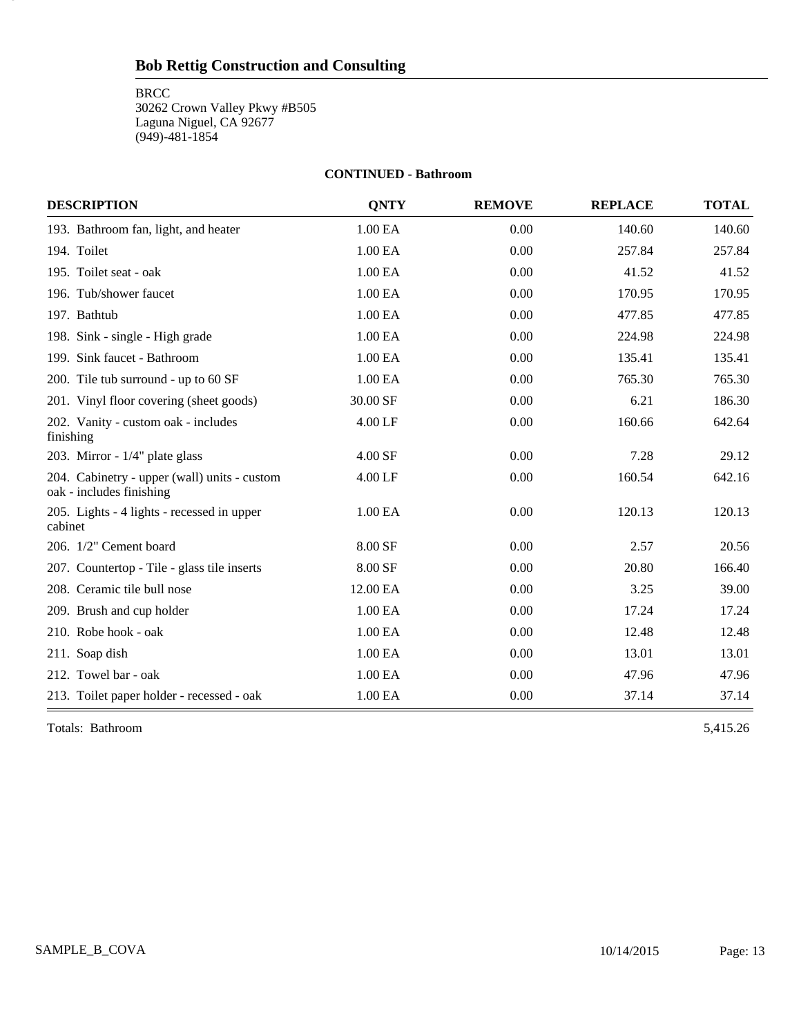# Bob Rettig Construction and Consulting

BRCC
30262 Crown Valley Pkwy #B505
Laguna Niguel, CA 92677
(949)-481-1854

**CONTINUED - Bathroom**

| DESCRIPTION | QNTY | REMOVE | REPLACE | TOTAL |
|---|---|---|---|---|
| 193. Bathroom fan, light, and heater | 1.00 EA | 0.00 | 140.60 | 140.60 |
| 194. Toilet | 1.00 EA | 0.00 | 257.84 | 257.84 |
| 195. Toilet seat - oak | 1.00 EA | 0.00 | 41.52 | 41.52 |
| 196. Tub/shower faucet | 1.00 EA | 0.00 | 170.95 | 170.95 |
| 197. Bathtub | 1.00 EA | 0.00 | 477.85 | 477.85 |
| 198. Sink - single - High grade | 1.00 EA | 0.00 | 224.98 | 224.98 |
| 199. Sink faucet - Bathroom | 1.00 EA | 0.00 | 135.41 | 135.41 |
| 200. Tile tub surround - up to 60 SF | 1.00 EA | 0.00 | 765.30 | 765.30 |
| 201. Vinyl floor covering (sheet goods) | 30.00 SF | 0.00 | 6.21 | 186.30 |
| 202. Vanity - custom oak - includes finishing | 4.00 LF | 0.00 | 160.66 | 642.64 |
| 203. Mirror - 1/4" plate glass | 4.00 SF | 0.00 | 7.28 | 29.12 |
| 204. Cabinetry - upper (wall) units - custom oak - includes finishing | 4.00 LF | 0.00 | 160.54 | 642.16 |
| 205. Lights - 4 lights - recessed in upper cabinet | 1.00 EA | 0.00 | 120.13 | 120.13 |
| 206. 1/2" Cement board | 8.00 SF | 0.00 | 2.57 | 20.56 |
| 207. Countertop - Tile - glass tile inserts | 8.00 SF | 0.00 | 20.80 | 166.40 |
| 208. Ceramic tile bull nose | 12.00 EA | 0.00 | 3.25 | 39.00 |
| 209. Brush and cup holder | 1.00 EA | 0.00 | 17.24 | 17.24 |
| 210. Robe hook - oak | 1.00 EA | 0.00 | 12.48 | 12.48 |
| 211. Soap dish | 1.00 EA | 0.00 | 13.01 | 13.01 |
| 212. Towel bar - oak | 1.00 EA | 0.00 | 47.96 | 47.96 |
| 213. Toilet paper holder - recessed - oak | 1.00 EA | 0.00 | 37.14 | 37.14 |

Totals: Bathroom 5,415.26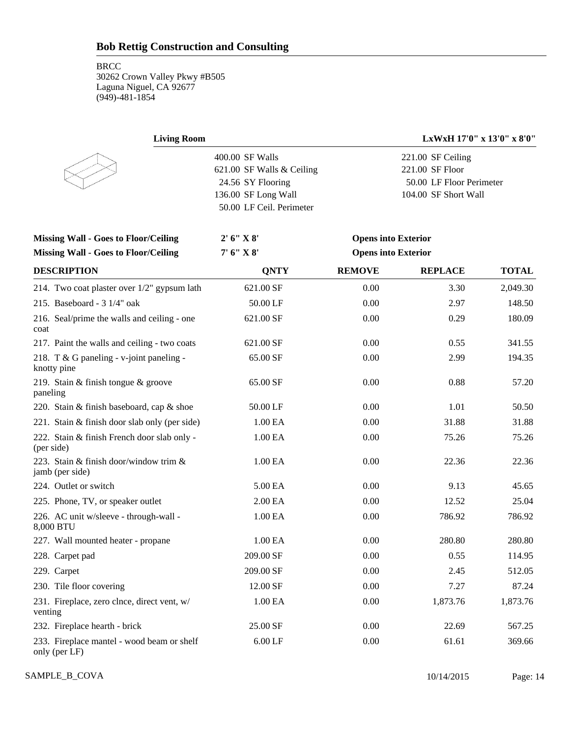## Bob Rettig Construction and Consulting

BRCC
30262 Crown Valley Pkwy #B505
Laguna Niguel, CA 92677
(949)-481-1854

### Living Room — LxWxH 17'0" x 13'0" x 8'0"

| | |
|---|---|
| 400.00 SF Walls | 221.00 SF Ceiling |
| 621.00 SF Walls & Ceiling | 221.00 SF Floor |
| 24.56 SY Flooring | 50.00 LF Floor Perimeter |
| 136.00 SF Long Wall | 104.00 SF Short Wall |
| 50.00 LF Ceil. Perimeter | |

| | | |
|---|---|---|
| **Missing Wall - Goes to Floor/Ceiling** | **2' 6" X 8'** | **Opens into Exterior** |
| **Missing Wall - Goes to Floor/Ceiling** | **7' 6" X 8'** | **Opens into Exterior** |

| DESCRIPTION | QNTY | REMOVE | REPLACE | TOTAL |
|---|---|---|---|---|
| 214. Two coat plaster over 1/2" gypsum lath | 621.00 SF | 0.00 | 3.30 | 2,049.30 |
| 215. Baseboard - 3 1/4" oak | 50.00 LF | 0.00 | 2.97 | 148.50 |
| 216. Seal/prime the walls and ceiling - one coat | 621.00 SF | 0.00 | 0.29 | 180.09 |
| 217. Paint the walls and ceiling - two coats | 621.00 SF | 0.00 | 0.55 | 341.55 |
| 218. T & G paneling - v-joint paneling - knotty pine | 65.00 SF | 0.00 | 2.99 | 194.35 |
| 219. Stain & finish tongue & groove paneling | 65.00 SF | 0.00 | 0.88 | 57.20 |
| 220. Stain & finish baseboard, cap & shoe | 50.00 LF | 0.00 | 1.01 | 50.50 |
| 221. Stain & finish door slab only (per side) | 1.00 EA | 0.00 | 31.88 | 31.88 |
| 222. Stain & finish French door slab only - (per side) | 1.00 EA | 0.00 | 75.26 | 75.26 |
| 223. Stain & finish door/window trim & jamb (per side) | 1.00 EA | 0.00 | 22.36 | 22.36 |
| 224. Outlet or switch | 5.00 EA | 0.00 | 9.13 | 45.65 |
| 225. Phone, TV, or speaker outlet | 2.00 EA | 0.00 | 12.52 | 25.04 |
| 226. AC unit w/sleeve - through-wall - 8,000 BTU | 1.00 EA | 0.00 | 786.92 | 786.92 |
| 227. Wall mounted heater - propane | 1.00 EA | 0.00 | 280.80 | 280.80 |
| 228. Carpet pad | 209.00 SF | 0.00 | 0.55 | 114.95 |
| 229. Carpet | 209.00 SF | 0.00 | 2.45 | 512.05 |
| 230. Tile floor covering | 12.00 SF | 0.00 | 7.27 | 87.24 |
| 231. Fireplace, zero clnce, direct vent, w/ venting | 1.00 EA | 0.00 | 1,873.76 | 1,873.76 |
| 232. Fireplace hearth - brick | 25.00 SF | 0.00 | 22.69 | 567.25 |
| 233. Fireplace mantel - wood beam or shelf only (per LF) | 6.00 LF | 0.00 | 61.61 | 369.66 |

SAMPLE_B_COVA 10/14/2015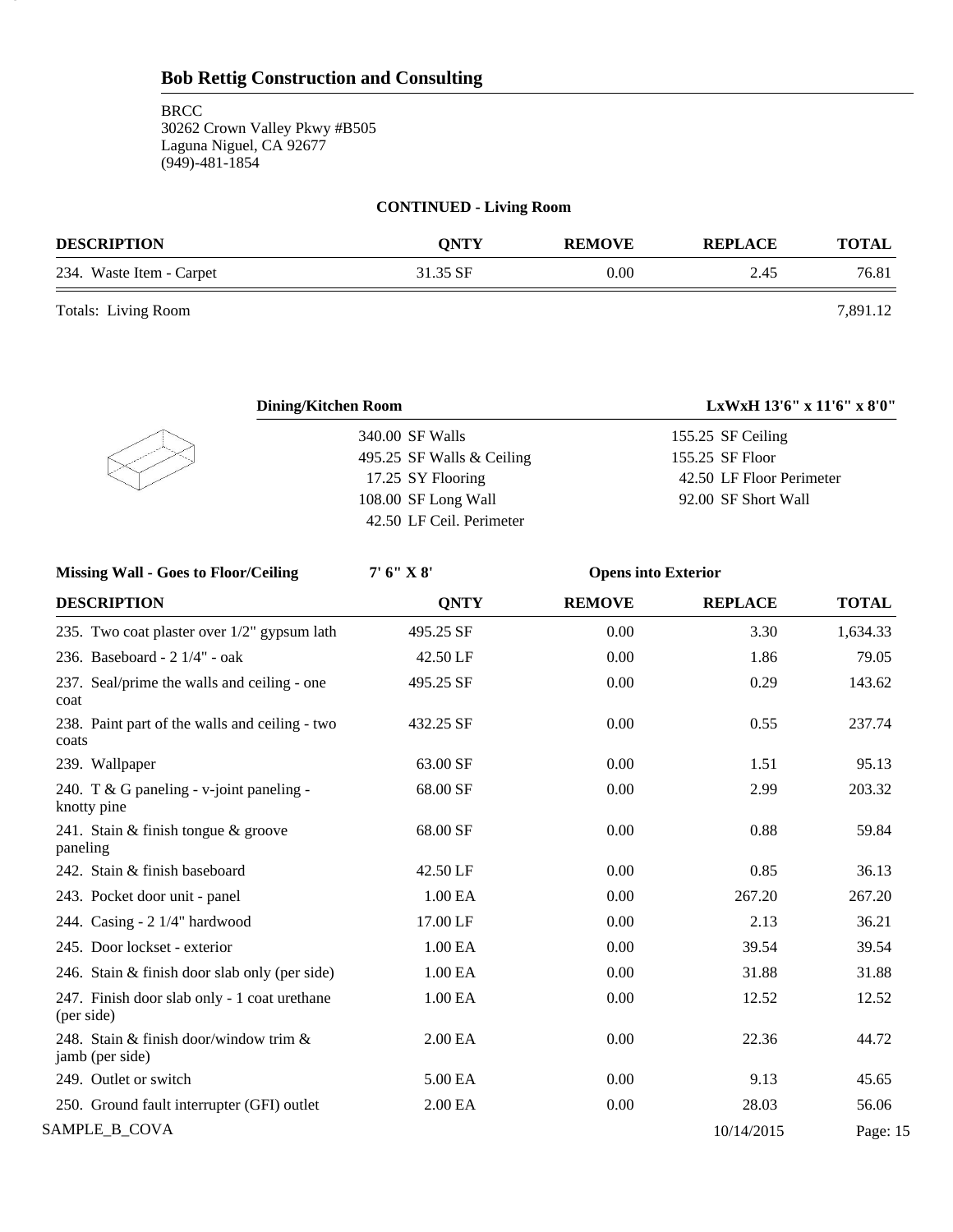# Bob Rettig Construction and Consulting

BRCC
30262 Crown Valley Pkwy #B505
Laguna Niguel, CA 92677
(949)-481-1854

**CONTINUED - Living Room**

| DESCRIPTION | QNTY | REMOVE | REPLACE | TOTAL |
|---|---|---|---|---|
| 234. Waste Item - Carpet | 31.35 SF | 0.00 | 2.45 | 76.81 |

Totals: Living Room 7,891.12

**Dining/Kitchen Room** — **LxWxH 13'6" x 11'6" x 8'0"**

| | |
|---|---|
| 340.00 SF Walls | 155.25 SF Ceiling |
| 495.25 SF Walls & Ceiling | 155.25 SF Floor |
| 17.25 SY Flooring | 42.50 LF Floor Perimeter |
| 108.00 SF Long Wall | 92.00 SF Short Wall |
| 42.50 LF Ceil. Perimeter | |

**Missing Wall - Goes to Floor/Ceiling** — **7' 6" X 8'** — **Opens into Exterior**

| DESCRIPTION | QNTY | REMOVE | REPLACE | TOTAL |
|---|---|---|---|---|
| 235. Two coat plaster over 1/2" gypsum lath | 495.25 SF | 0.00 | 3.30 | 1,634.33 |
| 236. Baseboard - 2 1/4" - oak | 42.50 LF | 0.00 | 1.86 | 79.05 |
| 237. Seal/prime the walls and ceiling - one coat | 495.25 SF | 0.00 | 0.29 | 143.62 |
| 238. Paint part of the walls and ceiling - two coats | 432.25 SF | 0.00 | 0.55 | 237.74 |
| 239. Wallpaper | 63.00 SF | 0.00 | 1.51 | 95.13 |
| 240. T & G paneling - v-joint paneling - knotty pine | 68.00 SF | 0.00 | 2.99 | 203.32 |
| 241. Stain & finish tongue & groove paneling | 68.00 SF | 0.00 | 0.88 | 59.84 |
| 242. Stain & finish baseboard | 42.50 LF | 0.00 | 0.85 | 36.13 |
| 243. Pocket door unit - panel | 1.00 EA | 0.00 | 267.20 | 267.20 |
| 244. Casing - 2 1/4" hardwood | 17.00 LF | 0.00 | 2.13 | 36.21 |
| 245. Door lockset - exterior | 1.00 EA | 0.00 | 39.54 | 39.54 |
| 246. Stain & finish door slab only (per side) | 1.00 EA | 0.00 | 31.88 | 31.88 |
| 247. Finish door slab only - 1 coat urethane (per side) | 1.00 EA | 0.00 | 12.52 | 12.52 |
| 248. Stain & finish door/window trim & jamb (per side) | 2.00 EA | 0.00 | 22.36 | 44.72 |
| 249. Outlet or switch | 5.00 EA | 0.00 | 9.13 | 45.65 |
| 250. Ground fault interrupter (GFI) outlet | 2.00 EA | 0.00 | 28.03 | 56.06 |

SAMPLE_B_COVA 10/14/2015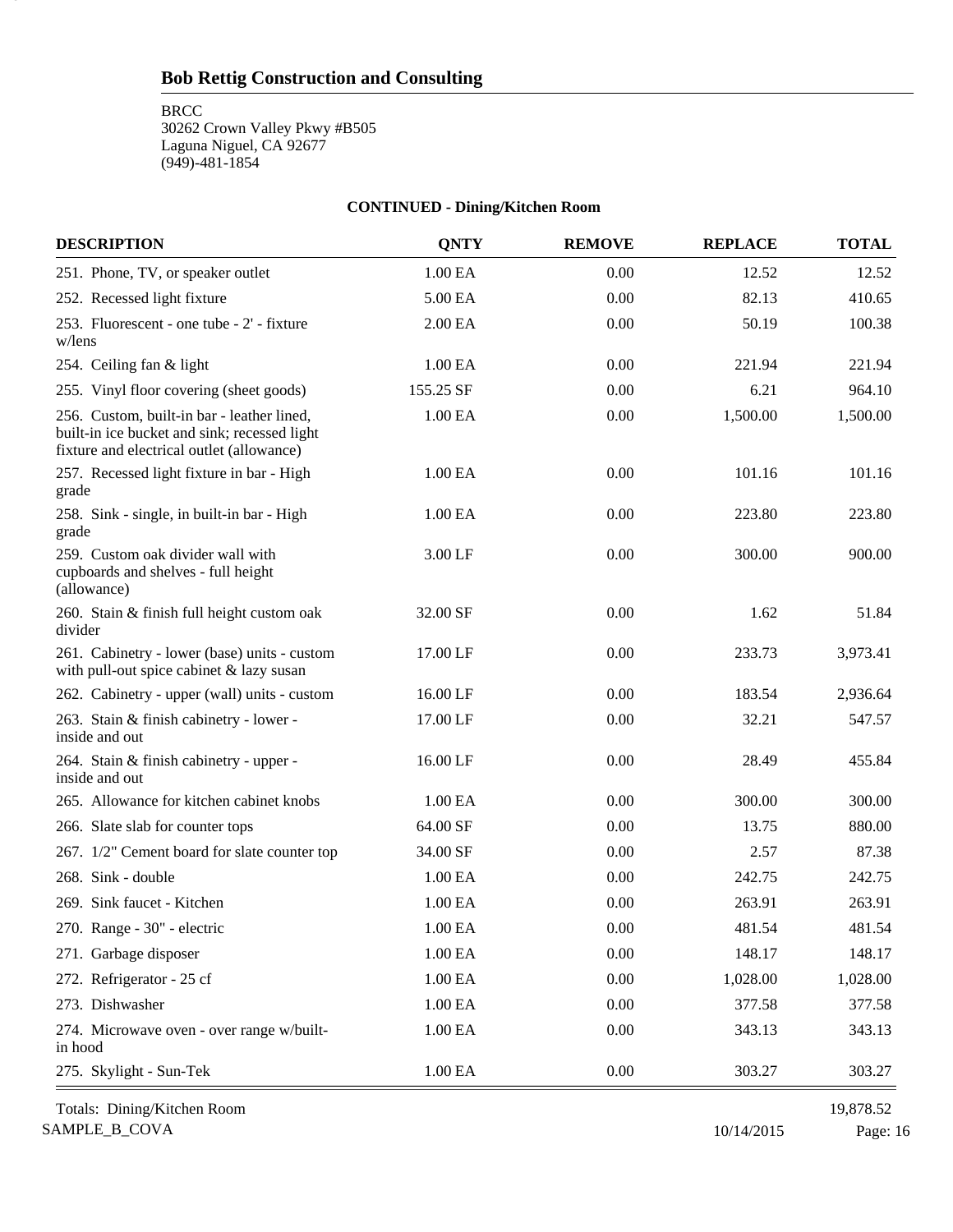## Bob Rettig Construction and Consulting

BRCC
30262 Crown Valley Pkwy #B505
Laguna Niguel, CA 92677
(949)-481-1854

**CONTINUED - Dining/Kitchen Room**

| DESCRIPTION | QNTY | REMOVE | REPLACE | TOTAL |
|---|---|---|---|---|
| 251. Phone, TV, or speaker outlet | 1.00 EA | 0.00 | 12.52 | 12.52 |
| 252. Recessed light fixture | 5.00 EA | 0.00 | 82.13 | 410.65 |
| 253. Fluorescent - one tube - 2' - fixture w/lens | 2.00 EA | 0.00 | 50.19 | 100.38 |
| 254. Ceiling fan & light | 1.00 EA | 0.00 | 221.94 | 221.94 |
| 255. Vinyl floor covering (sheet goods) | 155.25 SF | 0.00 | 6.21 | 964.10 |
| 256. Custom, built-in bar - leather lined, built-in ice bucket and sink; recessed light fixture and electrical outlet (allowance) | 1.00 EA | 0.00 | 1,500.00 | 1,500.00 |
| 257. Recessed light fixture in bar - High grade | 1.00 EA | 0.00 | 101.16 | 101.16 |
| 258. Sink - single, in built-in bar - High grade | 1.00 EA | 0.00 | 223.80 | 223.80 |
| 259. Custom oak divider wall with cupboards and shelves - full height (allowance) | 3.00 LF | 0.00 | 300.00 | 900.00 |
| 260. Stain & finish full height custom oak divider | 32.00 SF | 0.00 | 1.62 | 51.84 |
| 261. Cabinetry - lower (base) units - custom with pull-out spice cabinet & lazy susan | 17.00 LF | 0.00 | 233.73 | 3,973.41 |
| 262. Cabinetry - upper (wall) units - custom | 16.00 LF | 0.00 | 183.54 | 2,936.64 |
| 263. Stain & finish cabinetry - lower - inside and out | 17.00 LF | 0.00 | 32.21 | 547.57 |
| 264. Stain & finish cabinetry - upper - inside and out | 16.00 LF | 0.00 | 28.49 | 455.84 |
| 265. Allowance for kitchen cabinet knobs | 1.00 EA | 0.00 | 300.00 | 300.00 |
| 266. Slate slab for counter tops | 64.00 SF | 0.00 | 13.75 | 880.00 |
| 267. 1/2" Cement board for slate counter top | 34.00 SF | 0.00 | 2.57 | 87.38 |
| 268. Sink - double | 1.00 EA | 0.00 | 242.75 | 242.75 |
| 269. Sink faucet - Kitchen | 1.00 EA | 0.00 | 263.91 | 263.91 |
| 270. Range - 30" - electric | 1.00 EA | 0.00 | 481.54 | 481.54 |
| 271. Garbage disposer | 1.00 EA | 0.00 | 148.17 | 148.17 |
| 272. Refrigerator - 25 cf | 1.00 EA | 0.00 | 1,028.00 | 1,028.00 |
| 273. Dishwasher | 1.00 EA | 0.00 | 377.58 | 377.58 |
| 274. Microwave oven - over range w/built-in hood | 1.00 EA | 0.00 | 343.13 | 343.13 |
| 275. Skylight - Sun-Tek | 1.00 EA | 0.00 | 303.27 | 303.27 |
| Totals: Dining/Kitchen Room | | | | 19,878.52 |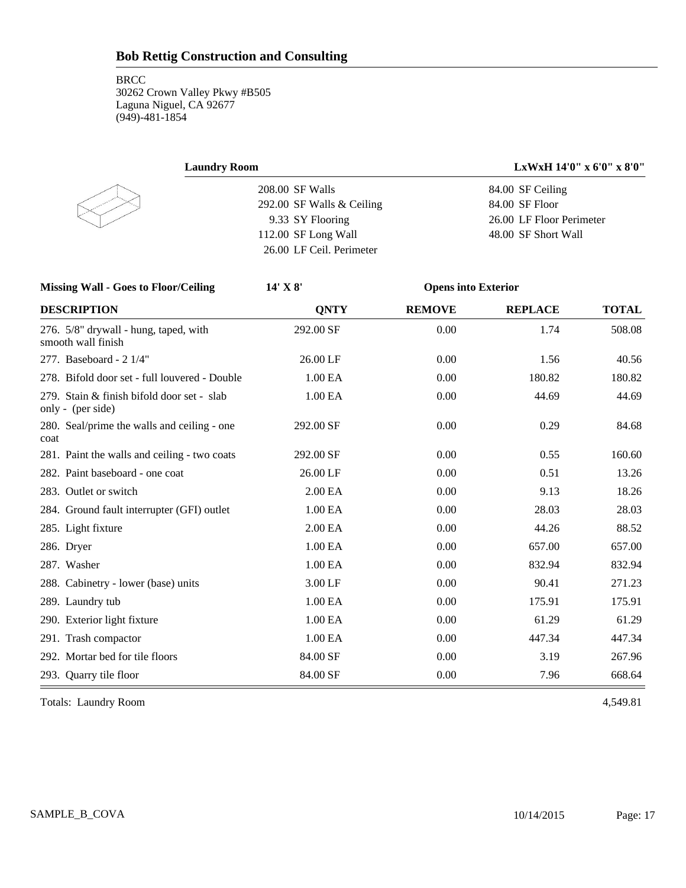**Bob Rettig Construction and Consulting**

BRCC
30262 Crown Valley Pkwy #B505
Laguna Niguel, CA 92677
(949)-481-1854

**Laundry Room** **LxWxH 14'0" x 6'0" x 8'0"**

| | |
|---|---|
| 208.00 SF Walls | 84.00 SF Ceiling |
| 292.00 SF Walls & Ceiling | 84.00 SF Floor |
| 9.33 SY Flooring | 26.00 LF Floor Perimeter |
| 112.00 SF Long Wall | 48.00 SF Short Wall |
| 26.00 LF Ceil. Perimeter | |

**Missing Wall - Goes to Floor/Ceiling** **14' X 8'** **Opens into Exterior**

| DESCRIPTION | QNTY | REMOVE | REPLACE | TOTAL |
|---|---|---|---|---|
| 276. 5/8" drywall - hung, taped, with smooth wall finish | 292.00 SF | 0.00 | 1.74 | 508.08 |
| 277. Baseboard - 2 1/4" | 26.00 LF | 0.00 | 1.56 | 40.56 |
| 278. Bifold door set - full louvered - Double | 1.00 EA | 0.00 | 180.82 | 180.82 |
| 279. Stain & finish bifold door set - slab only - (per side) | 1.00 EA | 0.00 | 44.69 | 44.69 |
| 280. Seal/prime the walls and ceiling - one coat | 292.00 SF | 0.00 | 0.29 | 84.68 |
| 281. Paint the walls and ceiling - two coats | 292.00 SF | 0.00 | 0.55 | 160.60 |
| 282. Paint baseboard - one coat | 26.00 LF | 0.00 | 0.51 | 13.26 |
| 283. Outlet or switch | 2.00 EA | 0.00 | 9.13 | 18.26 |
| 284. Ground fault interrupter (GFI) outlet | 1.00 EA | 0.00 | 28.03 | 28.03 |
| 285. Light fixture | 2.00 EA | 0.00 | 44.26 | 88.52 |
| 286. Dryer | 1.00 EA | 0.00 | 657.00 | 657.00 |
| 287. Washer | 1.00 EA | 0.00 | 832.94 | 832.94 |
| 288. Cabinetry - lower (base) units | 3.00 LF | 0.00 | 90.41 | 271.23 |
| 289. Laundry tub | 1.00 EA | 0.00 | 175.91 | 175.91 |
| 290. Exterior light fixture | 1.00 EA | 0.00 | 61.29 | 61.29 |
| 291. Trash compactor | 1.00 EA | 0.00 | 447.34 | 447.34 |
| 292. Mortar bed for tile floors | 84.00 SF | 0.00 | 3.19 | 267.96 |
| 293. Quarry tile floor | 84.00 SF | 0.00 | 7.96 | 668.64 |

Totals: Laundry Room 4,549.81

SAMPLE_B_COVA 10/14/2015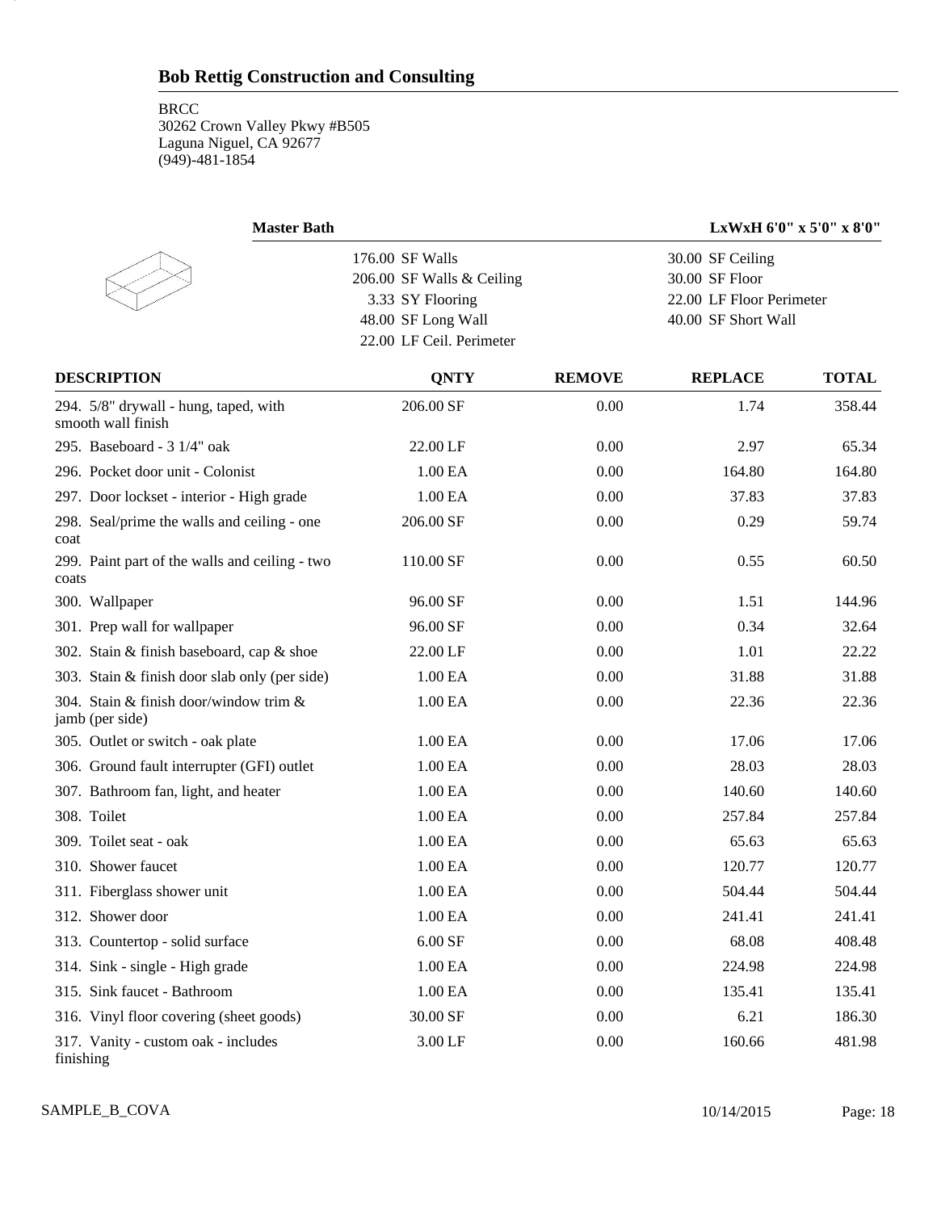## Bob Rettig Construction and Consulting

BRCC
30262 Crown Valley Pkwy #B505
Laguna Niguel, CA 92677
(949)-481-1854

### Master Bath

LxWxH 6'0" x 5'0" x 8'0"

| | |
|---|---|
| 176.00 SF Walls | 30.00 SF Ceiling |
| 206.00 SF Walls & Ceiling | 30.00 SF Floor |
| 3.33 SY Flooring | 22.00 LF Floor Perimeter |
| 48.00 SF Long Wall | 40.00 SF Short Wall |
| 22.00 LF Ceil. Perimeter | |

| DESCRIPTION | QNTY | REMOVE | REPLACE | TOTAL |
|---|---|---|---|---|
| 294. 5/8" drywall - hung, taped, with smooth wall finish | 206.00 SF | 0.00 | 1.74 | 358.44 |
| 295. Baseboard - 3 1/4" oak | 22.00 LF | 0.00 | 2.97 | 65.34 |
| 296. Pocket door unit - Colonist | 1.00 EA | 0.00 | 164.80 | 164.80 |
| 297. Door lockset - interior - High grade | 1.00 EA | 0.00 | 37.83 | 37.83 |
| 298. Seal/prime the walls and ceiling - one coat | 206.00 SF | 0.00 | 0.29 | 59.74 |
| 299. Paint part of the walls and ceiling - two coats | 110.00 SF | 0.00 | 0.55 | 60.50 |
| 300. Wallpaper | 96.00 SF | 0.00 | 1.51 | 144.96 |
| 301. Prep wall for wallpaper | 96.00 SF | 0.00 | 0.34 | 32.64 |
| 302. Stain & finish baseboard, cap & shoe | 22.00 LF | 0.00 | 1.01 | 22.22 |
| 303. Stain & finish door slab only (per side) | 1.00 EA | 0.00 | 31.88 | 31.88 |
| 304. Stain & finish door/window trim & jamb (per side) | 1.00 EA | 0.00 | 22.36 | 22.36 |
| 305. Outlet or switch - oak plate | 1.00 EA | 0.00 | 17.06 | 17.06 |
| 306. Ground fault interrupter (GFI) outlet | 1.00 EA | 0.00 | 28.03 | 28.03 |
| 307. Bathroom fan, light, and heater | 1.00 EA | 0.00 | 140.60 | 140.60 |
| 308. Toilet | 1.00 EA | 0.00 | 257.84 | 257.84 |
| 309. Toilet seat - oak | 1.00 EA | 0.00 | 65.63 | 65.63 |
| 310. Shower faucet | 1.00 EA | 0.00 | 120.77 | 120.77 |
| 311. Fiberglass shower unit | 1.00 EA | 0.00 | 504.44 | 504.44 |
| 312. Shower door | 1.00 EA | 0.00 | 241.41 | 241.41 |
| 313. Countertop - solid surface | 6.00 SF | 0.00 | 68.08 | 408.48 |
| 314. Sink - single - High grade | 1.00 EA | 0.00 | 224.98 | 224.98 |
| 315. Sink faucet - Bathroom | 1.00 EA | 0.00 | 135.41 | 135.41 |
| 316. Vinyl floor covering (sheet goods) | 30.00 SF | 0.00 | 6.21 | 186.30 |
| 317. Vanity - custom oak - includes finishing | 3.00 LF | 0.00 | 160.66 | 481.98 |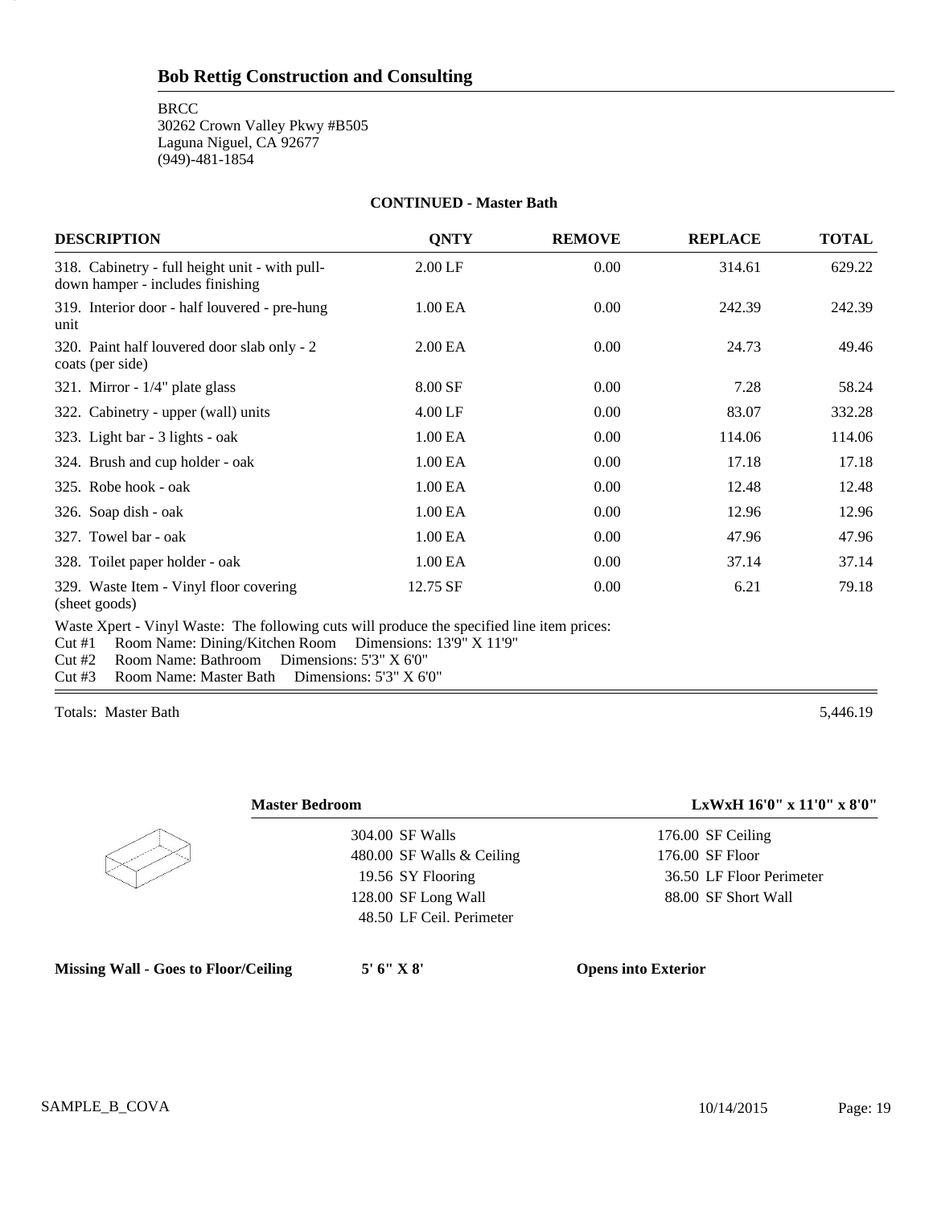## Bob Rettig Construction and Consulting

BRCC
30262 Crown Valley Pkwy #B505
Laguna Niguel, CA 92677
(949)-481-1854

**CONTINUED - Master Bath**

| DESCRIPTION | QNTY | REMOVE | REPLACE | TOTAL |
|---|---|---|---|---|
| 318. Cabinetry - full height unit - with pull-down hamper - includes finishing | 2.00 LF | 0.00 | 314.61 | 629.22 |
| 319. Interior door - half louvered - pre-hung unit | 1.00 EA | 0.00 | 242.39 | 242.39 |
| 320. Paint half louvered door slab only - 2 coats (per side) | 2.00 EA | 0.00 | 24.73 | 49.46 |
| 321. Mirror - 1/4" plate glass | 8.00 SF | 0.00 | 7.28 | 58.24 |
| 322. Cabinetry - upper (wall) units | 4.00 LF | 0.00 | 83.07 | 332.28 |
| 323. Light bar - 3 lights - oak | 1.00 EA | 0.00 | 114.06 | 114.06 |
| 324. Brush and cup holder - oak | 1.00 EA | 0.00 | 17.18 | 17.18 |
| 325. Robe hook - oak | 1.00 EA | 0.00 | 12.48 | 12.48 |
| 326. Soap dish - oak | 1.00 EA | 0.00 | 12.96 | 12.96 |
| 327. Towel bar - oak | 1.00 EA | 0.00 | 47.96 | 47.96 |
| 328. Toilet paper holder - oak | 1.00 EA | 0.00 | 37.14 | 37.14 |
| 329. Waste Item - Vinyl floor covering (sheet goods) | 12.75 SF | 0.00 | 6.21 | 79.18 |

Waste Xpert - Vinyl Waste: The following cuts will produce the specified line item prices:
Cut #1 Room Name: Dining/Kitchen Room Dimensions: 13'9" X 11'9"
Cut #2 Room Name: Bathroom Dimensions: 5'3" X 6'0"
Cut #3 Room Name: Master Bath Dimensions: 5'3" X 6'0"

Totals: Master Bath 5,446.19

**Master Bedrooom** — **LxWxH 16'0" x 11'0" x 8'0"**

| | |
|---|---|
| 304.00 SF Walls | 176.00 SF Ceiling |
| 480.00 SF Walls & Ceiling | 176.00 SF Floor |
| 19.56 SY Flooring | 36.50 LF Floor Perimeter |
| 128.00 SF Long Wall | 88.00 SF Short Wall |
| 48.50 LF Ceil. Perimeter | |

**Missing Wall - Goes to Floor/Ceiling** **5' 6" X 8'** **Opens into Exterior**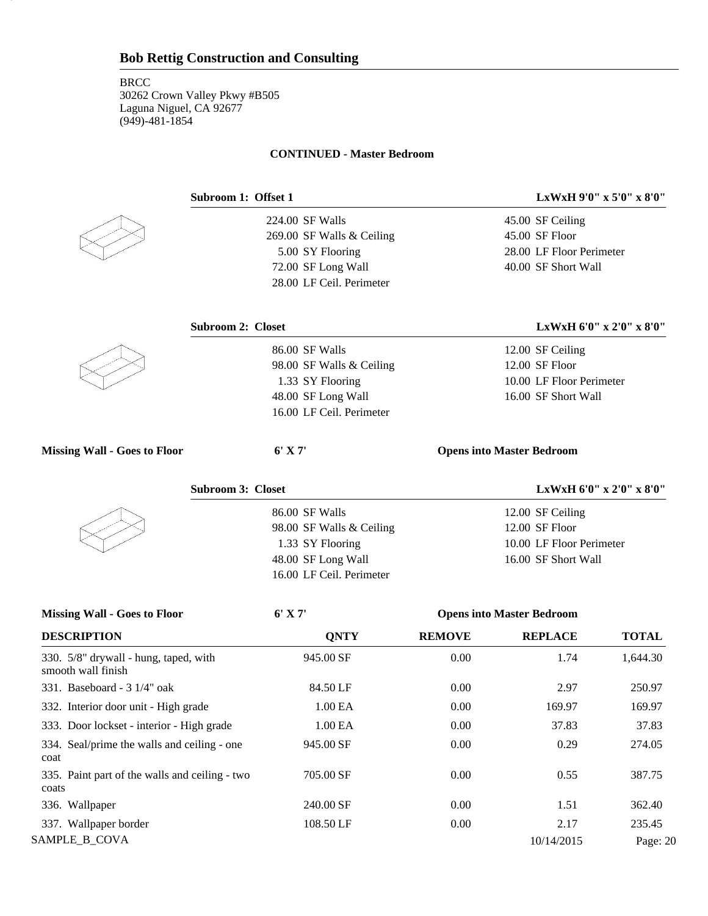# Bob Rettig Construction and Consulting

BRCC
30262 Crown Valley Pkwy #B505
Laguna Niguel, CA 92677
(949)-481-1854

**CONTINUED - Master Bedroom**

**Subroom 1: Offset 1** — **LxWxH 9'0" x 5'0" x 8'0"**

| | |
|---|---|
| 224.00 SF Walls | 45.00 SF Ceiling |
| 269.00 SF Walls & Ceiling | 45.00 SF Floor |
| 5.00 SY Flooring | 28.00 LF Floor Perimeter |
| 72.00 SF Long Wall | 40.00 SF Short Wall |
| 28.00 LF Ceil. Perimeter | |

**Subroom 2: Closet** — **LxWxH 6'0" x 2'0" x 8'0"**

| | |
|---|---|
| 86.00 SF Walls | 12.00 SF Ceiling |
| 98.00 SF Walls & Ceiling | 12.00 SF Floor |
| 1.33 SY Flooring | 10.00 LF Floor Perimeter |
| 48.00 SF Long Wall | 16.00 SF Short Wall |
| 16.00 LF Ceil. Perimeter | |

**Missing Wall - Goes to Floor** — **6' X 7'** — **Opens into Master Bedroom**

**Subroom 3: Closet** — **LxWxH 6'0" x 2'0" x 8'0"**

| | |
|---|---|
| 86.00 SF Walls | 12.00 SF Ceiling |
| 98.00 SF Walls & Ceiling | 12.00 SF Floor |
| 1.33 SY Flooring | 10.00 LF Floor Perimeter |
| 48.00 SF Long Wall | 16.00 SF Short Wall |
| 16.00 LF Ceil. Perimeter | |

**Missing Wall - Goes to Floor** — **6' X 7'** — **Opens into Master Bedroom**

| DESCRIPTION | QNTY | REMOVE | REPLACE | TOTAL |
|---|---|---|---|---|
| 330. 5/8" drywall - hung, taped, with smooth wall finish | 945.00 SF | 0.00 | 1.74 | 1,644.30 |
| 331. Baseboard - 3 1/4" oak | 84.50 LF | 0.00 | 2.97 | 250.97 |
| 332. Interior door unit - High grade | 1.00 EA | 0.00 | 169.97 | 169.97 |
| 333. Door lockset - interior - High grade | 1.00 EA | 0.00 | 37.83 | 37.83 |
| 334. Seal/prime the walls and ceiling - one coat | 945.00 SF | 0.00 | 0.29 | 274.05 |
| 335. Paint part of the walls and ceiling - two coats | 705.00 SF | 0.00 | 0.55 | 387.75 |
| 336. Wallpaper | 240.00 SF | 0.00 | 1.51 | 362.40 |
| 337. Wallpaper border | 108.50 LF | 0.00 | 2.17 | 235.45 |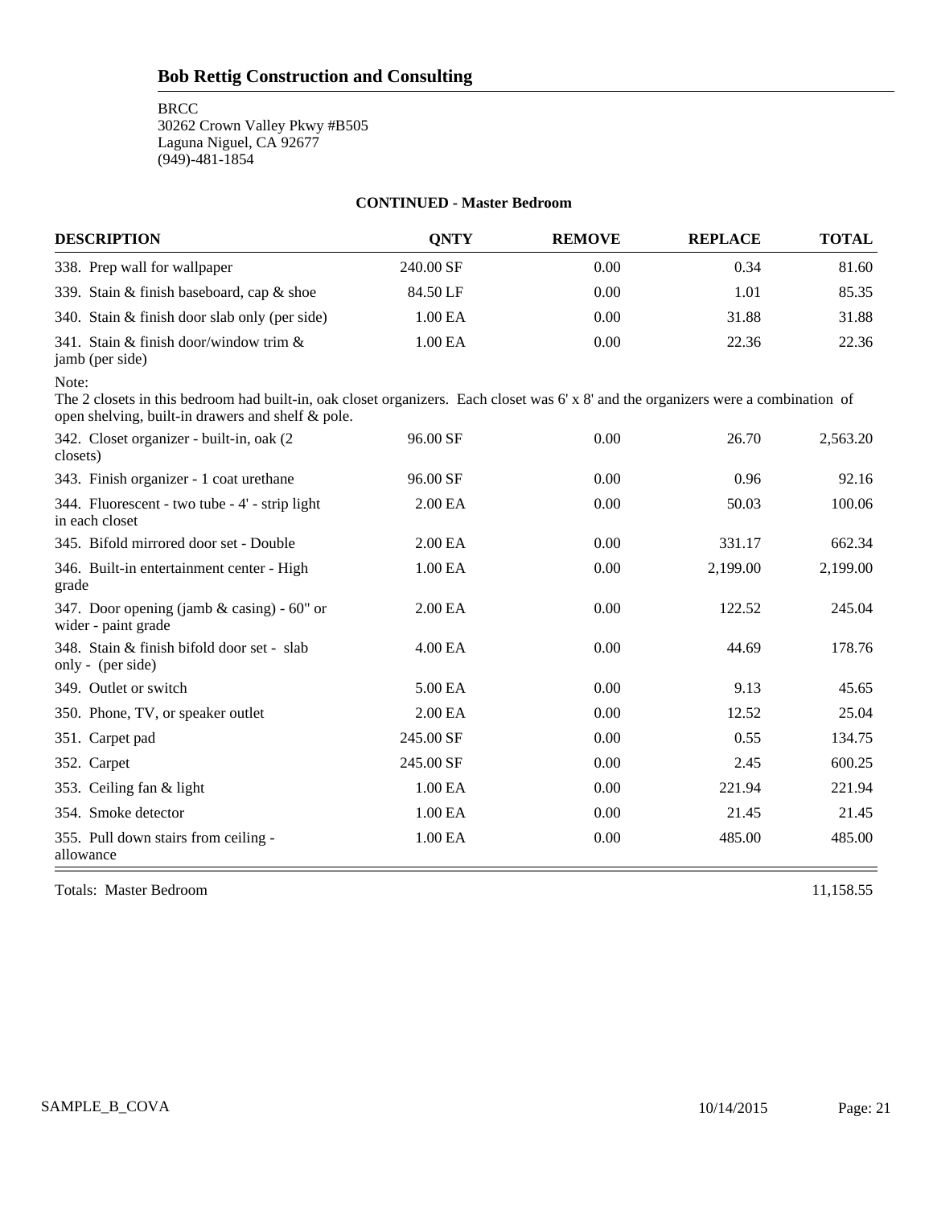## Bob Rettig Construction and Consulting

BRCC
30262 Crown Valley Pkwy #B505
Laguna Niguel, CA 92677
(949)-481-1854

### CONTINUED - Master Bedroom

| DESCRIPTION | QNTY | REMOVE | REPLACE | TOTAL |
|---|---|---|---|---|
| 338. Prep wall for wallpaper | 240.00 SF | 0.00 | 0.34 | 81.60 |
| 339. Stain & finish baseboard, cap & shoe | 84.50 LF | 0.00 | 1.01 | 85.35 |
| 340. Stain & finish door slab only (per side) | 1.00 EA | 0.00 | 31.88 | 31.88 |
| 341. Stain & finish door/window trim & jamb (per side) | 1.00 EA | 0.00 | 22.36 | 22.36 |
| Note: The 2 closets in this bedroom had built-in, oak closet organizers. Each closet was 6' x 8' and the organizers were a combination of open shelving, built-in drawers and shelf & pole. | | | | |
| 342. Closet organizer - built-in, oak (2 closets) | 96.00 SF | 0.00 | 26.70 | 2,563.20 |
| 343. Finish organizer - 1 coat urethane | 96.00 SF | 0.00 | 0.96 | 92.16 |
| 344. Fluorescent - two tube - 4' - strip light in each closet | 2.00 EA | 0.00 | 50.03 | 100.06 |
| 345. Bifold mirrored door set - Double | 2.00 EA | 0.00 | 331.17 | 662.34 |
| 346. Built-in entertainment center - High grade | 1.00 EA | 0.00 | 2,199.00 | 2,199.00 |
| 347. Door opening (jamb & casing) - 60" or wider - paint grade | 2.00 EA | 0.00 | 122.52 | 245.04 |
| 348. Stain & finish bifold door set - slab only - (per side) | 4.00 EA | 0.00 | 44.69 | 178.76 |
| 349. Outlet or switch | 5.00 EA | 0.00 | 9.13 | 45.65 |
| 350. Phone, TV, or speaker outlet | 2.00 EA | 0.00 | 12.52 | 25.04 |
| 351. Carpet pad | 245.00 SF | 0.00 | 0.55 | 134.75 |
| 352. Carpet | 245.00 SF | 0.00 | 2.45 | 600.25 |
| 353. Ceiling fan & light | 1.00 EA | 0.00 | 221.94 | 221.94 |
| 354. Smoke detector | 1.00 EA | 0.00 | 21.45 | 21.45 |
| 355. Pull down stairs from ceiling - allowance | 1.00 EA | 0.00 | 485.00 | 485.00 |
| Totals: Master Bedroom | | | | 11,158.55 |

SAMPLE_B_COVA 10/14/2015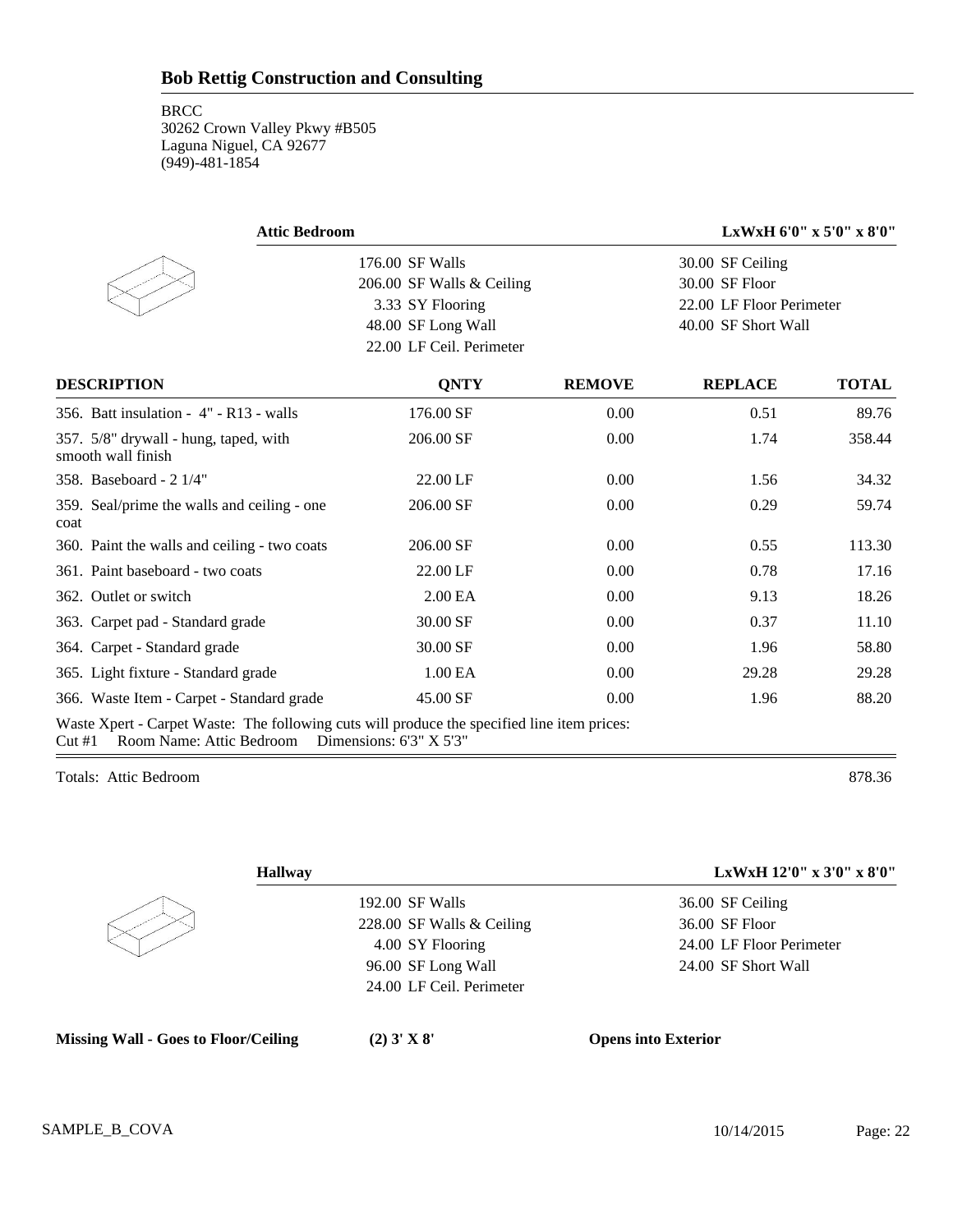## Bob Rettig Construction and Consulting

BRCC
30262 Crown Valley Pkwy #B505
Laguna Niguel, CA 92677
(949)-481-1854

### Attic Bredroom — LxWxH 6'0" x 5'0" x 8'0"

| | |
|---|---|
| 176.00 SF Walls | 30.00 SF Ceiling |
| 206.00 SF Walls & Ceiling | 30.00 SF Floor |
| 3.33 SY Flooring | 22.00 LF Floor Perimeter |
| 48.00 SF Long Wall | 40.00 SF Short Wall |
| 22.00 LF Ceil. Perimeter | |

| DESCRIPTION | QNTY | REMOVE | REPLACE | TOTAL |
|---|---|---|---|---|
| 356. Batt insulation - 4" - R13 - walls | 176.00 SF | 0.00 | 0.51 | 89.76 |
| 357. 5/8" drywall - hung, taped, with smooth wall finish | 206.00 SF | 0.00 | 1.74 | 358.44 |
| 358. Baseboard - 2 1/4" | 22.00 LF | 0.00 | 1.56 | 34.32 |
| 359. Seal/prime the walls and ceiling - one coat | 206.00 SF | 0.00 | 0.29 | 59.74 |
| 360. Paint the walls and ceiling - two coats | 206.00 SF | 0.00 | 0.55 | 113.30 |
| 361. Paint baseboard - two coats | 22.00 LF | 0.00 | 0.78 | 17.16 |
| 362. Outlet or switch | 2.00 EA | 0.00 | 9.13 | 18.26 |
| 363. Carpet pad - Standard grade | 30.00 SF | 0.00 | 0.37 | 11.10 |
| 364. Carpet - Standard grade | 30.00 SF | 0.00 | 1.96 | 58.80 |
| 365. Light fixture - Standard grade | 1.00 EA | 0.00 | 29.28 | 29.28 |
| 366. Waste Item - Carpet - Standard grade | 45.00 SF | 0.00 | 1.96 | 88.20 |

Waste Xpert - Carpet Waste: The following cuts will produce the specified line item prices:
Cut #1 Room Name: Attic Bedroom Dimensions: 6'3" X 5'3"

Totals: Attic Bedroom 878.36

### Hallway — LxWxH 12'0" x 3'0" x 8'0"

| | |
|---|---|
| 192.00 SF Walls | 36.00 SF Ceiling |
| 228.00 SF Walls & Ceiling | 36.00 SF Floor |
| 4.00 SY Flooring | 24.00 LF Floor Perimeter |
| 96.00 SF Long Wall | 24.00 SF Short Wall |
| 24.00 LF Ceil. Perimeter | |

**Missing Wall - Goes to Floor/Ceiling** **(2) 3' X 8'** **Opens into Exterior**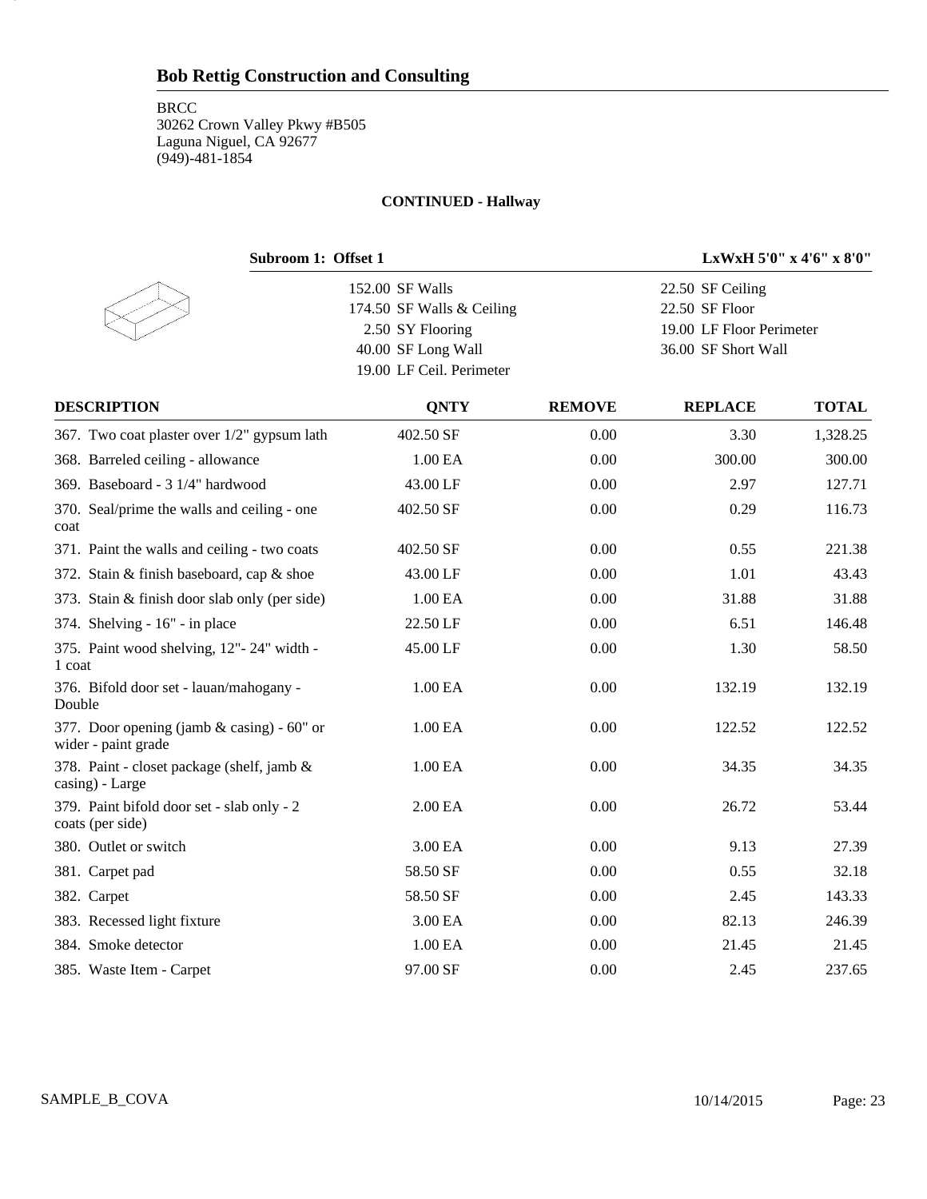## Bob Rettig Construction and Consulting

BRCC
30262 Crown Valley Pkwy #B505
Laguna Niguel, CA 92677
(949)-481-1854

**CONTINUED - Hallway**

**Subroom 1: Offset 1** — **LxWxH 5'0" x 4'6" x 8'0"**

| | |
|---|---|
| 152.00 SF Walls | 22.50 SF Ceiling |
| 174.50 SF Walls & Ceiling | 22.50 SF Floor |
| 2.50 SY Flooring | 19.00 LF Floor Perimeter |
| 40.00 SF Long Wall | 36.00 SF Short Wall |
| 19.00 LF Ceil. Perimeter | |

| DESCRIPTION | QNTY | REMOVE | REPLACE | TOTAL |
|---|---|---|---|---|
| 367. Two coat plaster over 1/2" gypsum lath | 402.50 SF | 0.00 | 3.30 | 1,328.25 |
| 368. Barreled ceiling - allowance | 1.00 EA | 0.00 | 300.00 | 300.00 |
| 369. Baseboard - 3 1/4" hardwood | 43.00 LF | 0.00 | 2.97 | 127.71 |
| 370. Seal/prime the walls and ceiling - one coat | 402.50 SF | 0.00 | 0.29 | 116.73 |
| 371. Paint the walls and ceiling - two coats | 402.50 SF | 0.00 | 0.55 | 221.38 |
| 372. Stain & finish baseboard, cap & shoe | 43.00 LF | 0.00 | 1.01 | 43.43 |
| 373. Stain & finish door slab only (per side) | 1.00 EA | 0.00 | 31.88 | 31.88 |
| 374. Shelving - 16" - in place | 22.50 LF | 0.00 | 6.51 | 146.48 |
| 375. Paint wood shelving, 12"- 24" width - 1 coat | 45.00 LF | 0.00 | 1.30 | 58.50 |
| 376. Bifold door set - lauan/mahogany - Double | 1.00 EA | 0.00 | 132.19 | 132.19 |
| 377. Door opening (jamb & casing) - 60" or wider - paint grade | 1.00 EA | 0.00 | 122.52 | 122.52 |
| 378. Paint - closet package (shelf, jamb & casing) - Large | 1.00 EA | 0.00 | 34.35 | 34.35 |
| 379. Paint bifold door set - slab only - 2 coats (per side) | 2.00 EA | 0.00 | 26.72 | 53.44 |
| 380. Outlet or switch | 3.00 EA | 0.00 | 9.13 | 27.39 |
| 381. Carpet pad | 58.50 SF | 0.00 | 0.55 | 32.18 |
| 382. Carpet | 58.50 SF | 0.00 | 2.45 | 143.33 |
| 383. Recessed light fixture | 3.00 EA | 0.00 | 82.13 | 246.39 |
| 384. Smoke detector | 1.00 EA | 0.00 | 21.45 | 21.45 |
| 385. Waste Item - Carpet | 97.00 SF | 0.00 | 2.45 | 237.65 |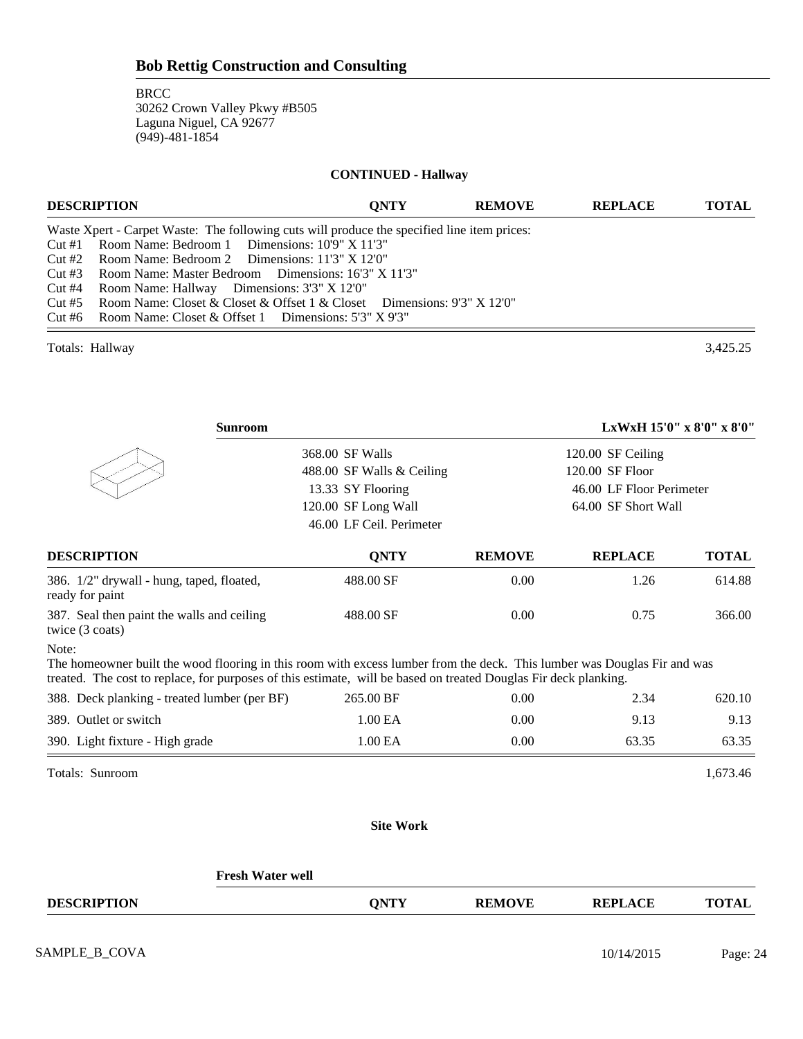**Bob Rettig Construction and Consulting**

BRCC
30262 Crown Valley Pkwy #B505
Laguna Niguel, CA 92677
(949)-481-1854

**CONTINUED - Hallway**

| DESCRIPTION | QNTY | REMOVE | REPLACE | TOTAL |
|---|---|---|---|---|

Waste Xpert - Carpet Waste: The following cuts will produce the specified line item prices:
Cut #1 Room Name: Bedroom 1 Dimensions: 10'9" X 11'3"
Cut #2 Room Name: Bedroom 2 Dimensions: 11'3" X 12'0"
Cut #3 Room Name: Master Bedroom Dimensions: 16'3" X 11'3"
Cut #4 Room Name: Hallway Dimensions: 3'3" X 12'0"
Cut #5 Room Name: Closet & Closet & Offset 1 & Closet Dimensions: 9'3" X 12'0"
Cut #6 Room Name: Closet & Offset 1 Dimensions: 5'3" X 9'3"

Totals: Hallway 3,425.25

**Sunroom** **LxWxH 15'0" x 8'0" x 8'0"**

| | |
|---|---|
| 368.00 SF Walls | 120.00 SF Ceiling |
| 488.00 SF Walls & Ceiling | 120.00 SF Floor |
| 13.33 SY Flooring | 46.00 LF Floor Perimeter |
| 120.00 SF Long Wall | 64.00 SF Short Wall |
| 46.00 LF Ceil. Perimeter | |

| DESCRIPTION | QNTY | REMOVE | REPLACE | TOTAL |
|---|---|---|---|---|
| 386. 1/2" drywall - hung, taped, floated, ready for paint | 488.00 SF | 0.00 | 1.26 | 614.88 |
| 387. Seal then paint the walls and ceiling twice (3 coats) | 488.00 SF | 0.00 | 0.75 | 366.00 |

Note:
The homeowner built the wood flooring in this room with excess lumber from the deck. This lumber was Douglas Fir and was treated. The cost to replace, for purposes of this estimate, will be based on treated Douglas Fir deck planking.

| DESCRIPTION | QNTY | REMOVE | REPLACE | TOTAL |
|---|---|---|---|---|
| 388. Deck planking - treated lumber (per BF) | 265.00 BF | 0.00 | 2.34 | 620.10 |
| 389. Outlet or switch | 1.00 EA | 0.00 | 9.13 | 9.13 |
| 390. Light fixture - High grade | 1.00 EA | 0.00 | 63.35 | 63.35 |

Totals: Sunroom 1,673.46

**Site Work**

**Fresh Water well**

| DESCRIPTION | QNTY | REMOVE | REPLACE | TOTAL |
|---|---|---|---|---|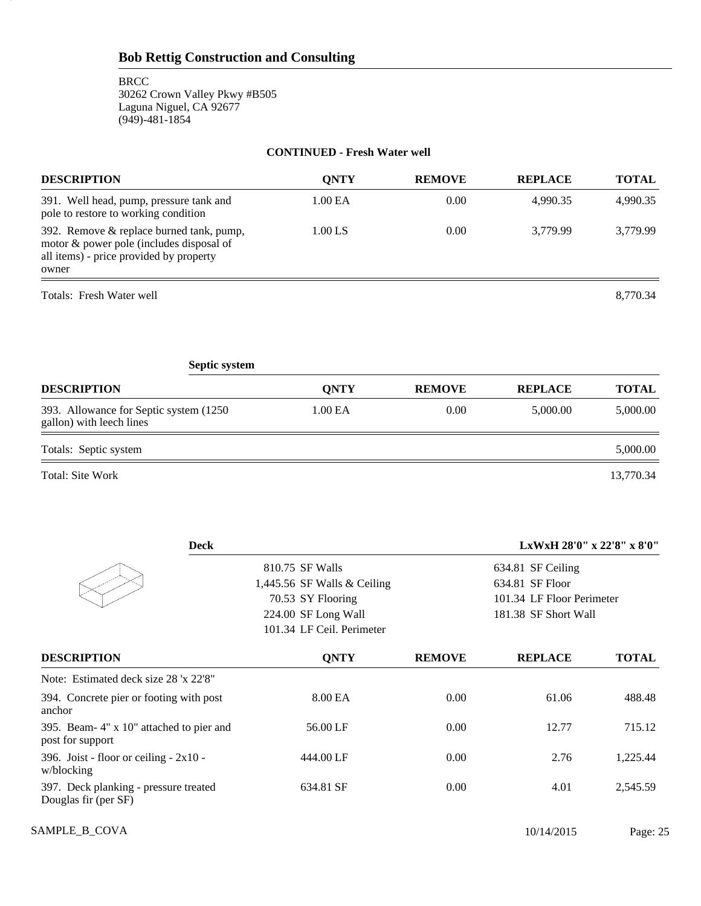## Bob Rettig Construction and Consulting

BRCC
30262 Crown Valley Pkwy #B505
Laguna Niguel, CA 92677
(949)-481-1854

### CONTINUED - Fresh Water well

| DESCRIPTION | QNTY | REMOVE | REPLACE | TOTAL |
|---|---|---|---|---|
| 391. Well head, pump, pressure tank and pole to restore to working condition | 1.00 EA | 0.00 | 4,990.35 | 4,990.35 |
| 392. Remove & replace burned tank, pump, motor & power pole (includes disposal of all items) - price provided by property owner | 1.00 LS | 0.00 | 3,779.99 | 3,779.99 |
| Totals: Fresh Water well | | | | 8,770.34 |

### Septic system

| DESCRIPTION | QNTY | REMOVE | REPLACE | TOTAL |
|---|---|---|---|---|
| 393. Allowance for Septic system (1250 gallon) with leech lines | 1.00 EA | 0.00 | 5,000.00 | 5,000.00 |
| Totals: Septic system | | | | 5,000.00 |
| Total: Site Work | | | | 13,770.34 |

### Deck

LxWxH 28'0" x 22'8" x 8'0"

| | |
|---|---|
| 810.75 SF Walls | 634.81 SF Ceiling |
| 1,445.56 SF Walls & Ceiling | 634.81 SF Floor |
| 70.53 SY Flooring | 101.34 LF Floor Perimeter |
| 224.00 SF Long Wall | 181.38 SF Short Wall |
| 101.34 LF Ceil. Perimeter | |

| DESCRIPTION | QNTY | REMOVE | REPLACE | TOTAL |
|---|---|---|---|---|
| Note: Estimated deck size 28 'x 22'8" | | | | |
| 394. Concrete pier or footing with post anchor | 8.00 EA | 0.00 | 61.06 | 488.48 |
| 395. Beam- 4" x 10" attached to pier and post for support | 56.00 LF | 0.00 | 12.77 | 715.12 |
| 396. Joist - floor or ceiling - 2x10 - w/blocking | 444.00 LF | 0.00 | 2.76 | 1,225.44 |
| 397. Deck planking - pressure treated Douglas fir (per SF) | 634.81 SF | 0.00 | 4.01 | 2,545.59 |

SAMPLE_B_COVA 10/14/2015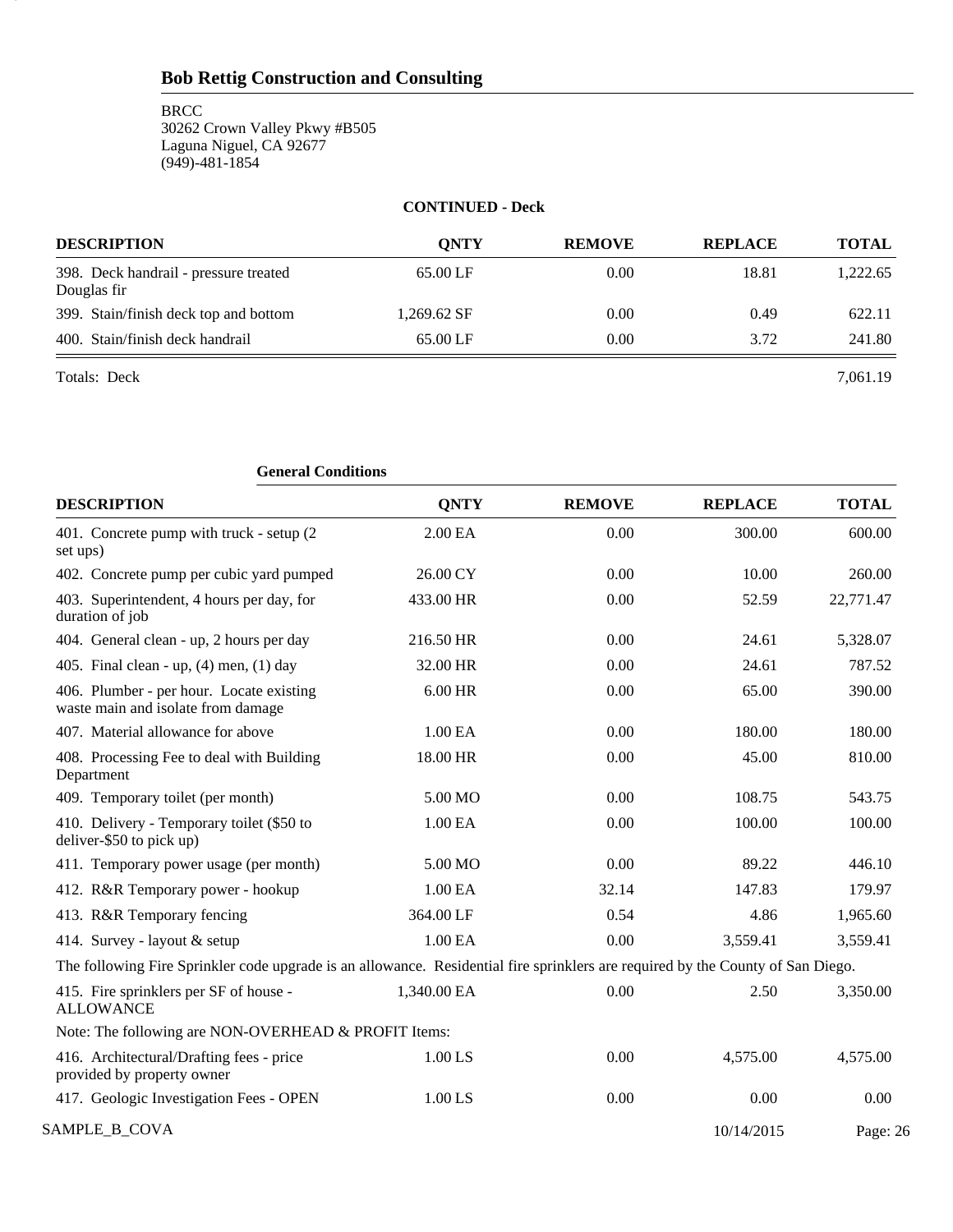## Bob Rettig Construction and Consulting

BRCC
30262 Crown Valley Pkwy #B505
Laguna Niguel, CA 92677
(949)-481-1854

**CONTINUED - Deck**

| DESCRIPTION | QNTY | REMOVE | REPLACE | TOTAL |
|---|---|---|---|---|
| 398. Deck handrail - pressure treated Douglas fir | 65.00 LF | 0.00 | 18.81 | 1,222.65 |
| 399. Stain/finish deck top and bottom | 1,269.62 SF | 0.00 | 0.49 | 622.11 |
| 400. Stain/finish deck handrail | 65.00 LF | 0.00 | 3.72 | 241.80 |
| Totals: Deck | | | | 7,061.19 |

**General Conditions**

| DESCRIPTION | QNTY | REMOVE | REPLACE | TOTAL |
|---|---|---|---|---|
| 401. Concrete pump with truck - setup (2 set ups) | 2.00 EA | 0.00 | 300.00 | 600.00 |
| 402. Concrete pump per cubic yard pumped | 26.00 CY | 0.00 | 10.00 | 260.00 |
| 403. Superintendent, 4 hours per day, for duration of job | 433.00 HR | 0.00 | 52.59 | 22,771.47 |
| 404. General clean - up, 2 hours per day | 216.50 HR | 0.00 | 24.61 | 5,328.07 |
| 405. Final clean - up, (4) men, (1) day | 32.00 HR | 0.00 | 24.61 | 787.52 |
| 406. Plumber - per hour. Locate existing waste main and isolate from damage | 6.00 HR | 0.00 | 65.00 | 390.00 |
| 407. Material allowance for above | 1.00 EA | 0.00 | 180.00 | 180.00 |
| 408. Processing Fee to deal with Building Department | 18.00 HR | 0.00 | 45.00 | 810.00 |
| 409. Temporary toilet (per month) | 5.00 MO | 0.00 | 108.75 | 543.75 |
| 410. Delivery - Temporary toilet ($50 to deliver-$50 to pick up) | 1.00 EA | 0.00 | 100.00 | 100.00 |
| 411. Temporary power usage (per month) | 5.00 MO | 0.00 | 89.22 | 446.10 |
| 412. R&R Temporary power - hookup | 1.00 EA | 32.14 | 147.83 | 179.97 |
| 413. R&R Temporary fencing | 364.00 LF | 0.54 | 4.86 | 1,965.60 |
| 414. Survey - layout & setup | 1.00 EA | 0.00 | 3,559.41 | 3,559.41 |
| The following Fire Sprinkler code upgrade is an allowance. Residential fire sprinklers are required by the County of San Diego. | | | | |
| 415. Fire sprinklers per SF of house - ALLOWANCE | 1,340.00 EA | 0.00 | 2.50 | 3,350.00 |
| Note: The following are NON-OVERHEAD & PROFIT Items: | | | | |
| 416. Architectural/Drafting fees - price provided by property owner | 1.00 LS | 0.00 | 4,575.00 | 4,575.00 |
| 417. Geologic Investigation Fees - OPEN | 1.00 LS | 0.00 | 0.00 | 0.00 |

SAMPLE_B_COVA 10/14/2015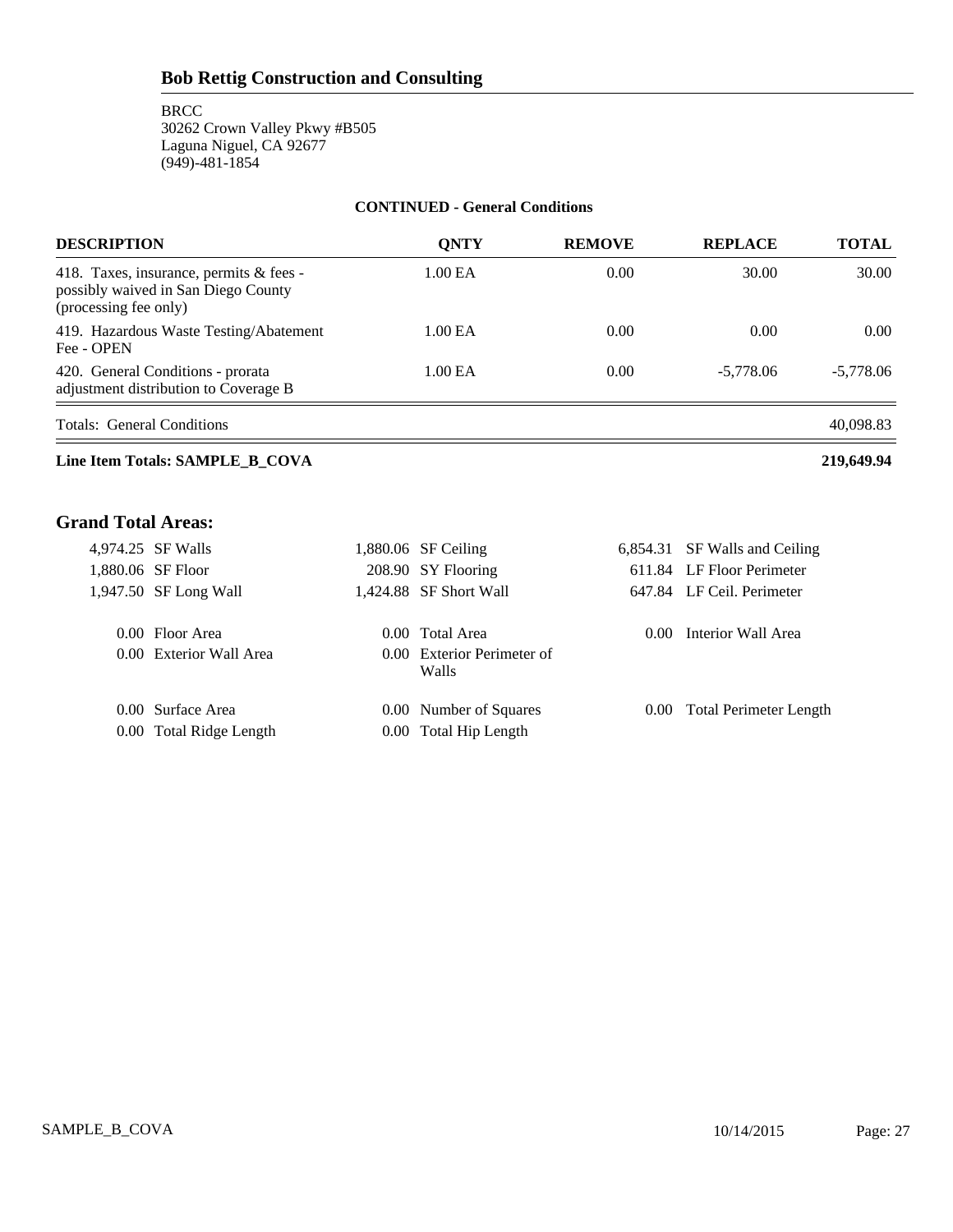## Bob Rettig Construction and Consulting

BRCC
30262 Crown Valley Pkwy #B505
Laguna Niguel, CA 92677
(949)-481-1854

**CONTINUED - General Conditions**

| DESCRIPTION | QNTY | REMOVE | REPLACE | TOTAL |
|---|---|---|---|---|
| 418. Taxes, insurance, permits & fees - possibly waived in San Diego County (processing fee only) | 1.00 EA | 0.00 | 30.00 | 30.00 |
| 419. Hazardous Waste Testing/Abatement Fee - OPEN | 1.00 EA | 0.00 | 0.00 | 0.00 |
| 420. General Conditions - prorata adjustment distribution to Coverage B | 1.00 EA | 0.00 | -5,778.06 | -5,778.06 |
| Totals: General Conditions | | | | 40,098.83 |

**Line Item Totals: SAMPLE_B_COVA** **219,649.94**

## Grand Total Areas:

| | | | | | |
|---|---|---|---|---|---|
| 4,974.25 | SF Walls | 1,880.06 | SF Ceiling | 6,854.31 | SF Walls and Ceiling |
| 1,880.06 | SF Floor | 208.90 | SY Flooring | 611.84 | LF Floor Perimeter |
| 1,947.50 | SF Long Wall | 1,424.88 | SF Short Wall | 647.84 | LF Ceil. Perimeter |
| 0.00 | Floor Area | 0.00 | Total Area | 0.00 | Interior Wall Area |
| 0.00 | Exterior Wall Area | 0.00 | Exterior Perimeter of Walls | | |
| 0.00 | Surface Area | 0.00 | Number of Squares | 0.00 | Total Perimeter Length |
| 0.00 | Total Ridge Length | 0.00 | Total Hip Length | | |

SAMPLE_B_COVA 10/14/2015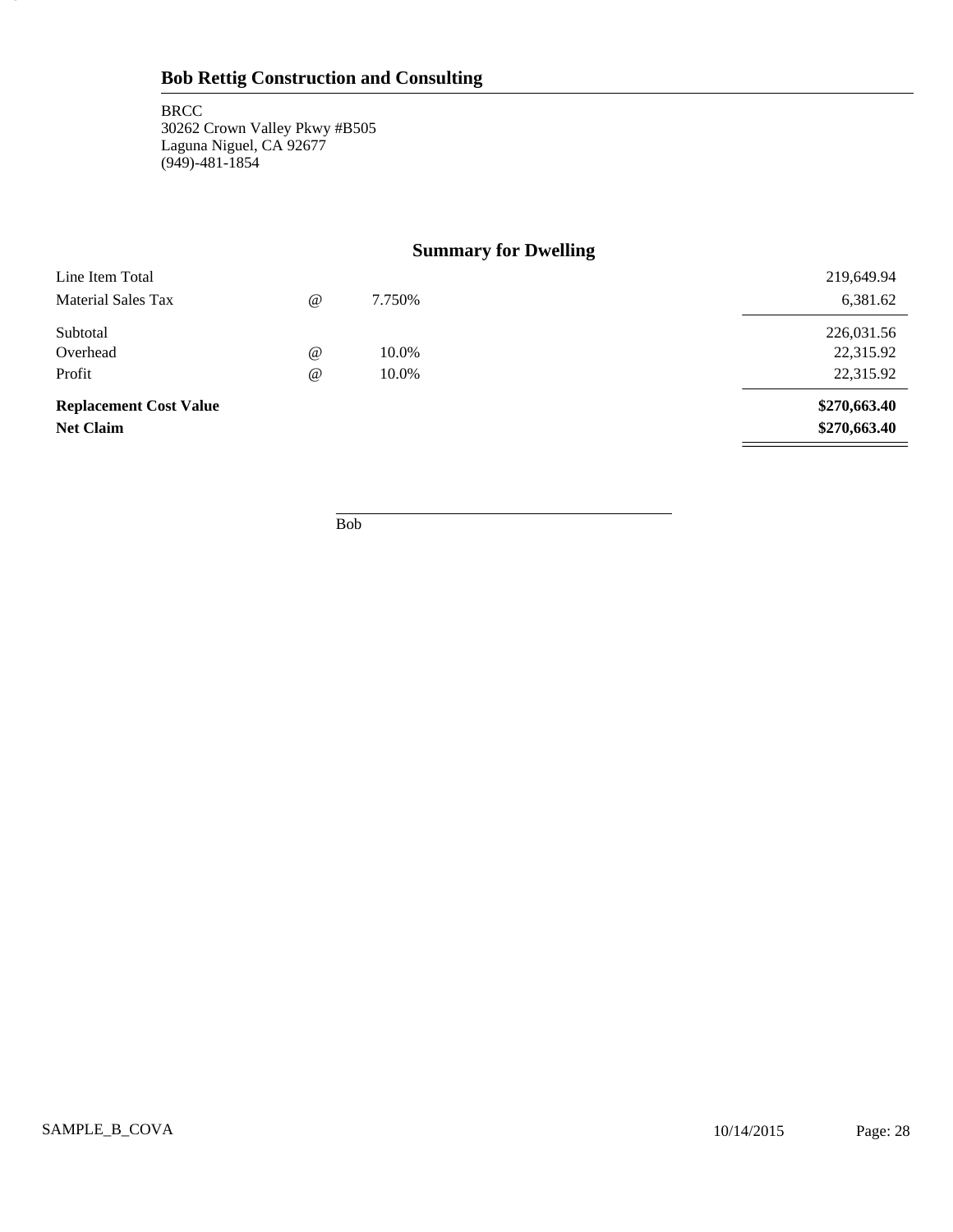## Bob Rettig Construction and Coordinating

BRCC
30262 Crown Valley Pkwy #B505
Laguna Niguel, CA 92677
(949)-481-1854

### Summary for Dwelling

| | | | |
|---|---|---|---|
| Line Item Total | | | 219,649.94 |
| Material Sales Tax | @ | 7.750% | 6,381.62 |
| Subtotal | | | 226,031.56 |
| Overhead | @ | 10.0% | 22,315.92 |
| Profit | @ | 10.0% | 22,315.92 |
| **Replacement Cost Value** | | | **$270,663.40** |
| **Net Claim** | | | **$270,663.40** |

Bob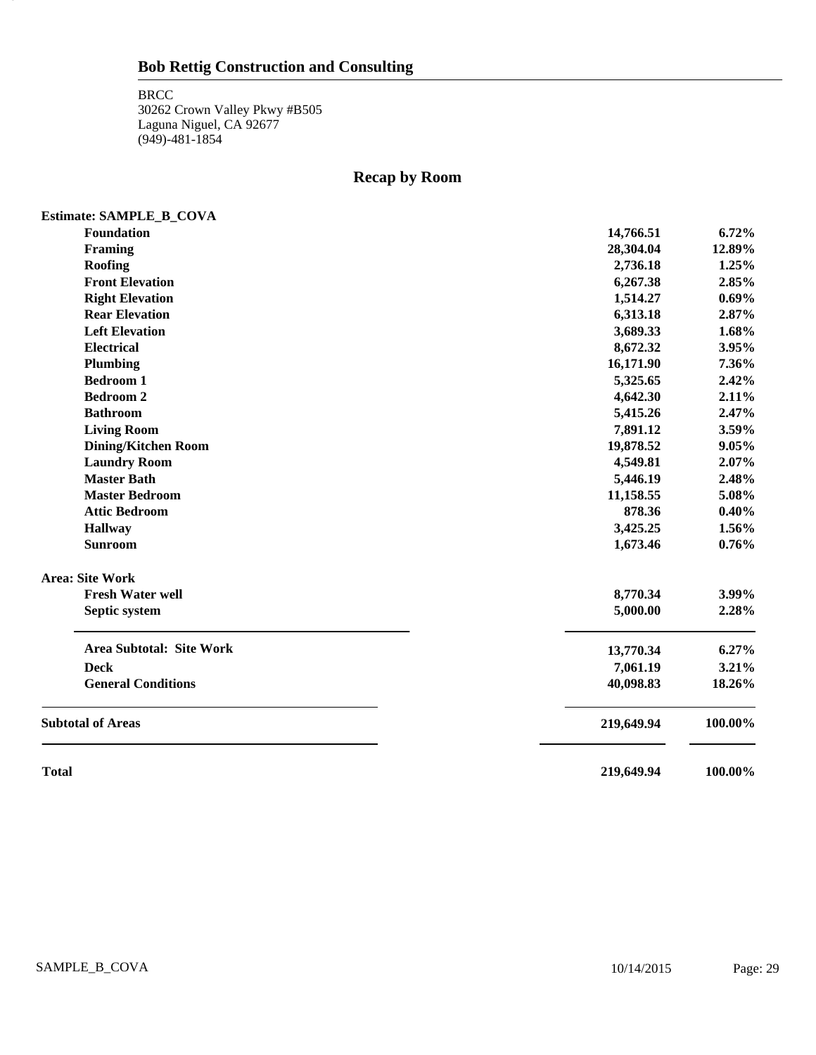## Bob Rettig Construction and Consulting

BRCC
30262 Crown Valley Pkwy #B505
Laguna Niguel, CA 92677
(949)-481-1854

# Recap by Room

| Estimate: SAMPLE_B_COVA | | |
|---|---|---|
| **Foundation** | **14,766.51** | **6.72%** |
| **Framing** | **28,304.04** | **12.89%** |
| **Roofing** | **2,736.18** | **1.25%** |
| **Front Elevation** | **6,267.38** | **2.85%** |
| **Right Elevation** | **1,514.27** | **0.69%** |
| **Rear Elevation** | **6,313.18** | **2.87%** |
| **Left Elevation** | **3,689.33** | **1.68%** |
| **Electrical** | **8,672.32** | **3.95%** |
| **Plumbing** | **16,171.90** | **7.36%** |
| **Bedroom 1** | **5,325.65** | **2.42%** |
| **Bedroom 2** | **4,642.30** | **2.11%** |
| **Bathroom** | **5,415.26** | **2.47%** |
| **Living Room** | **7,891.12** | **3.59%** |
| **Dining/Kitchen Room** | **19,878.52** | **9.05%** |
| **Laundry Room** | **4,549.81** | **2.07%** |
| **Master Bath** | **5,446.19** | **2.48%** |
| **Master Bedroom** | **11,158.55** | **5.08%** |
| **Attic Bedroom** | **878.36** | **0.40%** |
| **Hallway** | **3,425.25** | **1.56%** |
| **Sunroom** | **1,673.46** | **0.76%** |
| **Area: Site Work** | | |
| **Fresh Water well** | **8,770.34** | **3.99%** |
| **Septic system** | **5,000.00** | **2.28%** |
| **Area Subtotal: Site Work** | **13,770.34** | **6.27%** |
| **Deck** | **7,061.19** | **3.21%** |
| **General Conditions** | **40,098.83** | **18.26%** |
| **Subtotal of Areas** | **219,649.94** | **100.00%** |
| **Total** | **219,649.94** | **100.00%** |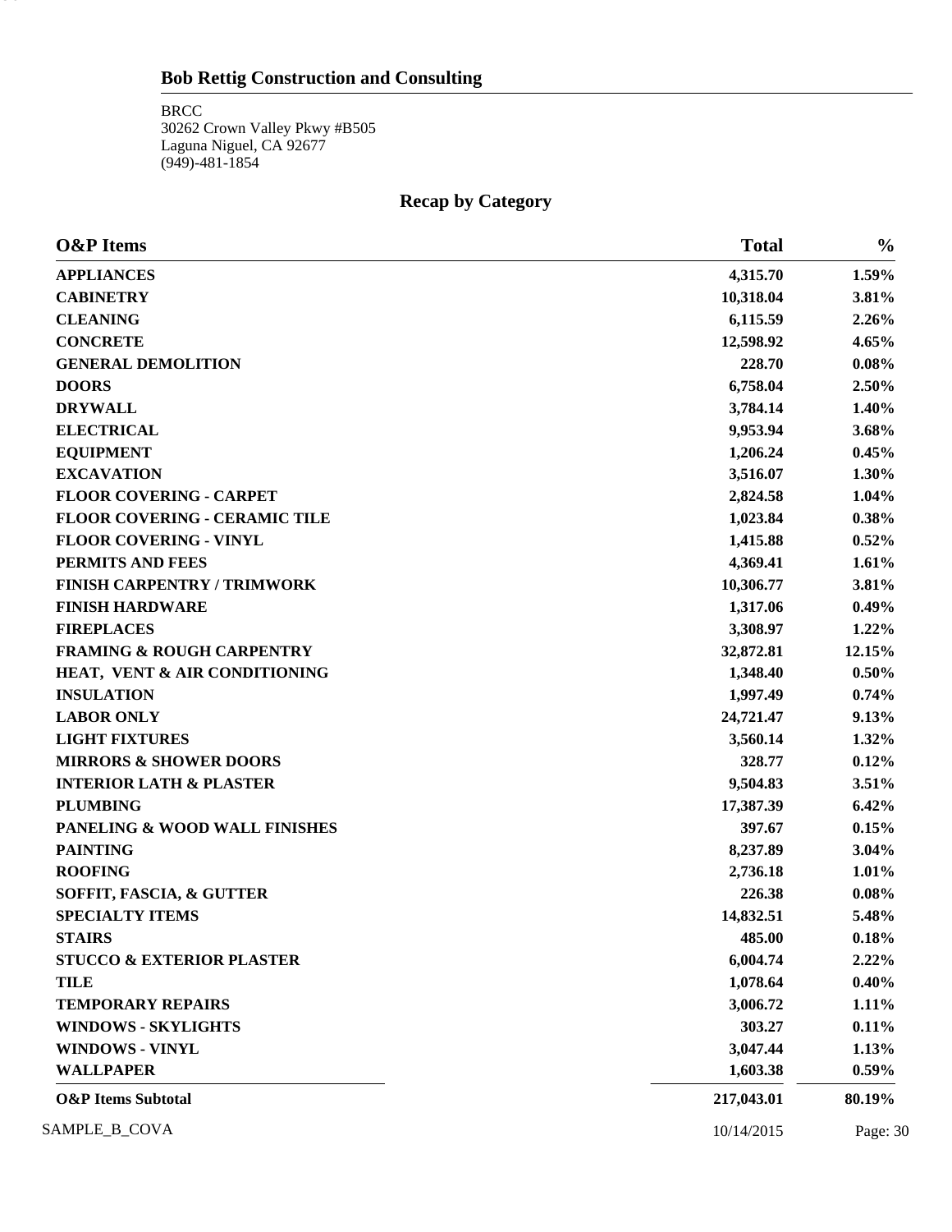## Bob Rettig Construction and Consulting

BRCC
30262 Crown Valley Pkwy #B505
Laguna Niguel, CA 92677
(949)-481-1854

# Recap by Category

| O&P Items | Total | % |
|---|---|---|
| **APPLIANCES** | **4,315.70** | **1.59%** |
| **CABINETRY** | **10,318.04** | **3.81%** |
| **CLEANING** | **6,115.59** | **2.26%** |
| **CONCRETE** | **12,598.92** | **4.65%** |
| **GENERAL DEMOLITION** | **228.70** | **0.08%** |
| **DOORS** | **6,758.04** | **2.50%** |
| **DRYWALL** | **3,784.14** | **1.40%** |
| **ELECTRICAL** | **9,953.94** | **3.68%** |
| **EQUIPMENT** | **1,206.24** | **0.45%** |
| **EXCAVATION** | **3,516.07** | **1.30%** |
| **FLOOR COVERING - CARPET** | **2,824.58** | **1.04%** |
| **FLOOR COVERING - CERAMIC TILE** | **1,023.84** | **0.38%** |
| **FLOOR COVERING - VINYL** | **1,415.88** | **0.52%** |
| **PERMITS AND FEES** | **4,369.41** | **1.61%** |
| **FINISH CARPENTRY / TRIMWORK** | **10,306.77** | **3.81%** |
| **FINISH HARDWARE** | **1,317.06** | **0.49%** |
| **FIREPLACES** | **3,308.97** | **1.22%** |
| **FRAMING & ROUGH CARPENTRY** | **32,872.81** | **12.15%** |
| **HEAT, VENT & AIR CONDITIONING** | **1,348.40** | **0.50%** |
| **INSULATION** | **1,997.49** | **0.74%** |
| **LABOR ONLY** | **24,721.47** | **9.13%** |
| **LIGHT FIXTURES** | **3,560.14** | **1.32%** |
| **MIRRORS & SHOWER DOORS** | **328.77** | **0.12%** |
| **INTERIOR LATH & PLASTER** | **9,504.83** | **3.51%** |
| **PLUMBING** | **17,387.39** | **6.42%** |
| **PANELING & WOOD WALL FINISHES** | **397.67** | **0.15%** |
| **PAINTING** | **8,237.89** | **3.04%** |
| **ROOFING** | **2,736.18** | **1.01%** |
| **SOFFIT, FASCIA, & GUTTER** | **226.38** | **0.08%** |
| **SPECIALTY ITEMS** | **14,832.51** | **5.48%** |
| **STAIRS** | **485.00** | **0.18%** |
| **STUCCO & EXTERIOR PLASTER** | **6,004.74** | **2.22%** |
| **TILE** | **1,078.64** | **0.40%** |
| **TEMPORARY REPAIRS** | **3,006.72** | **1.11%** |
| **WINDOWS - SKYLIGHTS** | **303.27** | **0.11%** |
| **WINDOWS - VINYL** | **3,047.44** | **1.13%** |
| **WALLPAPER** | **1,603.38** | **0.59%** |
| **O&P Items Subtotal** | **217,043.01** | **80.19%** |

SAMPLE_B_COVA 10/14/2015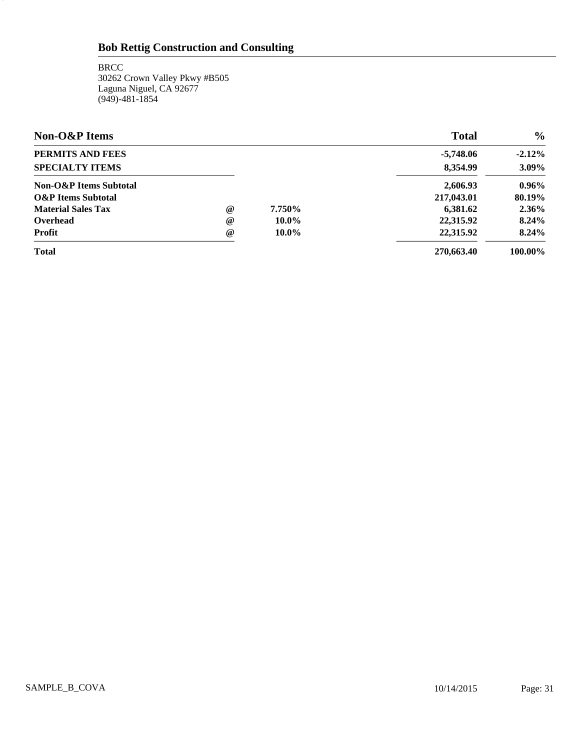## Bob Rettig Construction and Consulting

BRCC
30262 Crown Valley Pkwy #B505
Laguna Niguel, CA 92677
(949)-481-1854

| **Non-O&P Items** | | | **Total** | **%** |
|---|---|---|---|---|
| **PERMITS AND FEES** | | | **-5,748.06** | **-2.12%** |
| **SPECIALTY ITEMS** | | | **8,354.99** | **3.09%** |
| **Non-O&P Items Subtotal** | | | **2,606.93** | **0.96%** |
| **O&P Items Subtotal** | | | **217,043.01** | **80.19%** |
| **Material Sales Tax** | **@** | **7.750%** | **6,381.62** | **2.36%** |
| **Overhead** | **@** | **10.0%** | **22,315.92** | **8.24%** |
| **Profit** | **@** | **10.0%** | **22,315.92** | **8.24%** |
| **Total** | | | **270,663.40** | **100.00%** |

SAMPLE_B_COVA 10/14/2015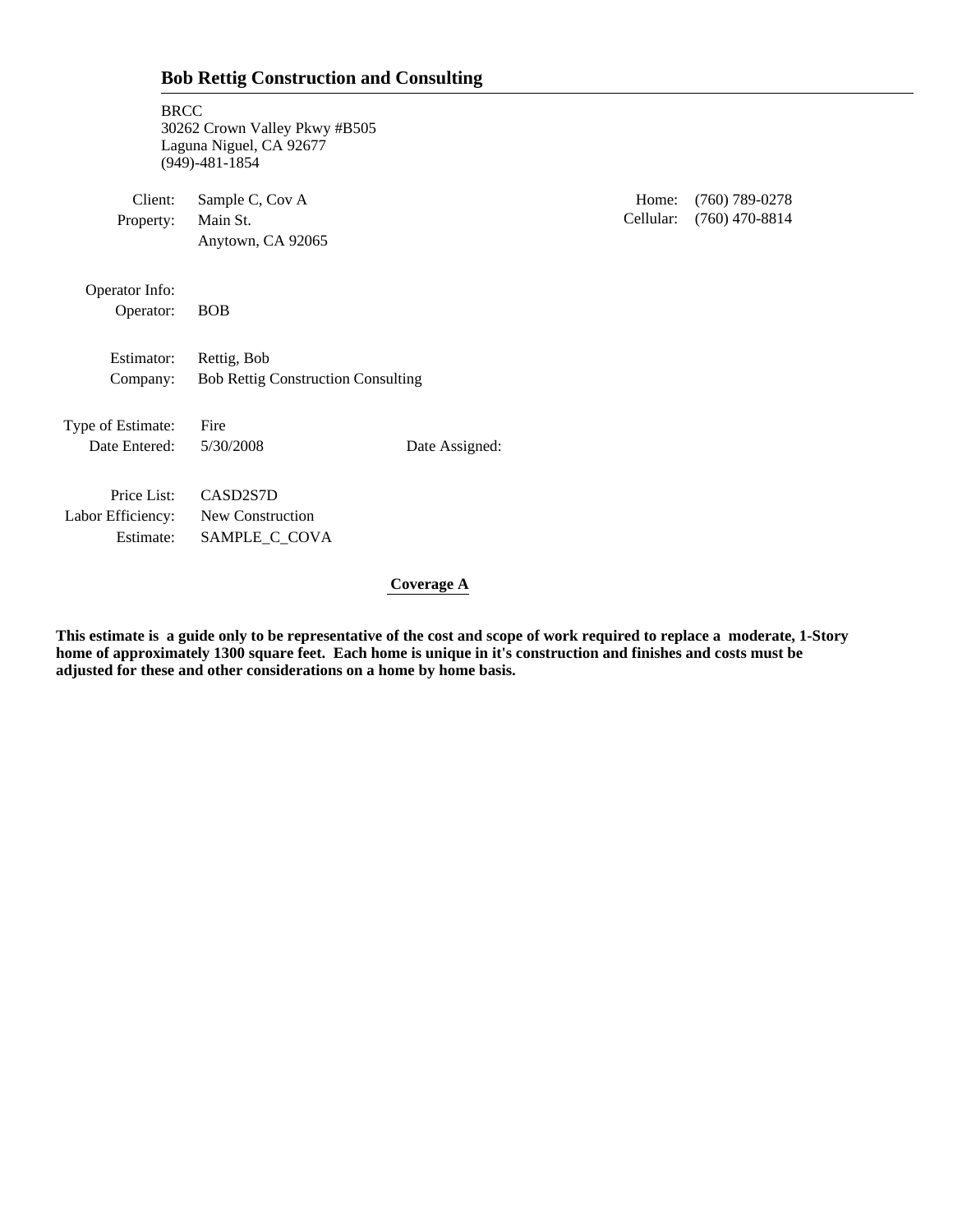# Bob Rettig Construction and Consulting

BRCC
30262 Crown Valley Pkwy #B505
Laguna Niguel, CA 92677
(949)-481-1854

| | | | |
|---|---|---|---|
| Client: | Sample C, Cov A | Home: | (760) 789-0278 |
| Property: | Main St. | Cellular: | (760) 470-8814 |
| | Anytown, CA 92065 | | |

Operator Info:

| | |
|---|---|
| Operator: | BOB |

| | |
|---|---|
| Estimator: | Rettig, Bob |
| Company: | Bob Rettig Construction Consulting |

| | | |
|---|---|---|
| Type of Estimate: | Fire | |
| Date Entered: | 5/30/2008 | Date Assigned: |

| | |
|---|---|
| Price List: | CASD2S7D |
| Labor Efficiency: | New Construction |
| Estimate: | SAMPLE_C_COVA |

**Coverage A**

**This estimate is a guide only to be representative of the cost and scope of work required to replace a moderate, 1-Story home of approximately 1300 square feet. Each home is unique in it's construction and finishes and costs must be adjusted for these and other considerations on a home by home basis.**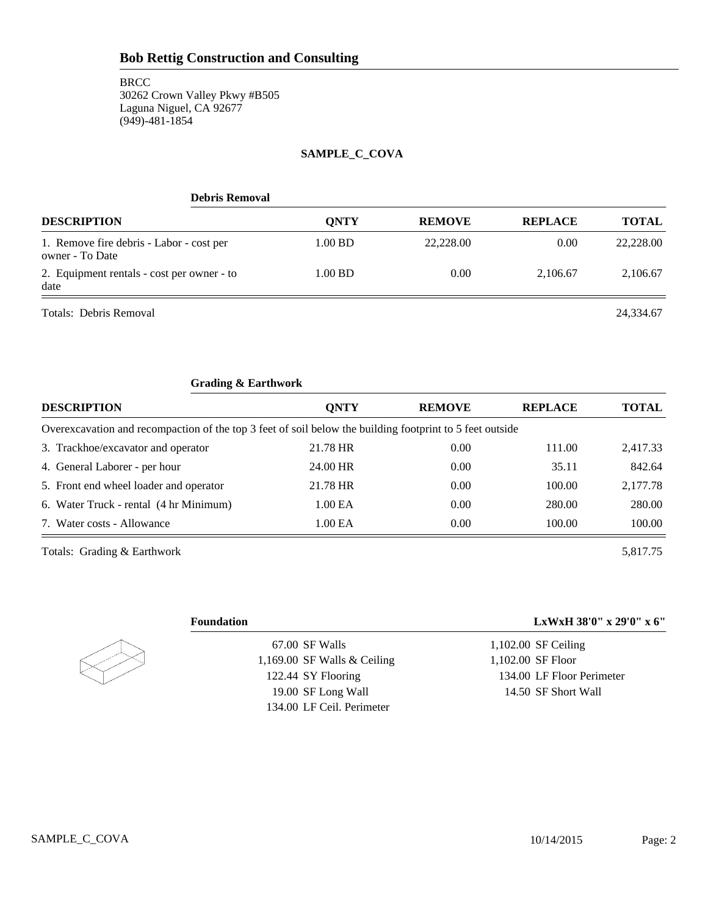## Bob Rettig Construction and Consulting

BRCC
30262 Crown Valley Pkwy #B505
Laguna Niguel, CA 92677
(949)-481-1854

**SAMPLE_C_COVA**

### Debris Removal

| DESCRIPTION | QNTY | REMOVE | REPLACE | TOTAL |
|---|---|---|---|---|
| 1. Remove fire debris - Labor - cost per owner - To Date | 1.00 BD | 22,228.00 | 0.00 | 22,228.00 |
| 2. Equipment rentals - cost per owner - to date | 1.00 BD | 0.00 | 2,106.67 | 2,106.67 |
| Totals: Debris Removal | | | | 24,334.67 |

### Grading & Earthwork

| DESCRIPTION | QNTY | REMOVE | REPLACE | TOTAL |
|---|---|---|---|---|
| Overexcavation and recompaction of the top 3 feet of soil below the building footprint to 5 feet outside | | | | |
| 3. Trackhoe/excavator and operator | 21.78 HR | 0.00 | 111.00 | 2,417.33 |
| 4. General Laborer - per hour | 24.00 HR | 0.00 | 35.11 | 842.64 |
| 5. Front end wheel loader and operator | 21.78 HR | 0.00 | 100.00 | 2,177.78 |
| 6. Water Truck - rental (4 hr Minimum) | 1.00 EA | 0.00 | 280.00 | 280.00 |
| 7. Water costs - Allowance | 1.00 EA | 0.00 | 100.00 | 100.00 |
| Totals: Grading & Earthwork | | | | 5,817.75 |

### Foundation

**LxWxH 38'0" x 29'0" x 6"**

| | |
|---|---|
| 67.00 SF Walls | 1,102.00 SF Ceiling |
| 1,169.00 SF Walls & Ceiling | 1,102.00 SF Floor |
| 122.44 SY Flooring | 134.00 LF Floor Perimeter |
| 19.00 SF Long Wall | 14.50 SF Short Wall |
| 134.00 LF Ceil. Perimeter | |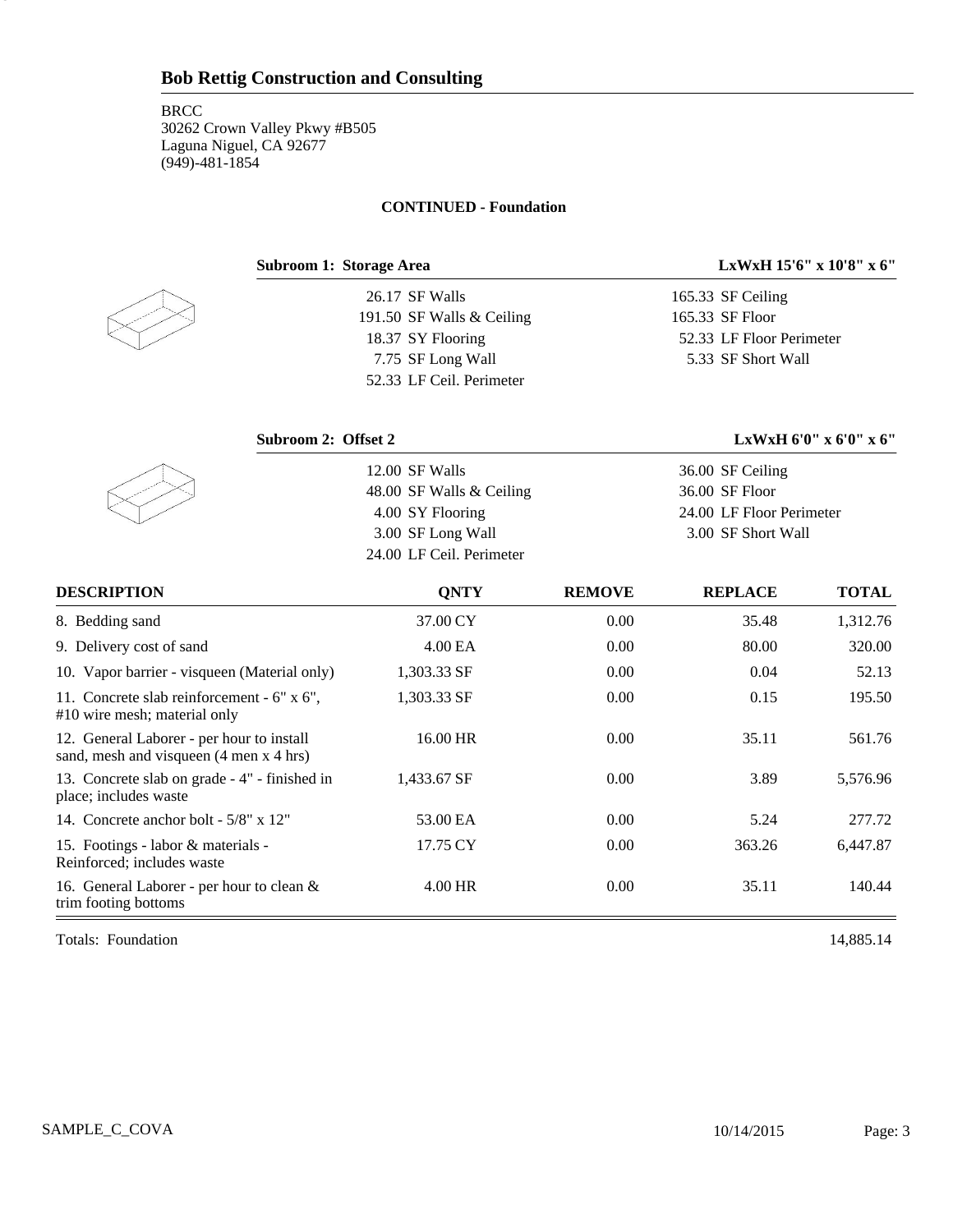## Bob Rettig Construction and Consulting

BRCC
30262 Crown Valley Pkwy #B505
Laguna Niguel, CA 92677
(949)-481-1854

**CONTINUED - Foundation**

**Subroom 1: Storage Area** — **LxWxH 15'6" x 10'8" x 6"**

| | |
|---|---|
| 26.17 SF Walls | 165.33 SF Ceiling |
| 191.50 SF Walls & Ceiling | 165.33 SF Floor |
| 18.37 SY Flooring | 52.33 LF Floor Perimeter |
| 7.75 SF Long Wall | 5.33 SF Short Wall |
| 52.33 LF Ceil. Perimeter | |

**Subroom 2: Offset 2** — **LxWxH 6'0" x 6'0" x 6"**

| | |
|---|---|
| 12.00 SF Walls | 36.00 SF Ceiling |
| 48.00 SF Walls & Ceiling | 36.00 SF Floor |
| 4.00 SY Flooring | 24.00 LF Floor Perimeter |
| 3.00 SF Long Wall | 3.00 SF Short Wall |
| 24.00 LF Ceil. Perimeter | |

| DESCRIPTION | QNTY | REMOVE | REPLACE | TOTAL |
|---|---|---|---|---|
| 8. Bedding sand | 37.00 CY | 0.00 | 35.48 | 1,312.76 |
| 9. Delivery cost of sand | 4.00 EA | 0.00 | 80.00 | 320.00 |
| 10. Vapor barrier - visqueen (Material only) | 1,303.33 SF | 0.00 | 0.04 | 52.13 |
| 11. Concrete slab reinforcement - 6" x 6", #10 wire mesh; material only | 1,303.33 SF | 0.00 | 0.15 | 195.50 |
| 12. General Laborer - per hour to install sand, mesh and visqueen (4 men x 4 hrs) | 16.00 HR | 0.00 | 35.11 | 561.76 |
| 13. Concrete slab on grade - 4" - finished in place; includes waste | 1,433.67 SF | 0.00 | 3.89 | 5,576.96 |
| 14. Concrete anchor bolt - 5/8" x 12" | 53.00 EA | 0.00 | 5.24 | 277.72 |
| 15. Footings - labor & materials - Reinforced; includes waste | 17.75 CY | 0.00 | 363.26 | 6,447.87 |
| 16. General Laborer - per hour to clean & trim footing bottoms | 4.00 HR | 0.00 | 35.11 | 140.44 |
| Totals: Foundation | | | | 14,885.14 |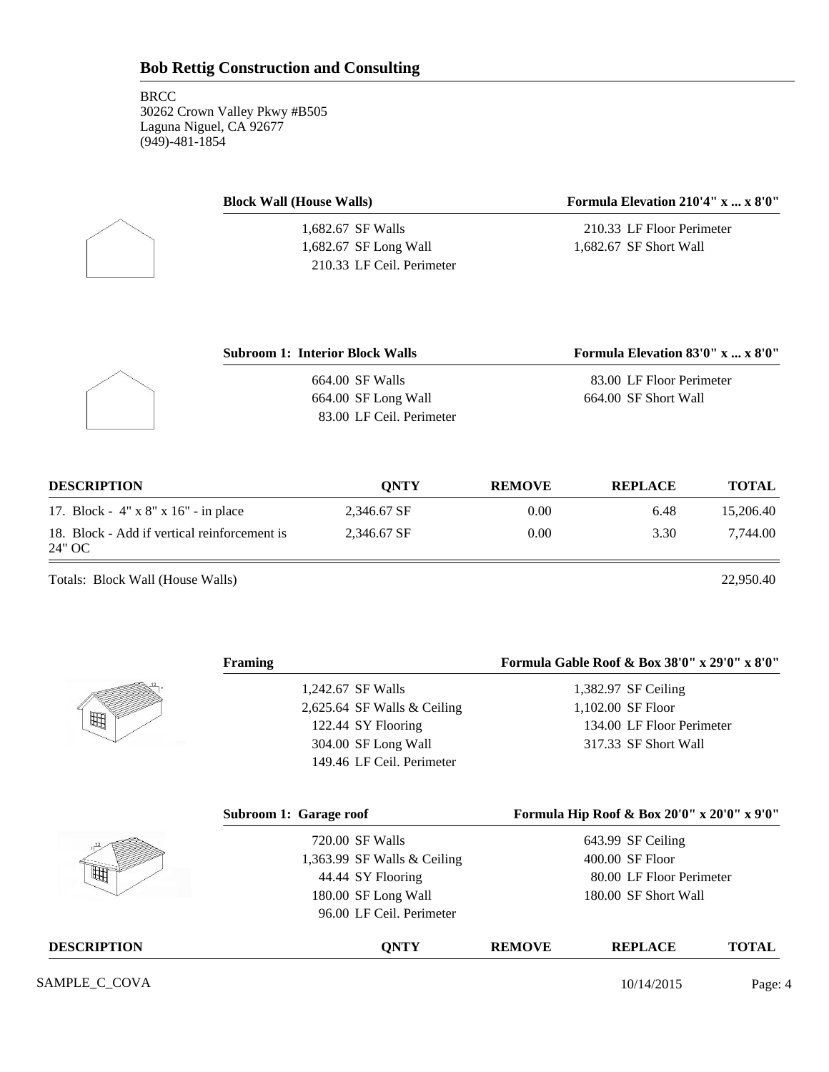**Bob Rettig Construction and Consulting**

BRCC
30262 Crown Valley Pkwy #B505
Laguna Niguel, CA 92677
(949)-481-1854

| **Block Wall (House Walls)** | **Formula Elevation 210'4" x ... x 8'0"** |
|---|---|
| 1,682.67 SF Walls | 210.33 LF Floor Perimeter |
| 1,682.67 SF Long Wall | 1,682.67 SF Short Wall |
| 210.33 LF Ceil. Perimeter | |

| **Subroom 1: Interior Block Walls** | **Formula Elevation 83'0" x ... x 8'0"** |
|---|---|
| 664.00 SF Walls | 83.00 LF Floor Perimeter |
| 664.00 SF Long Wall | 664.00 SF Short Wall |
| 83.00 LF Ceil. Perimeter | |

| DESCRIPTION | QNTY | REMOVE | REPLACE | TOTAL |
|---|---|---|---|---|
| 17. Block - 4" x 8" x 16" - in place | 2,346.67 SF | 0.00 | 6.48 | 15,206.40 |
| 18. Block - Add if vertical reinforcement is 24" OC | 2,346.67 SF | 0.00 | 3.30 | 7,744.00 |

Totals: Block Wall (House Walls) 22,950.40

| **Framing** | **Formula Gable Roof & Box 38'0" x 29'0" x 8'0"** |
|---|---|
| 1,242.67 SF Walls | 1,382.97 SF Ceiling |
| 2,625.64 SF Walls & Ceiling | 1,102.00 SF Floor |
| 122.44 SY Flooring | 134.00 LF Floor Perimeter |
| 304.00 SF Long Wall | 317.33 SF Short Wall |
| 149.46 LF Ceil. Perimeter | |

| **Subroom 1: Garage roof** | **Formula Hip Roof & Box 20'0" x 20'0" x 9'0"** |
|---|---|
| 720.00 SF Walls | 643.99 SF Ceiling |
| 1,363.99 SF Walls & Ceiling | 400.00 SF Floor |
| 44.44 SY Flooring | 80.00 LF Floor Perimeter |
| 180.00 SF Long Wall | 180.00 SF Short Wall |
| 96.00 LF Ceil. Perimeter | |

| DESCRIPTION | QNTY | REMOVE | REPLACE | TOTAL |
|---|---|---|---|---|

SAMPLE_C_COVA 10/14/2015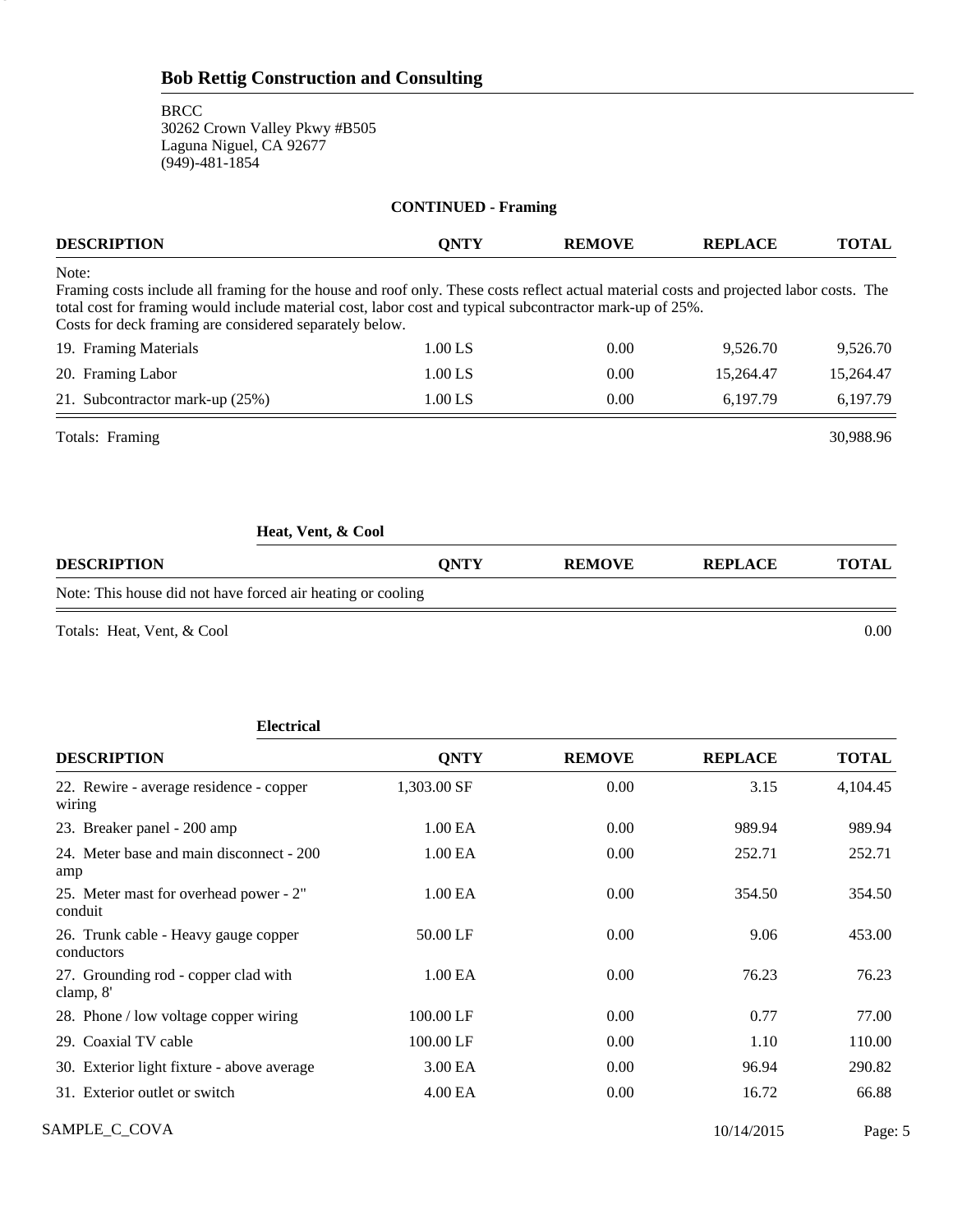## Bob Rettig Construction and Consulting

BRCC
30262 Crown Valley Pkwy #B505
Laguna Niguel, CA 92677
(949)-481-1854

### CONTINUED - Framing

| DESCRIPTION | QNTY | REMOVE | REPLACE | TOTAL |
|---|---|---|---|---|
| Note:<br>Framing costs include all framing for the house and roof only. These costs reflect actual material costs and projected labor costs. The total cost for framing would include material cost, labor cost and typical subcontractor mark-up of 25%.<br>Costs for deck framing are considered separately below. | | | | |
| 19. Framing Materials | 1.00 LS | 0.00 | 9,526.70 | 9,526.70 |
| 20. Framing Labor | 1.00 LS | 0.00 | 15,264.47 | 15,264.47 |
| 21. Subcontractor mark-up (25%) | 1.00 LS | 0.00 | 6,197.79 | 6,197.79 |
| Totals: Framing | | | | 30,988.96 |

### Heat, Vent, & Cool

| DESCRIPTION | QNTY | REMOVE | REPLACE | TOTAL |
|---|---|---|---|---|
| Note: This house did not have forced air heating or cooling | | | | |
| Totals: Heat, Vent, & Cool | | | | 0.00 |

### Electrical

| DESCRIPTION | QNTY | REMOVE | REPLACE | TOTAL |
|---|---|---|---|---|
| 22. Rewire - average residence - copper wiring | 1,303.00 SF | 0.00 | 3.15 | 4,104.45 |
| 23. Breaker panel - 200 amp | 1.00 EA | 0.00 | 989.94 | 989.94 |
| 24. Meter base and main disconnect - 200 amp | 1.00 EA | 0.00 | 252.71 | 252.71 |
| 25. Meter mast for overhead power - 2" conduit | 1.00 EA | 0.00 | 354.50 | 354.50 |
| 26. Trunk cable - Heavy gauge copper conductors | 50.00 LF | 0.00 | 9.06 | 453.00 |
| 27. Grounding rod - copper clad with clamp, 8' | 1.00 EA | 0.00 | 76.23 | 76.23 |
| 28. Phone / low voltage copper wiring | 100.00 LF | 0.00 | 0.77 | 77.00 |
| 29. Coaxial TV cable | 100.00 LF | 0.00 | 1.10 | 110.00 |
| 30. Exterior light fixture - above average | 3.00 EA | 0.00 | 96.94 | 290.82 |
| 31. Exterior outlet or switch | 4.00 EA | 0.00 | 16.72 | 66.88 |

SAMPLE_C_COVA 10/14/2015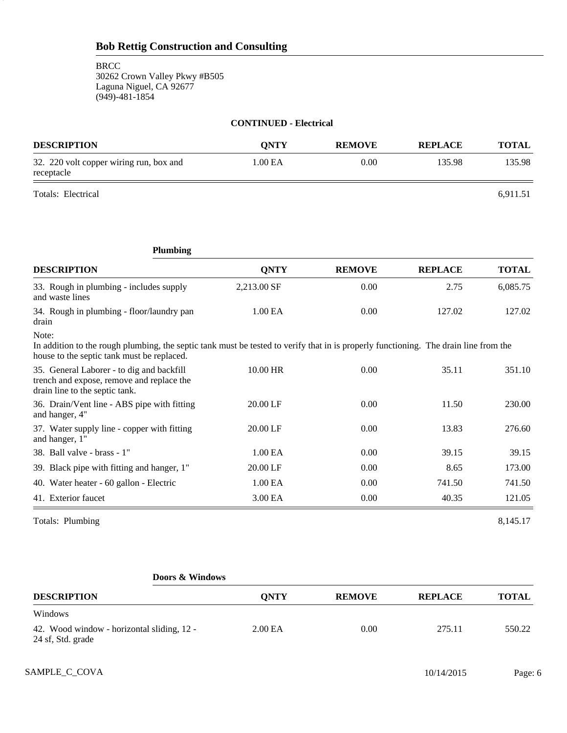## Bob Rettig Construction and Consulting

BRCC
30262 Crown Valley Pkwy #B505
Laguna Niguel, CA 92677
(949)-481-1854

**CONTINUED - Electrical**

| DESCRIPTION | QNTY | REMOVE | REPLACE | TOTAL |
|---|---|---|---|---|
| 32. 220 volt copper wiring run, box and receptacle | 1.00 EA | 0.00 | 135.98 | 135.98 |
| Totals: Electrical | | | | 6,911.51 |

**Plumbing**

| DESCRIPTION | QNTY | REMOVE | REPLACE | TOTAL |
|---|---|---|---|---|
| 33. Rough in plumbing - includes supply and waste lines | 2,213.00 SF | 0.00 | 2.75 | 6,085.75 |
| 34. Rough in plumbing - floor/laundry pan drain | 1.00 EA | 0.00 | 127.02 | 127.02 |

Note:
In addition to the rough plumbing, the septic tank must be tested to verify that in is properly functioning. The drain line from the house to the septic tank must be replaced.

| DESCRIPTION | QNTY | REMOVE | REPLACE | TOTAL |
|---|---|---|---|---|
| 35. General Laborer - to dig and backfill trench and expose, remove and replace the drain line to the septic tank. | 10.00 HR | 0.00 | 35.11 | 351.10 |
| 36. Drain/Vent line - ABS pipe with fitting and hanger, 4" | 20.00 LF | 0.00 | 11.50 | 230.00 |
| 37. Water supply line - copper with fitting and hanger, 1" | 20.00 LF | 0.00 | 13.83 | 276.60 |
| 38. Ball valve - brass - 1" | 1.00 EA | 0.00 | 39.15 | 39.15 |
| 39. Black pipe with fitting and hanger, 1" | 20.00 LF | 0.00 | 8.65 | 173.00 |
| 40. Water heater - 60 gallon - Electric | 1.00 EA | 0.00 | 741.50 | 741.50 |
| 41. Exterior faucet | 3.00 EA | 0.00 | 40.35 | 121.05 |
| Totals: Plumbing | | | | 8,145.17 |

**Doors & Windows**

| DESCRIPTION | QNTY | REMOVE | REPLACE | TOTAL |
|---|---|---|---|---|
| Windows | | | | |
| 42. Wood window - horizontal sliding, 12 - 24 sf, Std. grade | 2.00 EA | 0.00 | 275.11 | 550.22 |

SAMPLE_C_COVA 10/14/2015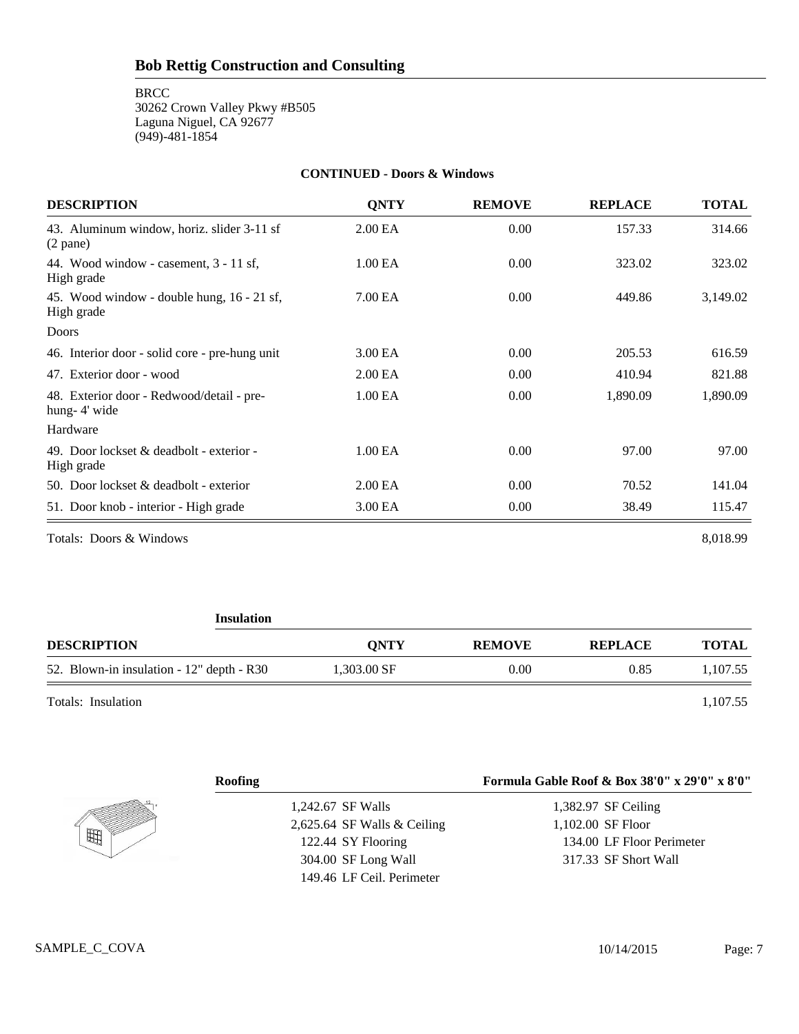## Bob Rettig Construction and Consulting

BRCC
30262 Crown Valley Pkwy #B505
Laguna Niguel, CA 92677
(949)-481-1854

**CONTINUED - Doors & Windows**

| DESCRIPTION | QNTY | REMOVE | REPLACE | TOTAL |
|---|---|---|---|---|
| 43. Aluminum window, horiz. slider 3-11 sf (2 pane) | 2.00 EA | 0.00 | 157.33 | 314.66 |
| 44. Wood window - casement, 3 - 11 sf, High grade | 1.00 EA | 0.00 | 323.02 | 323.02 |
| 45. Wood window - double hung, 16 - 21 sf, High grade | 7.00 EA | 0.00 | 449.86 | 3,149.02 |
| Doors | | | | |
| 46. Interior door - solid core - pre-hung unit | 3.00 EA | 0.00 | 205.53 | 616.59 |
| 47. Exterior door - wood | 2.00 EA | 0.00 | 410.94 | 821.88 |
| 48. Exterior door - Redwood/detail - pre-hung- 4' wide | 1.00 EA | 0.00 | 1,890.09 | 1,890.09 |
| Hardware | | | | |
| 49. Door lockset & deadbolt - exterior - High grade | 1.00 EA | 0.00 | 97.00 | 97.00 |
| 50. Door lockset & deadbolt - exterior | 2.00 EA | 0.00 | 70.52 | 141.04 |
| 51. Door knob - interior - High grade | 3.00 EA | 0.00 | 38.49 | 115.47 |

Totals: Doors & Windows 8,018.99

**Insulation**

| DESCRIPTION | QNTY | REMOVE | REPLACE | TOTAL |
|---|---|---|---|---|
| 52. Blown-in insulation - 12" depth - R30 | 1,303.00 SF | 0.00 | 0.85 | 1,107.55 |

Totals: Insulation 1,107.55

**Roofing** — **Formula Gable Roof & Box 38'0" x 29'0" x 8'0"**

| | |
|---|---|
| 1,242.67 SF Walls | 1,382.97 SF Ceiling |
| 2,625.64 SF Walls & Ceiling | 1,102.00 SF Floor |
| 122.44 SY Flooring | 134.00 LF Floor Perimeter |
| 304.00 SF Long Wall | 317.33 SF Short Wall |
| 149.46 LF Ceil. Perimeter | |

SAMPLE_C_COVA 10/14/2015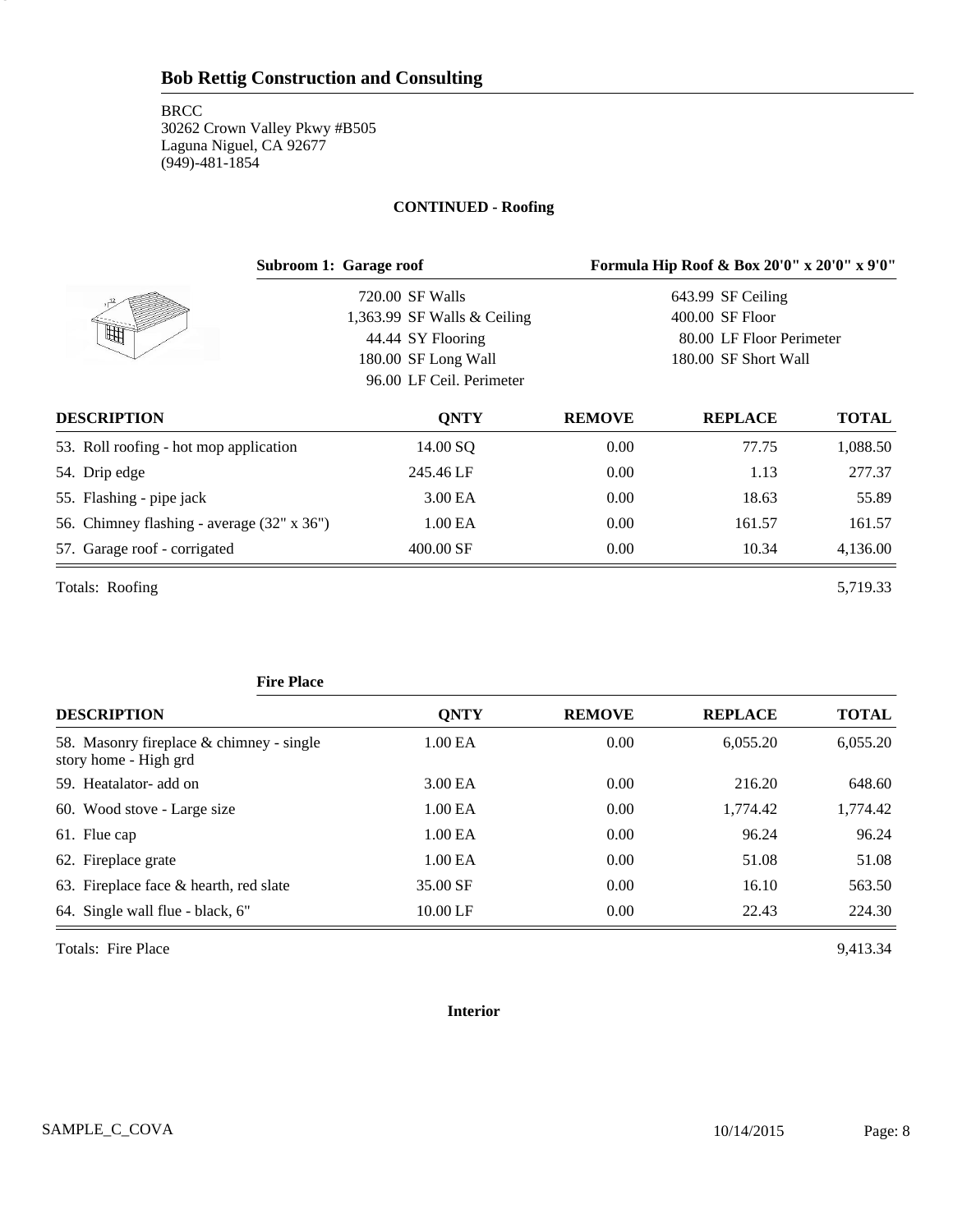## Bob Rettig Construction and Consulting

BRCC
30262 Crown Valley Pkwy #B505
Laguna Niguel, CA 92677
(949)-481-1854

**CONTINUED - Roofing**

**Subroom 1: Garage roof** — **Formula Hip Roof & Box 20'0" x 20'0" x 9'0"**

| | |
|---|---|
| 720.00 SF Walls | 643.99 SF Ceiling |
| 1,363.99 SF Walls & Ceiling | 400.00 SF Floor |
| 44.44 SY Flooring | 80.00 LF Floor Perimeter |
| 180.00 SF Long Wall | 180.00 SF Short Wall |
| 96.00 LF Ceil. Perimeter | |

| DESCRIPTION | QNTY | REMOVE | REPLACE | TOTAL |
|---|---|---|---|---|
| 53. Roll roofing - hot mop application | 14.00 SQ | 0.00 | 77.75 | 1,088.50 |
| 54. Drip edge | 245.46 LF | 0.00 | 1.13 | 277.37 |
| 55. Flashing - pipe jack | 3.00 EA | 0.00 | 18.63 | 55.89 |
| 56. Chimney flashing - average (32" x 36") | 1.00 EA | 0.00 | 161.57 | 161.57 |
| 57. Garage roof - corrugated | 400.00 SF | 0.00 | 10.34 | 4,136.00 |
| Totals: Roofing | | | | 5,719.33 |

**Fire Place**

| DESCRIPTION | QNTY | REMOVE | REPLACE | TOTAL |
|---|---|---|---|---|
| 58. Masonry fireplace & chimney - single story home - High grd | 1.00 EA | 0.00 | 6,055.20 | 6,055.20 |
| 59. Heatalator- add on | 3.00 EA | 0.00 | 216.20 | 648.60 |
| 60. Wood stove - Large size | 1.00 EA | 0.00 | 1,774.42 | 1,774.42 |
| 61. Flue cap | 1.00 EA | 0.00 | 96.24 | 96.24 |
| 62. Fireplace grate | 1.00 EA | 0.00 | 51.08 | 51.08 |
| 63. Fireplace face & hearth, red slate | 35.00 SF | 0.00 | 16.10 | 563.50 |
| 64. Single wall flue - black, 6" | 10.00 LF | 0.00 | 22.43 | 224.30 |
| Totals: Fire Place | | | | 9,413.34 |

**Interior**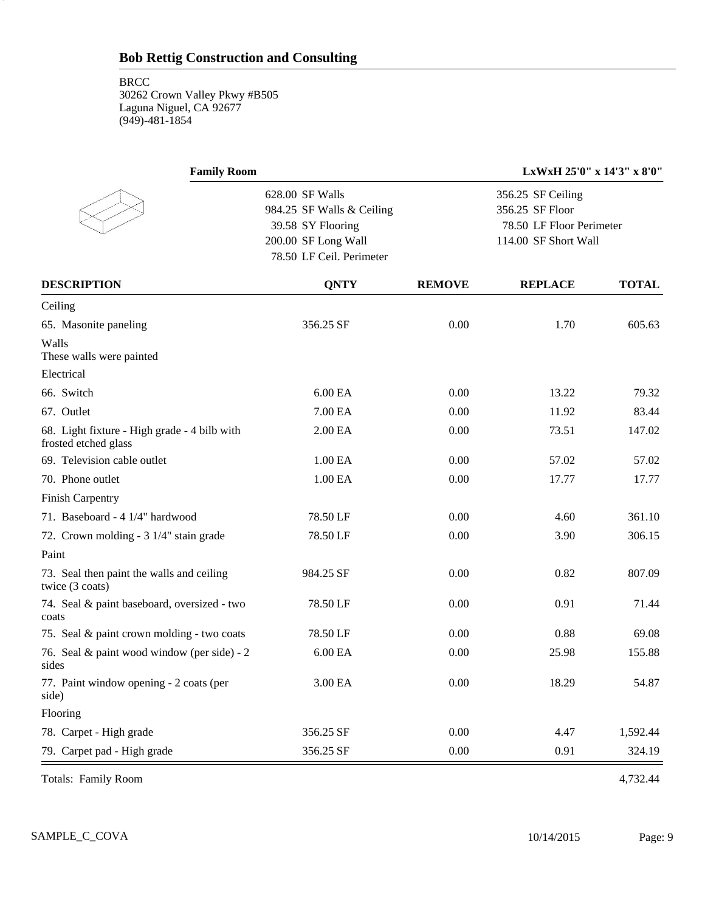## Bob Rettig Construction and Consulting

BRCC
30262 Crown Valley Pkwy #B505
Laguna Niguel, CA 92677
(949)-481-1854

**Family Room** **LxWxH 25'0" x 14'3" x 8'0"**

| | |
|---|---|
| 628.00 SF Walls | 356.25 SF Ceiling |
| 984.25 SF Walls & Ceiling | 356.25 SF Floor |
| 39.58 SY Flooring | 78.50 LF Floor Perimeter |
| 200.00 SF Long Wall | 114.00 SF Short Wall |
| 78.50 LF Ceil. Perimeter | |

| DESCRIPTION | QNTY | REMOVE | REPLACE | TOTAL |
|---|---|---|---|---|
| Ceiling | | | | |
| 65. Masonite paneling | 356.25 SF | 0.00 | 1.70 | 605.63 |
| Walls<br>These walls were painted | | | | |
| Electrical | | | | |
| 66. Switch | 6.00 EA | 0.00 | 13.22 | 79.32 |
| 67. Outlet | 7.00 EA | 0.00 | 11.92 | 83.44 |
| 68. Light fixture - High grade - 4 bilb with frosted etched glass | 2.00 EA | 0.00 | 73.51 | 147.02 |
| 69. Television cable outlet | 1.00 EA | 0.00 | 57.02 | 57.02 |
| 70. Phone outlet | 1.00 EA | 0.00 | 17.77 | 17.77 |
| Finish Carpentry | | | | |
| 71. Baseboard - 4 1/4" hardwood | 78.50 LF | 0.00 | 4.60 | 361.10 |
| 72. Crown molding - 3 1/4" stain grade | 78.50 LF | 0.00 | 3.90 | 306.15 |
| Paint | | | | |
| 73. Seal then paint the walls and ceiling twice (3 coats) | 984.25 SF | 0.00 | 0.82 | 807.09 |
| 74. Seal & paint baseboard, oversized - two coats | 78.50 LF | 0.00 | 0.91 | 71.44 |
| 75. Seal & paint crown molding - two coats | 78.50 LF | 0.00 | 0.88 | 69.08 |
| 76. Seal & paint wood window (per side) - 2 sides | 6.00 EA | 0.00 | 25.98 | 155.88 |
| 77. Paint window opening - 2 coats (per side) | 3.00 EA | 0.00 | 18.29 | 54.87 |
| Flooring | | | | |
| 78. Carpet - High grade | 356.25 SF | 0.00 | 4.47 | 1,592.44 |
| 79. Carpet pad - High grade | 356.25 SF | 0.00 | 0.91 | 324.19 |
| Totals: Family Room | | | | 4,732.44 |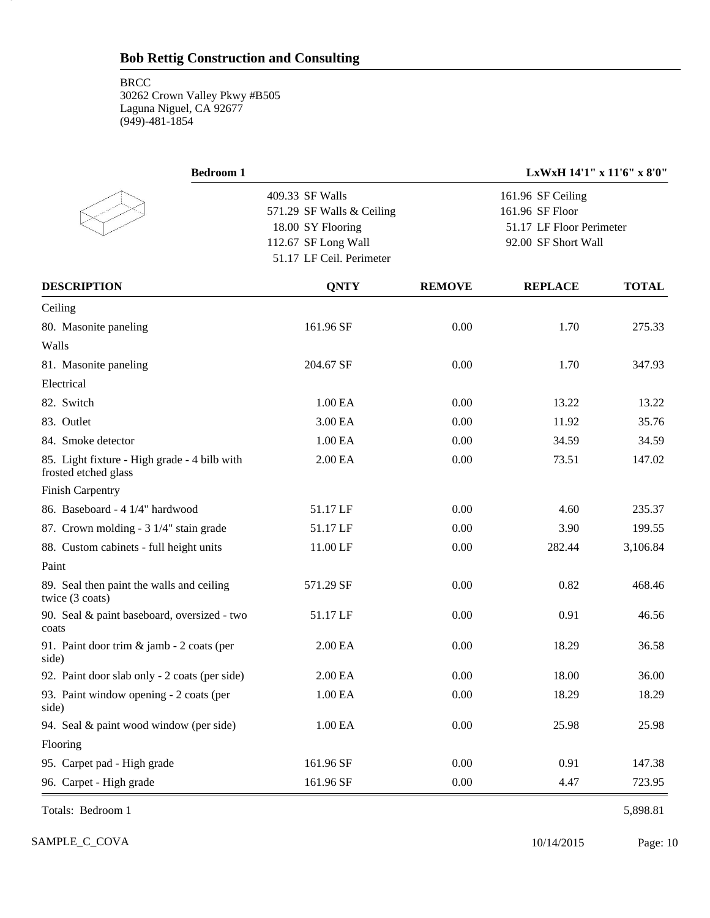## Bob Rettig Construction and Consulting

BRCC
30262 Crown Valley Pkwy #B505
Laguna Niguel, CA 92677
(949)-481-1854

### Bedroom 1

**LxWxH 14'1" x 11'6" x 8'0"**

| | |
|---|---|
| 409.33 SF Walls | 161.96 SF Ceiling |
| 571.29 SF Walls & Ceiling | 161.96 SF Floor |
| 18.00 SY Flooring | 51.17 LF Floor Perimeter |
| 112.67 SF Long Wall | 92.00 SF Short Wall |
| 51.17 LF Ceil. Perimeter | |

| DESCRIPTION | QNTY | REMOVE | REPLACE | TOTAL |
|---|---|---|---|---|
| Ceiling | | | | |
| 80. Masonite paneling | 161.96 SF | 0.00 | 1.70 | 275.33 |
| Walls | | | | |
| 81. Masonite paneling | 204.67 SF | 0.00 | 1.70 | 347.93 |
| Electrical | | | | |
| 82. Switch | 1.00 EA | 0.00 | 13.22 | 13.22 |
| 83. Outlet | 3.00 EA | 0.00 | 11.92 | 35.76 |
| 84. Smoke detector | 1.00 EA | 0.00 | 34.59 | 34.59 |
| 85. Light fixture - High grade - 4 bilb with frosted etched glass | 2.00 EA | 0.00 | 73.51 | 147.02 |
| Finish Carpentry | | | | |
| 86. Baseboard - 4 1/4" hardwood | 51.17 LF | 0.00 | 4.60 | 235.37 |
| 87. Crown molding - 3 1/4" stain grade | 51.17 LF | 0.00 | 3.90 | 199.55 |
| 88. Custom cabinets - full height units | 11.00 LF | 0.00 | 282.44 | 3,106.84 |
| Paint | | | | |
| 89. Seal then paint the walls and ceiling twice (3 coats) | 571.29 SF | 0.00 | 0.82 | 468.46 |
| 90. Seal & paint baseboard, oversized - two coats | 51.17 LF | 0.00 | 0.91 | 46.56 |
| 91. Paint door trim & jamb - 2 coats (per side) | 2.00 EA | 0.00 | 18.29 | 36.58 |
| 92. Paint door slab only - 2 coats (per side) | 2.00 EA | 0.00 | 18.00 | 36.00 |
| 93. Paint window opening - 2 coats (per side) | 1.00 EA | 0.00 | 18.29 | 18.29 |
| 94. Seal & paint wood window (per side) | 1.00 EA | 0.00 | 25.98 | 25.98 |
| Flooring | | | | |
| 95. Carpet pad - High grade | 161.96 SF | 0.00 | 0.91 | 147.38 |
| 96. Carpet - High grade | 161.96 SF | 0.00 | 4.47 | 723.95 |
| Totals: Bedroom 1 | | | | 5,898.81 |

SAMPLE_C_COVA 10/14/2015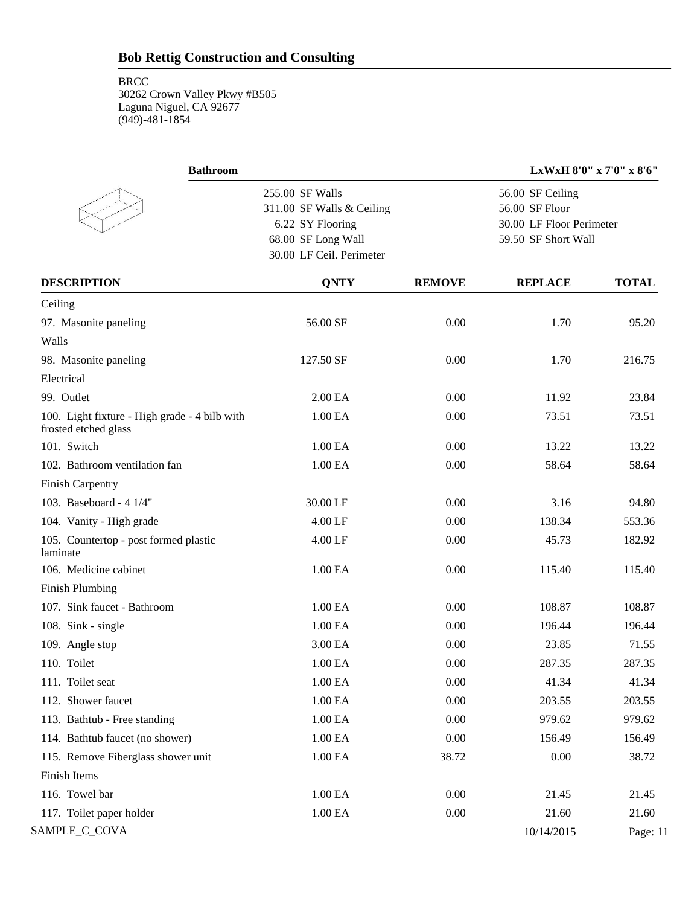## Bob Rettig Construction and Consulting

BRCC
30262 Crown Valley Pkwy #B505
Laguna Niguel, CA 92677
(949)-481-1854

**Bathroom** **LxWxH 8'0" x 7'0" x 8'6"**

| | |
|---|---|
| 255.00 SF Walls | 56.00 SF Ceiling |
| 311.00 SF Walls & Ceiling | 56.00 SF Floor |
| 6.22 SY Flooring | 30.00 LF Floor Perimeter |
| 68.00 SF Long Wall | 59.50 SF Short Wall |
| 30.00 LF Ceil. Perimeter | |

| DESCRIPTION | QNTY | REMOVE | REPLACE | TOTAL |
|---|---|---|---|---|
| Ceiling | | | | |
| 97. Masonite paneling | 56.00 SF | 0.00 | 1.70 | 95.20 |
| Walls | | | | |
| 98. Masonite paneling | 127.50 SF | 0.00 | 1.70 | 216.75 |
| Electrical | | | | |
| 99. Outlet | 2.00 EA | 0.00 | 11.92 | 23.84 |
| 100. Light fixture - High grade - 4 bilb with frosted etched glass | 1.00 EA | 0.00 | 73.51 | 73.51 |
| 101. Switch | 1.00 EA | 0.00 | 13.22 | 13.22 |
| 102. Bathroom ventilation fan | 1.00 EA | 0.00 | 58.64 | 58.64 |
| Finish Carpentry | | | | |
| 103. Baseboard - 4 1/4" | 30.00 LF | 0.00 | 3.16 | 94.80 |
| 104. Vanity - High grade | 4.00 LF | 0.00 | 138.34 | 553.36 |
| 105. Countertop - post formed plastic laminate | 4.00 LF | 0.00 | 45.73 | 182.92 |
| 106. Medicine cabinet | 1.00 EA | 0.00 | 115.40 | 115.40 |
| Finish Plumbing | | | | |
| 107. Sink faucet - Bathroom | 1.00 EA | 0.00 | 108.87 | 108.87 |
| 108. Sink - single | 1.00 EA | 0.00 | 196.44 | 196.44 |
| 109. Angle stop | 3.00 EA | 0.00 | 23.85 | 71.55 |
| 110. Toilet | 1.00 EA | 0.00 | 287.35 | 287.35 |
| 111. Toilet seat | 1.00 EA | 0.00 | 41.34 | 41.34 |
| 112. Shower faucet | 1.00 EA | 0.00 | 203.55 | 203.55 |
| 113. Bathtub - Free standing | 1.00 EA | 0.00 | 979.62 | 979.62 |
| 114. Bathtub faucet (no shower) | 1.00 EA | 0.00 | 156.49 | 156.49 |
| 115. Remove Fiberglass shower unit | 1.00 EA | 38.72 | 0.00 | 38.72 |
| Finish Items | | | | |
| 116. Towel bar | 1.00 EA | 0.00 | 21.45 | 21.45 |
| 117. Toilet paper holder | 1.00 EA | 0.00 | 21.60 | 21.60 |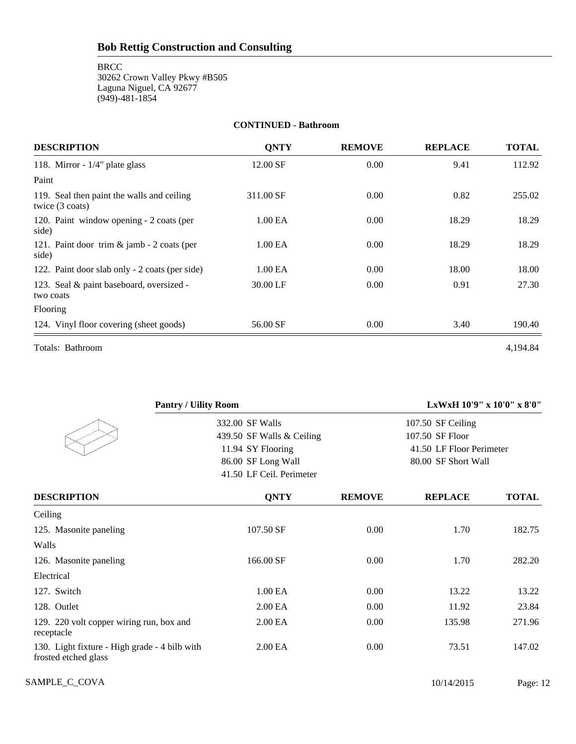## Bob Rettig Construction and Consulting

BRCC
30262 Crown Valley Pkwy #B505
Laguna Niguel, CA 92677
(949)-481-1854

**CONTINUED - Bathroom**

| DESCRIPTION | QNTY | REMOVE | REPLACE | TOTAL |
|---|---|---|---|---|
| 118. Mirror - 1/4" plate glass | 12.00 SF | 0.00 | 9.41 | 112.92 |
| Paint | | | | |
| 119. Seal then paint the walls and ceiling twice (3 coats) | 311.00 SF | 0.00 | 0.82 | 255.02 |
| 120. Paint window opening - 2 coats (per side) | 1.00 EA | 0.00 | 18.29 | 18.29 |
| 121. Paint door trim & jamb - 2 coats (per side) | 1.00 EA | 0.00 | 18.29 | 18.29 |
| 122. Paint door slab only - 2 coats (per side) | 1.00 EA | 0.00 | 18.00 | 18.00 |
| 123. Seal & paint baseboard, oversized - two coats | 30.00 LF | 0.00 | 0.91 | 27.30 |
| Flooring | | | | |
| 124. Vinyl floor covering (sheet goods) | 56.00 SF | 0.00 | 3.40 | 190.40 |

Totals: Bathroom 4,194.84

**Pantry / Uility Room** — **LxWxH 10'9" x 10'0" x 8'0"**

| | |
|---|---|
| 332.00 SF Walls | 107.50 SF Ceiling |
| 439.50 SF Walls & Ceiling | 107.50 SF Floor |
| 11.94 SY Flooring | 41.50 LF Floor Perimeter |
| 86.00 SF Long Wall | 80.00 SF Short Wall |
| 41.50 LF Ceil. Perimeter | |

| DESCRIPTION | QNTY | REMOVE | REPLACE | TOTAL |
|---|---|---|---|---|
| Ceiling | | | | |
| 125. Masonite paneling | 107.50 SF | 0.00 | 1.70 | 182.75 |
| Walls | | | | |
| 126. Masonite paneling | 166.00 SF | 0.00 | 1.70 | 282.20 |
| Electrical | | | | |
| 127. Switch | 1.00 EA | 0.00 | 13.22 | 13.22 |
| 128. Outlet | 2.00 EA | 0.00 | 11.92 | 23.84 |
| 129. 220 volt copper wiring run, box and receptacle | 2.00 EA | 0.00 | 135.98 | 271.96 |
| 130. Light fixture - High grade - 4 bilb with frosted etched glass | 2.00 EA | 0.00 | 73.51 | 147.02 |

SAMPLE_C_COVA 10/14/2015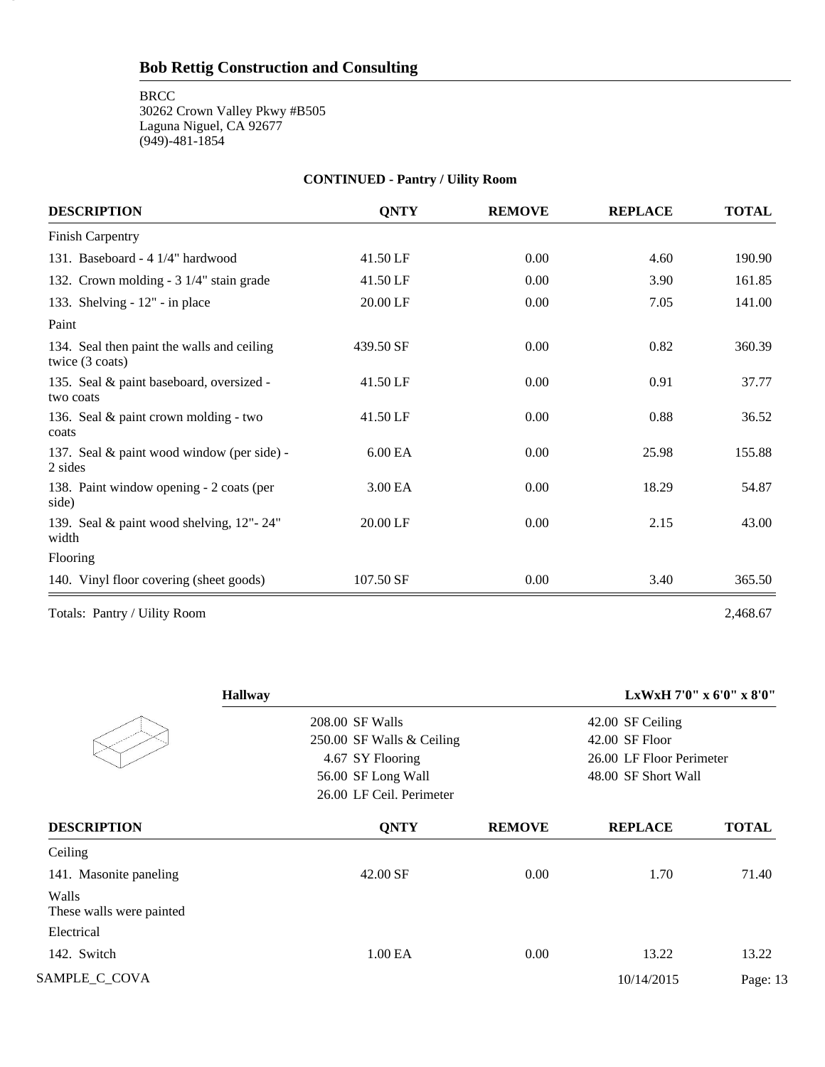## Bob Rettig Construction and Consulting

BRCC
30262 Crown Valley Pkwy #B505
Laguna Niguel, CA 92677
(949)-481-1854

### CONTINUED - Pantry / Uility Room

| DESCRIPTION | QNTY | REMOVE | REPLACE | TOTAL |
|---|---|---|---|---|
| Finish Carpentry | | | | |
| 131. Baseboard - 4 1/4" hardwood | 41.50 LF | 0.00 | 4.60 | 190.90 |
| 132. Crown molding - 3 1/4" stain grade | 41.50 LF | 0.00 | 3.90 | 161.85 |
| 133. Shelving - 12" - in place | 20.00 LF | 0.00 | 7.05 | 141.00 |
| Paint | | | | |
| 134. Seal then paint the walls and ceiling twice (3 coats) | 439.50 SF | 0.00 | 0.82 | 360.39 |
| 135. Seal & paint baseboard, oversized - two coats | 41.50 LF | 0.00 | 0.91 | 37.77 |
| 136. Seal & paint crown molding - two coats | 41.50 LF | 0.00 | 0.88 | 36.52 |
| 137. Seal & paint wood window (per side) - 2 sides | 6.00 EA | 0.00 | 25.98 | 155.88 |
| 138. Paint window opening - 2 coats (per side) | 3.00 EA | 0.00 | 18.29 | 54.87 |
| 139. Seal & paint wood shelving, 12"- 24" width | 20.00 LF | 0.00 | 2.15 | 43.00 |
| Flooring | | | | |
| 140. Vinyl floor covering (sheet goods) | 107.50 SF | 0.00 | 3.40 | 365.50 |

Totals: Pantry / Uility Room 2,468.67

### Hallway

LxWxH 7'0" x 6'0" x 8'0"

| | |
|---|---|
| 208.00 SF Walls | 42.00 SF Ceiling |
| 250.00 SF Walls & Ceiling | 42.00 SF Floor |
| 4.67 SY Flooring | 26.00 LF Floor Perimeter |
| 56.00 SF Long Wall | 48.00 SF Short Wall |
| 26.00 LF Ceil. Perimeter | |

| DESCRIPTION | QNTY | REMOVE | REPLACE | TOTAL |
|---|---|---|---|---|
| Ceiling | | | | |
| 141. Masonite paneling | 42.00 SF | 0.00 | 1.70 | 71.40 |
| Walls<br>These walls were painted | | | | |
| Electrical | | | | |
| 142. Switch | 1.00 EA | 0.00 | 13.22 | 13.22 |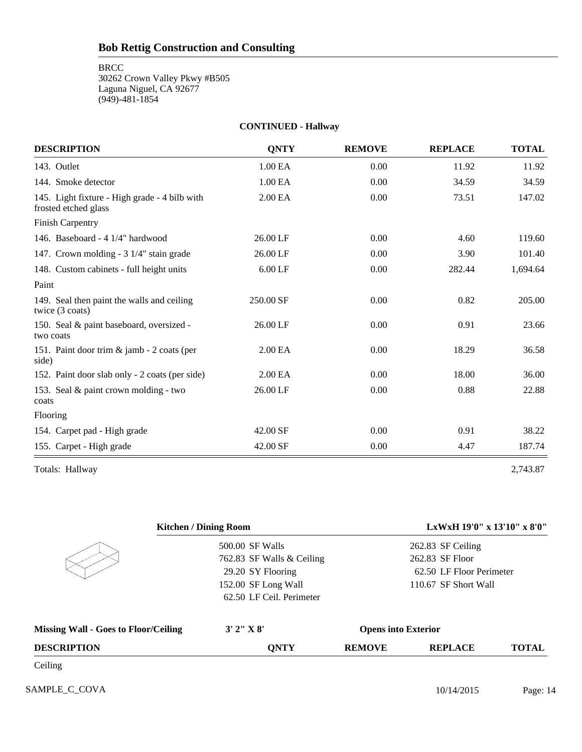**CONTINUED - Hallway**

| DESCRIPTION | QNTY | REMOVE | REPLACE | TOTAL |
|---|---|---|---|---|
| 143. Outlet | 1.00 EA | 0.00 | 11.92 | 11.92 |
| 144. Smoke detector | 1.00 EA | 0.00 | 34.59 | 34.59 |
| 145. Light fixture - High grade - 4 bilb with frosted etched glass | 2.00 EA | 0.00 | 73.51 | 147.02 |
| Finish Carpentry | | | | |
| 146. Baseboard - 4 1/4" hardwood | 26.00 LF | 0.00 | 4.60 | 119.60 |
| 147. Crown molding - 3 1/4" stain grade | 26.00 LF | 0.00 | 3.90 | 101.40 |
| 148. Custom cabinets - full height units | 6.00 LF | 0.00 | 282.44 | 1,694.64 |
| Paint | | | | |
| 149. Seal then paint the walls and ceiling twice (3 coats) | 250.00 SF | 0.00 | 0.82 | 205.00 |
| 150. Seal & paint baseboard, oversized - two coats | 26.00 LF | 0.00 | 0.91 | 23.66 |
| 151. Paint door trim & jamb - 2 coats (per side) | 2.00 EA | 0.00 | 18.29 | 36.58 |
| 152. Paint door slab only - 2 coats (per side) | 2.00 EA | 0.00 | 18.00 | 36.00 |
| 153. Seal & paint crown molding - two coats | 26.00 LF | 0.00 | 0.88 | 22.88 |
| Flooring | | | | |
| 154. Carpet pad - High grade | 42.00 SF | 0.00 | 0.91 | 38.22 |
| 155. Carpet - High grade | 42.00 SF | 0.00 | 4.47 | 187.74 |

Totals: Hallway 2,743.87

**Kitchen / Dining Room** — **LxWxH 19'0" x 13'10" x 8'0"**

| | |
|---|---|
| 500.00 SF Walls | 262.83 SF Ceiling |
| 762.83 SF Walls & Ceiling | 262.83 SF Floor |
| 29.20 SY Flooring | 62.50 LF Floor Perimeter |
| 152.00 SF Long Wall | 110.67 SF Short Wall |
| 62.50 LF Ceil. Perimeter | |

**Missing Wall - Goes to Floor/Ceiling** — **3' 2" X 8'** — **Opens into Exterior**

| DESCRIPTION | QNTY | REMOVE | REPLACE | TOTAL |
|---|---|---|---|---|
| Ceiling | | | | |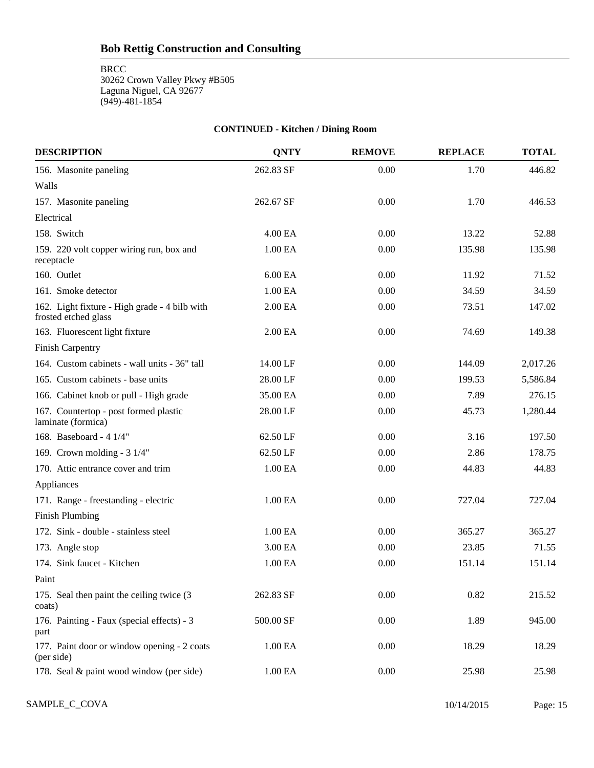## Bob Rettig Construction and Consulting

BRCC
30262 Crown Valley Pkwy #B505
Laguna Niguel, CA 92677
(949)-481-1854

### CONTINUED - Kitchen / Dining Room

| DESCRIPTION | QNTY | REMOVE | REPLACE | TOTAL |
|---|---|---|---|---|
| 156. Masonite paneling | 262.83 SF | 0.00 | 1.70 | 446.82 |
| Walls | | | | |
| 157. Masonite paneling | 262.67 SF | 0.00 | 1.70 | 446.53 |
| Electrical | | | | |
| 158. Switch | 4.00 EA | 0.00 | 13.22 | 52.88 |
| 159. 220 volt copper wiring run, box and receptacle | 1.00 EA | 0.00 | 135.98 | 135.98 |
| 160. Outlet | 6.00 EA | 0.00 | 11.92 | 71.52 |
| 161. Smoke detector | 1.00 EA | 0.00 | 34.59 | 34.59 |
| 162. Light fixture - High grade - 4 bilb with frosted etched glass | 2.00 EA | 0.00 | 73.51 | 147.02 |
| 163. Fluorescent light fixture | 2.00 EA | 0.00 | 74.69 | 149.38 |
| Finish Carpentry | | | | |
| 164. Custom cabinets - wall units - 36" tall | 14.00 LF | 0.00 | 144.09 | 2,017.26 |
| 165. Custom cabinets - base units | 28.00 LF | 0.00 | 199.53 | 5,586.84 |
| 166. Cabinet knob or pull - High grade | 35.00 EA | 0.00 | 7.89 | 276.15 |
| 167. Countertop - post formed plastic laminate (formica) | 28.00 LF | 0.00 | 45.73 | 1,280.44 |
| 168. Baseboard - 4 1/4" | 62.50 LF | 0.00 | 3.16 | 197.50 |
| 169. Crown molding - 3 1/4" | 62.50 LF | 0.00 | 2.86 | 178.75 |
| 170. Attic entrance cover and trim | 1.00 EA | 0.00 | 44.83 | 44.83 |
| Appliances | | | | |
| 171. Range - freestanding - electric | 1.00 EA | 0.00 | 727.04 | 727.04 |
| Finish Plumbing | | | | |
| 172. Sink - double - stainless steel | 1.00 EA | 0.00 | 365.27 | 365.27 |
| 173. Angle stop | 3.00 EA | 0.00 | 23.85 | 71.55 |
| 174. Sink faucet - Kitchen | 1.00 EA | 0.00 | 151.14 | 151.14 |
| Paint | | | | |
| 175. Seal then paint the ceiling twice (3 coats) | 262.83 SF | 0.00 | 0.82 | 215.52 |
| 176. Painting - Faux (special effects) - 3 part | 500.00 SF | 0.00 | 1.89 | 945.00 |
| 177. Paint door or window opening - 2 coats (per side) | 1.00 EA | 0.00 | 18.29 | 18.29 |
| 178. Seal & paint wood window (per side) | 1.00 EA | 0.00 | 25.98 | 25.98 |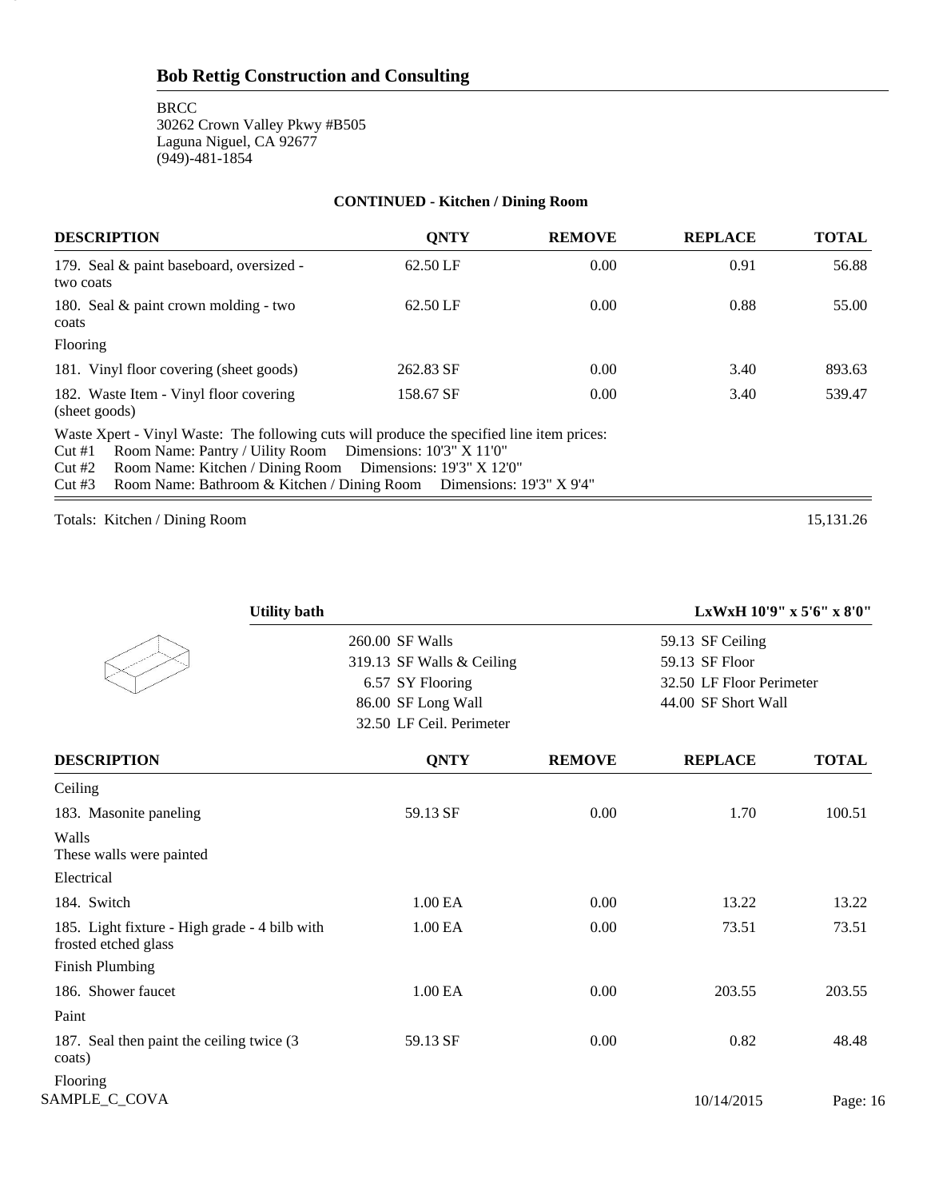## Bob Rettig Construction and Consulting

BRCC
30262 Crown Valley Pkwy #B505
Laguna Niguel, CA 92677
(949)-481-1854

### CONTINUED - Kitchen / Dining Room

| DESCRIPTION | QNTY | REMOVE | REPLACE | TOTAL |
|---|---|---|---|---|
| 179. Seal & paint baseboard, oversized - two coats | 62.50 LF | 0.00 | 0.91 | 56.88 |
| 180. Seal & paint crown molding - two coats | 62.50 LF | 0.00 | 0.88 | 55.00 |
| Flooring | | | | |
| 181. Vinyl floor covering (sheet goods) | 262.83 SF | 0.00 | 3.40 | 893.63 |
| 182. Waste Item - Vinyl floor covering (sheet goods) | 158.67 SF | 0.00 | 3.40 | 539.47 |

Waste Xpert - Vinyl Waste: The following cuts will produce the specified line item prices:
Cut #1 Room Name: Pantry / Uility Room Dimensions: 10'3" X 11'0"
Cut #2 Room Name: Kitchen / Dining Room Dimensions: 19'3" X 12'0"
Cut #3 Room Name: Bathroom & Kitchen / Dining Room Dimensions: 19'3" X 9'4"

Totals: Kitchen / Dining Room 15,131.26

### Utility bath

LxWxH 10'9" x 5'6" x 8'0"

| | |
|---|---|
| 260.00 SF Walls | 59.13 SF Ceiling |
| 319.13 SF Walls & Ceiling | 59.13 SF Floor |
| 6.57 SY Flooring | 32.50 LF Floor Perimeter |
| 86.00 SF Long Wall | 44.00 SF Short Wall |
| 32.50 LF Ceil. Perimeter | |

| DESCRIPTION | QNTY | REMOVE | REPLACE | TOTAL |
|---|---|---|---|---|
| Ceiling | | | | |
| 183. Masonite paneling | 59.13 SF | 0.00 | 1.70 | 100.51 |
| Walls<br>These walls were painted | | | | |
| Electrical | | | | |
| 184. Switch | 1.00 EA | 0.00 | 13.22 | 13.22 |
| 185. Light fixture - High grade - 4 bilb with frosted etched glass | 1.00 EA | 0.00 | 73.51 | 73.51 |
| Finish Plumbing | | | | |
| 186. Shower faucet | 1.00 EA | 0.00 | 203.55 | 203.55 |
| Paint | | | | |
| 187. Seal then paint the ceiling twice (3 coats) | 59.13 SF | 0.00 | 0.82 | 48.48 |
| Flooring | | | | |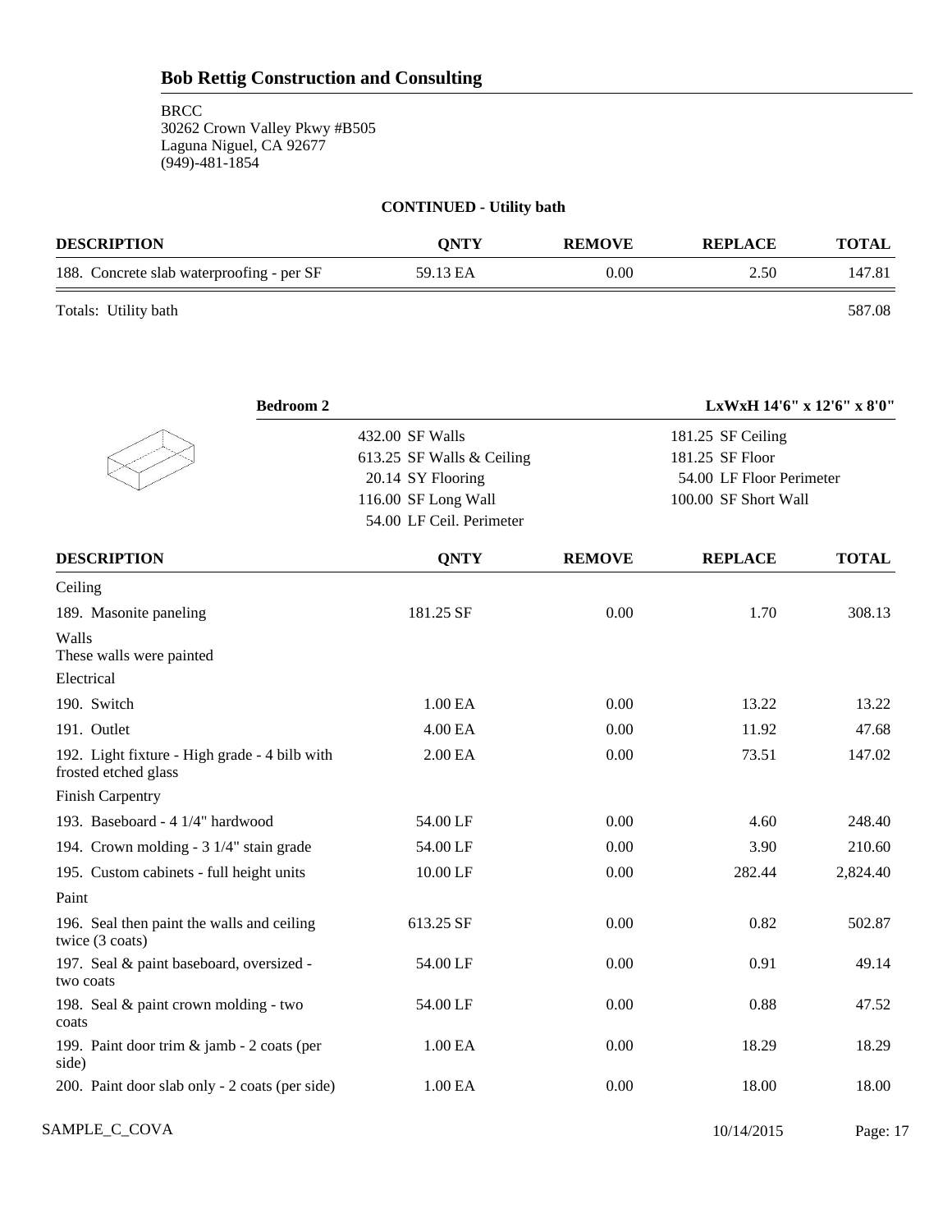# Bob Rettig Construction and Consulting

BRCC
30262 Crown Valley Pkwy #B505
Laguna Niguel, CA 92677
(949)-481-1854

### CONTINUED - Utility bath

| DESCRIPTION | QNTY | REMOVE | REPLACE | TOTAL |
|---|---|---|---|---|
| 188. Concrete slab waterproofing - per SF | 59.13 EA | 0.00 | 2.50 | 147.81 |
| Totals: Utility bath | | | | 587.08 |

### Bedroom 2

LxWxH 14'6" x 12'6" x 8'0"

| | |
|---|---|
| 432.00 SF Walls | 181.25 SF Ceiling |
| 613.25 SF Walls & Ceiling | 181.25 SF Floor |
| 20.14 SY Flooring | 54.00 LF Floor Perimeter |
| 116.00 SF Long Wall | 100.00 SF Short Wall |
| 54.00 LF Ceil. Perimeter | |

| DESCRIPTION | QNTY | REMOVE | REPLACE | TOTAL |
|---|---|---|---|---|
| Ceiling | | | | |
| 189. Masonite paneling | 181.25 SF | 0.00 | 1.70 | 308.13 |
| Walls<br>These walls were painted | | | | |
| Electrical | | | | |
| 190. Switch | 1.00 EA | 0.00 | 13.22 | 13.22 |
| 191. Outlet | 4.00 EA | 0.00 | 11.92 | 47.68 |
| 192. Light fixture - High grade - 4 bilb with frosted etched glass | 2.00 EA | 0.00 | 73.51 | 147.02 |
| Finish Carpentry | | | | |
| 193. Baseboard - 4 1/4" hardwood | 54.00 LF | 0.00 | 4.60 | 248.40 |
| 194. Crown molding - 3 1/4" stain grade | 54.00 LF | 0.00 | 3.90 | 210.60 |
| 195. Custom cabinets - full height units | 10.00 LF | 0.00 | 282.44 | 2,824.40 |
| Paint | | | | |
| 196. Seal then paint the walls and ceiling twice (3 coats) | 613.25 SF | 0.00 | 0.82 | 502.87 |
| 197. Seal & paint baseboard, oversized - two coats | 54.00 LF | 0.00 | 0.91 | 49.14 |
| 198. Seal & paint crown molding - two coats | 54.00 LF | 0.00 | 0.88 | 47.52 |
| 199. Paint door trim & jamb - 2 coats (per side) | 1.00 EA | 0.00 | 18.29 | 18.29 |
| 200. Paint door slab only - 2 coats (per side) | 1.00 EA | 0.00 | 18.00 | 18.00 |

SAMPLE_C_COVA 10/14/2015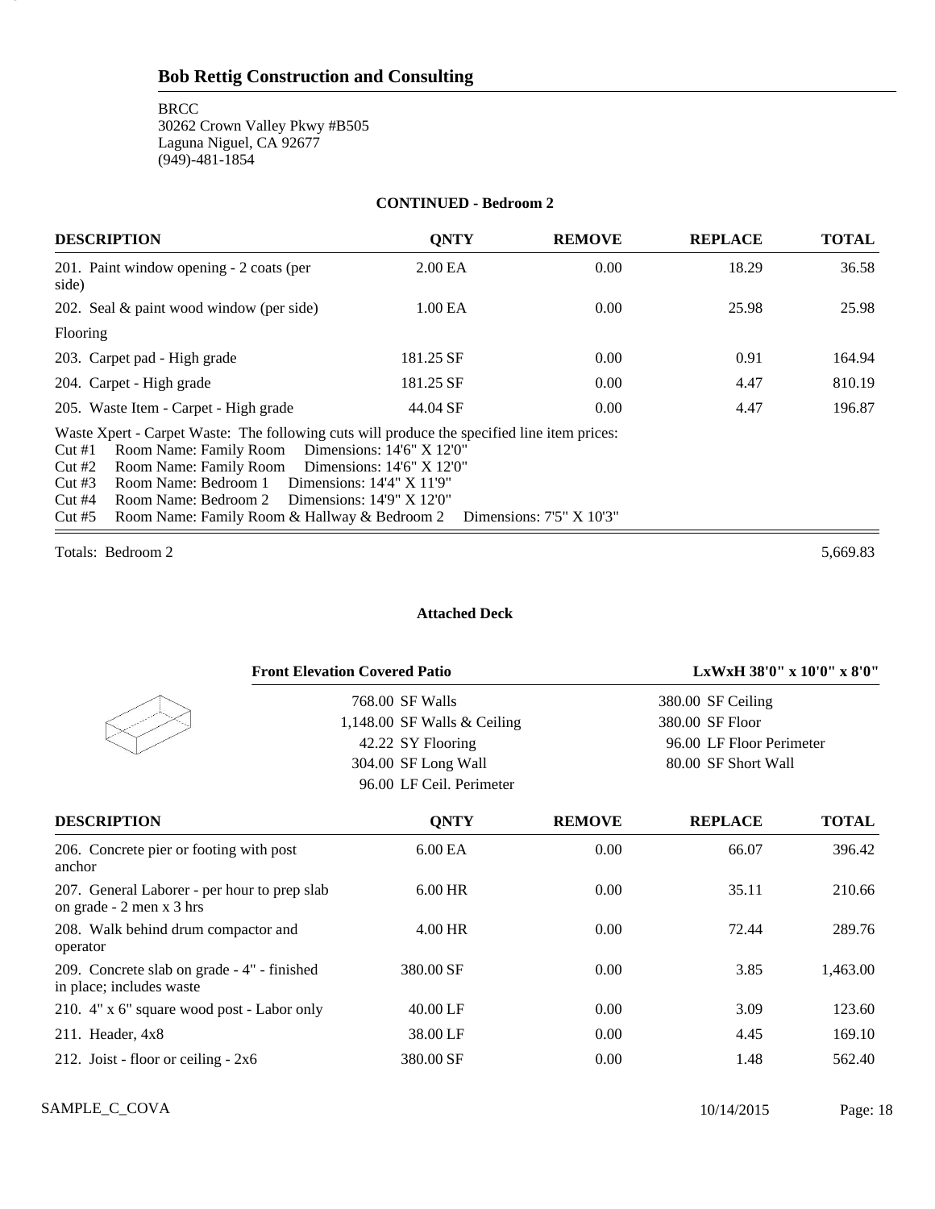## Bob Rettig Construction and Consulting

BRCC
30262 Crown Valley Pkwy #B505
Laguna Niguel, CA 92677
(949)-481-1854

**CONTINUED - Bedroom 2**

| DESCRIPTION | QNTY | REMOVE | REPLACE | TOTAL |
|---|---|---|---|---|
| 201. Paint window opening - 2 coats (per side) | 2.00 EA | 0.00 | 18.29 | 36.58 |
| 202. Seal & paint wood window (per side) | 1.00 EA | 0.00 | 25.98 | 25.98 |
| Flooring | | | | |
| 203. Carpet pad - High grade | 181.25 SF | 0.00 | 0.91 | 164.94 |
| 204. Carpet - High grade | 181.25 SF | 0.00 | 4.47 | 810.19 |
| 205. Waste Item - Carpet - High grade | 44.04 SF | 0.00 | 4.47 | 196.87 |

Waste Xpert - Carpet Waste: The following cuts will produce the specified line item prices:
Cut #1 Room Name: Family Room Dimensions: 14'6" X 12'0"
Cut #2 Room Name: Family Room Dimensions: 14'6" X 12'0"
Cut #3 Room Name: Bedroom 1 Dimensions: 14'4" X 11'9"
Cut #4 Room Name: Bedroom 2 Dimensions: 14'9" X 12'0"
Cut #5 Room Name: Family Room & Hallway & Bedroom 2 Dimensions: 7'5" X 10'3"

Totals: Bedroom 2 5,669.83

**Attached Deck**

**Front Elevation Covered Patio** — **LxWxH 38'0" x 10'0" x 8'0"**

| | |
|---|---|
| 768.00 SF Walls | 380.00 SF Ceiling |
| 1,148.00 SF Walls & Ceiling | 380.00 SF Floor |
| 42.22 SY Flooring | 96.00 LF Floor Perimeter |
| 304.00 SF Long Wall | 80.00 SF Short Wall |
| 96.00 LF Ceil. Perimeter | |

| DESCRIPTION | QNTY | REMOVE | REPLACE | TOTAL |
|---|---|---|---|---|
| 206. Concrete pier or footing with post anchor | 6.00 EA | 0.00 | 66.07 | 396.42 |
| 207. General Laborer - per hour to prep slab on grade - 2 men x 3 hrs | 6.00 HR | 0.00 | 35.11 | 210.66 |
| 208. Walk behind drum compactor and operator | 4.00 HR | 0.00 | 72.44 | 289.76 |
| 209. Concrete slab on grade - 4" - finished in place; includes waste | 380.00 SF | 0.00 | 3.85 | 1,463.00 |
| 210. 4" x 6" square wood post - Labor only | 40.00 LF | 0.00 | 3.09 | 123.60 |
| 211. Header, 4x8 | 38.00 LF | 0.00 | 4.45 | 169.10 |
| 212. Joist - floor or ceiling - 2x6 | 380.00 SF | 0.00 | 1.48 | 562.40 |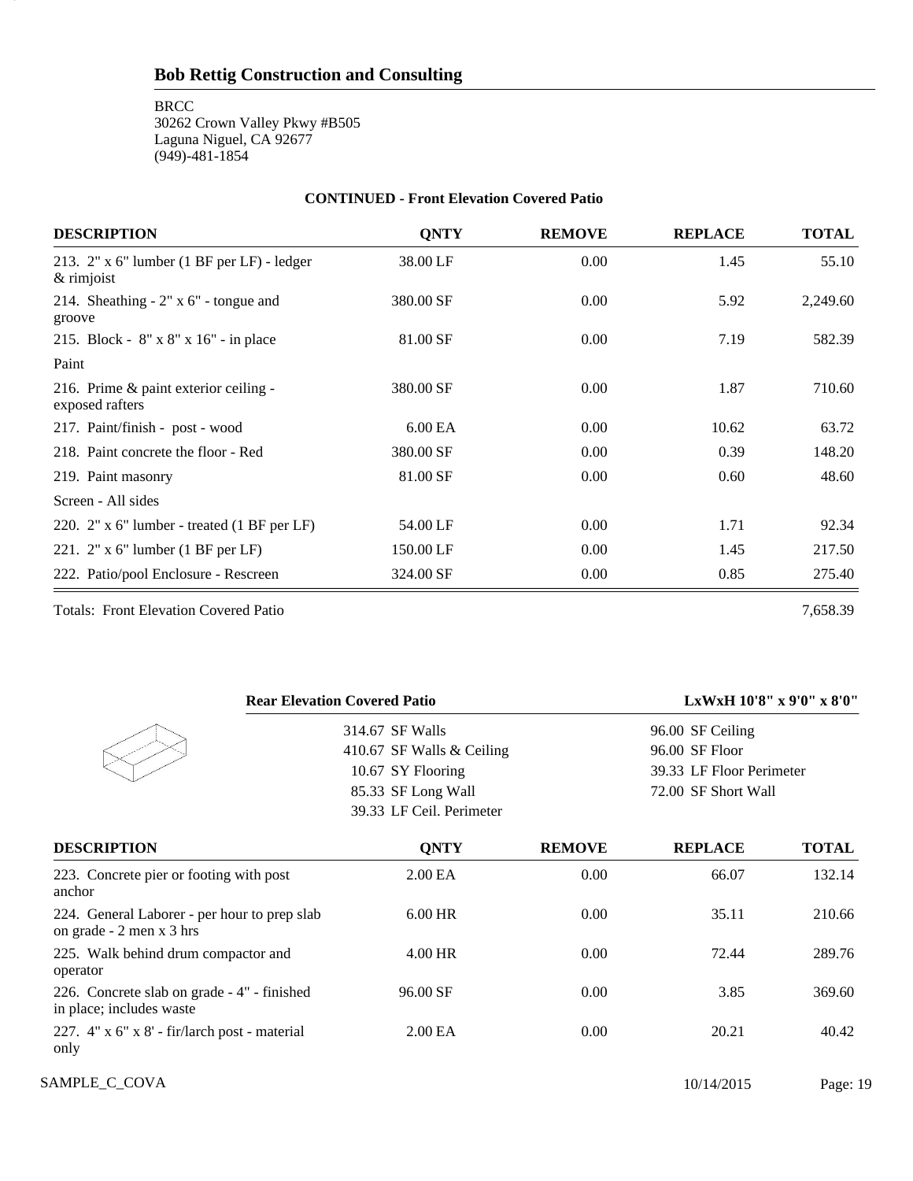## Bob Rettig Construction and Consulting

BRCC
30262 Crown Valley Pkwy #B505
Laguna Niguel, CA 92677
(949)-481-1854

**CONTINUED - Front Elevation Covered Patio**

| DESCRIPTION | QNTY | REMOVE | REPLACE | TOTAL |
|---|---|---|---|---|
| 213. 2" x 6" lumber (1 BF per LF) - ledger & rimjoist | 38.00 LF | 0.00 | 1.45 | 55.10 |
| 214. Sheathing - 2" x 6" - tongue and groove | 380.00 SF | 0.00 | 5.92 | 2,249.60 |
| 215. Block - 8" x 8" x 16" - in place | 81.00 SF | 0.00 | 7.19 | 582.39 |
| Paint | | | | |
| 216. Prime & paint exterior ceiling - exposed rafters | 380.00 SF | 0.00 | 1.87 | 710.60 |
| 217. Paint/finish - post - wood | 6.00 EA | 0.00 | 10.62 | 63.72 |
| 218. Paint concrete the floor - Red | 380.00 SF | 0.00 | 0.39 | 148.20 |
| 219. Paint masonry | 81.00 SF | 0.00 | 0.60 | 48.60 |
| Screen - All sides | | | | |
| 220. 2" x 6" lumber - treated (1 BF per LF) | 54.00 LF | 0.00 | 1.71 | 92.34 |
| 221. 2" x 6" lumber (1 BF per LF) | 150.00 LF | 0.00 | 1.45 | 217.50 |
| 222. Patio/pool Enclosure - Rescreen | 324.00 SF | 0.00 | 0.85 | 275.40 |

Totals: Front Elevation Covered Patio 7,658.39

**Rear Elevation Covered Patio** **LxWxH 10'8" x 9'0" x 8'0"**

| | |
|---|---|
| 314.67 SF Walls | 96.00 SF Ceiling |
| 410.67 SF Walls & Ceiling | 96.00 SF Floor |
| 10.67 SY Flooring | 39.33 LF Floor Perimeter |
| 85.33 SF Long Wall | 72.00 SF Short Wall |
| 39.33 LF Ceil. Perimeter | |

| DESCRIPTION | QNTY | REMOVE | REPLACE | TOTAL |
|---|---|---|---|---|
| 223. Concrete pier or footing with post anchor | 2.00 EA | 0.00 | 66.07 | 132.14 |
| 224. General Laborer - per hour to prep slab on grade - 2 men x 3 hrs | 6.00 HR | 0.00 | 35.11 | 210.66 |
| 225. Walk behind drum compactor and operator | 4.00 HR | 0.00 | 72.44 | 289.76 |
| 226. Concrete slab on grade - 4" - finished in place; includes waste | 96.00 SF | 0.00 | 3.85 | 369.60 |
| 227. 4" x 6" x 8' - fir/larch post - material only | 2.00 EA | 0.00 | 20.21 | 40.42 |

SAMPLE_C_COVA 10/14/2015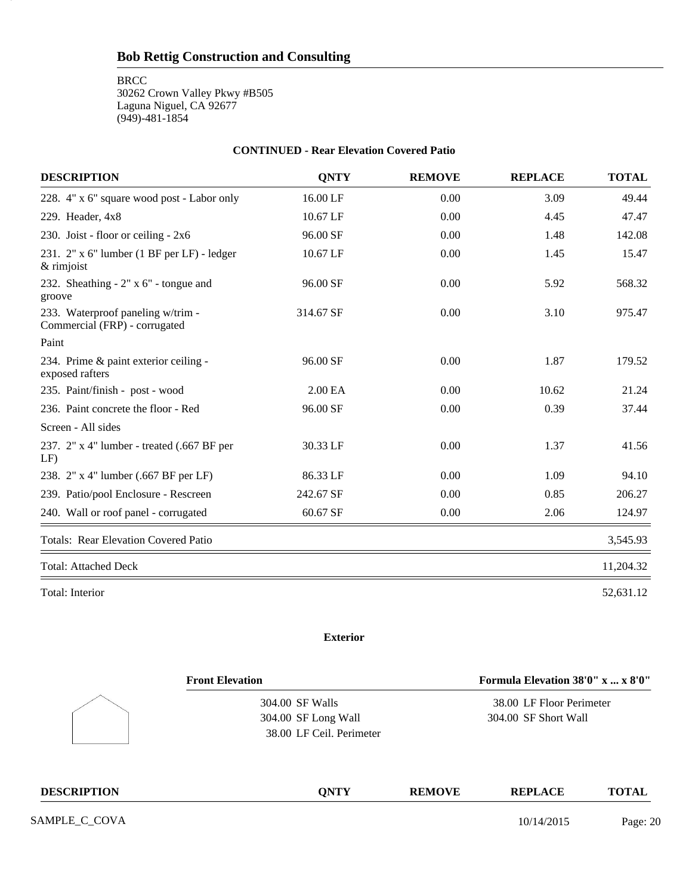## Bob Rettig Construction and Consulting

BRCC
30262 Crown Valley Pkwy #B505
Laguna Niguel, CA 92677
(949)-481-1854

### CONTINUED - Rear Elevation Covered Patio

| DESCRIPTION | QNTY | REMOVE | REPLACE | TOTAL |
|---|---|---|---|---|
| 228. 4" x 6" square wood post - Labor only | 16.00 LF | 0.00 | 3.09 | 49.44 |
| 229. Header, 4x8 | 10.67 LF | 0.00 | 4.45 | 47.47 |
| 230. Joist - floor or ceiling - 2x6 | 96.00 SF | 0.00 | 1.48 | 142.08 |
| 231. 2" x 6" lumber (1 BF per LF) - ledger & rimjoist | 10.67 LF | 0.00 | 1.45 | 15.47 |
| 232. Sheathing - 2" x 6" - tongue and groove | 96.00 SF | 0.00 | 5.92 | 568.32 |
| 233. Waterproof paneling w/trim - Commercial (FRP) - corrugated | 314.67 SF | 0.00 | 3.10 | 975.47 |
| Paint | | | | |
| 234. Prime & paint exterior ceiling - exposed rafters | 96.00 SF | 0.00 | 1.87 | 179.52 |
| 235. Paint/finish - post - wood | 2.00 EA | 0.00 | 10.62 | 21.24 |
| 236. Paint concrete the floor - Red | 96.00 SF | 0.00 | 0.39 | 37.44 |
| Screen - All sides | | | | |
| 237. 2" x 4" lumber - treated (.667 BF per LF) | 30.33 LF | 0.00 | 1.37 | 41.56 |
| 238. 2" x 4" lumber (.667 BF per LF) | 86.33 LF | 0.00 | 1.09 | 94.10 |
| 239. Patio/pool Enclosure - Rescreen | 242.67 SF | 0.00 | 0.85 | 206.27 |
| 240. Wall or roof panel - corrugated | 60.67 SF | 0.00 | 2.06 | 124.97 |
| Totals: Rear Elevation Covered Patio | | | | 3,545.93 |
| Total: Attached Deck | | | | 11,204.32 |
| Total: Interior | | | | 52,631.12 |

### Exterior

**Front Elevation** — **Formula Elevation 38'0" x ... x 8'0"**

| | |
|---|---|
| 304.00 SF Walls | 38.00 LF Floor Perimeter |
| 304.00 SF Long Wall | 304.00 SF Short Wall |
| 38.00 LF Ceil. Perimeter | |

| DESCRIPTION | QNTY | REMOVE | REPLACE | TOTAL |
|---|---|---|---|---|

SAMPLE_C_COVA 10/14/2015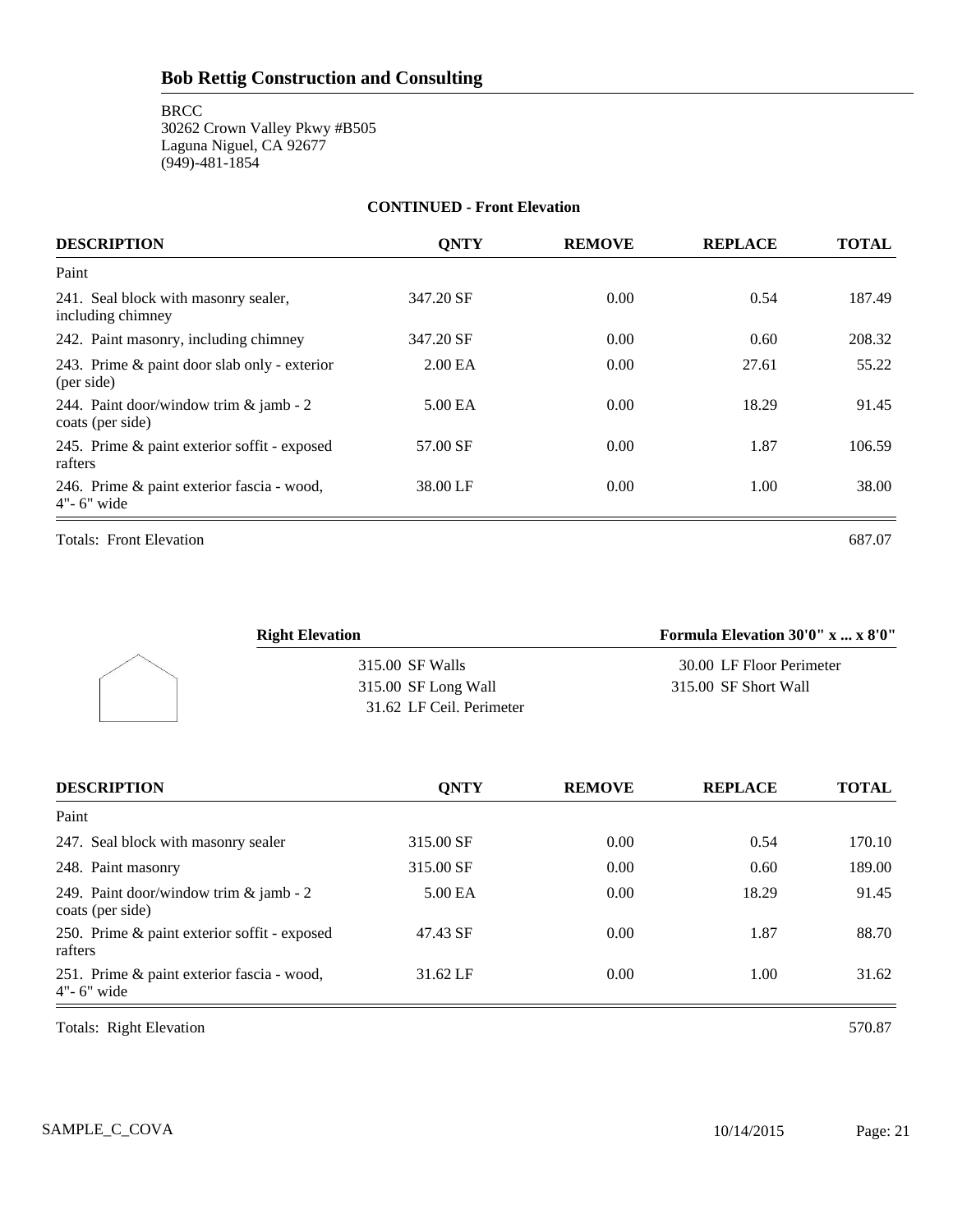## Bob Rettig Construction and Consulting

BRCC
30262 Crown Valley Pkwy #B505
Laguna Niguel, CA 92677
(949)-481-1854

**CONTINUED - Front Elevation**

| DESCRIPTION | QNTY | REMOVE | REPLACE | TOTAL |
|---|---|---|---|---|
| Paint | | | | |
| 241. Seal block with masonry sealer, including chimney | 347.20 SF | 0.00 | 0.54 | 187.49 |
| 242. Paint masonry, including chimney | 347.20 SF | 0.00 | 0.60 | 208.32 |
| 243. Prime & paint door slab only - exterior (per side) | 2.00 EA | 0.00 | 27.61 | 55.22 |
| 244. Paint door/window trim & jamb - 2 coats (per side) | 5.00 EA | 0.00 | 18.29 | 91.45 |
| 245. Prime & paint exterior soffit - exposed rafters | 57.00 SF | 0.00 | 1.87 | 106.59 |
| 246. Prime & paint exterior fascia - wood, 4"- 6" wide | 38.00 LF | 0.00 | 1.00 | 38.00 |

Totals: Front Elevation 687.07

**Right Elevation** — **Formula Elevation 30'0" x ... x 8'0"**

| | |
|---|---|
| 315.00 SF Walls | 30.00 LF Floor Perimeter |
| 315.00 SF Long Wall | 315.00 SF Short Wall |
| 31.62 LF Ceil. Perimeter | |

| DESCRIPTION | QNTY | REMOVE | REPLACE | TOTAL |
|---|---|---|---|---|
| Paint | | | | |
| 247. Seal block with masonry sealer | 315.00 SF | 0.00 | 0.54 | 170.10 |
| 248. Paint masonry | 315.00 SF | 0.00 | 0.60 | 189.00 |
| 249. Paint door/window trim & jamb - 2 coats (per side) | 5.00 EA | 0.00 | 18.29 | 91.45 |
| 250. Prime & paint exterior soffit - exposed rafters | 47.43 SF | 0.00 | 1.87 | 88.70 |
| 251. Prime & paint exterior fascia - wood, 4"- 6" wide | 31.62 LF | 0.00 | 1.00 | 31.62 |

Totals: Right Elevation 570.87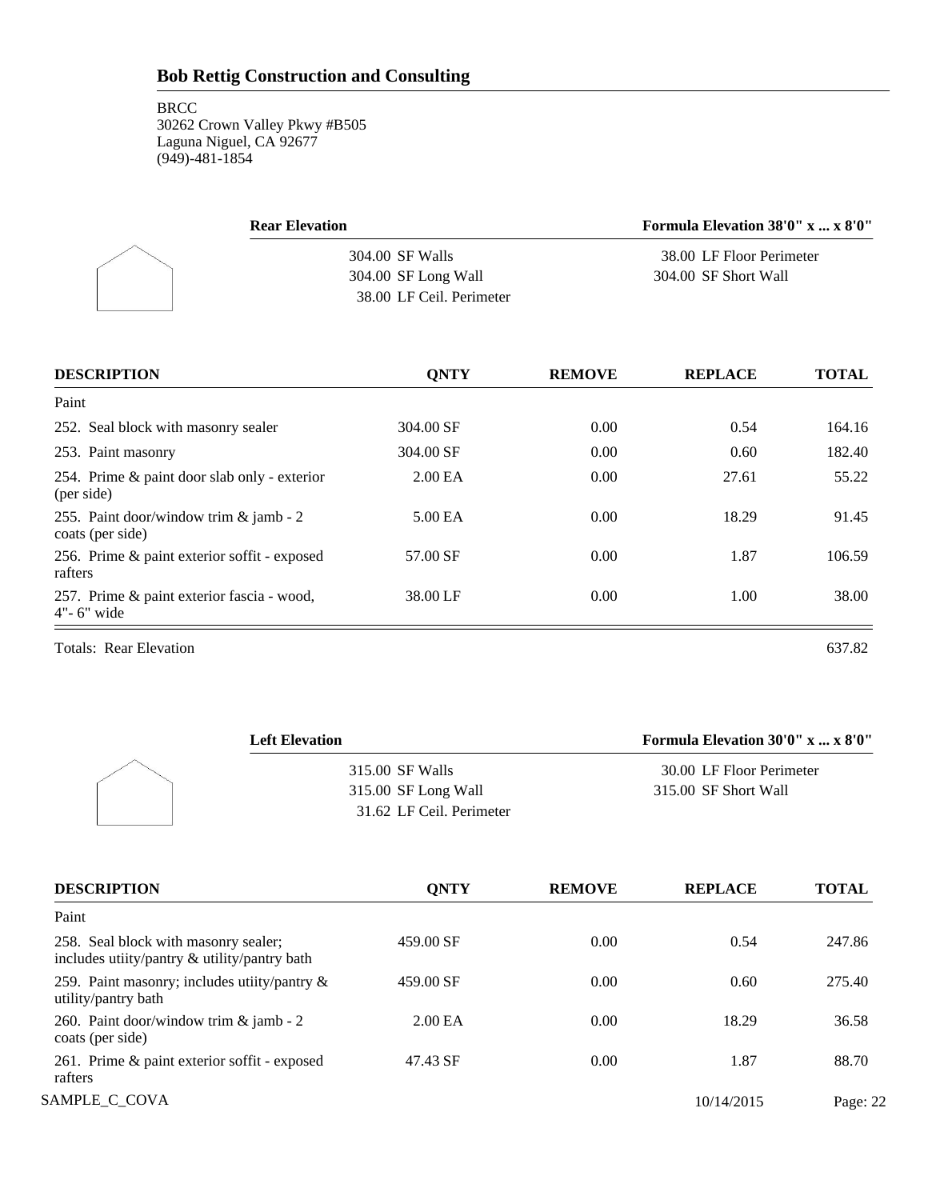## Bob Rettig Construction and Consulting

BRCC
30262 Crown Valley Pkwy #B505
Laguna Niguel, CA 92677
(949)-481-1854

**Rear Elevation** — **Formula Elevation 38'0" x ... x 8'0"**

| | |
|---|---|
| 304.00 SF Walls | 38.00 LF Floor Perimeter |
| 304.00 SF Long Wall | 304.00 SF Short Wall |
| 38.00 LF Ceil. Perimeter | |

| DESCRIPTION | QNTY | REMOVE | REPLACE | TOTAL |
|---|---|---|---|---|
| Paint | | | | |
| 252. Seal block with masonry sealer | 304.00 SF | 0.00 | 0.54 | 164.16 |
| 253. Paint masonry | 304.00 SF | 0.00 | 0.60 | 182.40 |
| 254. Prime & paint door slab only - exterior (per side) | 2.00 EA | 0.00 | 27.61 | 55.22 |
| 255. Paint door/window trim & jamb - 2 coats (per side) | 5.00 EA | 0.00 | 18.29 | 91.45 |
| 256. Prime & paint exterior soffit - exposed rafters | 57.00 SF | 0.00 | 1.87 | 106.59 |
| 257. Prime & paint exterior fascia - wood, 4"- 6" wide | 38.00 LF | 0.00 | 1.00 | 38.00 |
| Totals: Rear Elevation | | | | 637.82 |

**Left Elevation** — **Formula Elevation 30'0" x ... x 8'0"**

| | |
|---|---|
| 315.00 SF Walls | 30.00 LF Floor Perimeter |
| 315.00 SF Long Wall | 315.00 SF Short Wall |
| 31.62 LF Ceil. Perimeter | |

| DESCRIPTION | QNTY | REMOVE | REPLACE | TOTAL |
|---|---|---|---|---|
| Paint | | | | |
| 258. Seal block with masonry sealer; includes utiity/pantry & utility/pantry bath | 459.00 SF | 0.00 | 0.54 | 247.86 |
| 259. Paint masonry; includes utiity/pantry & utility/pantry bath | 459.00 SF | 0.00 | 0.60 | 275.40 |
| 260. Paint door/window trim & jamb - 2 coats (per side) | 2.00 EA | 0.00 | 18.29 | 36.58 |
| 261. Prime & paint exterior soffit - exposed rafters | 47.43 SF | 0.00 | 1.87 | 88.70 |

SAMPLE_C_COVA 10/14/2015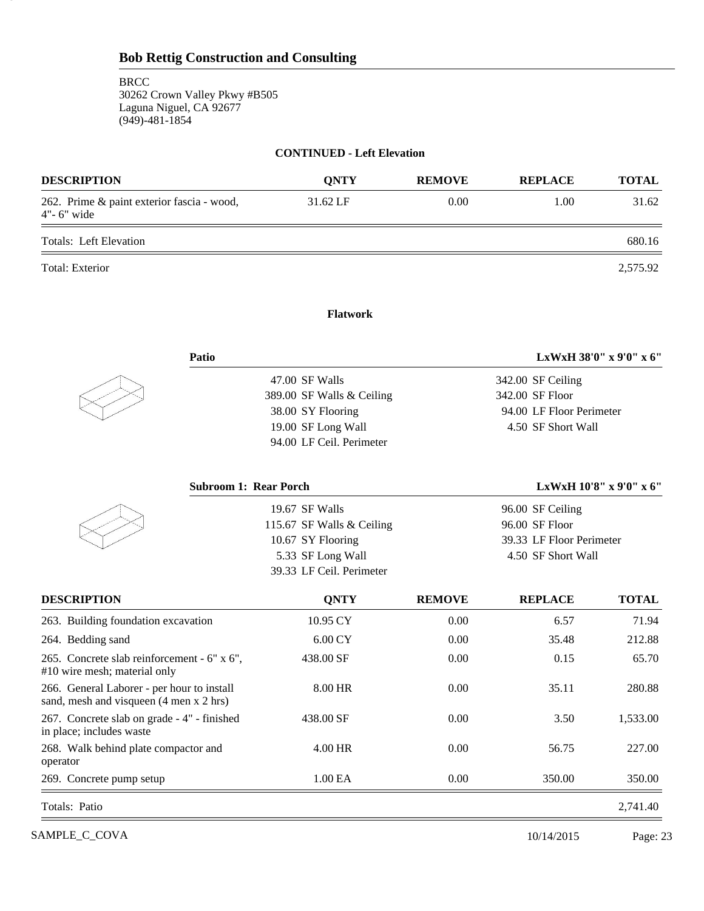## Bob Rettig Construction and Consulting

BRCC
30262 Crown Valley Pkwy #B505
Laguna Niguel, CA 92677
(949)-481-1854

**CONTINUED - Left Elevation**

| DESCRIPTION | QNTY | REMOVE | REPLACE | TOTAL |
|---|---|---|---|---|
| 262. Prime & paint exterior fascia - wood, 4"- 6" wide | 31.62 LF | 0.00 | 1.00 | 31.62 |
| Totals: Left Elevation | | | | 680.16 |
| Total: Exterior | | | | 2,575.92 |

**Flatwork**

**Patio** — LxWxH 38'0" x 9'0" x 6"

| | |
|---|---|
| 47.00 SF Walls | 342.00 SF Ceiling |
| 389.00 SF Walls & Ceiling | 342.00 SF Floor |
| 38.00 SY Flooring | 94.00 LF Floor Perimeter |
| 19.00 SF Long Wall | 4.50 SF Short Wall |
| 94.00 LF Ceil. Perimeter | |

**Subroom 1: Rear Porch** — LxWxH 10'8" x 9'0" x 6"

| | |
|---|---|
| 19.67 SF Walls | 96.00 SF Ceiling |
| 115.67 SF Walls & Ceiling | 96.00 SF Floor |
| 10.67 SY Flooring | 39.33 LF Floor Perimeter |
| 5.33 SF Long Wall | 4.50 SF Short Wall |
| 39.33 LF Ceil. Perimeter | |

| DESCRIPTION | QNTY | REMOVE | REPLACE | TOTAL |
|---|---|---|---|---|
| 263. Building foundation excavation | 10.95 CY | 0.00 | 6.57 | 71.94 |
| 264. Bedding sand | 6.00 CY | 0.00 | 35.48 | 212.88 |
| 265. Concrete slab reinforcement - 6" x 6", #10 wire mesh; material only | 438.00 SF | 0.00 | 0.15 | 65.70 |
| 266. General Laborer - per hour to install sand, mesh and visqueen (4 men x 2 hrs) | 8.00 HR | 0.00 | 35.11 | 280.88 |
| 267. Concrete slab on grade - 4" - finished in place; includes waste | 438.00 SF | 0.00 | 3.50 | 1,533.00 |
| 268. Walk behind plate compactor and operator | 4.00 HR | 0.00 | 56.75 | 227.00 |
| 269. Concrete pump setup | 1.00 EA | 0.00 | 350.00 | 350.00 |
| Totals: Patio | | | | 2,741.40 |

SAMPLE_C_COVA 10/14/2015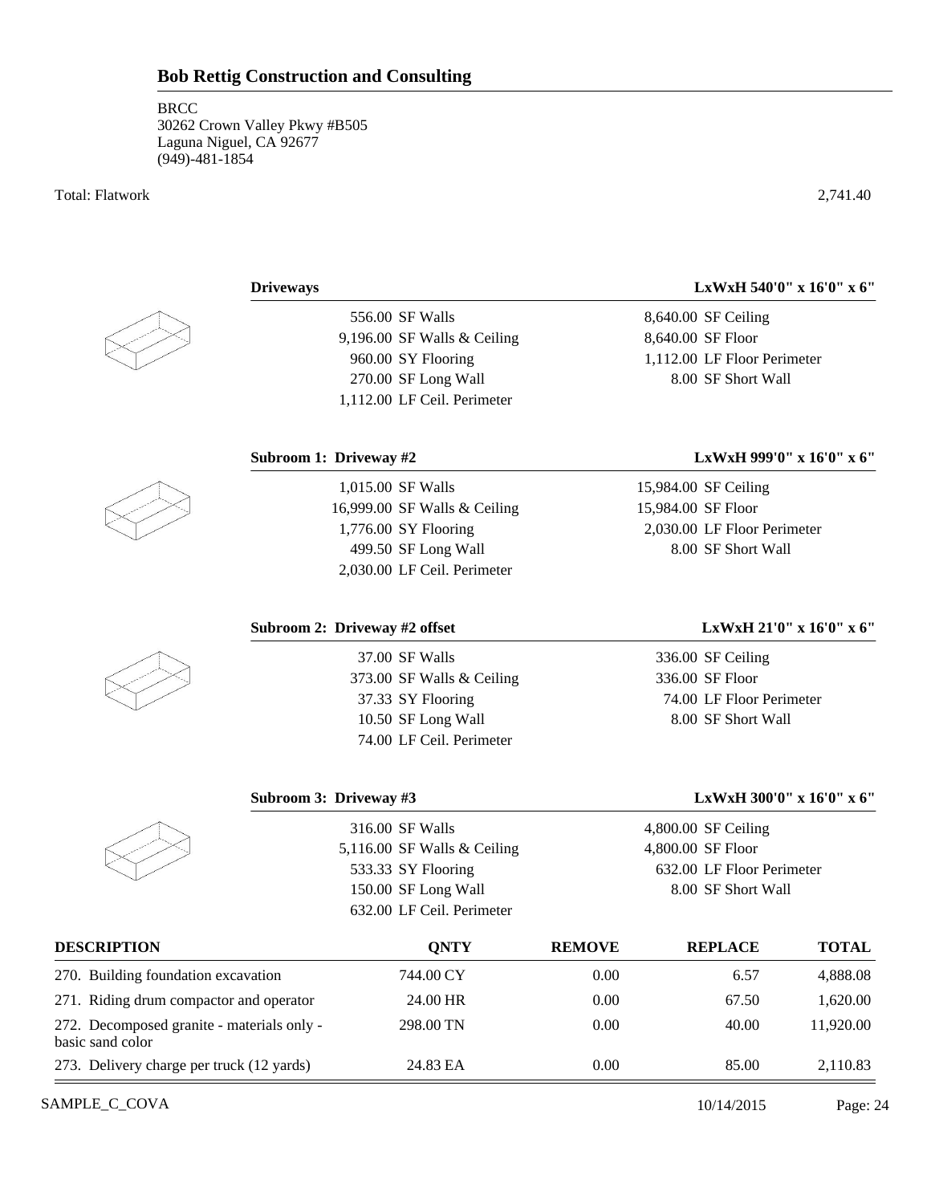Total: Flatwork 2,741.40

**Driveways** — LxWxH 540'0" x 16'0" x 6"

| | |
|---|---|
| 556.00 SF Walls | 8,640.00 SF Ceiling |
| 9,196.00 SF Walls & Ceiling | 8,640.00 SF Floor |
| 960.00 SY Flooring | 1,112.00 LF Floor Perimeter |
| 270.00 SF Long Wall | 8.00 SF Short Wall |
| 1,112.00 LF Ceil. Perimeter | |

**Subroom 1: Driveway #2** — LxWxH 999'0" x 16'0" x 6"

| | |
|---|---|
| 1,015.00 SF Walls | 15,984.00 SF Ceiling |
| 16,999.00 SF Walls & Ceiling | 15,984.00 SF Floor |
| 1,776.00 SY Flooring | 2,030.00 LF Floor Perimeter |
| 499.50 SF Long Wall | 8.00 SF Short Wall |
| 2,030.00 LF Ceil. Perimeter | |

**Subroom 2: Driveway #2 offset** — LxWxH 21'0" x 16'0" x 6"

| | |
|---|---|
| 37.00 SF Walls | 336.00 SF Ceiling |
| 373.00 SF Walls & Ceiling | 336.00 SF Floor |
| 37.33 SY Flooring | 74.00 LF Floor Perimeter |
| 10.50 SF Long Wall | 8.00 SF Short Wall |
| 74.00 LF Ceil. Perimeter | |

**Subroom 3: Driveway #3** — LxWxH 300'0" x 16'0" x 6"

| | |
|---|---|
| 316.00 SF Walls | 4,800.00 SF Ceiling |
| 5,116.00 SF Walls & Ceiling | 4,800.00 SF Floor |
| 533.33 SY Flooring | 632.00 LF Floor Perimeter |
| 150.00 SF Long Wall | 8.00 SF Short Wall |
| 632.00 LF Ceil. Perimeter | |

| DESCRIPTION | QNTY | REMOVE | REPLACE | TOTAL |
|---|---|---|---|---|
| 270. Building foundation excavation | 744.00 CY | 0.00 | 6.57 | 4,888.08 |
| 271. Riding drum compactor and operator | 24.00 HR | 0.00 | 67.50 | 1,620.00 |
| 272. Decomposed granite - materials only - basic sand color | 298.00 TN | 0.00 | 40.00 | 11,920.00 |
| 273. Delivery charge per truck (12 yards) | 24.83 EA | 0.00 | 85.00 | 2,110.83 |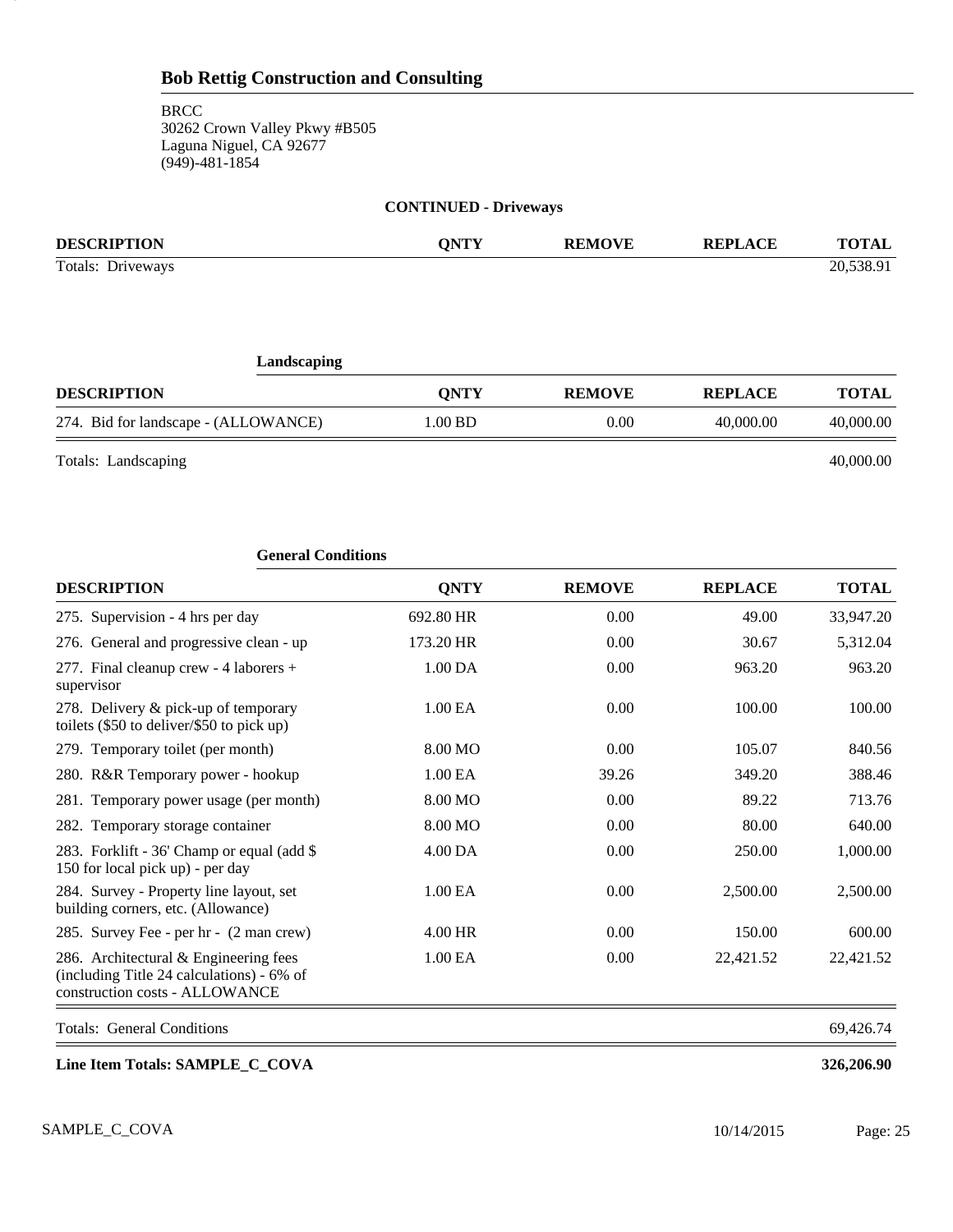## Bob Rettig Construction and Consulting

BRCC
30262 Crown Valley Pkwy #B505
Laguna Niguel, CA 92677
(949)-481-1854

### CONTINUED - Driveways

| DESCRIPTION | QNTY | REMOVE | REPLACE | TOTAL |
|---|---|---|---|---|
| Totals: Driveways | | | | 20,538.91 |

### Landscaping

| DESCRIPTION | QNTY | REMOVE | REPLACE | TOTAL |
|---|---|---|---|---|
| 274. Bid for landscape - (ALLOWANCE) | 1.00 BD | 0.00 | 40,000.00 | 40,000.00 |
| Totals: Landscaping | | | | 40,000.00 |

### General Conditions

| DESCRIPTION | QNTY | REMOVE | REPLACE | TOTAL |
|---|---|---|---|---|
| 275. Supervision - 4 hrs per day | 692.80 HR | 0.00 | 49.00 | 33,947.20 |
| 276. General and progressive clean - up | 173.20 HR | 0.00 | 30.67 | 5,312.04 |
| 277. Final cleanup crew - 4 laborers + supervisor | 1.00 DA | 0.00 | 963.20 | 963.20 |
| 278. Delivery & pick-up of temporary toilets ($50 to deliver/$50 to pick up) | 1.00 EA | 0.00 | 100.00 | 100.00 |
| 279. Temporary toilet (per month) | 8.00 MO | 0.00 | 105.07 | 840.56 |
| 280. R&R Temporary power - hookup | 1.00 EA | 39.26 | 349.20 | 388.46 |
| 281. Temporary power usage (per month) | 8.00 MO | 0.00 | 89.22 | 713.76 |
| 282. Temporary storage container | 8.00 MO | 0.00 | 80.00 | 640.00 |
| 283. Forklift - 36' Champ or equal (add $ 150 for local pick up) - per day | 4.00 DA | 0.00 | 250.00 | 1,000.00 |
| 284. Survey - Property line layout, set building corners, etc. (Allowance) | 1.00 EA | 0.00 | 2,500.00 | 2,500.00 |
| 285. Survey Fee - per hr - (2 man crew) | 4.00 HR | 0.00 | 150.00 | 600.00 |
| 286. Architectural & Engineering fees (including Title 24 calculations) - 6% of construction costs - ALLOWANCE | 1.00 EA | 0.00 | 22,421.52 | 22,421.52 |
| Totals: General Conditions | | | | 69,426.74 |

**Line Item Totals: SAMPLE_C_COVA** **326,206.90**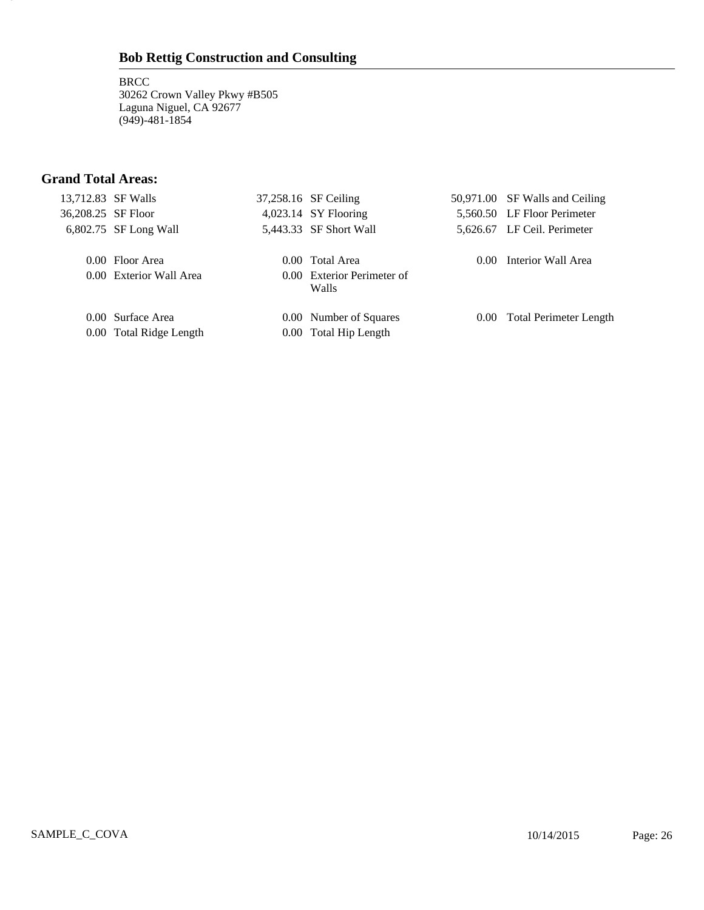## Bob Rettig Construction and Consulting

BRCC
30262 Crown Valley Pkwy #B505
Laguna Niguel, CA 92677
(949)-481-1854

### Grand Total Areas:

| | | | | | |
|---|---|---|---|---|---|
| 13,712.83 | SF Walls | 37,258.16 | SF Ceiling | 50,971.00 | SF Walls and Ceiling |
| 36,208.25 | SF Floor | 4,023.14 | SY Flooring | 5,560.50 | LF Floor Perimeter |
| 6,802.75 | SF Long Wall | 5,443.33 | SF Short Wall | 5,626.67 | LF Ceil. Perimeter |
| 0.00 | Floor Area | 0.00 | Total Area | 0.00 | Interior Wall Area |
| 0.00 | Exterior Wall Area | 0.00 | Exterior Perimeter of Walls | | |
| 0.00 | Surface Area | 0.00 | Number of Squares | 0.00 | Total Perimeter Length |
| 0.00 | Total Ridge Length | 0.00 | Total Hip Length | | |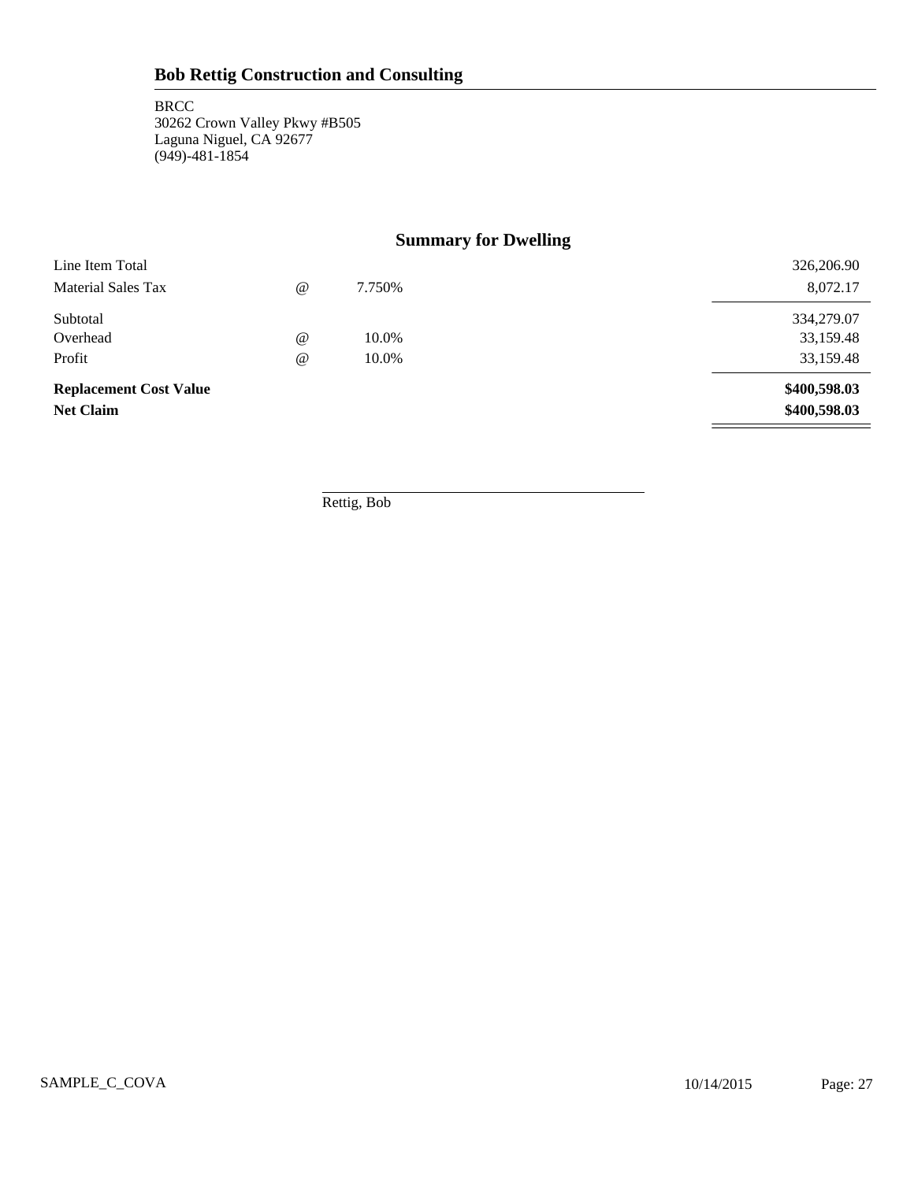## Bob Rettig Construction and Consulting

BRCC
30262 Crown Valley Pkwy #B505
Laguna Niguel, CA 92677
(949)-481-1854

### Summary for Dwelling

| | | | |
|---|---|---|---|
| Line Item Total | | | 326,206.90 |
| Material Sales Tax | @ | 7.750% | 8,072.17 |
| Subtotal | | | 334,279.07 |
| Overhead | @ | 10.0% | 33,159.48 |
| Profit | @ | 10.0% | 33,159.48 |
| **Replacement Cost Value** | | | **$400,598.03** |
| **Net Claim** | | | **$400,598.03** |

Rettig, Bob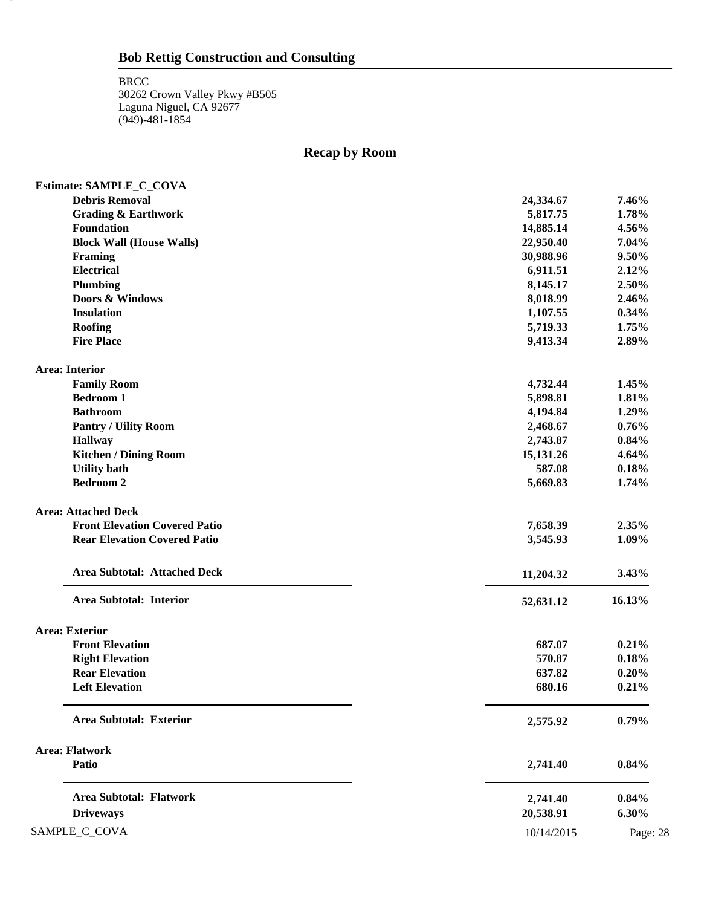## Bob Rettig Construction and Consulting

BRCC
30262 Crown Valley Pkwy #B505
Laguna Niguel, CA 92677
(949)-481-1854

# Recap by Room

| | | |
|---|---|---|
| **Estimate: SAMPLE_C_COVA** | | |
| **Debris Removal** | **24,334.67** | **7.46%** |
| **Grading & Earthwork** | **5,817.75** | **1.78%** |
| **Foundation** | **14,885.14** | **4.56%** |
| **Block Wall (House Walls)** | **22,950.40** | **7.04%** |
| **Framing** | **30,988.96** | **9.50%** |
| **Electrical** | **6,911.51** | **2.12%** |
| **Plumbing** | **8,145.17** | **2.50%** |
| **Doors & Windows** | **8,018.99** | **2.46%** |
| **Insulation** | **1,107.55** | **0.34%** |
| **Roofing** | **5,719.33** | **1.75%** |
| **Fire Place** | **9,413.34** | **2.89%** |
| **Area: Interior** | | |
| **Family Room** | **4,732.44** | **1.45%** |
| **Bedroom 1** | **5,898.81** | **1.81%** |
| **Bathroom** | **4,194.84** | **1.29%** |
| **Pantry / Uility Room** | **2,468.67** | **0.76%** |
| **Hallway** | **2,743.87** | **0.84%** |
| **Kitchen / Dining Room** | **15,131.26** | **4.64%** |
| **Utility bath** | **587.08** | **0.18%** |
| **Bedroom 2** | **5,669.83** | **1.74%** |
| **Area: Attached Deck** | | |
| **Front Elevation Covered Patio** | **7,658.39** | **2.35%** |
| **Rear Elevation Covered Patio** | **3,545.93** | **1.09%** |
| **Area Subtotal: Attached Deck** | **11,204.32** | **3.43%** |
| **Area Subtotal: Interior** | **52,631.12** | **16.13%** |
| **Area: Exterior** | | |
| **Front Elevation** | **687.07** | **0.21%** |
| **Right Elevation** | **570.87** | **0.18%** |
| **Rear Elevation** | **637.82** | **0.20%** |
| **Left Elevation** | **680.16** | **0.21%** |
| **Area Subtotal: Exterior** | **2,575.92** | **0.79%** |
| **Area: Flatwork** | | |
| **Patio** | **2,741.40** | **0.84%** |
| **Area Subtotal: Flatwork** | **2,741.40** | **0.84%** |
| **Driveways** | **20,538.91** | **6.30%** |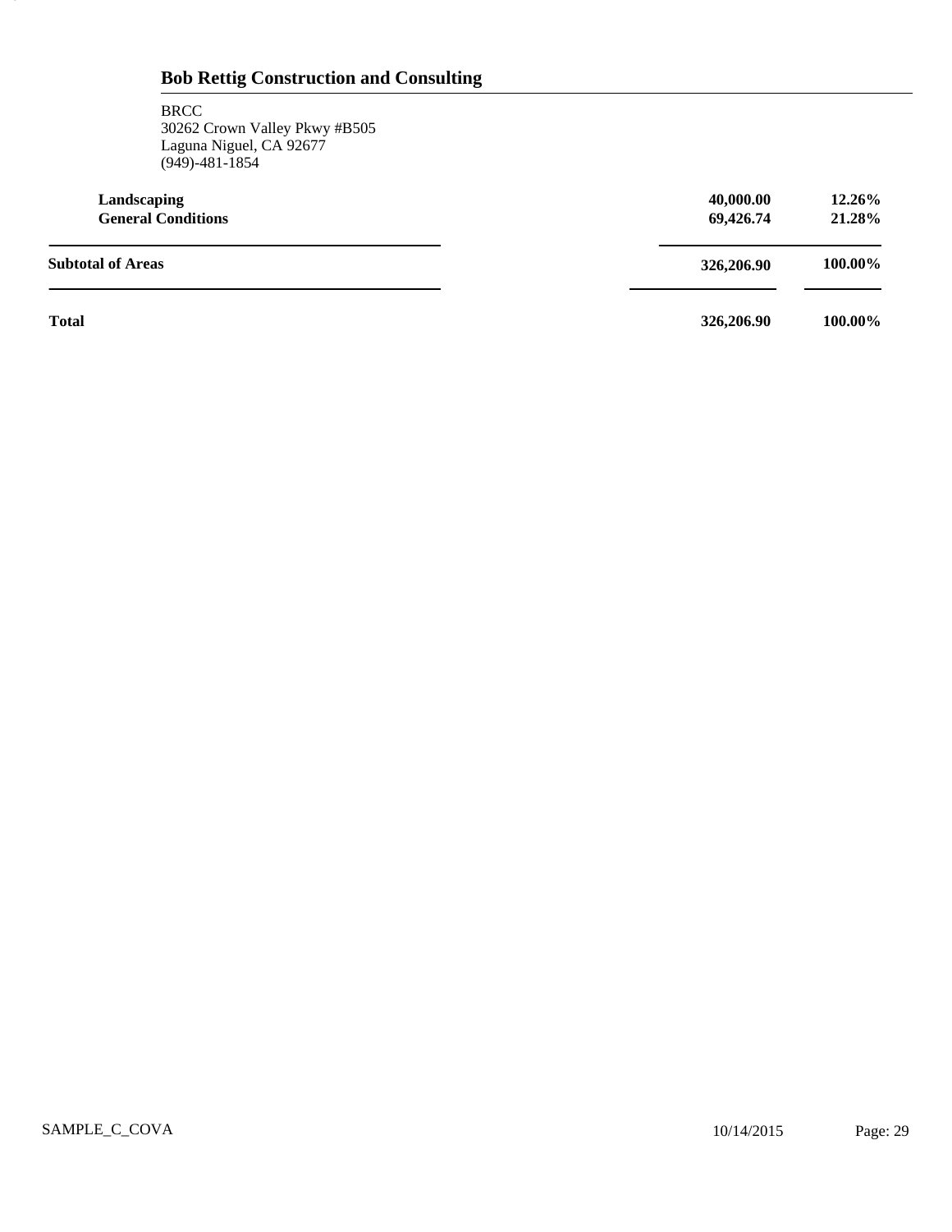## Bob Rettig Construction and Consulting

BRCC
30262 Crown Valley Pkwy #B505
Laguna Niguel, CA 92677
(949)-481-1854

| | | |
|---|---|---|
| **Landscaping** | **40,000.00** | **12.26%** |
| **General Conditions** | **69,426.74** | **21.28%** |
| **Subtotal of Areas** | **326,206.90** | **100.00%** |
| **Total** | **326,206.90** | **100.00%** |

SAMPLE_C_COVA 10/14/2015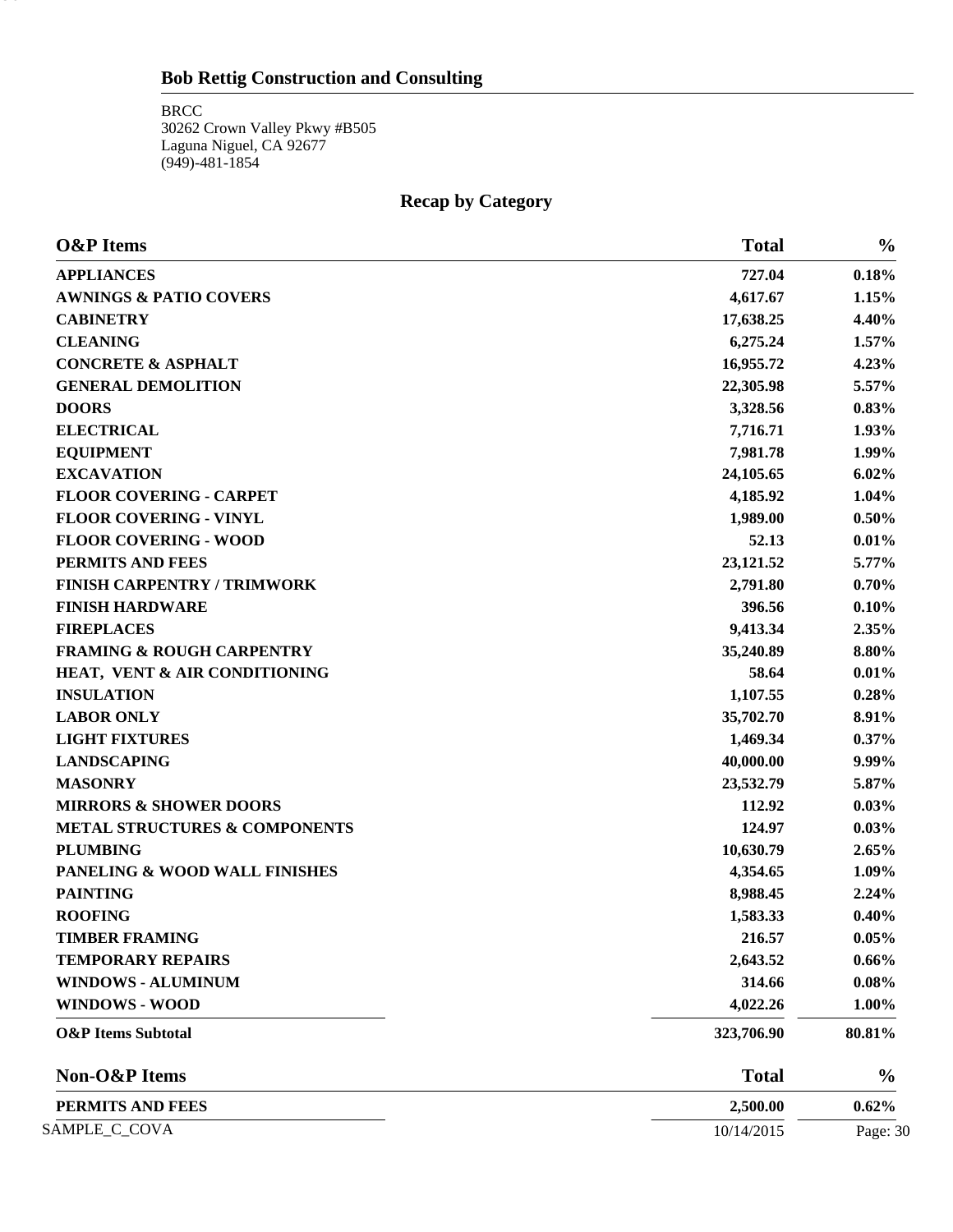## Bob Rettig Construction and Consulting

BRCC
30262 Crown Valley Pkwy #B505
Laguna Niguel, CA 92677
(949)-481-1854

# Recap by Category

| O&P Items | Total | % |
|---|---|---|
| **APPLIANCES** | **727.04** | **0.18%** |
| **AWNINGS & PATIO COVERS** | **4,617.67** | **1.15%** |
| **CABINETRY** | **17,638.25** | **4.40%** |
| **CLEANING** | **6,275.24** | **1.57%** |
| **CONCRETE & ASPHALT** | **16,955.72** | **4.23%** |
| **GENERAL DEMOLITION** | **22,305.98** | **5.57%** |
| **DOORS** | **3,328.56** | **0.83%** |
| **ELECTRICAL** | **7,716.71** | **1.93%** |
| **EQUIPMENT** | **7,981.78** | **1.99%** |
| **EXCAVATION** | **24,105.65** | **6.02%** |
| **FLOOR COVERING - CARPET** | **4,185.92** | **1.04%** |
| **FLOOR COVERING - VINYL** | **1,989.00** | **0.50%** |
| **FLOOR COVERING - WOOD** | **52.13** | **0.01%** |
| **PERMITS AND FEES** | **23,121.52** | **5.77%** |
| **FINISH CARPENTRY / TRIMWORK** | **2,791.80** | **0.70%** |
| **FINISH HARDWARE** | **396.56** | **0.10%** |
| **FIREPLACES** | **9,413.34** | **2.35%** |
| **FRAMING & ROUGH CARPENTRY** | **35,240.89** | **8.80%** |
| **HEAT, VENT & AIR CONDITIONING** | **58.64** | **0.01%** |
| **INSULATION** | **1,107.55** | **0.28%** |
| **LABOR ONLY** | **35,702.70** | **8.91%** |
| **LIGHT FIXTURES** | **1,469.34** | **0.37%** |
| **LANDSCAPING** | **40,000.00** | **9.99%** |
| **MASONRY** | **23,532.79** | **5.87%** |
| **MIRRORS & SHOWER DOORS** | **112.92** | **0.03%** |
| **METAL STRUCTURES & COMPONENTS** | **124.97** | **0.03%** |
| **PLUMBING** | **10,630.79** | **2.65%** |
| **PANELING & WOOD WALL FINISHES** | **4,354.65** | **1.09%** |
| **PAINTING** | **8,988.45** | **2.24%** |
| **ROOFING** | **1,583.33** | **0.40%** |
| **TIMBER FRAMING** | **216.57** | **0.05%** |
| **TEMPORARY REPAIRS** | **2,643.52** | **0.66%** |
| **WINDOWS - ALUMINUM** | **314.66** | **0.08%** |
| **WINDOWS - WOOD** | **4,022.26** | **1.00%** |
| **O&P Items Subtotal** | **323,706.90** | **80.81%** |

| Non-O&P Items | Total | % |
|---|---|---|
| **PERMITS AND FEES** | **2,500.00** | **0.62%** |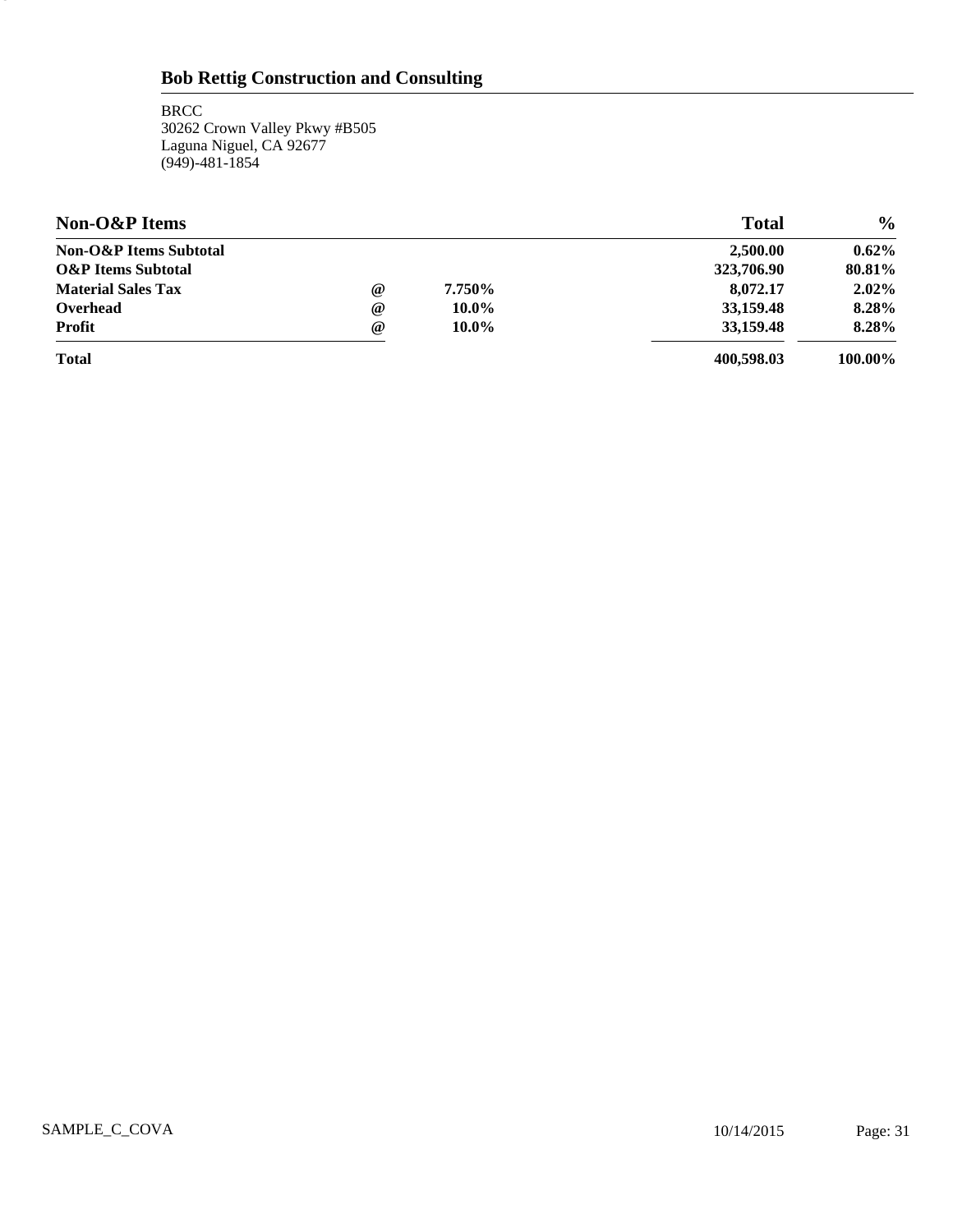## Bob Rettig Construction and Consulting

BRCC
30262 Crown Valley Pkwy #B505
Laguna Niguel, CA 92677
(949)-481-1854

| **Non-O&P Items** | | | **Total** | **%** |
|---|---|---|---|---|
| **Non-O&P Items Subtotal** | | | **2,500.00** | **0.62%** |
| **O&P Items Subtotal** | | | **323,706.90** | **80.81%** |
| **Material Sales Tax** | **@** | **7.750%** | **8,072.17** | **2.02%** |
| **Overhead** | **@** | **10.0%** | **33,159.48** | **8.28%** |
| **Profit** | **@** | **10.0%** | **33,159.48** | **8.28%** |
| **Total** | | | **400,598.03** | **100.00%** |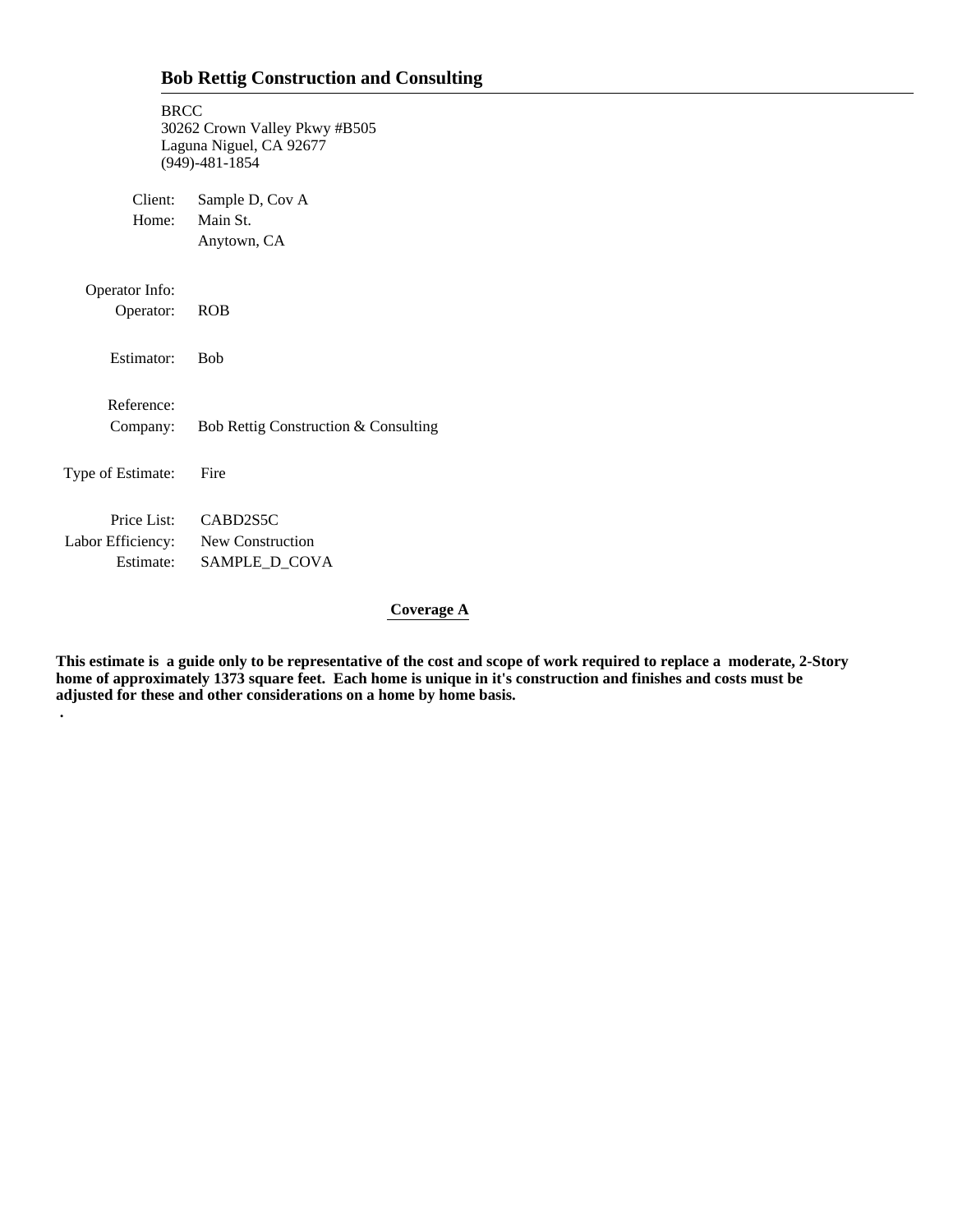## Bob Rettig Construction and Consulting

BRCC
30262 Crown Valley Pkwy #B505
Laguna Niguel, CA 92677
(949)-481-1854

Client: Sample D, Cov A
Home: Main St.
Anytown, CA

Operator Info:
Operator: ROB

Estimator: Bob

Reference:
Company: Bob Rettig Construction & Consulting

Type of Estimate: Fire

Price List: CABD2S5C
Labor Efficiency: New Construction
Estimate: SAMPLE_D_COVA

**Coverage A**

**This estimate is a guide only to be representative of the cost and scope of work required to replace a moderate, 2-Story home of approximately 1373 square feet. Each home is unique in it's construction and finishes and costs must be adjusted for these and other considerations on a home by home basis.**

**.**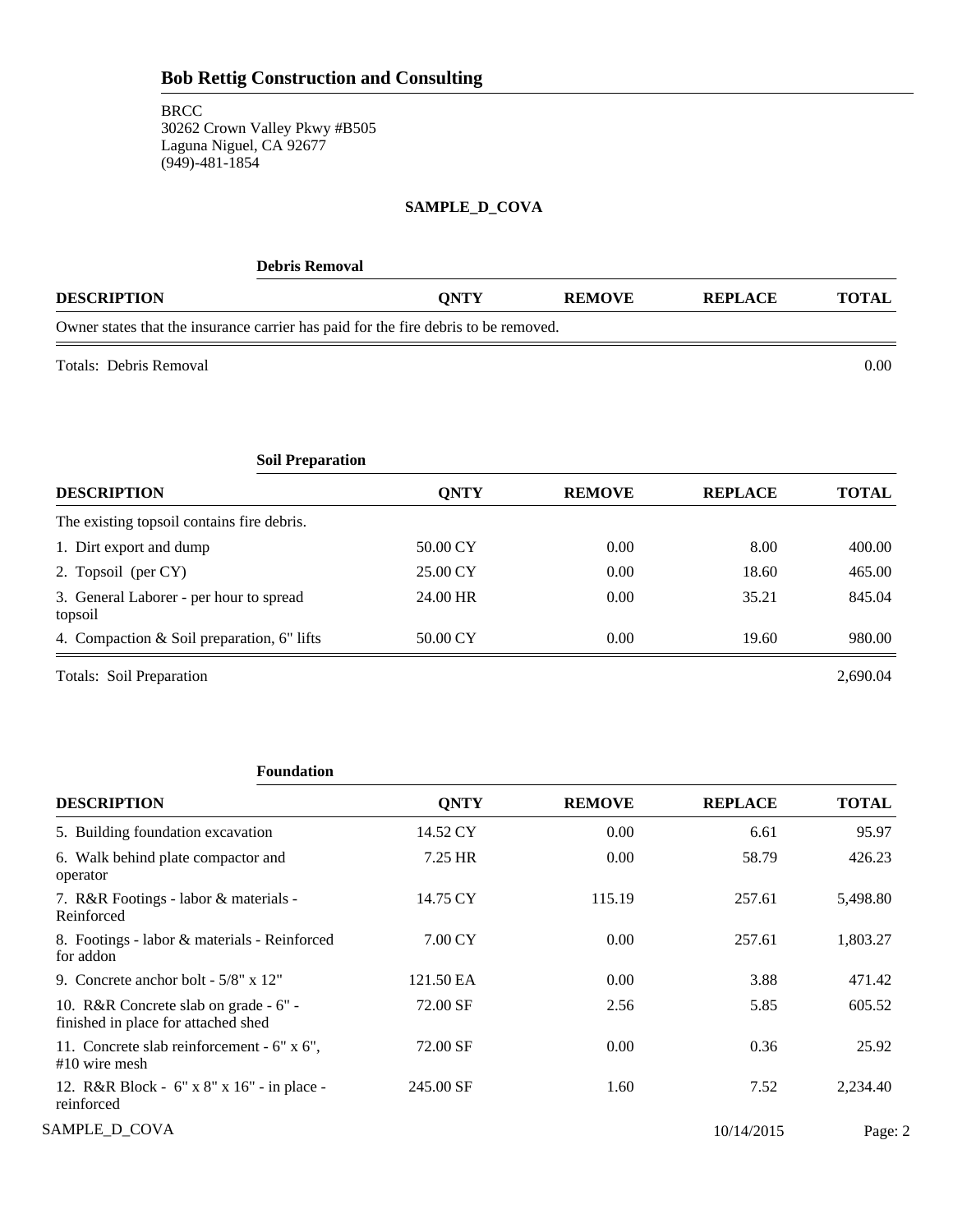## Bob Rettig Construction and Consulting

BRCC
30262 Crown Valley Pkwy #B505
Laguna Niguel, CA 92677
(949)-481-1854

**SAMPLE_D_COVA**

**Debris Removal**

| DESCRIPTION | QNTY | REMOVE | REPLACE | TOTAL |
|---|---|---|---|---|
| Owner states that the insurance carrier has paid for the fire debris to be removed. | | | | |
| Totals: Debris Removal | | | | 0.00 |

**Soil Preparation**

| DESCRIPTION | QNTY | REMOVE | REPLACE | TOTAL |
|---|---|---|---|---|
| The existing topsoil contains fire debris. | | | | |
| 1. Dirt export and dump | 50.00 CY | 0.00 | 8.00 | 400.00 |
| 2. Topsoil (per CY) | 25.00 CY | 0.00 | 18.60 | 465.00 |
| 3. General Laborer - per hour to spread topsoil | 24.00 HR | 0.00 | 35.21 | 845.04 |
| 4. Compaction & Soil preparation, 6" lifts | 50.00 CY | 0.00 | 19.60 | 980.00 |
| Totals: Soil Preparation | | | | 2,690.04 |

**Foundation**

| DESCRIPTION | QNTY | REMOVE | REPLACE | TOTAL |
|---|---|---|---|---|
| 5. Building foundation excavation | 14.52 CY | 0.00 | 6.61 | 95.97 |
| 6. Walk behind plate compactor and operator | 7.25 HR | 0.00 | 58.79 | 426.23 |
| 7. R&R Footings - labor & materials - Reinforced | 14.75 CY | 115.19 | 257.61 | 5,498.80 |
| 8. Footings - labor & materials - Reinforced for addon | 7.00 CY | 0.00 | 257.61 | 1,803.27 |
| 9. Concrete anchor bolt - 5/8" x 12" | 121.50 EA | 0.00 | 3.88 | 471.42 |
| 10. R&R Concrete slab on grade - 6" - finished in place for attached shed | 72.00 SF | 2.56 | 5.85 | 605.52 |
| 11. Concrete slab reinforcement - 6" x 6", #10 wire mesh | 72.00 SF | 0.00 | 0.36 | 25.92 |
| 12. R&R Block - 6" x 8" x 16" - in place - reinforced | 245.00 SF | 1.60 | 7.52 | 2,234.40 |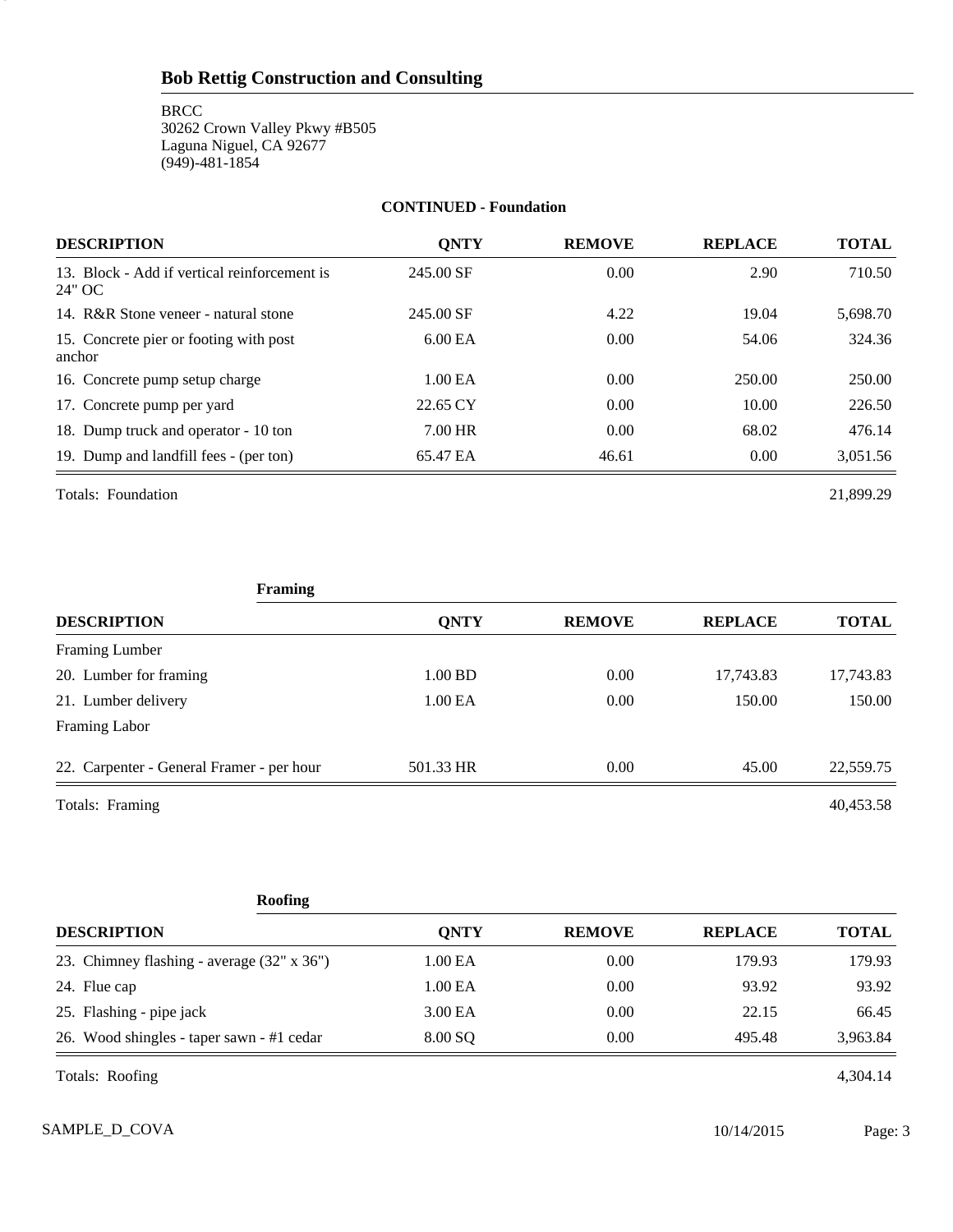## Bob Rettig Construction and Consulting

BRCC
30262 Crown Valley Pkwy #B505
Laguna Niguel, CA 92677
(949)-481-1854

### CONTINUED - Foundation

| DESCRIPTION | QNTY | REMOVE | REPLACE | TOTAL |
|---|---|---|---|---|
| 13. Block - Add if vertical reinforcement is 24" OC | 245.00 SF | 0.00 | 2.90 | 710.50 |
| 14. R&R Stone veneer - natural stone | 245.00 SF | 4.22 | 19.04 | 5,698.70 |
| 15. Concrete pier or footing with post anchor | 6.00 EA | 0.00 | 54.06 | 324.36 |
| 16. Concrete pump setup charge | 1.00 EA | 0.00 | 250.00 | 250.00 |
| 17. Concrete pump per yard | 22.65 CY | 0.00 | 10.00 | 226.50 |
| 18. Dump truck and operator - 10 ton | 7.00 HR | 0.00 | 68.02 | 476.14 |
| 19. Dump and landfill fees - (per ton) | 65.47 EA | 46.61 | 0.00 | 3,051.56 |

Totals: Foundation 21,899.29

### Framing

| DESCRIPTION | QNTY | REMOVE | REPLACE | TOTAL |
|---|---|---|---|---|
| Framing Lumber | | | | |
| 20. Lumber for framing | 1.00 BD | 0.00 | 17,743.83 | 17,743.83 |
| 21. Lumber delivery | 1.00 EA | 0.00 | 150.00 | 150.00 |
| Framing Labor | | | | |
| 22. Carpenter - General Framer - per hour | 501.33 HR | 0.00 | 45.00 | 22,559.75 |

Totals: Framing 40,453.58

### Roofing

| DESCRIPTION | QNTY | REMOVE | REPLACE | TOTAL |
|---|---|---|---|---|
| 23. Chimney flashing - average (32" x 36") | 1.00 EA | 0.00 | 179.93 | 179.93 |
| 24. Flue cap | 1.00 EA | 0.00 | 93.92 | 93.92 |
| 25. Flashing - pipe jack | 3.00 EA | 0.00 | 22.15 | 66.45 |
| 26. Wood shingles - taper sawn - #1 cedar | 8.00 SQ | 0.00 | 495.48 | 3,963.84 |

Totals: Roofing 4,304.14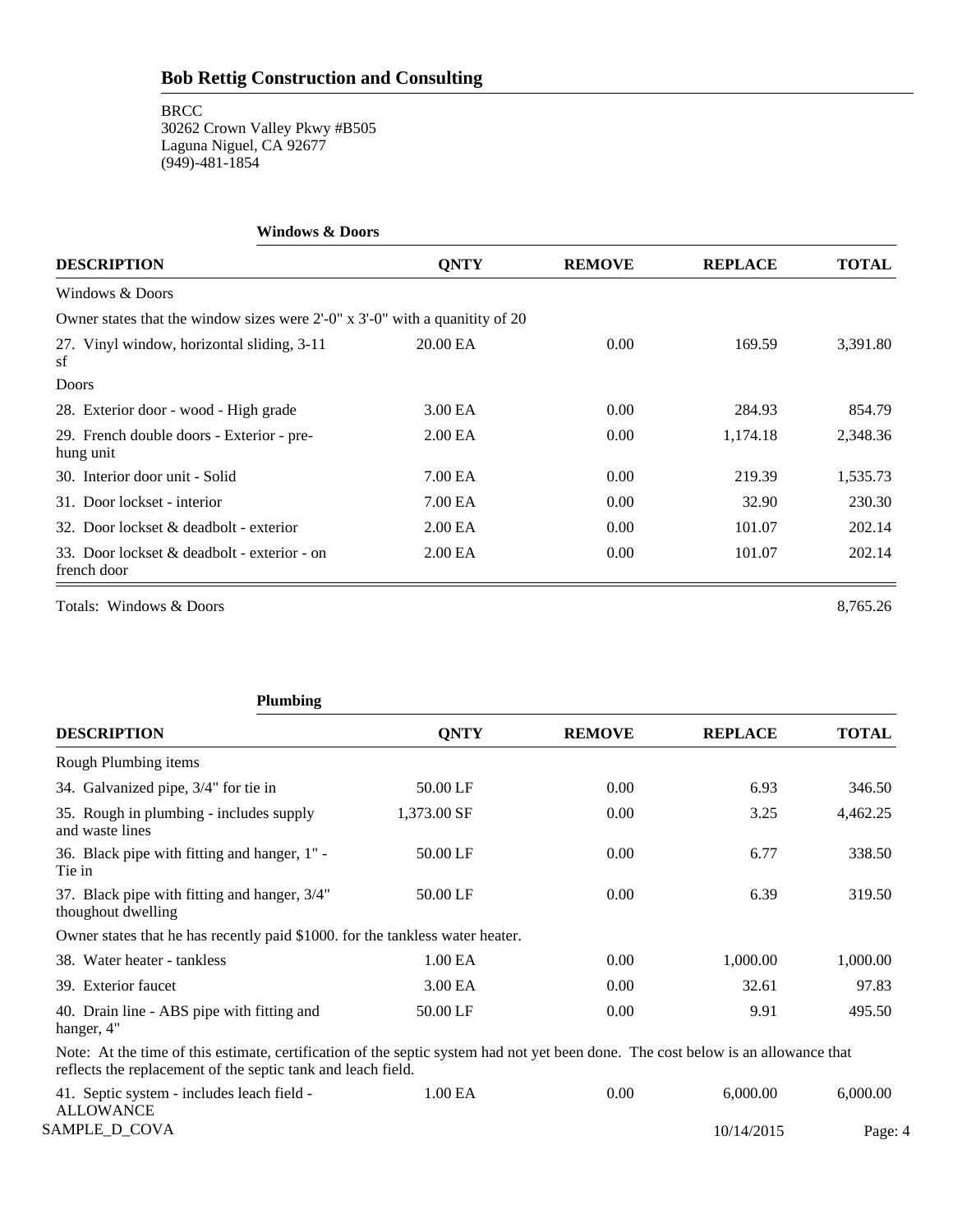## Bob Rettig Construction and Consulting

BRCC
30262 Crown Valley Pkwy #B505
Laguna Niguel, CA 92677
(949)-481-1854

### Windows & Doors

| DESCRIPTION | QNTY | REMOVE | REPLACE | TOTAL |
|---|---|---|---|---|
| Windows & Doors | | | | |
| Owner states that the window sizes were 2'-0" x 3'-0" with a quanitity of 20 | | | | |
| 27. Vinyl window, horizontal sliding, 3-11 sf | 20.00 EA | 0.00 | 169.59 | 3,391.80 |
| Doors | | | | |
| 28. Exterior door - wood - High grade | 3.00 EA | 0.00 | 284.93 | 854.79 |
| 29. French double doors - Exterior - pre-hung unit | 2.00 EA | 0.00 | 1,174.18 | 2,348.36 |
| 30. Interior door unit - Solid | 7.00 EA | 0.00 | 219.39 | 1,535.73 |
| 31. Door lockset - interior | 7.00 EA | 0.00 | 32.90 | 230.30 |
| 32. Door lockset & deadbolt - exterior | 2.00 EA | 0.00 | 101.07 | 202.14 |
| 33. Door lockset & deadbolt - exterior - on french door | 2.00 EA | 0.00 | 101.07 | 202.14 |
| Totals: Windows & Doors | | | | 8,765.26 |

### Plumbing

| DESCRIPTION | QNTY | REMOVE | REPLACE | TOTAL |
|---|---|---|---|---|
| Rough Plumbing items | | | | |
| 34. Galvanized pipe, 3/4" for tie in | 50.00 LF | 0.00 | 6.93 | 346.50 |
| 35. Rough in plumbing - includes supply and waste lines | 1,373.00 SF | 0.00 | 3.25 | 4,462.25 |
| 36. Black pipe with fitting and hanger, 1" - Tie in | 50.00 LF | 0.00 | 6.77 | 338.50 |
| 37. Black pipe with fitting and hanger, 3/4" thoughout dwelling | 50.00 LF | 0.00 | 6.39 | 319.50 |
| Owner states that he has recently paid $1000. for the tankless water heater. | | | | |
| 38. Water heater - tankless | 1.00 EA | 0.00 | 1,000.00 | 1,000.00 |
| 39. Exterior faucet | 3.00 EA | 0.00 | 32.61 | 97.83 |
| 40. Drain line - ABS pipe with fitting and hanger, 4" | 50.00 LF | 0.00 | 9.91 | 495.50 |
| Note: At the time of this estimate, certification of the septic system had not yet been done. The cost below is an allowance that reflects the replacement of the septic tank and leach field. | | | | |
| 41. Septic system - includes leach field - ALLOWANCE | 1.00 EA | 0.00 | 6,000.00 | 6,000.00 |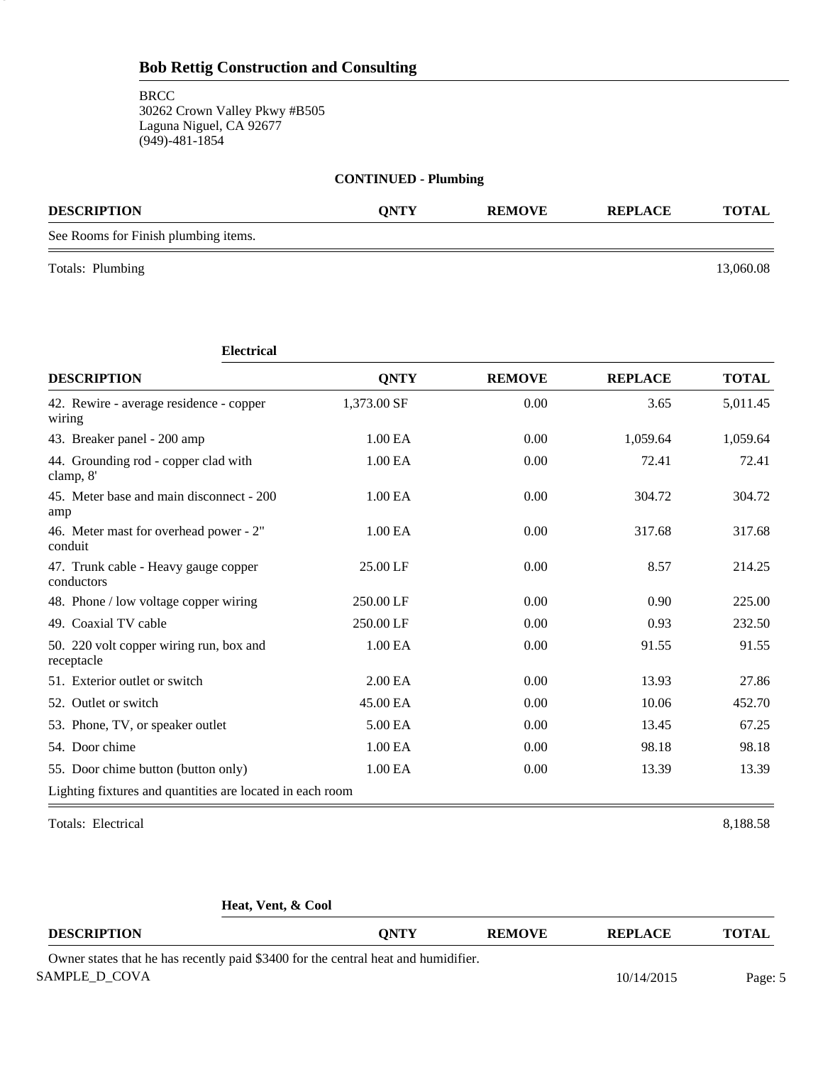## Bob Rettig Construction and Consulting

BRCC
30262 Crown Valley Pkwy #B505
Laguna Niguel, CA 92677
(949)-481-1854

**CONTINUED - Plumbing**

| DESCRIPTION | QNTY | REMOVE | REPLACE | TOTAL |
|---|---|---|---|---|
| See Rooms for Finish plumbing items. | | | | |

Totals: Plumbing 13,060.08

**Electrical**

| DESCRIPTION | QNTY | REMOVE | REPLACE | TOTAL |
|---|---|---|---|---|
| 42. Rewire - average residence - copper wiring | 1,373.00 SF | 0.00 | 3.65 | 5,011.45 |
| 43. Breaker panel - 200 amp | 1.00 EA | 0.00 | 1,059.64 | 1,059.64 |
| 44. Grounding rod - copper clad with clamp, 8' | 1.00 EA | 0.00 | 72.41 | 72.41 |
| 45. Meter base and main disconnect - 200 amp | 1.00 EA | 0.00 | 304.72 | 304.72 |
| 46. Meter mast for overhead power - 2" conduit | 1.00 EA | 0.00 | 317.68 | 317.68 |
| 47. Trunk cable - Heavy gauge copper conductors | 25.00 LF | 0.00 | 8.57 | 214.25 |
| 48. Phone / low voltage copper wiring | 250.00 LF | 0.00 | 0.90 | 225.00 |
| 49. Coaxial TV cable | 250.00 LF | 0.00 | 0.93 | 232.50 |
| 50. 220 volt copper wiring run, box and receptacle | 1.00 EA | 0.00 | 91.55 | 91.55 |
| 51. Exterior outlet or switch | 2.00 EA | 0.00 | 13.93 | 27.86 |
| 52. Outlet or switch | 45.00 EA | 0.00 | 10.06 | 452.70 |
| 53. Phone, TV, or speaker outlet | 5.00 EA | 0.00 | 13.45 | 67.25 |
| 54. Door chime | 1.00 EA | 0.00 | 98.18 | 98.18 |
| 55. Door chime button (button only) | 1.00 EA | 0.00 | 13.39 | 13.39 |
| Lighting fixtures and quantities are located in each room | | | | |

Totals: Electrical 8,188.58

**Heat, Vent, & Cool**

| DESCRIPTION | QNTY | REMOVE | REPLACE | TOTAL |
|---|---|---|---|---|
| Owner states that he has recently paid $3400 for the central heat and humidifier. | | | | |

SAMPLE_D_COVA 10/14/2015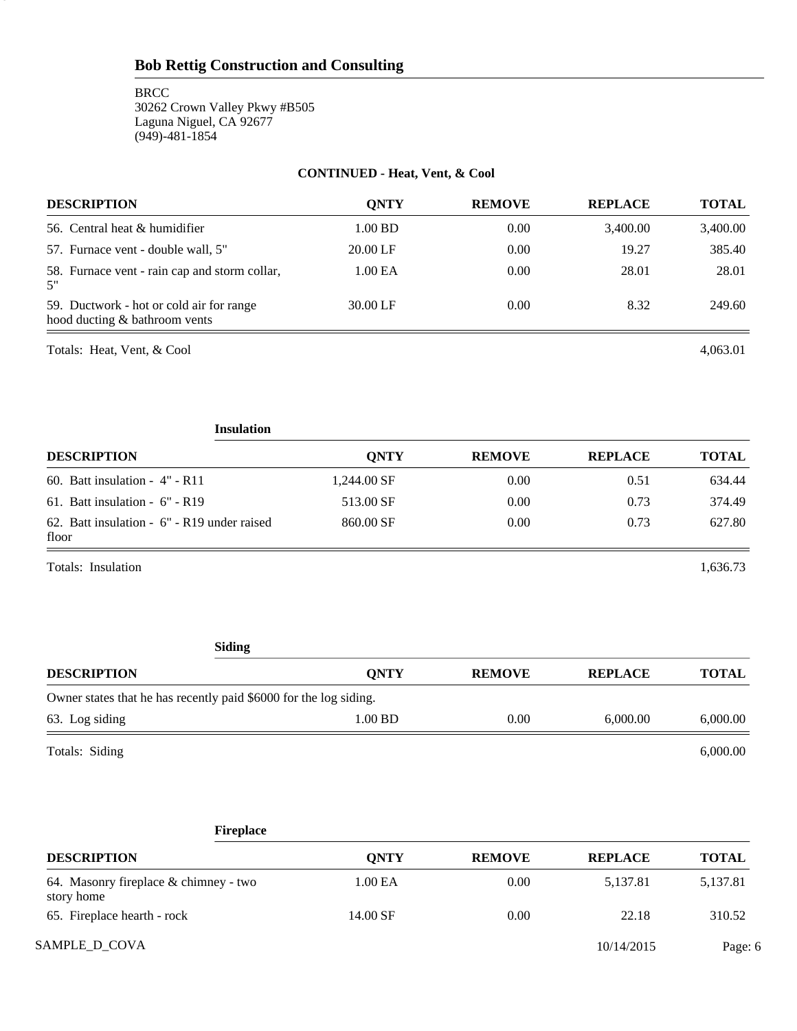**Bob Rettig Construction and Consulting**

BRCC
30262 Crown Valley Pkwy #B505
Laguna Niguel, CA 92677
(949)-481-1854

**CONTINUED - Heat, Vent, & Cool**

| DESCRIPTION | QNTY | REMOVE | REPLACE | TOTAL |
|---|---|---|---|---|
| 56. Central heat & humidifier | 1.00 BD | 0.00 | 3,400.00 | 3,400.00 |
| 57. Furnace vent - double wall, 5" | 20.00 LF | 0.00 | 19.27 | 385.40 |
| 58. Furnace vent - rain cap and storm collar, 5" | 1.00 EA | 0.00 | 28.01 | 28.01 |
| 59. Ductwork - hot or cold air for range hood ducting & bathroom vents | 30.00 LF | 0.00 | 8.32 | 249.60 |
| Totals: Heat, Vent, & Cool | | | | 4,063.01 |

**Insulation**

| DESCRIPTION | QNTY | REMOVE | REPLACE | TOTAL |
|---|---|---|---|---|
| 60. Batt insulation - 4" - R11 | 1,244.00 SF | 0.00 | 0.51 | 634.44 |
| 61. Batt insulation - 6" - R19 | 513.00 SF | 0.00 | 0.73 | 374.49 |
| 62. Batt insulation - 6" - R19 under raised floor | 860.00 SF | 0.00 | 0.73 | 627.80 |
| Totals: Insulation | | | | 1,636.73 |

**Siding**

| DESCRIPTION | QNTY | REMOVE | REPLACE | TOTAL |
|---|---|---|---|---|
| Owner states that he has recently paid $6000 for the log siding. | | | | |
| 63. Log siding | 1.00 BD | 0.00 | 6,000.00 | 6,000.00 |
| Totals: Siding | | | | 6,000.00 |

**Fireplace**

| DESCRIPTION | QNTY | REMOVE | REPLACE | TOTAL |
|---|---|---|---|---|
| 64. Masonry fireplace & chimney - two story home | 1.00 EA | 0.00 | 5,137.81 | 5,137.81 |
| 65. Fireplace hearth - rock | 14.00 SF | 0.00 | 22.18 | 310.52 |

SAMPLE_D_COVA 10/14/2015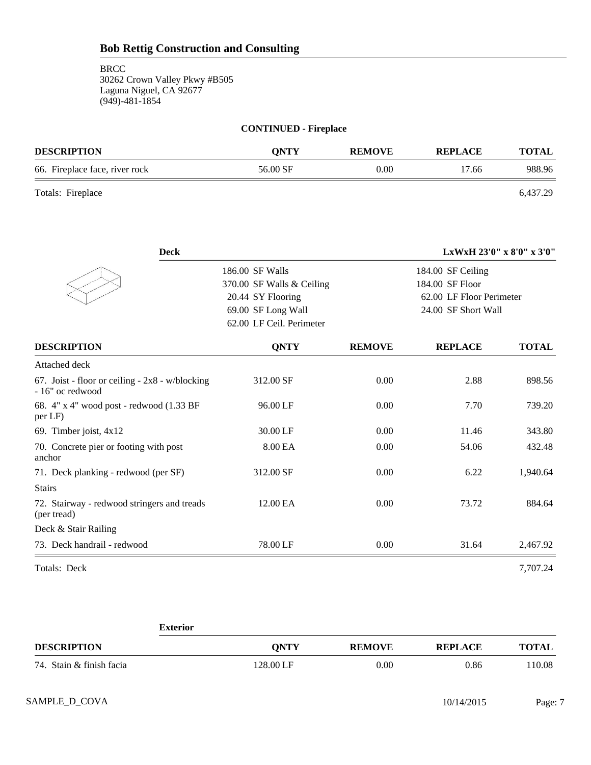# Bob Rettig Construction and Consulting

BRCC
30262 Crown Valley Pkwy #B505
Laguna Niguel, CA 92677
(949)-481-1854

## CONTINUED - Fireplace

| DESCRIPTION | QNTY | REMOVE | REPLACE | TOTAL |
|---|---|---|---|---|
| 66. Fireplace face, river rock | 56.00 SF | 0.00 | 17.66 | 988.96 |
| Totals: Fireplace | | | | 6,437.29 |

## Deck

**LxWxH 23'0" x 8'0" x 3'0"**

| | |
|---|---|
| 186.00 SF Walls | 184.00 SF Ceiling |
| 370.00 SF Walls & Ceiling | 184.00 SF Floor |
| 20.44 SY Flooring | 62.00 LF Floor Perimeter |
| 69.00 SF Long Wall | 24.00 SF Short Wall |
| 62.00 LF Ceil. Perimeter | |

| DESCRIPTION | QNTY | REMOVE | REPLACE | TOTAL |
|---|---|---|---|---|
| Attached deck | | | | |
| 67. Joist - floor or ceiling - 2x8 - w/blocking - 16" oc redwood | 312.00 SF | 0.00 | 2.88 | 898.56 |
| 68. 4" x 4" wood post - redwood (1.33 BF per LF) | 96.00 LF | 0.00 | 7.70 | 739.20 |
| 69. Timber joist, 4x12 | 30.00 LF | 0.00 | 11.46 | 343.80 |
| 70. Concrete pier or footing with post anchor | 8.00 EA | 0.00 | 54.06 | 432.48 |
| 71. Deck planking - redwood (per SF) | 312.00 SF | 0.00 | 6.22 | 1,940.64 |
| Stairs | | | | |
| 72. Stairway - redwood stringers and treads (per tread) | 12.00 EA | 0.00 | 73.72 | 884.64 |
| Deck & Stair Railing | | | | |
| 73. Deck handrail - redwood | 78.00 LF | 0.00 | 31.64 | 2,467.92 |
| Totals: Deck | | | | 7,707.24 |

## Exterior

| DESCRIPTION | QNTY | REMOVE | REPLACE | TOTAL |
|---|---|---|---|---|
| 74. Stain & finish facia | 128.00 LF | 0.00 | 0.86 | 110.08 |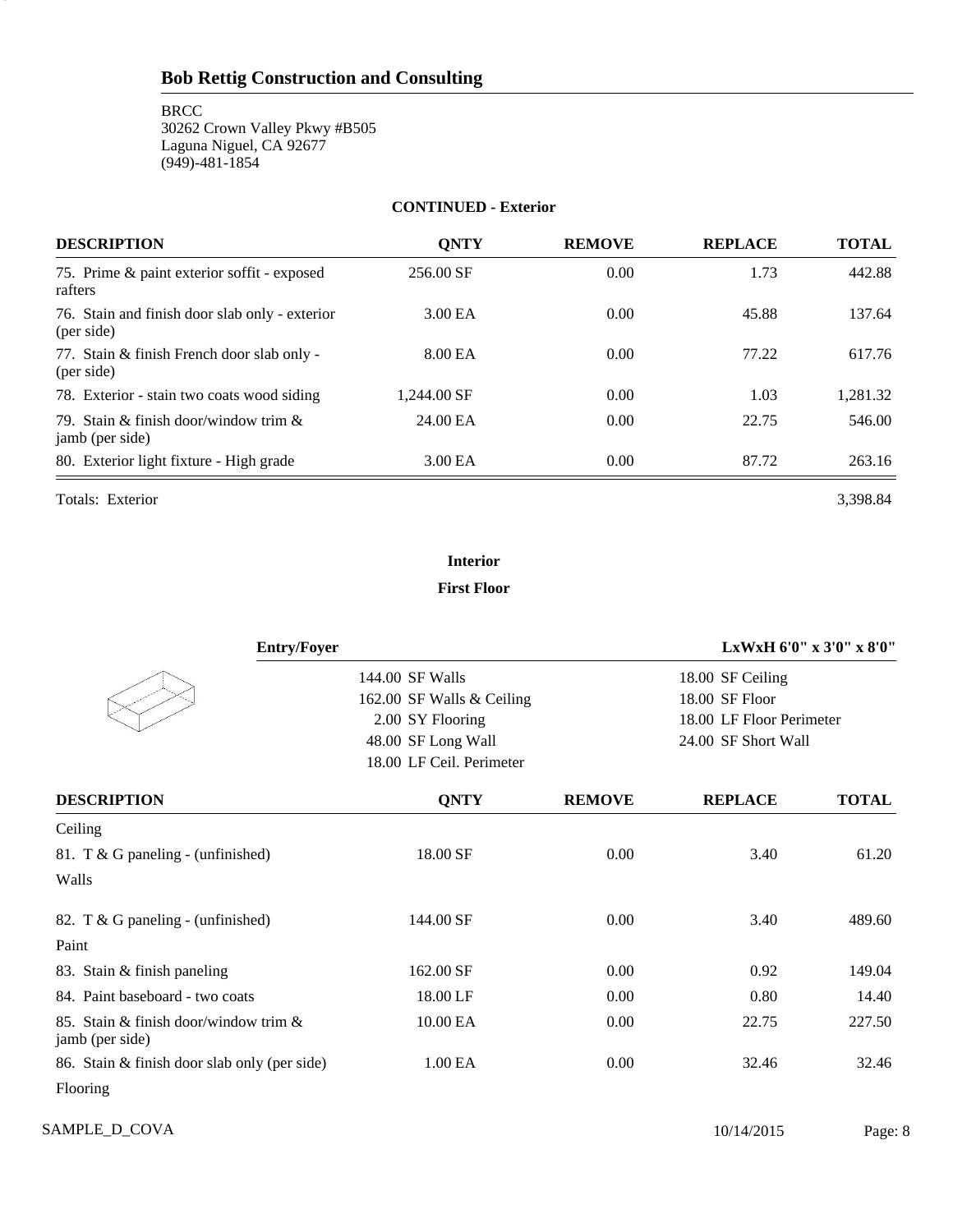## Bob Rettig Construction and Consulting

BRCC
30262 Crown Valley Pkwy #B505
Laguna Niguel, CA 92677
(949)-481-1854

**CONTINUED - Exterior**

| DESCRIPTION | QNTY | REMOVE | REPLACE | TOTAL |
|---|---|---|---|---|
| 75. Prime & paint exterior soffit - exposed rafters | 256.00 SF | 0.00 | 1.73 | 442.88 |
| 76. Stain and finish door slab only - exterior (per side) | 3.00 EA | 0.00 | 45.88 | 137.64 |
| 77. Stain & finish French door slab only - (per side) | 8.00 EA | 0.00 | 77.22 | 617.76 |
| 78. Exterior - stain two coats wood siding | 1,244.00 SF | 0.00 | 1.03 | 1,281.32 |
| 79. Stain & finish door/window trim & jamb (per side) | 24.00 EA | 0.00 | 22.75 | 546.00 |
| 80. Exterior light fixture - High grade | 3.00 EA | 0.00 | 87.72 | 263.16 |
| Totals: Exterior | | | | 3,398.84 |

**Interior**

**First Floor**

**Entry/Foyer** — **LxWxH 6'0" x 3'0" x 8'0"**

| | |
|---|---|
| 144.00 SF Walls | 18.00 SF Ceiling |
| 162.00 SF Walls & Ceiling | 18.00 SF Floor |
| 2.00 SY Flooring | 18.00 LF Floor Perimeter |
| 48.00 SF Long Wall | 24.00 SF Short Wall |
| 18.00 LF Ceil. Perimeter | |

| DESCRIPTION | QNTY | REMOVE | REPLACE | TOTAL |
|---|---|---|---|---|
| Ceiling | | | | |
| 81. T & G paneling - (unfinished) | 18.00 SF | 0.00 | 3.40 | 61.20 |
| Walls | | | | |
| 82. T & G paneling - (unfinished) | 144.00 SF | 0.00 | 3.40 | 489.60 |
| Paint | | | | |
| 83. Stain & finish paneling | 162.00 SF | 0.00 | 0.92 | 149.04 |
| 84. Paint baseboard - two coats | 18.00 LF | 0.00 | 0.80 | 14.40 |
| 85. Stain & finish door/window trim & jamb (per side) | 10.00 EA | 0.00 | 22.75 | 227.50 |
| 86. Stain & finish door slab only (per side) | 1.00 EA | 0.00 | 32.46 | 32.46 |
| Flooring | | | | |

SAMPLE_D_COVA 10/14/2015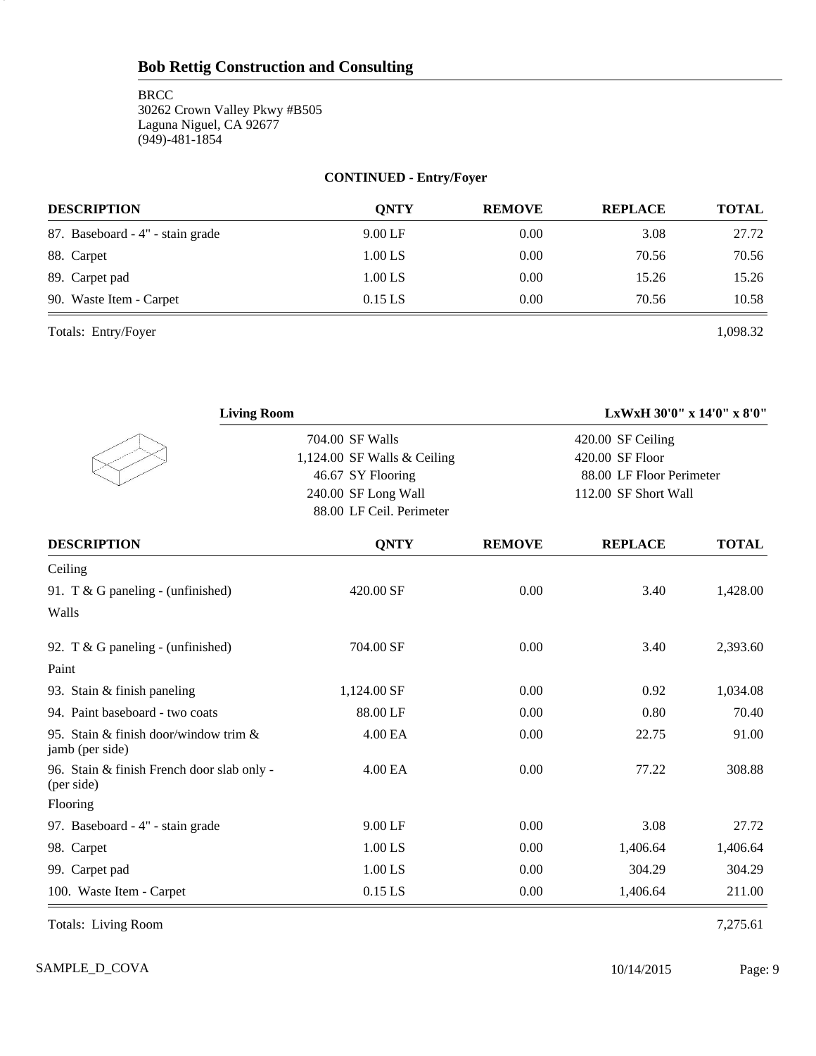**Bob Rettig Construction and Consulting**

BRCC
30262 Crown Valley Pkwy #B505
Laguna Niguel, CA 92677
(949)-481-1854

**CONTINUED - Entry/Foyer**

| DESCRIPTION | QNTY | REMOVE | REPLACE | TOTAL |
|---|---|---|---|---|
| 87. Baseboard - 4" - stain grade | 9.00 LF | 0.00 | 3.08 | 27.72 |
| 88. Carpet | 1.00 LS | 0.00 | 70.56 | 70.56 |
| 89. Carpet pad | 1.00 LS | 0.00 | 15.26 | 15.26 |
| 90. Waste Item - Carpet | 0.15 LS | 0.00 | 70.56 | 10.58 |

Totals: Entry/Foyer 1,098.32

**Living Room** LxWxH 30'0" x 14'0" x 8'0"

| | |
|---|---|
| 704.00 SF Walls | 420.00 SF Ceiling |
| 1,124.00 SF Walls & Ceiling | 420.00 SF Floor |
| 46.67 SY Flooring | 88.00 LF Floor Perimeter |
| 240.00 SF Long Wall | 112.00 SF Short Wall |
| 88.00 LF Ceil. Perimeter | |

| DESCRIPTION | QNTY | REMOVE | REPLACE | TOTAL |
|---|---|---|---|---|
| Ceiling | | | | |
| 91. T & G paneling - (unfinished) | 420.00 SF | 0.00 | 3.40 | 1,428.00 |
| Walls | | | | |
| 92. T & G paneling - (unfinished) | 704.00 SF | 0.00 | 3.40 | 2,393.60 |
| Paint | | | | |
| 93. Stain & finish paneling | 1,124.00 SF | 0.00 | 0.92 | 1,034.08 |
| 94. Paint baseboard - two coats | 88.00 LF | 0.00 | 0.80 | 70.40 |
| 95. Stain & finish door/window trim & jamb (per side) | 4.00 EA | 0.00 | 22.75 | 91.00 |
| 96. Stain & finish French door slab only - (per side) | 4.00 EA | 0.00 | 77.22 | 308.88 |
| Flooring | | | | |
| 97. Baseboard - 4" - stain grade | 9.00 LF | 0.00 | 3.08 | 27.72 |
| 98. Carpet | 1.00 LS | 0.00 | 1,406.64 | 1,406.64 |
| 99. Carpet pad | 1.00 LS | 0.00 | 304.29 | 304.29 |
| 100. Waste Item - Carpet | 0.15 LS | 0.00 | 1,406.64 | 211.00 |

Totals: Living Room 7,275.61

SAMPLE_D_COVA 10/14/2015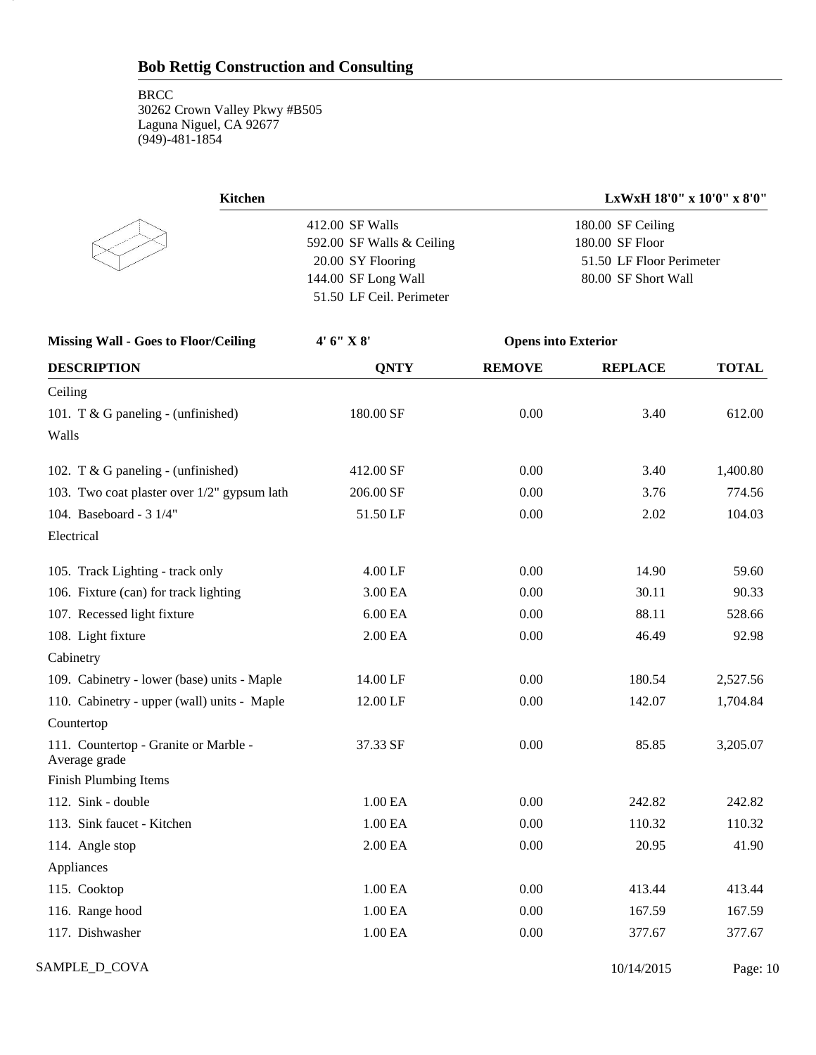## Bob Rettig Construction and Consulting

BRCC
30262 Crown Valley Pkwy #B505
Laguna Niguel, CA 92677
(949)-481-1854

**Kitchen** **LxWxH 18'0" x 10'0" x 8'0"**

| | |
|---|---|
| 412.00 SF Walls | 180.00 SF Ceiling |
| 592.00 SF Walls & Ceiling | 180.00 SF Floor |
| 20.00 SY Flooring | 51.50 LF Floor Perimeter |
| 144.00 SF Long Wall | 80.00 SF Short Wall |
| 51.50 LF Ceil. Perimeter | |

**Missing Wall - Goes to Floor/Ceiling** **4' 6" X 8'** **Opens into Exterior**

| DESCRIPTION | QNTY | REMOVE | REPLACE | TOTAL |
|---|---|---|---|---|
| Ceiling | | | | |
| 101. T & G paneling - (unfinished) | 180.00 SF | 0.00 | 3.40 | 612.00 |
| Walls | | | | |
| 102. T & G paneling - (unfinished) | 412.00 SF | 0.00 | 3.40 | 1,400.80 |
| 103. Two coat plaster over 1/2" gypsum lath | 206.00 SF | 0.00 | 3.76 | 774.56 |
| 104. Baseboard - 3 1/4" | 51.50 LF | 0.00 | 2.02 | 104.03 |
| Electrical | | | | |
| 105. Track Lighting - track only | 4.00 LF | 0.00 | 14.90 | 59.60 |
| 106. Fixture (can) for track lighting | 3.00 EA | 0.00 | 30.11 | 90.33 |
| 107. Recessed light fixture | 6.00 EA | 0.00 | 88.11 | 528.66 |
| 108. Light fixture | 2.00 EA | 0.00 | 46.49 | 92.98 |
| Cabinetry | | | | |
| 109. Cabinetry - lower (base) units - Maple | 14.00 LF | 0.00 | 180.54 | 2,527.56 |
| 110. Cabinetry - upper (wall) units - Maple | 12.00 LF | 0.00 | 142.07 | 1,704.84 |
| Countertop | | | | |
| 111. Countertop - Granite or Marble - Average grade | 37.33 SF | 0.00 | 85.85 | 3,205.07 |
| Finish Plumbing Items | | | | |
| 112. Sink - double | 1.00 EA | 0.00 | 242.82 | 242.82 |
| 113. Sink faucet - Kitchen | 1.00 EA | 0.00 | 110.32 | 110.32 |
| 114. Angle stop | 2.00 EA | 0.00 | 20.95 | 41.90 |
| Appliances | | | | |
| 115. Cooktop | 1.00 EA | 0.00 | 413.44 | 413.44 |
| 116. Range hood | 1.00 EA | 0.00 | 167.59 | 167.59 |
| 117. Dishwasher | 1.00 EA | 0.00 | 377.67 | 377.67 |

SAMPLE_D_COVA 10/14/2015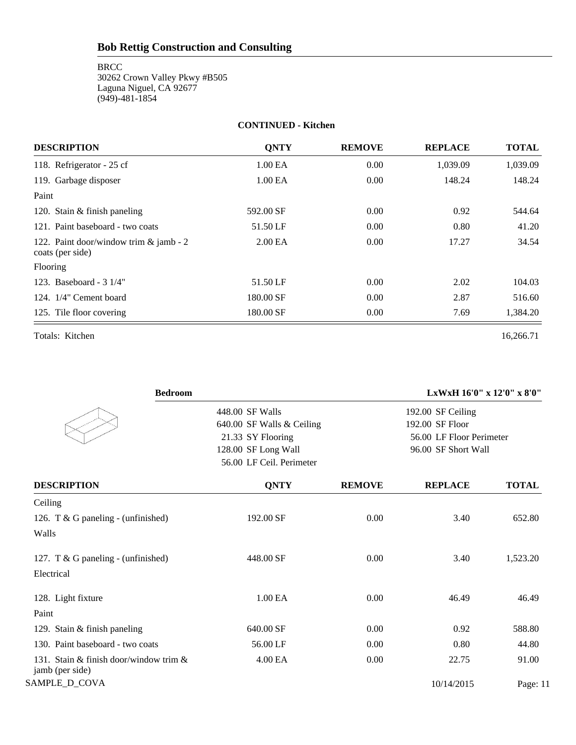# Bob Rettig Construction and Consulting

BRCC
30262 Crown Valley Pkwy #B505
Laguna Niguel, CA 92677
(949)-481-1854

**CONTINUED - Kitchen**

| DESCRIPTION | QNTY | REMOVE | REPLACE | TOTAL |
|---|---|---|---|---|
| 118. Refrigerator - 25 cf | 1.00 EA | 0.00 | 1,039.09 | 1,039.09 |
| 119. Garbage disposer | 1.00 EA | 0.00 | 148.24 | 148.24 |
| Paint | | | | |
| 120. Stain & finish paneling | 592.00 SF | 0.00 | 0.92 | 544.64 |
| 121. Paint baseboard - two coats | 51.50 LF | 0.00 | 0.80 | 41.20 |
| 122. Paint door/window trim & jamb - 2 coats (per side) | 2.00 EA | 0.00 | 17.27 | 34.54 |
| Flooring | | | | |
| 123. Baseboard - 3 1/4" | 51.50 LF | 0.00 | 2.02 | 104.03 |
| 124. 1/4" Cement board | 180.00 SF | 0.00 | 2.87 | 516.60 |
| 125. Tile floor covering | 180.00 SF | 0.00 | 7.69 | 1,384.20 |
| Totals: Kitchen | | | | 16,266.71 |

**Bedroom** — **LxWxH 16'0" x 12'0" x 8'0"**

| | |
|---|---|
| 448.00 SF Walls | 192.00 SF Ceiling |
| 640.00 SF Walls & Ceiling | 192.00 SF Floor |
| 21.33 SY Flooring | 56.00 LF Floor Perimeter |
| 128.00 SF Long Wall | 96.00 SF Short Wall |
| 56.00 LF Ceil. Perimeter | |

| DESCRIPTION | QNTY | REMOVE | REPLACE | TOTAL |
|---|---|---|---|---|
| Ceiling | | | | |
| 126. T & G paneling - (unfinished) | 192.00 SF | 0.00 | 3.40 | 652.80 |
| Walls | | | | |
| 127. T & G paneling - (unfinished) | 448.00 SF | 0.00 | 3.40 | 1,523.20 |
| Electrical | | | | |
| 128. Light fixture | 1.00 EA | 0.00 | 46.49 | 46.49 |
| Paint | | | | |
| 129. Stain & finish paneling | 640.00 SF | 0.00 | 0.92 | 588.80 |
| 130. Paint baseboard - two coats | 56.00 LF | 0.00 | 0.80 | 44.80 |
| 131. Stain & finish door/window trim & jamb (per side) | 4.00 EA | 0.00 | 22.75 | 91.00 |

SAMPLE_D_COVA 10/14/2015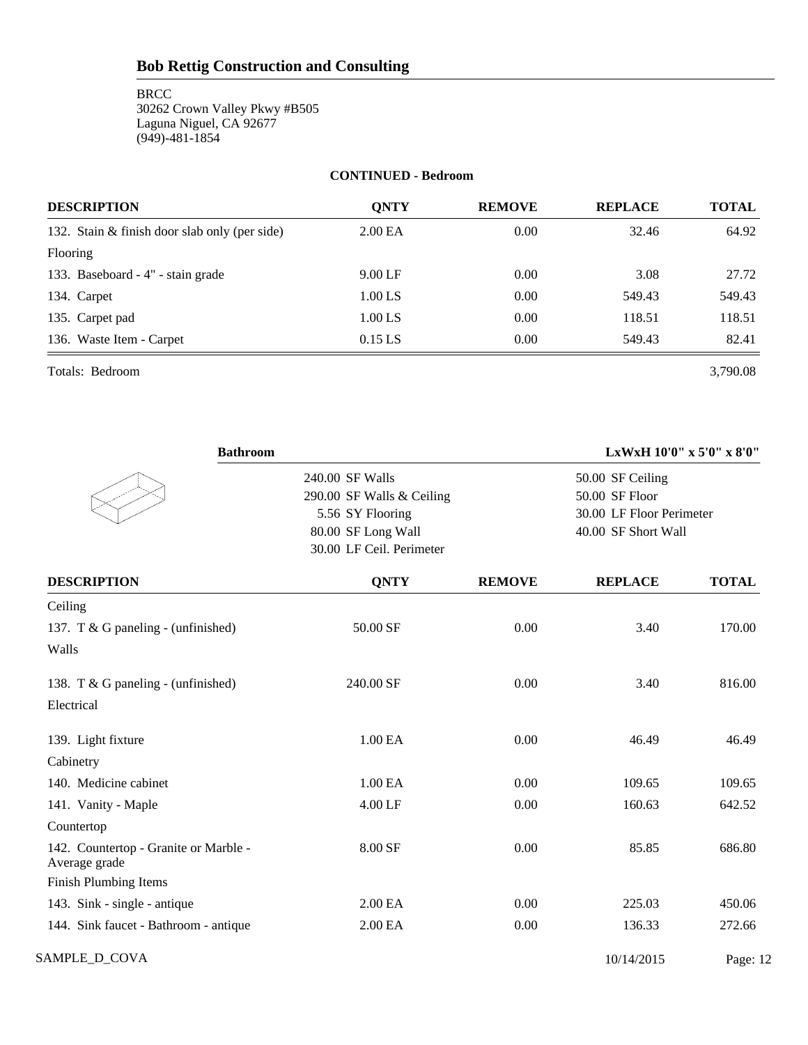## Bob Rettig Construction and Consulting

BRCC
30262 Crown Valley Pkwy #B505
Laguna Niguel, CA 92677
(949)-481-1854

**CONTINUED - Bedroom**

| DESCRIPTION | QNTY | REMOVE | REPLACE | TOTAL |
|---|---|---|---|---|
| 132. Stain & finish door slab only (per side) | 2.00 EA | 0.00 | 32.46 | 64.92 |
| Flooring | | | | |
| 133. Baseboard - 4" - stain grade | 9.00 LF | 0.00 | 3.08 | 27.72 |
| 134. Carpet | 1.00 LS | 0.00 | 549.43 | 549.43 |
| 135. Carpet pad | 1.00 LS | 0.00 | 118.51 | 118.51 |
| 136. Waste Item - Carpet | 0.15 LS | 0.00 | 549.43 | 82.41 |
| Totals: Bedroom | | | | 3,790.08 |

**Bathroom** — **LxWxH 10'0" x 5'0" x 8'0"**

| | |
|---|---|
| 240.00 SF Walls | 50.00 SF Ceiling |
| 290.00 SF Walls & Ceiling | 50.00 SF Floor |
| 5.56 SY Flooring | 30.00 LF Floor Perimeter |
| 80.00 SF Long Wall | 40.00 SF Short Wall |
| 30.00 LF Ceil. Perimeter | |

| DESCRIPTION | QNTY | REMOVE | REPLACE | TOTAL |
|---|---|---|---|---|
| Ceiling | | | | |
| 137. T & G paneling - (unfinished) | 50.00 SF | 0.00 | 3.40 | 170.00 |
| Walls | | | | |
| 138. T & G paneling - (unfinished) | 240.00 SF | 0.00 | 3.40 | 816.00 |
| Electrical | | | | |
| 139. Light fixture | 1.00 EA | 0.00 | 46.49 | 46.49 |
| Cabinetry | | | | |
| 140. Medicine cabinet | 1.00 EA | 0.00 | 109.65 | 109.65 |
| 141. Vanity - Maple | 4.00 LF | 0.00 | 160.63 | 642.52 |
| Countertop | | | | |
| 142. Countertop - Granite or Marble - Average grade | 8.00 SF | 0.00 | 85.85 | 686.80 |
| Finish Plumbing Items | | | | |
| 143. Sink - single - antique | 2.00 EA | 0.00 | 225.03 | 450.06 |
| 144. Sink faucet - Bathroom - antique | 2.00 EA | 0.00 | 136.33 | 272.66 |

SAMPLE_D_COVA 10/14/2015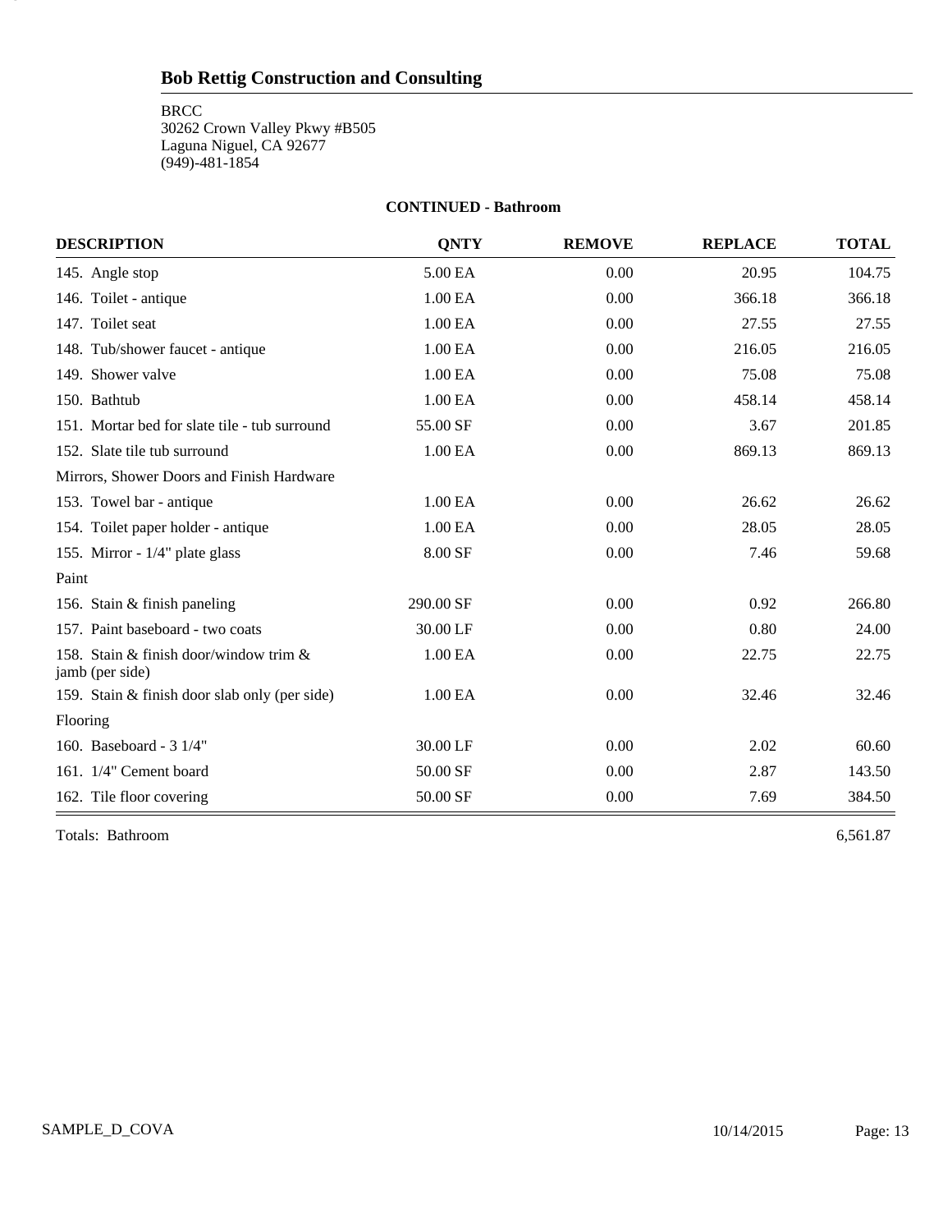## Bob Rettig Construction and Consulting

BRCC
30262 Crown Valley Pkwy #B505
Laguna Niguel, CA 92677
(949)-481-1854

**CONTINUED - Bathroom**

| DESCRIPTION | QNTY | REMOVE | REPLACE | TOTAL |
|---|---|---|---|---|
| 145. Angle stop | 5.00 EA | 0.00 | 20.95 | 104.75 |
| 146. Toilet - antique | 1.00 EA | 0.00 | 366.18 | 366.18 |
| 147. Toilet seat | 1.00 EA | 0.00 | 27.55 | 27.55 |
| 148. Tub/shower faucet - antique | 1.00 EA | 0.00 | 216.05 | 216.05 |
| 149. Shower valve | 1.00 EA | 0.00 | 75.08 | 75.08 |
| 150. Bathtub | 1.00 EA | 0.00 | 458.14 | 458.14 |
| 151. Mortar bed for slate tile - tub surround | 55.00 SF | 0.00 | 3.67 | 201.85 |
| 152. Slate tile tub surround | 1.00 EA | 0.00 | 869.13 | 869.13 |
| Mirrors, Shower Doors and Finish Hardware | | | | |
| 153. Towel bar - antique | 1.00 EA | 0.00 | 26.62 | 26.62 |
| 154. Toilet paper holder - antique | 1.00 EA | 0.00 | 28.05 | 28.05 |
| 155. Mirror - 1/4" plate glass | 8.00 SF | 0.00 | 7.46 | 59.68 |
| Paint | | | | |
| 156. Stain & finish paneling | 290.00 SF | 0.00 | 0.92 | 266.80 |
| 157. Paint baseboard - two coats | 30.00 LF | 0.00 | 0.80 | 24.00 |
| 158. Stain & finish door/window trim & jamb (per side) | 1.00 EA | 0.00 | 22.75 | 22.75 |
| 159. Stain & finish door slab only (per side) | 1.00 EA | 0.00 | 32.46 | 32.46 |
| Flooring | | | | |
| 160. Baseboard - 3 1/4" | 30.00 LF | 0.00 | 2.02 | 60.60 |
| 161. 1/4" Cement board | 50.00 SF | 0.00 | 2.87 | 143.50 |
| 162. Tile floor covering | 50.00 SF | 0.00 | 7.69 | 384.50 |
| Totals: Bathroom | | | | 6,561.87 |

SAMPLE_D_COVA 10/14/2015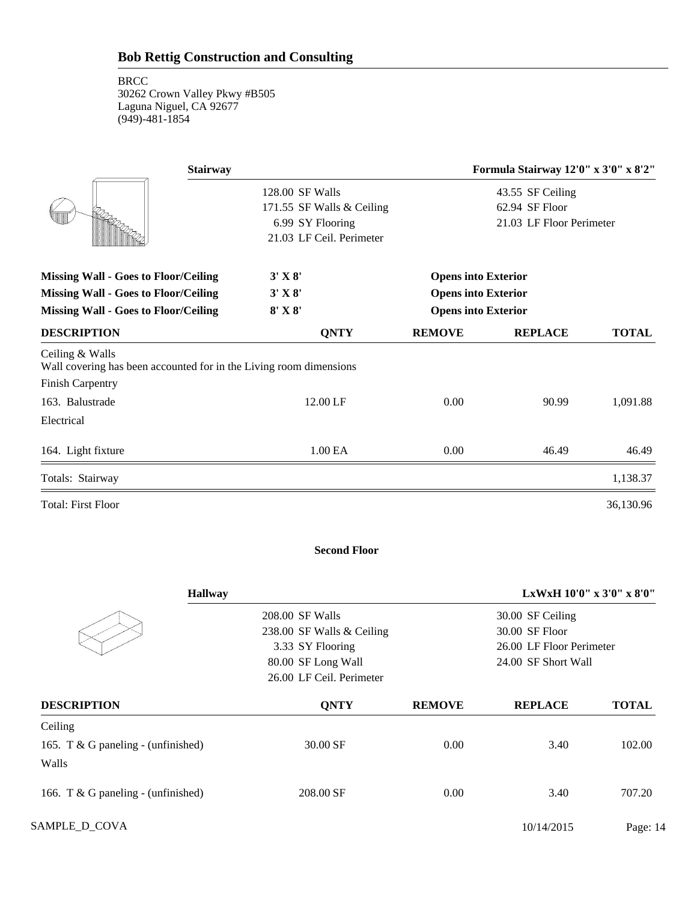## Stairway

**Formula Stairway 12'0" x 3'0" x 8'2"**

| | |
|---|---|
| 128.00 SF Walls | 43.55 SF Ceiling |
| 171.55 SF Walls & Ceiling | 62.94 SF Floor |
| 6.99 SY Flooring | 21.03 LF Floor Perimeter |
| 21.03 LF Ceil. Perimeter | |

| | | |
|---|---|---|
| **Missing Wall - Goes to Floor/Ceiling** | **3' X 8'** | **Opens into Exterior** |
| **Missing Wall - Goes to Floor/Ceiling** | **3' X 8'** | **Opens into Exterior** |
| **Missing Wall - Goes to Floor/Ceiling** | **8' X 8'** | **Opens into Exterior** |

| DESCRIPTION | QNTY | REMOVE | REPLACE | TOTAL |
|---|---|---|---|---|
| Ceiling & Walls | | | | |
| Wall covering has been accounted for in the Living room dimensions | | | | |
| Finish Carpentry | | | | |
| 163. Balustrade | 12.00 LF | 0.00 | 90.99 | 1,091.88 |
| Electrical | | | | |
| 164. Light fixture | 1.00 EA | 0.00 | 46.49 | 46.49 |
| Totals: Stairway | | | | 1,138.37 |
| Total: First Floor | | | | 36,130.96 |

## Second Floor

### Hallway

**LxWxH 10'0" x 3'0" x 8'0"**

| | |
|---|---|
| 208.00 SF Walls | 30.00 SF Ceiling |
| 238.00 SF Walls & Ceiling | 30.00 SF Floor |
| 3.33 SY Flooring | 26.00 LF Floor Perimeter |
| 80.00 SF Long Wall | 24.00 SF Short Wall |
| 26.00 LF Ceil. Perimeter | |

| DESCRIPTION | QNTY | REMOVE | REPLACE | TOTAL |
|---|---|---|---|---|
| Ceiling | | | | |
| 165. T & G paneling - (unfinished) | 30.00 SF | 0.00 | 3.40 | 102.00 |
| Walls | | | | |
| 166. T & G paneling - (unfinished) | 208.00 SF | 0.00 | 3.40 | 707.20 |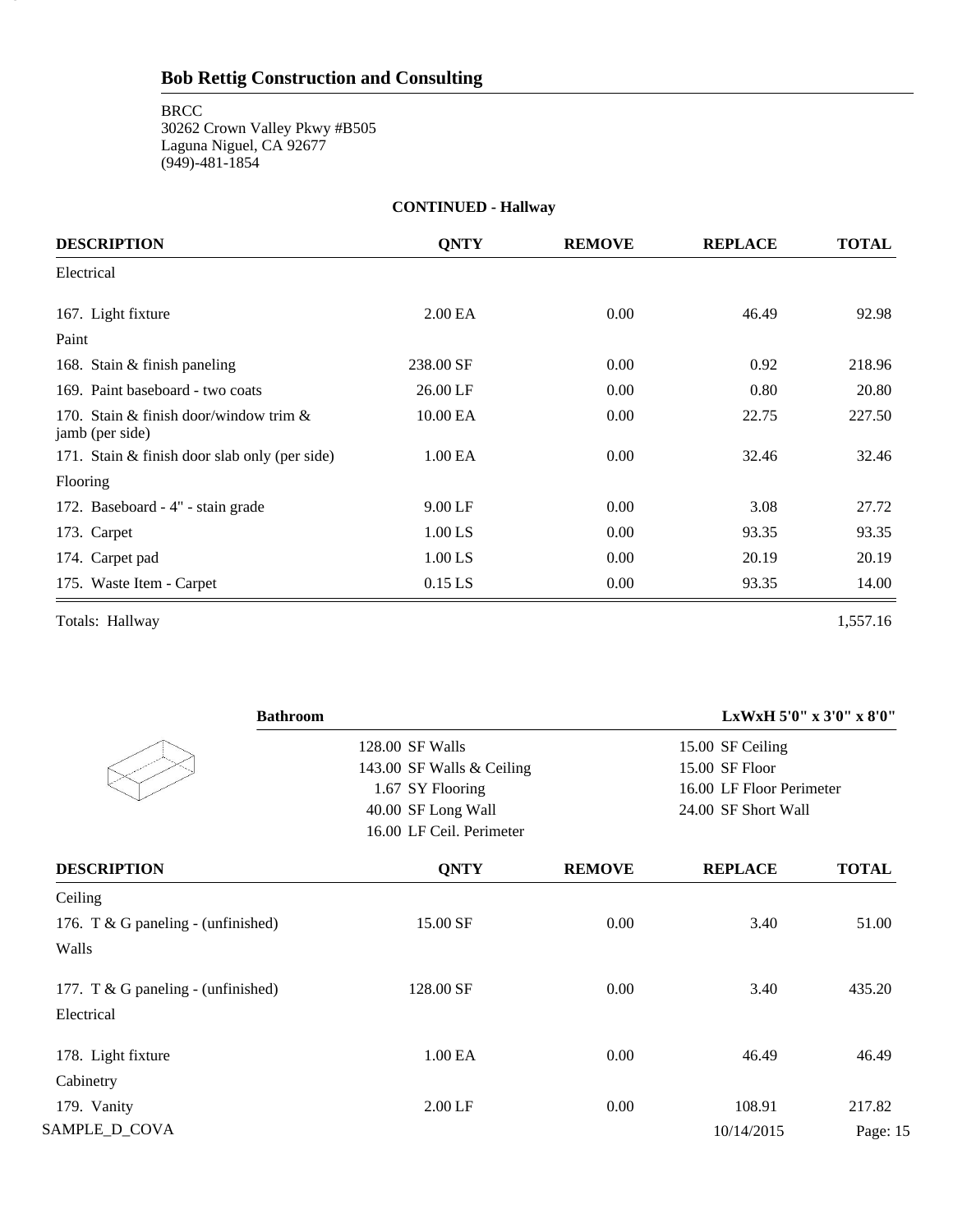## Bob Rettig Construction and Consulting

BRCC
30262 Crown Valley Pkwy #B505
Laguna Niguel, CA 92677
(949)-481-1854

**CONTINUED - Hallway**

| DESCRIPTION | QNTY | REMOVE | REPLACE | TOTAL |
|---|---|---|---|---|
| Electrical | | | | |
| 167. Light fixture | 2.00 EA | 0.00 | 46.49 | 92.98 |
| Paint | | | | |
| 168. Stain & finish paneling | 238.00 SF | 0.00 | 0.92 | 218.96 |
| 169. Paint baseboard - two coats | 26.00 LF | 0.00 | 0.80 | 20.80 |
| 170. Stain & finish door/window trim & jamb (per side) | 10.00 EA | 0.00 | 22.75 | 227.50 |
| 171. Stain & finish door slab only (per side) | 1.00 EA | 0.00 | 32.46 | 32.46 |
| Flooring | | | | |
| 172. Baseboard - 4" - stain grade | 9.00 LF | 0.00 | 3.08 | 27.72 |
| 173. Carpet | 1.00 LS | 0.00 | 93.35 | 93.35 |
| 174. Carpet pad | 1.00 LS | 0.00 | 20.19 | 20.19 |
| 175. Waste Item - Carpet | 0.15 LS | 0.00 | 93.35 | 14.00 |
| Totals: Hallway | | | | 1,557.16 |

**Bathroom** — **LxWxH 5'0" x 3'0" x 8'0"**

| | |
|---|---|
| 128.00 SF Walls | 15.00 SF Ceiling |
| 143.00 SF Walls & Ceiling | 15.00 SF Floor |
| 1.67 SY Flooring | 16.00 LF Floor Perimeter |
| 40.00 SF Long Wall | 24.00 SF Short Wall |
| 16.00 LF Ceil. Perimeter | |

| DESCRIPTION | QNTY | REMOVE | REPLACE | TOTAL |
|---|---|---|---|---|
| Ceiling | | | | |
| 176. T & G paneling - (unfinished) | 15.00 SF | 0.00 | 3.40 | 51.00 |
| Walls | | | | |
| 177. T & G paneling - (unfinished) | 128.00 SF | 0.00 | 3.40 | 435.20 |
| Electrical | | | | |
| 178. Light fixture | 1.00 EA | 0.00 | 46.49 | 46.49 |
| Cabinetry | | | | |
| 179. Vanity | 2.00 LF | 0.00 | 108.91 | 217.82 |

SAMPLE_D_COVA 10/14/2015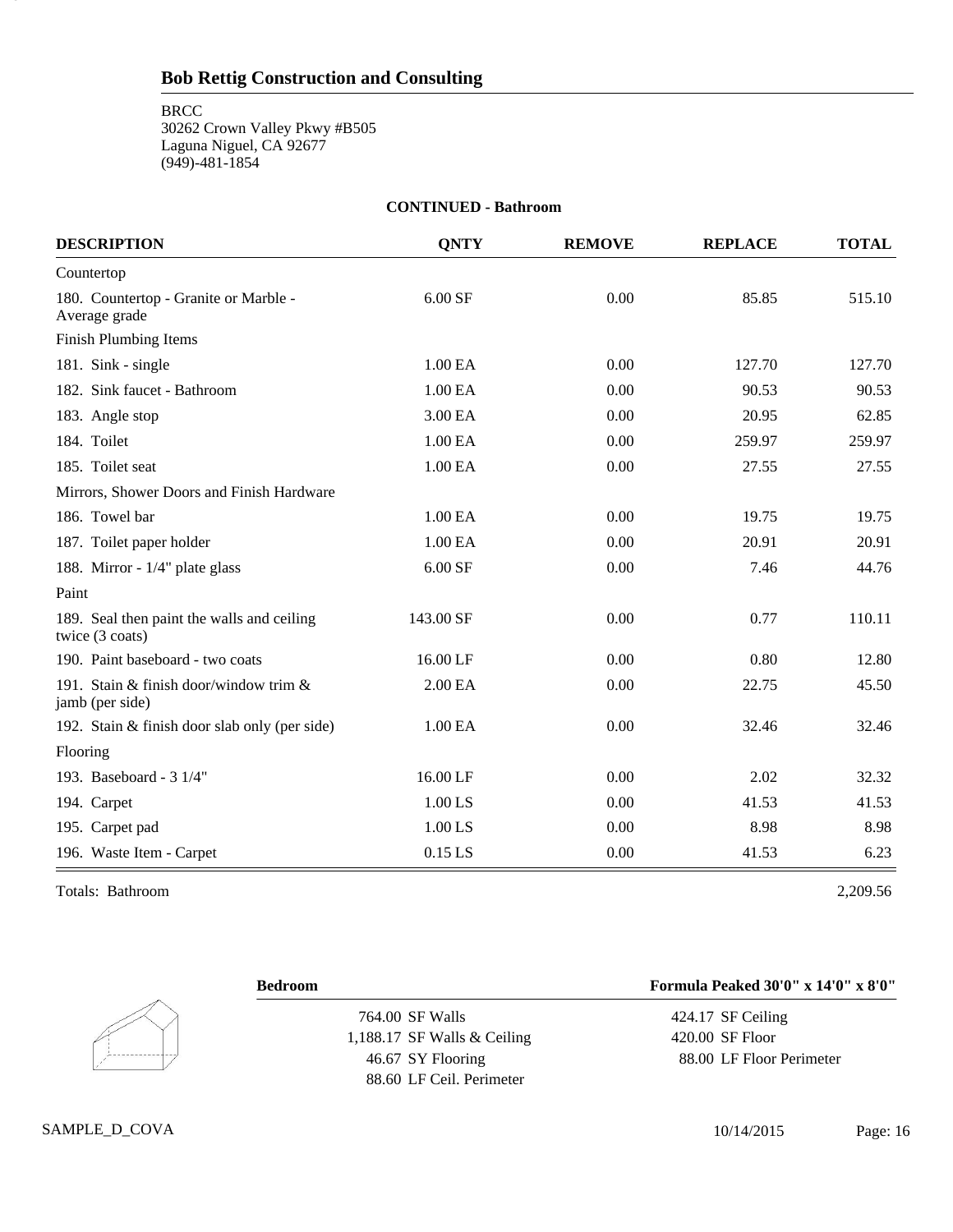## Bob Rettig Construction and Consulting

BRCC
30262 Crown Valley Pkwy #B505
Laguna Niguel, CA 92677
(949)-481-1854

**CONTINUED - Bathroom**

| DESCRIPTION | QNTY | REMOVE | REPLACE | TOTAL |
|---|---|---|---|---|
| Countertop | | | | |
| 180. Countertop - Granite or Marble - Average grade | 6.00 SF | 0.00 | 85.85 | 515.10 |
| Finish Plumbing Items | | | | |
| 181. Sink - single | 1.00 EA | 0.00 | 127.70 | 127.70 |
| 182. Sink faucet - Bathroom | 1.00 EA | 0.00 | 90.53 | 90.53 |
| 183. Angle stop | 3.00 EA | 0.00 | 20.95 | 62.85 |
| 184. Toilet | 1.00 EA | 0.00 | 259.97 | 259.97 |
| 185. Toilet seat | 1.00 EA | 0.00 | 27.55 | 27.55 |
| Mirrors, Shower Doors and Finish Hardware | | | | |
| 186. Towel bar | 1.00 EA | 0.00 | 19.75 | 19.75 |
| 187. Toilet paper holder | 1.00 EA | 0.00 | 20.91 | 20.91 |
| 188. Mirror - 1/4" plate glass | 6.00 SF | 0.00 | 7.46 | 44.76 |
| Paint | | | | |
| 189. Seal then paint the walls and ceiling twice (3 coats) | 143.00 SF | 0.00 | 0.77 | 110.11 |
| 190. Paint baseboard - two coats | 16.00 LF | 0.00 | 0.80 | 12.80 |
| 191. Stain & finish door/window trim & jamb (per side) | 2.00 EA | 0.00 | 22.75 | 45.50 |
| 192. Stain & finish door slab only (per side) | 1.00 EA | 0.00 | 32.46 | 32.46 |
| Flooring | | | | |
| 193. Baseboard - 3 1/4" | 16.00 LF | 0.00 | 2.02 | 32.32 |
| 194. Carpet | 1.00 LS | 0.00 | 41.53 | 41.53 |
| 195. Carpet pad | 1.00 LS | 0.00 | 8.98 | 8.98 |
| 196. Waste Item - Carpet | 0.15 LS | 0.00 | 41.53 | 6.23 |

Totals: Bathroom 2,209.56

**Bedroom** — **Formula Peaked 30'0" x 14'0" x 8'0"**

| | |
|---|---|
| 764.00 SF Walls | 424.17 SF Ceiling |
| 1,188.17 SF Walls & Ceiling | 420.00 SF Floor |
| 46.67 SY Flooring | 88.00 LF Floor Perimeter |
| 88.60 LF Ceil. Perimeter | |

SAMPLE_D_COVA 10/14/2015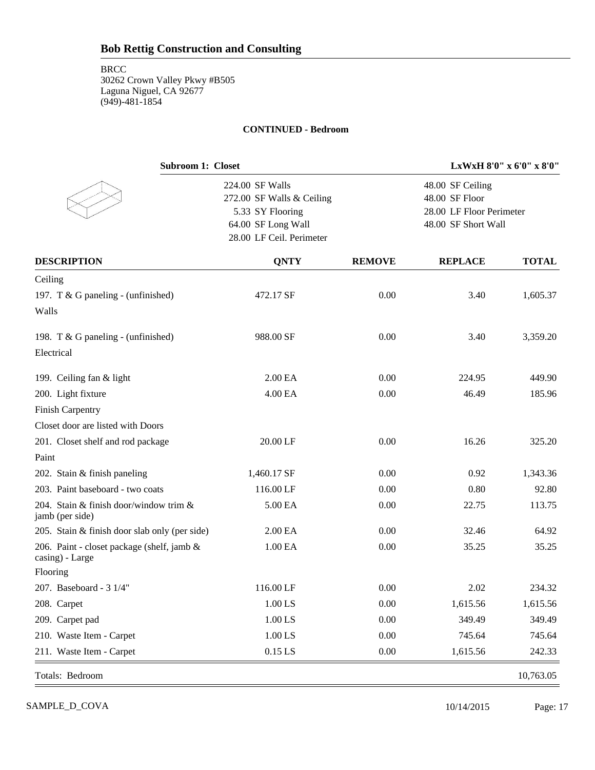## Bob Rettig Construction and Consulting

BRCC
30262 Crown Valley Pkwy #B505
Laguna Niguel, CA 92677
(949)-481-1854

**CONTINUED - Bedroom**

**Subroom 1: Closet** — **LxWxH 8'0" x 6'0" x 8'0"**

| | |
|---|---|
| 224.00 SF Walls | 48.00 SF Ceiling |
| 272.00 SF Walls & Ceiling | 48.00 SF Floor |
| 5.33 SY Flooring | 28.00 LF Floor Perimeter |
| 64.00 SF Long Wall | 48.00 SF Short Wall |
| 28.00 LF Ceil. Perimeter | |

| DESCRIPTION | QNTY | REMOVE | REPLACE | TOTAL |
|---|---|---|---|---|
| Ceiling | | | | |
| 197. T & G paneling - (unfinished) | 472.17 SF | 0.00 | 3.40 | 1,605.37 |
| Walls | | | | |
| 198. T & G paneling - (unfinished) | 988.00 SF | 0.00 | 3.40 | 3,359.20 |
| Electrical | | | | |
| 199. Ceiling fan & light | 2.00 EA | 0.00 | 224.95 | 449.90 |
| 200. Light fixture | 4.00 EA | 0.00 | 46.49 | 185.96 |
| Finish Carpentry | | | | |
| Closet door are listed with Doors | | | | |
| 201. Closet shelf and rod package | 20.00 LF | 0.00 | 16.26 | 325.20 |
| Paint | | | | |
| 202. Stain & finish paneling | 1,460.17 SF | 0.00 | 0.92 | 1,343.36 |
| 203. Paint baseboard - two coats | 116.00 LF | 0.00 | 0.80 | 92.80 |
| 204. Stain & finish door/window trim & jamb (per side) | 5.00 EA | 0.00 | 22.75 | 113.75 |
| 205. Stain & finish door slab only (per side) | 2.00 EA | 0.00 | 32.46 | 64.92 |
| 206. Paint - closet package (shelf, jamb & casing) - Large | 1.00 EA | 0.00 | 35.25 | 35.25 |
| Flooring | | | | |
| 207. Baseboard - 3 1/4" | 116.00 LF | 0.00 | 2.02 | 234.32 |
| 208. Carpet | 1.00 LS | 0.00 | 1,615.56 | 1,615.56 |
| 209. Carpet pad | 1.00 LS | 0.00 | 349.49 | 349.49 |
| 210. Waste Item - Carpet | 1.00 LS | 0.00 | 745.64 | 745.64 |
| 211. Waste Item - Carpet | 0.15 LS | 0.00 | 1,615.56 | 242.33 |
| Totals: Bedroom | | | | 10,763.05 |

SAMPLE_D_COVA 10/14/2015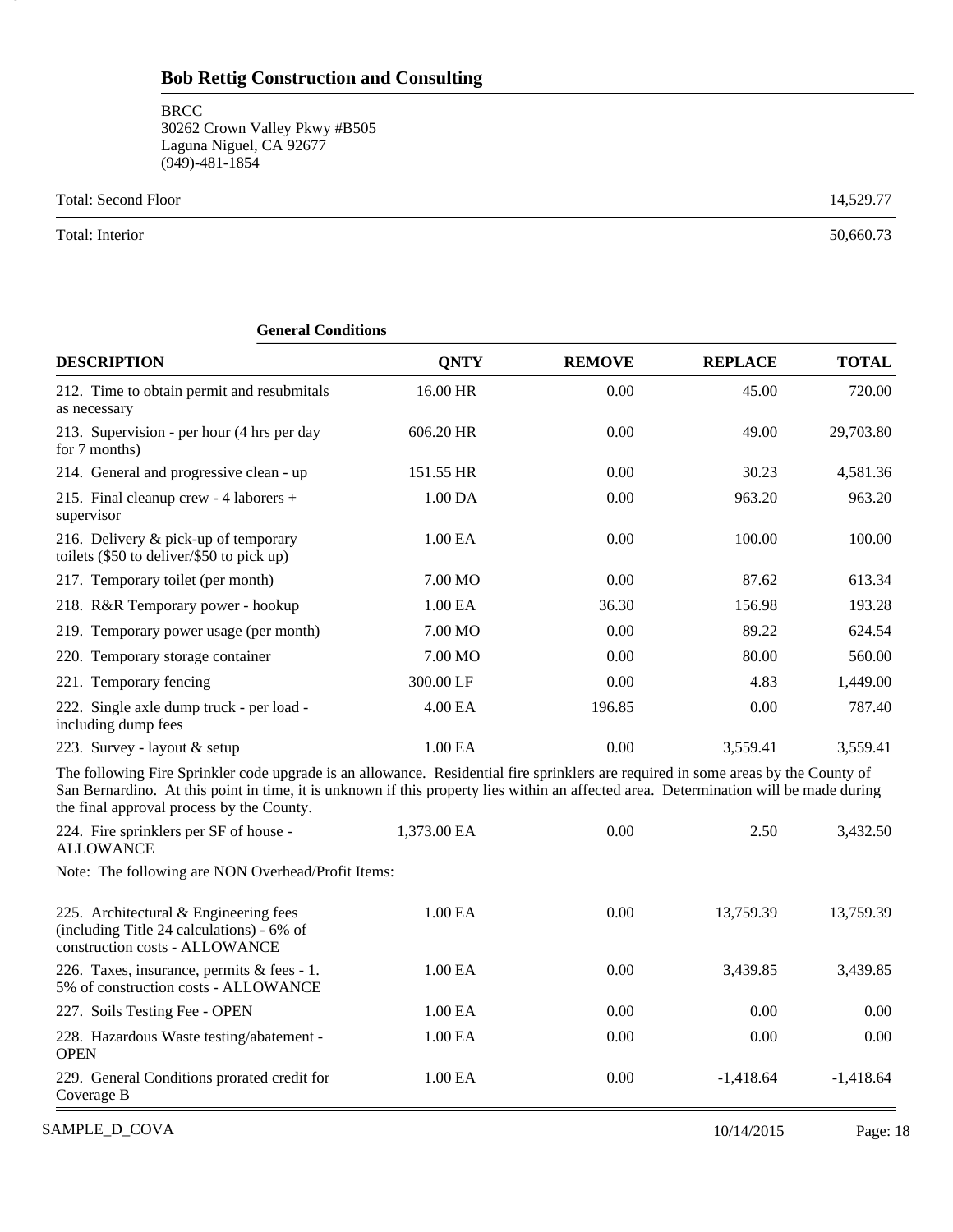Total: Second Floor 14,529.77

Total: Interior 50,660.73

### General Conditions

| DESCRIPTION | QNTY | REMOVE | REPLACE | TOTAL |
|---|---|---|---|---|
| 212. Time to obtain permit and resubmitals as necessary | 16.00 HR | 0.00 | 45.00 | 720.00 |
| 213. Supervision - per hour (4 hrs per day for 7 months) | 606.20 HR | 0.00 | 49.00 | 29,703.80 |
| 214. General and progressive clean - up | 151.55 HR | 0.00 | 30.23 | 4,581.36 |
| 215. Final cleanup crew - 4 laborers + supervisor | 1.00 DA | 0.00 | 963.20 | 963.20 |
| 216. Delivery & pick-up of temporary toilets ($50 to deliver/$50 to pick up) | 1.00 EA | 0.00 | 100.00 | 100.00 |
| 217. Temporary toilet (per month) | 7.00 MO | 0.00 | 87.62 | 613.34 |
| 218. R&R Temporary power - hookup | 1.00 EA | 36.30 | 156.98 | 193.28 |
| 219. Temporary power usage (per month) | 7.00 MO | 0.00 | 89.22 | 624.54 |
| 220. Temporary storage container | 7.00 MO | 0.00 | 80.00 | 560.00 |
| 221. Temporary fencing | 300.00 LF | 0.00 | 4.83 | 1,449.00 |
| 222. Single axle dump truck - per load - including dump fees | 4.00 EA | 196.85 | 0.00 | 787.40 |
| 223. Survey - layout & setup | 1.00 EA | 0.00 | 3,559.41 | 3,559.41 |

The following Fire Sprinkler code upgrade is an allowance. Residential fire sprinklers are required in some areas by the County of San Bernardino. At this point in time, it is unknown if this property lies within an affected area. Determination will be made during the final approval process by the County.

| DESCRIPTION | QNTY | REMOVE | REPLACE | TOTAL |
|---|---|---|---|---|
| 224. Fire sprinklers per SF of house - ALLOWANCE | 1,373.00 EA | 0.00 | 2.50 | 3,432.50 |

Note: The following are NON Overhead/Profit Items:

| DESCRIPTION | QNTY | REMOVE | REPLACE | TOTAL |
|---|---|---|---|---|
| 225. Architectural & Engineering fees (including Title 24 calculations) - 6% of construction costs - ALLOWANCE | 1.00 EA | 0.00 | 13,759.39 | 13,759.39 |
| 226. Taxes, insurance, permits & fees - 1.5% of construction costs - ALLOWANCE | 1.00 EA | 0.00 | 3,439.85 | 3,439.85 |
| 227. Soils Testing Fee - OPEN | 1.00 EA | 0.00 | 0.00 | 0.00 |
| 228. Hazardous Waste testing/abatement - OPEN | 1.00 EA | 0.00 | 0.00 | 0.00 |
| 229. General Conditions prorated credit for Coverage B | 1.00 EA | 0.00 | -1,418.64 | -1,418.64 |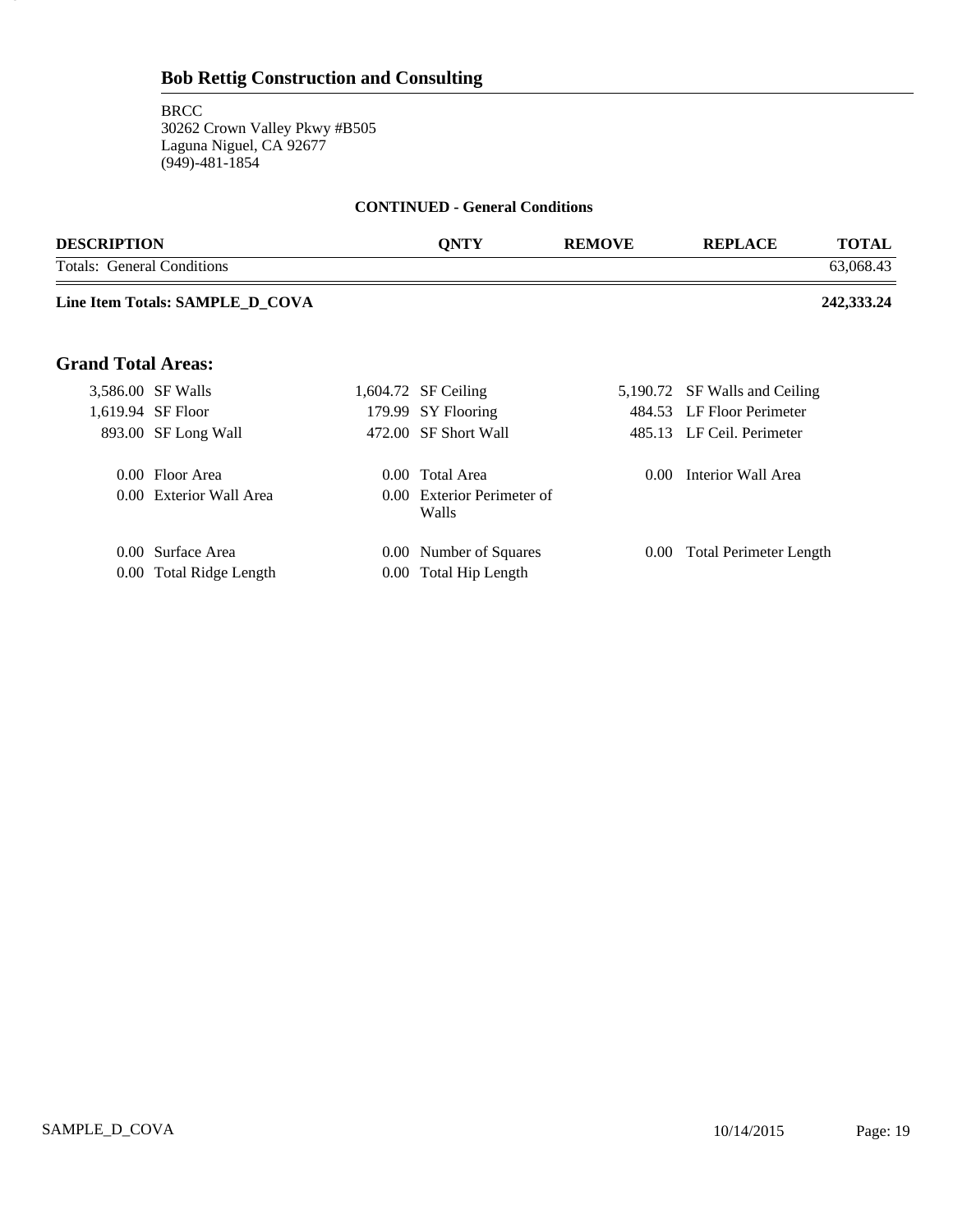# Bob Rettig Construction and Consulting

BRCC
30262 Crown Valley Pkwy #B505
Laguna Niguel, CA 92677
(949)-481-1854

**CONTINUED - General Conditions**

| DESCRIPTION | QNTY | REMOVE | REPLACE | TOTAL |
|---|---|---|---|---|
| Totals: General Conditions | | | | 63,068.43 |
| **Line Item Totals: SAMPLE_D_COVA** | | | | **242,333.24** |

## Grand Total Areas:

| | | | | | |
|---|---|---|---|---|---|
| 3,586.00 | SF Walls | 1,604.72 | SF Ceiling | 5,190.72 | SF Walls and Ceiling |
| 1,619.94 | SF Floor | 179.99 | SY Flooring | 484.53 | LF Floor Perimeter |
| 893.00 | SF Long Wall | 472.00 | SF Short Wall | 485.13 | LF Ceil. Perimeter |
| 0.00 | Floor Area | 0.00 | Total Area | 0.00 | Interior Wall Area |
| 0.00 | Exterior Wall Area | 0.00 | Exterior Perimeter of Walls | | |
| 0.00 | Surface Area | 0.00 | Number of Squares | 0.00 | Total Perimeter Length |
| 0.00 | Total Ridge Length | 0.00 | Total Hip Length | | |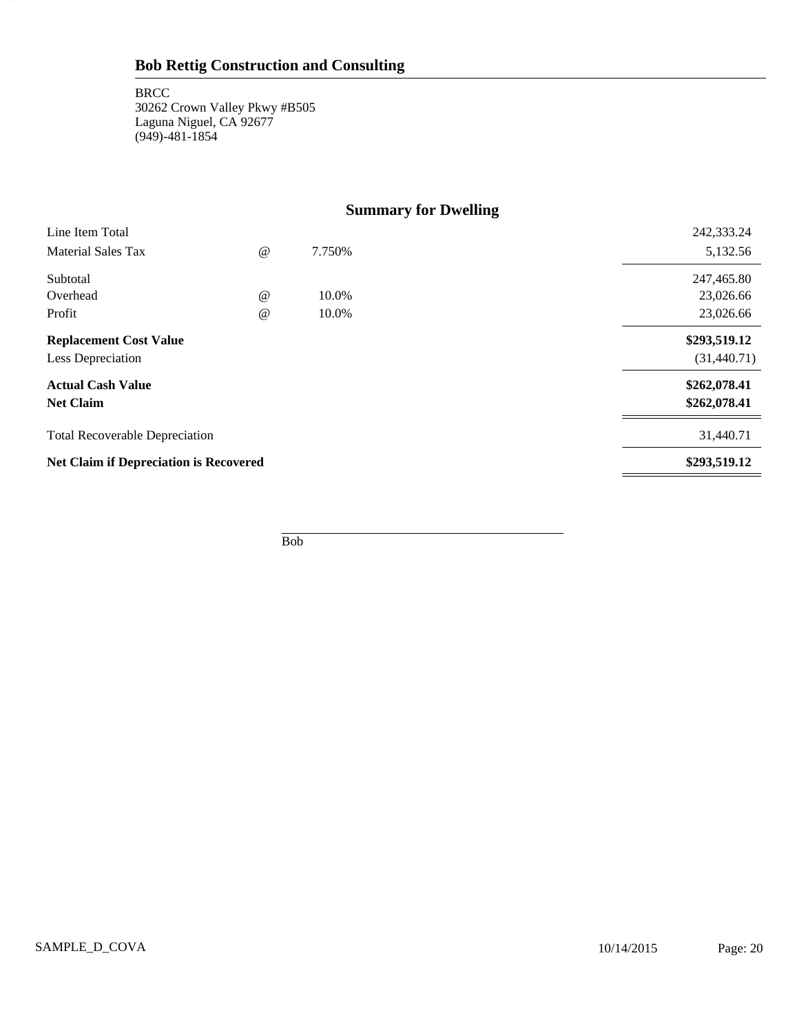## Bob Rettig Construction and Consulting

BRCC
30262 Crown Valley Pkwy #B505
Laguna Niguel, CA 92677
(949)-481-1854

### Summary for Dwelling

| | | | |
|---|---|---|---|
| Line Item Total | | | 242,333.24 |
| Material Sales Tax | @ | 7.750% | 5,132.56 |
| Subtotal | | | 247,465.80 |
| Overhead | @ | 10.0% | 23,026.66 |
| Profit | @ | 10.0% | 23,026.66 |
| **Replacement Cost Value** | | | **$293,519.12** |
| Less Depreciation | | | (31,440.71) |
| **Actual Cash Value** | | | **$262,078.41** |
| **Net Claim** | | | **$262,078.41** |
| Total Recoverable Depreciation | | | 31,440.71 |
| **Net Claim if Depreciation is Recovered** | | | **$293,519.12** |

Bob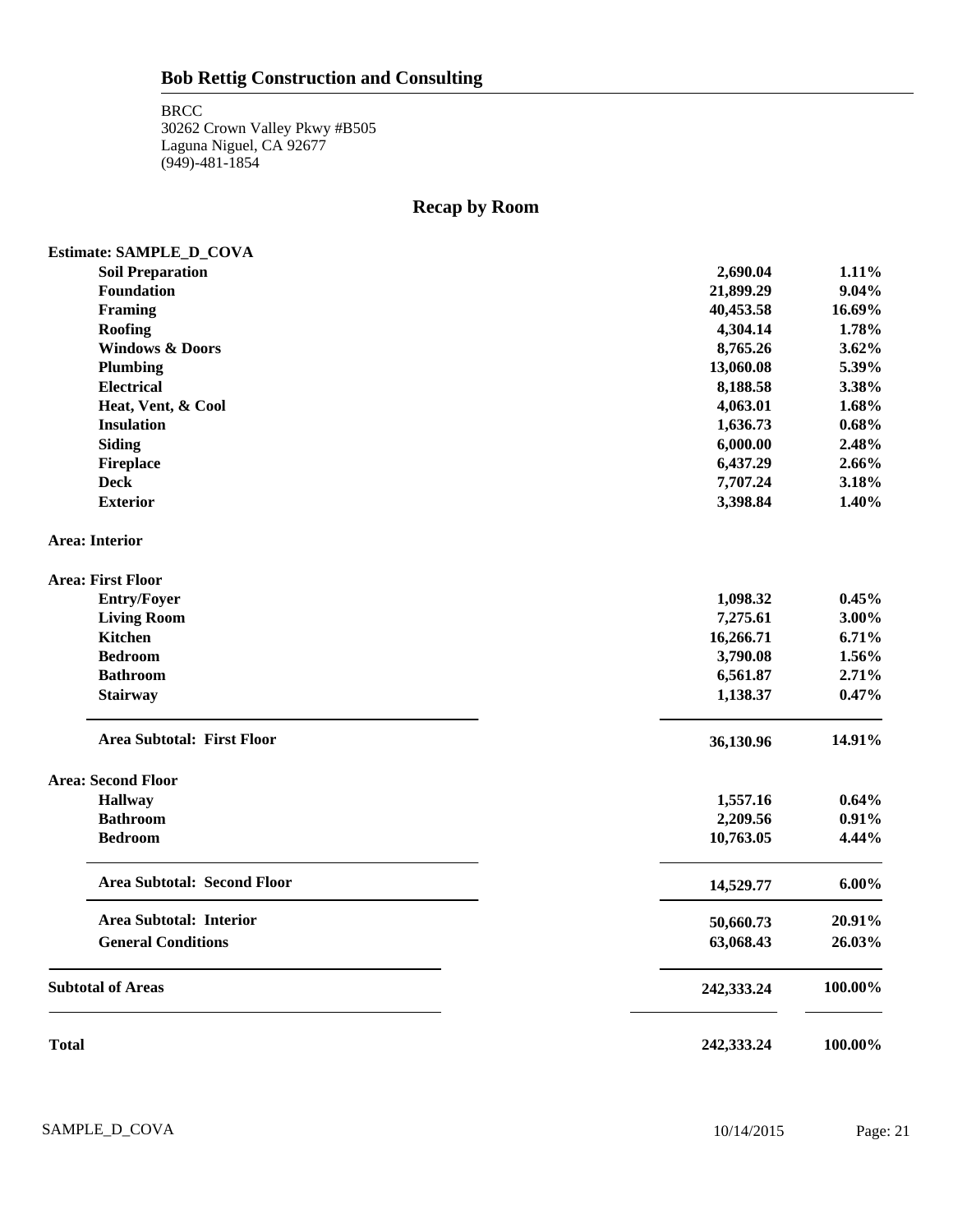# Bob Rettig Construction and Consulting

BRCC
30262 Crown Valley Pkwy #B505
Laguna Niguel, CA 92677
(949)-481-1854

## Recap by Room

| | | |
|---|---|---|
| **Estimate: SAMPLE_D_COVA** | | |
| **Soil Preparation** | **2,690.04** | **1.11%** |
| **Foundation** | **21,899.29** | **9.04%** |
| **Framing** | **40,453.58** | **16.69%** |
| **Roofing** | **4,304.14** | **1.78%** |
| **Windows & Doors** | **8,765.26** | **3.62%** |
| **Plumbing** | **13,060.08** | **5.39%** |
| **Electrical** | **8,188.58** | **3.38%** |
| **Heat, Vent, & Cool** | **4,063.01** | **1.68%** |
| **Insulation** | **1,636.73** | **0.68%** |
| **Siding** | **6,000.00** | **2.48%** |
| **Fireplace** | **6,437.29** | **2.66%** |
| **Deck** | **7,707.24** | **3.18%** |
| **Exterior** | **3,398.84** | **1.40%** |
| **Area: Interior** | | |
| **Area: First Floor** | | |
| **Entry/Foyer** | **1,098.32** | **0.45%** |
| **Living Room** | **7,275.61** | **3.00%** |
| **Kitchen** | **16,266.71** | **6.71%** |
| **Bedroom** | **3,790.08** | **1.56%** |
| **Bathroom** | **6,561.87** | **2.71%** |
| **Stairway** | **1,138.37** | **0.47%** |
| **Area Subtotal: First Floor** | **36,130.96** | **14.91%** |
| **Area: Second Floor** | | |
| **Hallway** | **1,557.16** | **0.64%** |
| **Bathroom** | **2,209.56** | **0.91%** |
| **Bedroom** | **10,763.05** | **4.44%** |
| **Area Subtotal: Second Floor** | **14,529.77** | **6.00%** |
| **Area Subtotal: Interior** | **50,660.73** | **20.91%** |
| **General Conditions** | **63,068.43** | **26.03%** |
| **Subtotal of Areas** | **242,333.24** | **100.00%** |
| **Total** | **242,333.24** | **100.00%** |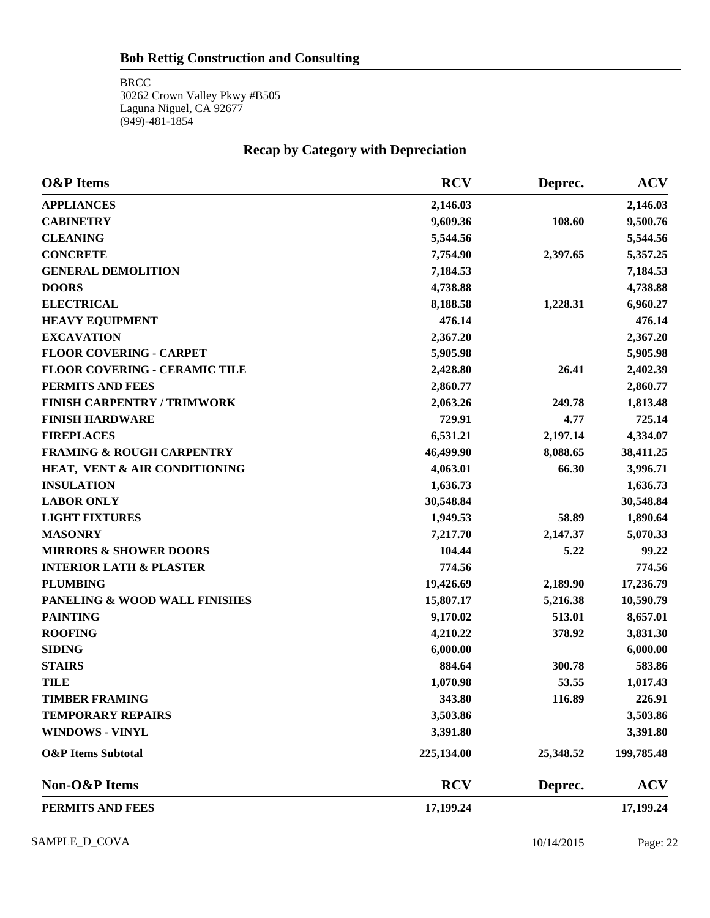## Bob Rettig Construction and Consulting

BRCC
30262 Crown Valley Pkwy #B505
Laguna Niguel, CA 92677
(949)-481-1854

### Recap by Category with Depreciation

| O&P Items | RCV | Deprec. | ACV |
|---|---|---|---|
| APPLIANCES | 2,146.03 | | 2,146.03 |
| CABINETRY | 9,609.36 | 108.60 | 9,500.76 |
| CLEANING | 5,544.56 | | 5,544.56 |
| CONCRETE | 7,754.90 | 2,397.65 | 5,357.25 |
| GENERAL DEMOLITION | 7,184.53 | | 7,184.53 |
| DOORS | 4,738.88 | | 4,738.88 |
| ELECTRICAL | 8,188.58 | 1,228.31 | 6,960.27 |
| HEAVY EQUIPMENT | 476.14 | | 476.14 |
| EXCAVATION | 2,367.20 | | 2,367.20 |
| FLOOR COVERING - CARPET | 5,905.98 | | 5,905.98 |
| FLOOR COVERING - CERAMIC TILE | 2,428.80 | 26.41 | 2,402.39 |
| PERMITS AND FEES | 2,860.77 | | 2,860.77 |
| FINISH CARPENTRY / TRIMWORK | 2,063.26 | 249.78 | 1,813.48 |
| FINISH HARDWARE | 729.91 | 4.77 | 725.14 |
| FIREPLACES | 6,531.21 | 2,197.14 | 4,334.07 |
| FRAMING & ROUGH CARPENTRY | 46,499.90 | 8,088.65 | 38,411.25 |
| HEAT, VENT & AIR CONDITIONING | 4,063.01 | 66.30 | 3,996.71 |
| INSULATION | 1,636.73 | | 1,636.73 |
| LABOR ONLY | 30,548.84 | | 30,548.84 |
| LIGHT FIXTURES | 1,949.53 | 58.89 | 1,890.64 |
| MASONRY | 7,217.70 | 2,147.37 | 5,070.33 |
| MIRRORS & SHOWER DOORS | 104.44 | 5.22 | 99.22 |
| INTERIOR LATH & PLASTER | 774.56 | | 774.56 |
| PLUMBING | 19,426.69 | 2,189.90 | 17,236.79 |
| PANELING & WOOD WALL FINISHES | 15,807.17 | 5,216.38 | 10,590.79 |
| PAINTING | 9,170.02 | 513.01 | 8,657.01 |
| ROOFING | 4,210.22 | 378.92 | 3,831.30 |
| SIDING | 6,000.00 | | 6,000.00 |
| STAIRS | 884.64 | 300.78 | 583.86 |
| TILE | 1,070.98 | 53.55 | 1,017.43 |
| TIMBER FRAMING | 343.80 | 116.89 | 226.91 |
| TEMPORARY REPAIRS | 3,503.86 | | 3,503.86 |
| WINDOWS - VINYL | 3,391.80 | | 3,391.80 |
| **O&P Items Subtotal** | **225,134.00** | **25,348.52** | **199,785.48** |

| Non-O&P Items | RCV | Deprec. | ACV |
|---|---|---|---|
| PERMITS AND FEES | 17,199.24 | | 17,199.24 |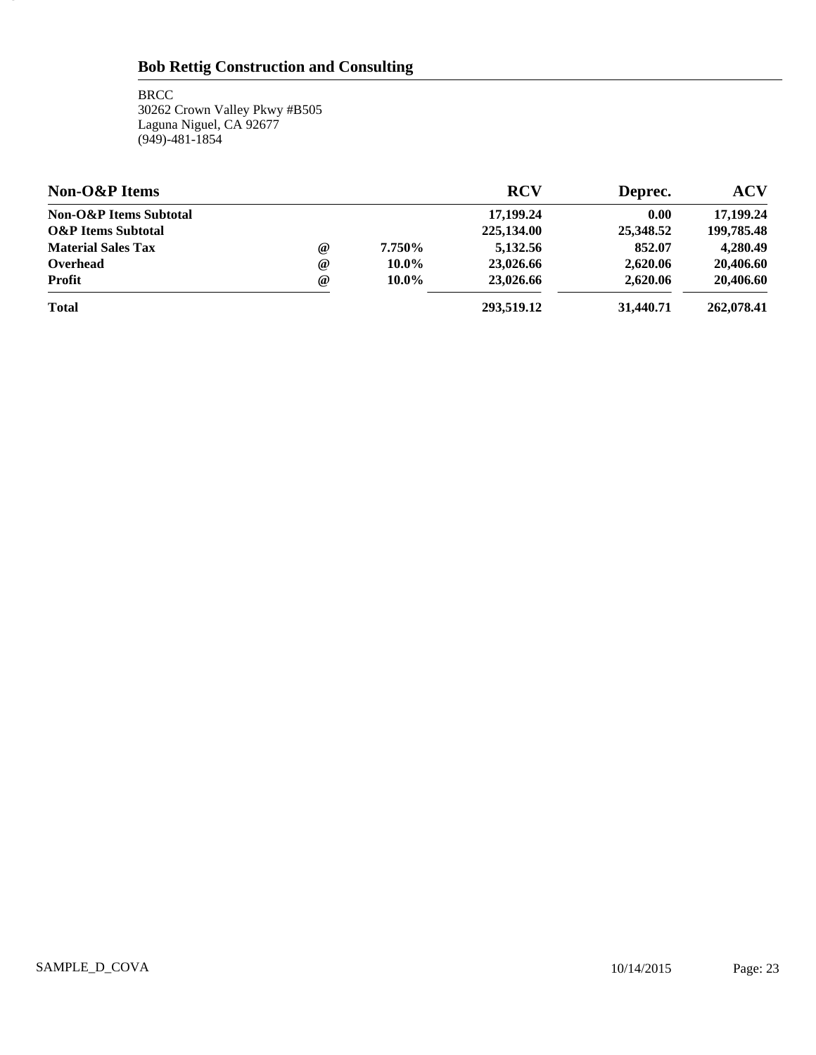## Bob Rettig Construction and Consulting

BRCC
30262 Crown Valley Pkwy #B505
Laguna Niguel, CA 92677
(949)-481-1854

| Non-O&P Items | | | RCV | Deprec. | ACV |
|---|---|---|---|---|---|
| **Non-O&P Items Subtotal** | | | **17,199.24** | **0.00** | **17,199.24** |
| **O&P Items Subtotal** | | | **225,134.00** | **25,348.52** | **199,785.48** |
| **Material Sales Tax** | **@** | **7.750%** | **5,132.56** | **852.07** | **4,280.49** |
| **Overhead** | **@** | **10.0%** | **23,026.66** | **2,620.06** | **20,406.60** |
| **Profit** | **@** | **10.0%** | **23,026.66** | **2,620.06** | **20,406.60** |
| **Total** | | | **293,519.12** | **31,440.71** | **262,078.41** |

SAMPLE_D_COVA 10/14/2015